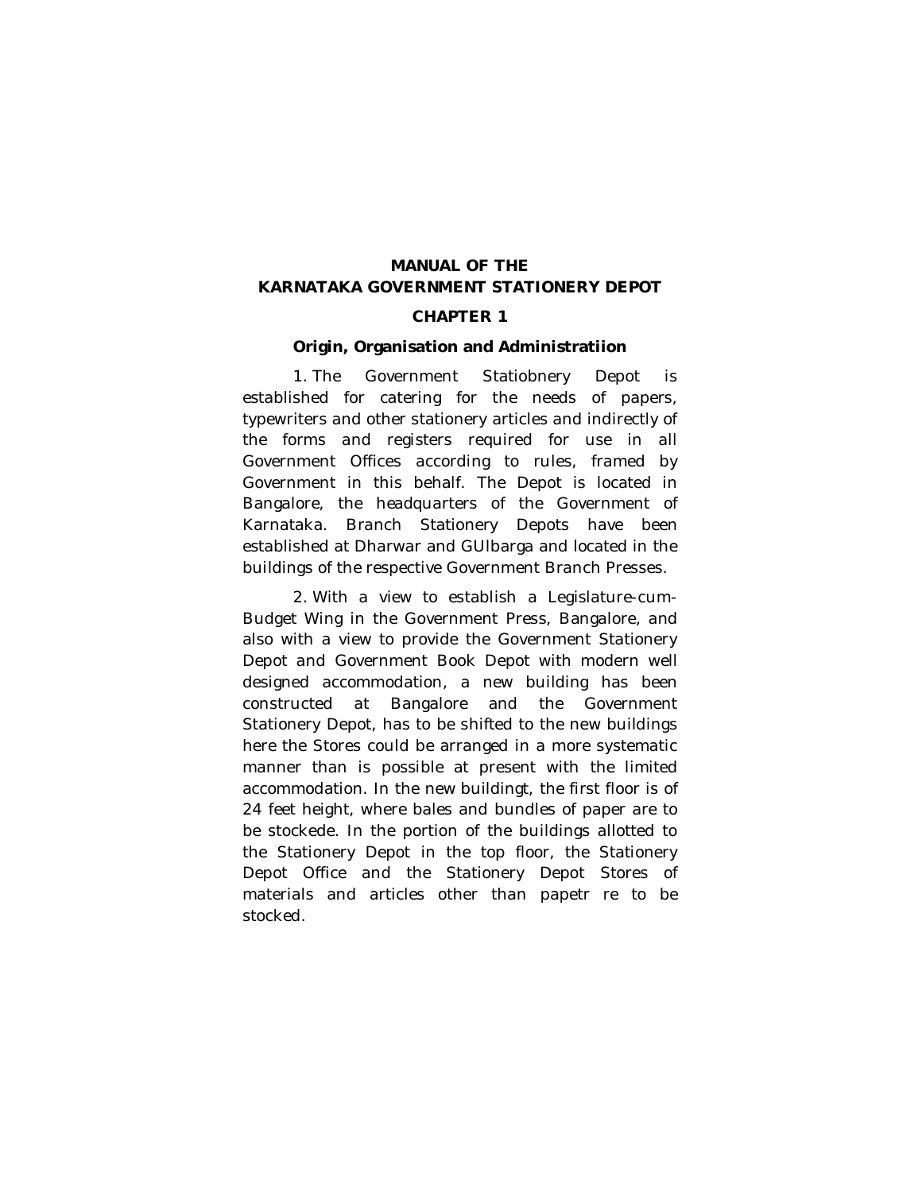# MANUAL OF THE KARNATAKA GOVERNMENT STATIONERY DEPOT

## CHAPTER 1

### Origin, Organisation and Administratiion

1. The Government Statiobnery Depot is established for catering for the needs of papers, typewriters and other stationery articles and indirectly of the forms and registers required for use in all Government Offices according to rules, framed by Government in this behalf. The Depot is located in Bangalore, the headquarters of the Government of Karnataka. Branch Stationery Depots have been established at Dharwar and GUlbarga and located in the buildings of the respective Government Branch Presses.

2. With a view to establish a Legislature-cum-Budget Wing in the Government Press, Bangalore, and also with a view to provide the Government Stationery Depot and Government Book Depot with modern well designed accommodation, a new building has been constructed at Bangalore and the Government Stationery Depot, has to be shifted to the new buildings here the Stores could be arranged in a more systematic manner than is possible at present with the limited accommodation. In the new buildingt, the first floor is of 24 feet height, where bales and bundles of paper are to be stockede. In the portion of the buildings allotted to the Stationery Depot in the top floor, the Stationery Depot Office and the Stationery Depot Stores of materials and articles other than papetr re to be stocked.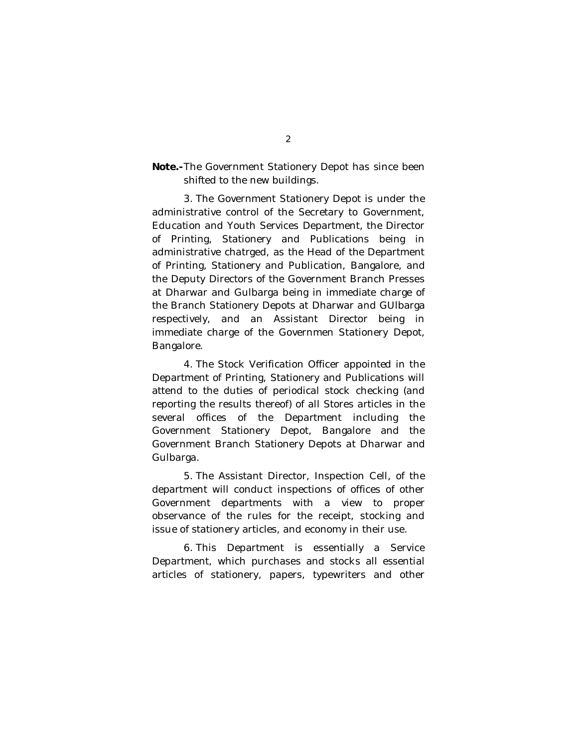**Note.-**The Government Stationery Depot has since been shifted to the new buildings.

3. The Government Stationery Depot is under the administrative control of the Secretary to Government, Education and Youth Services Department, the Director of Printing, Stationery and Publications being in administrative chatrged, as the Head of the Department of Printing, Stationery and Publication, Bangalore, and the Deputy Directors of the Government Branch Presses at Dharwar and Gulbarga being in immediate charge of the Branch Stationery Depots at Dharwar and GUlbarga respectively, and an Assistant Director being in immediate charge of the Governmen Stationery Depot, Bangalore.

4. The Stock Verification Officer appointed in the Department of Printing, Stationery and Publications will attend to the duties of periodical stock checking (and reporting the results thereof) of all Stores articles in the several offices of the Department including the Government Stationery Depot, Bangalore and the Government Branch Stationery Depots at Dharwar and Gulbarga.

5. The Assistant Director, Inspection Cell, of the department will conduct inspections of offices of other Government departments with a view to proper observance of the rules for the receipt, stocking and issue of stationery articles, and economy in their use.

6. This Department is essentially a Service Department, which purchases and stocks all essential articles of stationery, papers, typewriters and other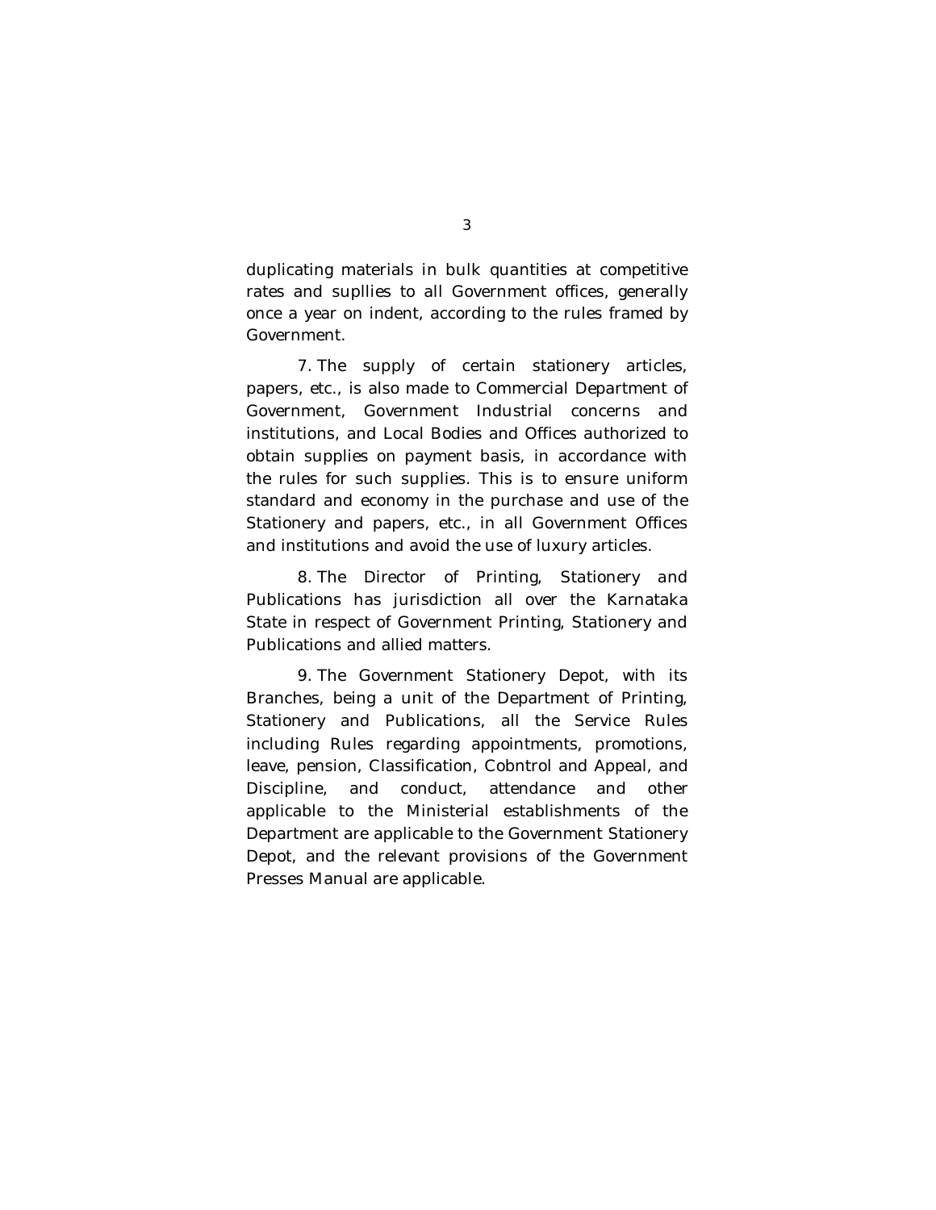duplicating materials in bulk quantities at competitive rates and supllies to all Government offices, generally once a year on indent, according to the rules framed by Government.

7. The supply of certain stationery articles, papers, etc., is also made to Commercial Department of Government, Government Industrial concerns and institutions, and Local Bodies and Offices authorized to obtain supplies on payment basis, in accordance with the rules for such supplies. This is to ensure uniform standard and economy in the purchase and use of the Stationery and papers, etc., in all Government Offices and institutions and avoid the use of luxury articles.

8. The Director of Printing, Stationery and Publications has jurisdiction all over the Karnataka State in respect of Government Printing, Stationery and Publications and allied matters.

9. The Government Stationery Depot, with its Branches, being a unit of the Department of Printing, Stationery and Publications, all the Service Rules including Rules regarding appointments, promotions, leave, pension, Classification, Cobntrol and Appeal, and Discipline, and conduct, attendance and other applicable to the Ministerial establishments of the Department are applicable to the Government Stationery Depot, and the relevant provisions of the Government Presses Manual are applicable.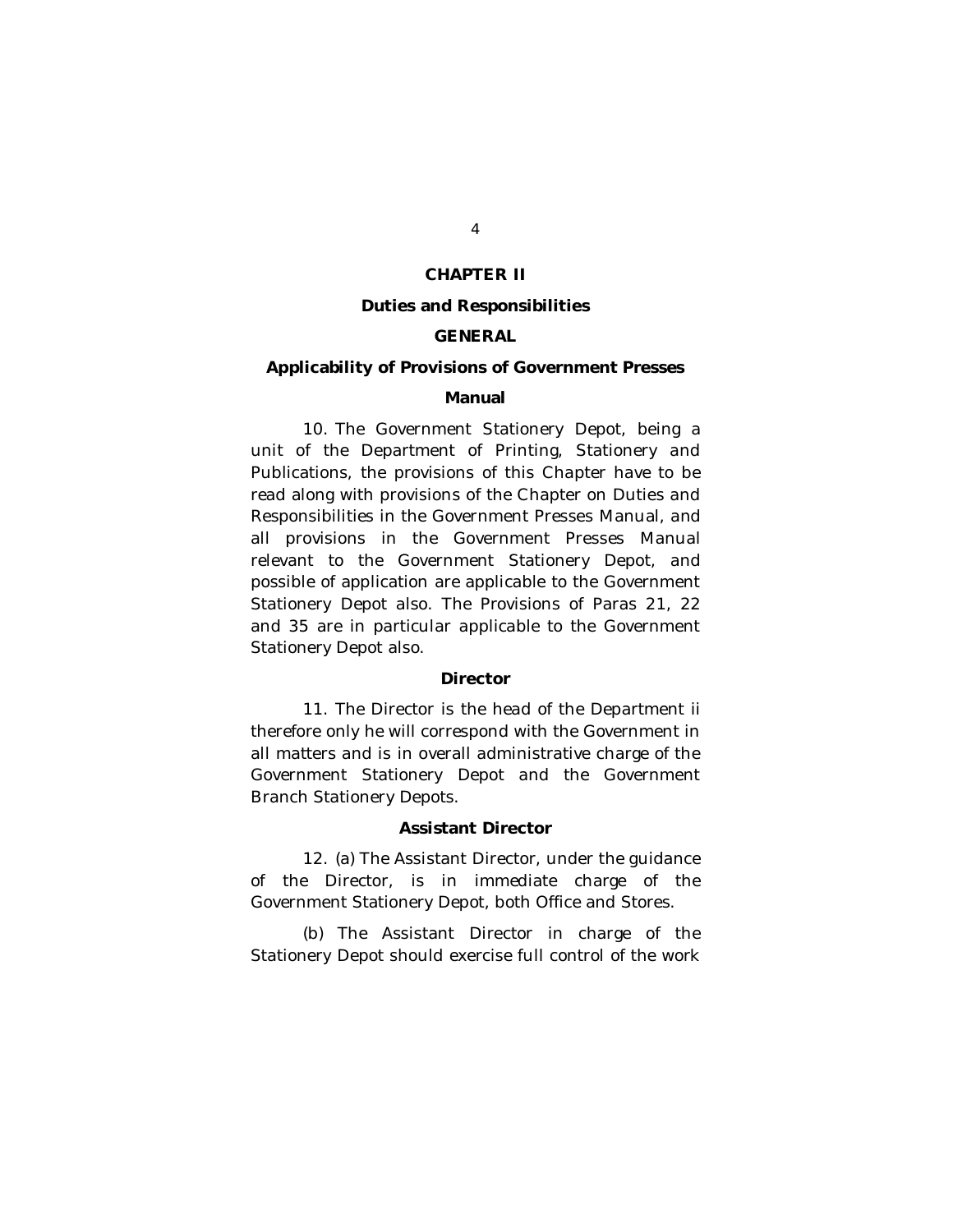# CHAPTER II

## Duties and Responsibilities

### GENERAL

### Applicability of Provisions of Government Presses Manual

10. The Government Stationery Depot, being a unit of the Department of Printing, Stationery and Publications, the provisions of this Chapter have to be read along with provisions of the Chapter on Duties and Responsibilities in the Government Presses Manual, and all provisions in the Government Presses Manual relevant to the Government Stationery Depot, and possible of application are applicable to the Government Stationery Depot also. The Provisions of Paras 21, 22 and 35 are in particular applicable to the Government Stationery Depot also.

### Director

11. The Director is the head of the Department ii therefore only he will correspond with the Government in all matters and is in overall administrative charge of the Government Stationery Depot and the Government Branch Stationery Depots.

### Assistant Director

12. (a) The Assistant Director, under the guidance of the Director, is in immediate charge of the Government Stationery Depot, both Office and Stores.

(b) The Assistant Director in charge of the Stationery Depot should exercise full control of the work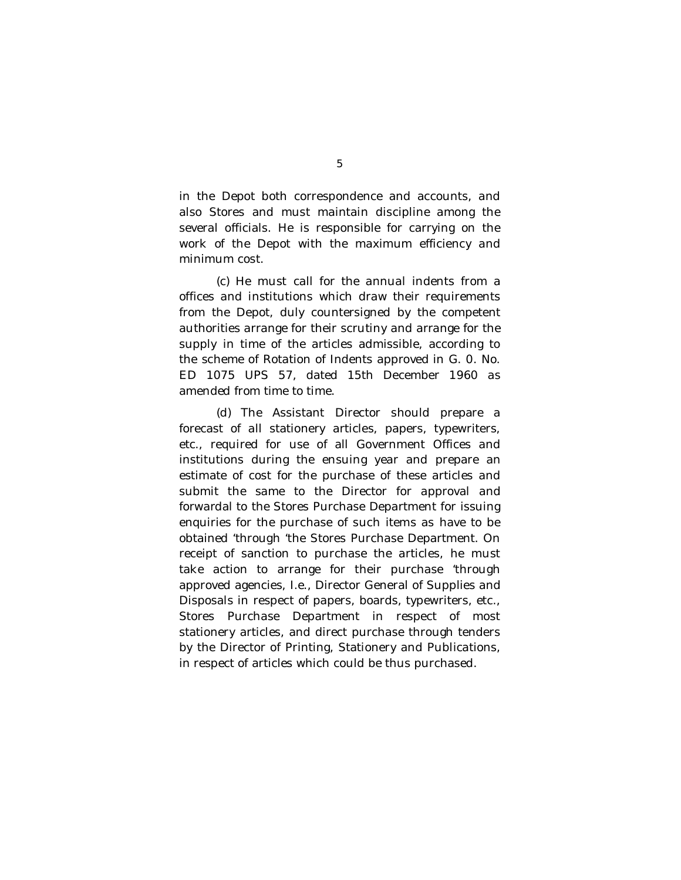in the Depot both correspondence and accounts, and also Stores and must maintain discipline among the several officials. He is responsible for carrying on the work of the Depot with the maximum efficiency and minimum cost.

(c) He must call for the annual indents from a offices and institutions which draw their requirements from the Depot, duly countersigned by the competent authorities arrange for their scrutiny and arrange for the supply in time of the articles admissible, according to the scheme of Rotation of Indents approved in G. 0. No. ED 1075 UPS 57, dated 15th December 1960 as amended from time to time.

(d) The Assistant Director should prepare a forecast of all stationery articles, papers, typewriters, etc., required for use of all Government Offices and institutions during the ensuing year and prepare an estimate of cost for the purchase of these articles and submit the same to the Director for approval and forwardal to the Stores Purchase Department for issuing enquiries for the purchase of such items as have to be obtained 'through 'the Stores Purchase Department. On receipt of sanction to purchase the articles, he must take action to arrange for their purchase 'through approved agencies, I.e., Director General of Supplies and Disposals in respect of papers, boards, typewriters, etc., Stores Purchase Department in respect of most stationery articles, and direct purchase through tenders by the Director of Printing, Stationery and Publications, in respect of articles which could be thus purchased.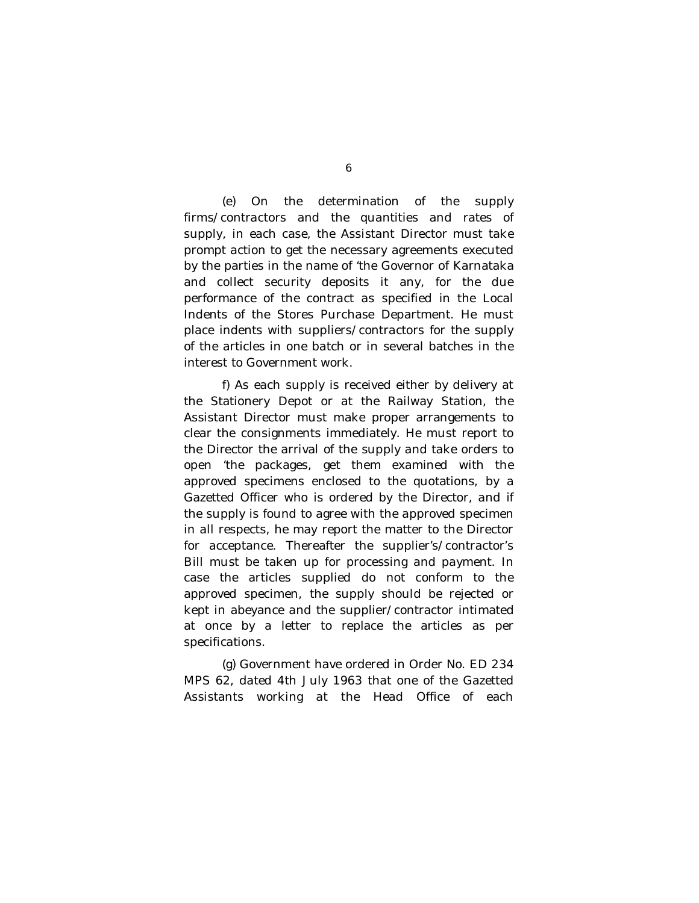(e) On the determination of the supply firms/contractors and the quantities and rates of supply, in each case, the Assistant Director must take prompt action to get the necessary agreements executed by the parties in the name of 'the Governor of Karnataka and collect security deposits it any, for the due performance of the contract as specified in the Local Indents of the Stores Purchase Department. He must place indents with suppliers/contractors for the supply of the articles in one batch or in several batches in the interest to Government work.

f) As each supply is received either by delivery at the Stationery Depot or at the Railway Station, the Assistant Director must make proper arrangements to clear the consignments immediately. He must report to the Director the arrival of the supply and take orders to open 'the packages, get them examined with the approved specimens enclosed to the quotations, by a Gazetted Officer who is ordered by the Director, and if the supply is found to agree with the approved specimen in all respects, he may report the matter to the Director for acceptance. Thereafter the supplier's/contractor's Bill must be taken up for processing and payment. In case the articles supplied do not conform to the approved specimen, the supply should be rejected or kept in abeyance and the supplier/contractor intimated at once by a letter to replace the articles as per specifications.

(g) Government have ordered in Order No. ED 234 MPS 62, dated 4th July 1963 that one of the Gazetted Assistants working at the Head Office of each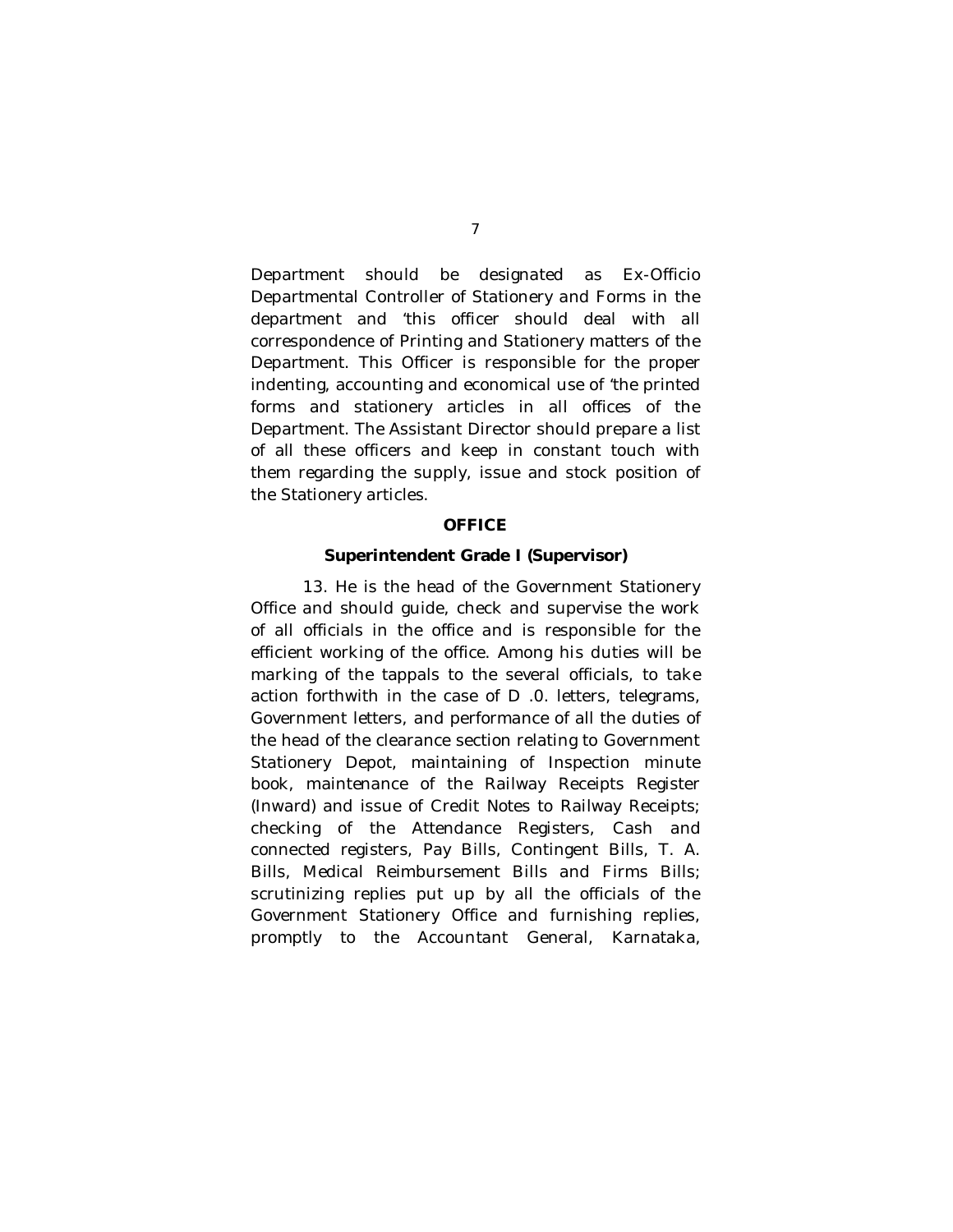Department should be designated as Ex-Officio Departmental Controller of Stationery and Forms in the department and 'this officer should deal with all correspondence of Printing and Stationery matters of the Department. This Officer is responsible for the proper indenting, accounting and economical use of 'the printed forms and stationery articles in all offices of the Department. The Assistant Director should prepare a list of all these officers and keep in constant touch with them regarding the supply, issue and stock position of the Stationery articles.

**OFFICE**

**Superintendent Grade I (Supervisor)**

13. He is the head of the Government Stationery Office and should guide, check and supervise the work of all officials in the office and is responsible for the efficient working of the office. Among his duties will be marking of the tappals to the several officials, to take action forthwith in the case of D .0. letters, telegrams, Government letters, and performance of all the duties of the head of the clearance section relating to Government Stationery Depot, maintaining of Inspection minute book, maintenance of the Railway Receipts Register (Inward) and issue of Credit Notes to Railway Receipts; checking of the Attendance Registers, Cash and connected registers, Pay Bills, Contingent Bills, T. A. Bills, Medical Reimbursement Bills and Firms Bills; scrutinizing replies put up by all the officials of the Government Stationery Office and furnishing replies, promptly to the Accountant General, Karnataka,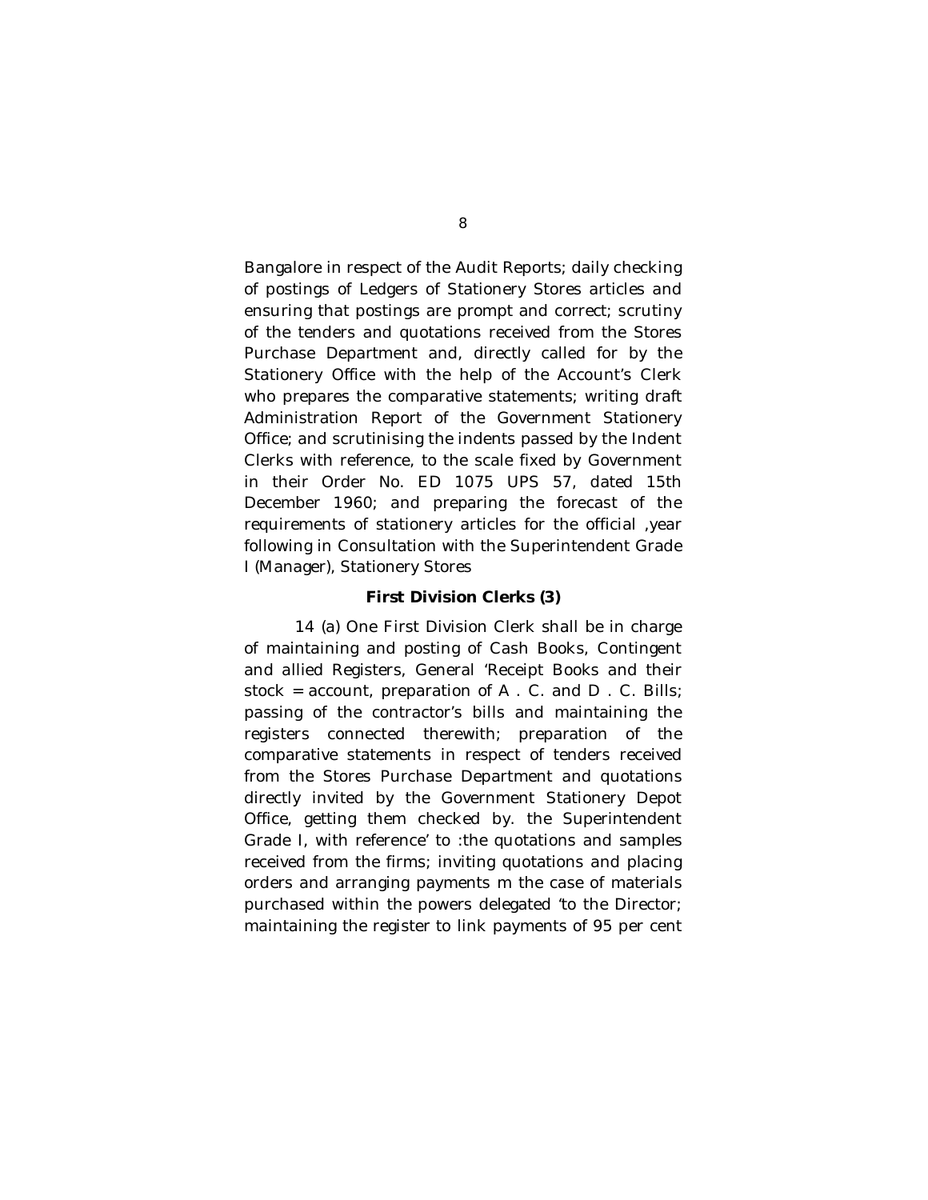Bangalore in respect of the Audit Reports; daily checking of postings of Ledgers of Stationery Stores articles and ensuring that postings are prompt and correct; scrutiny of the tenders and quotations received from the Stores Purchase Department and, directly called for by the Stationery Office with the help of the Account's Clerk who prepares the comparative statements; writing draft Administration Report of the Government Stationery Office; and scrutinising the indents passed by the Indent Clerks with reference, to the scale fixed by Government in their Order No. ED 1075 UPS 57, dated 15th December 1960; and preparing the forecast of the requirements of stationery articles for the official ,year following in Consultation with the Superintendent Grade I (Manager), Stationery Stores

**First Division Clerks (3)**

14 (a) One First Division Clerk shall be in charge of maintaining and posting of Cash Books, Contingent and allied Registers, General 'Receipt Books and their stock = account, preparation of A . C. and D . C. Bills; passing of the contractor's bills and maintaining the registers connected therewith; preparation of the comparative statements in respect of tenders received from the Stores Purchase Department and quotations directly invited by the Government Stationery Depot Office, getting them checked by. the Superintendent Grade I, with reference' to :the quotations and samples received from the firms; inviting quotations and placing orders and arranging payments m the case of materials purchased within the powers delegated 'to the Director; maintaining the register to link payments of 95 per cent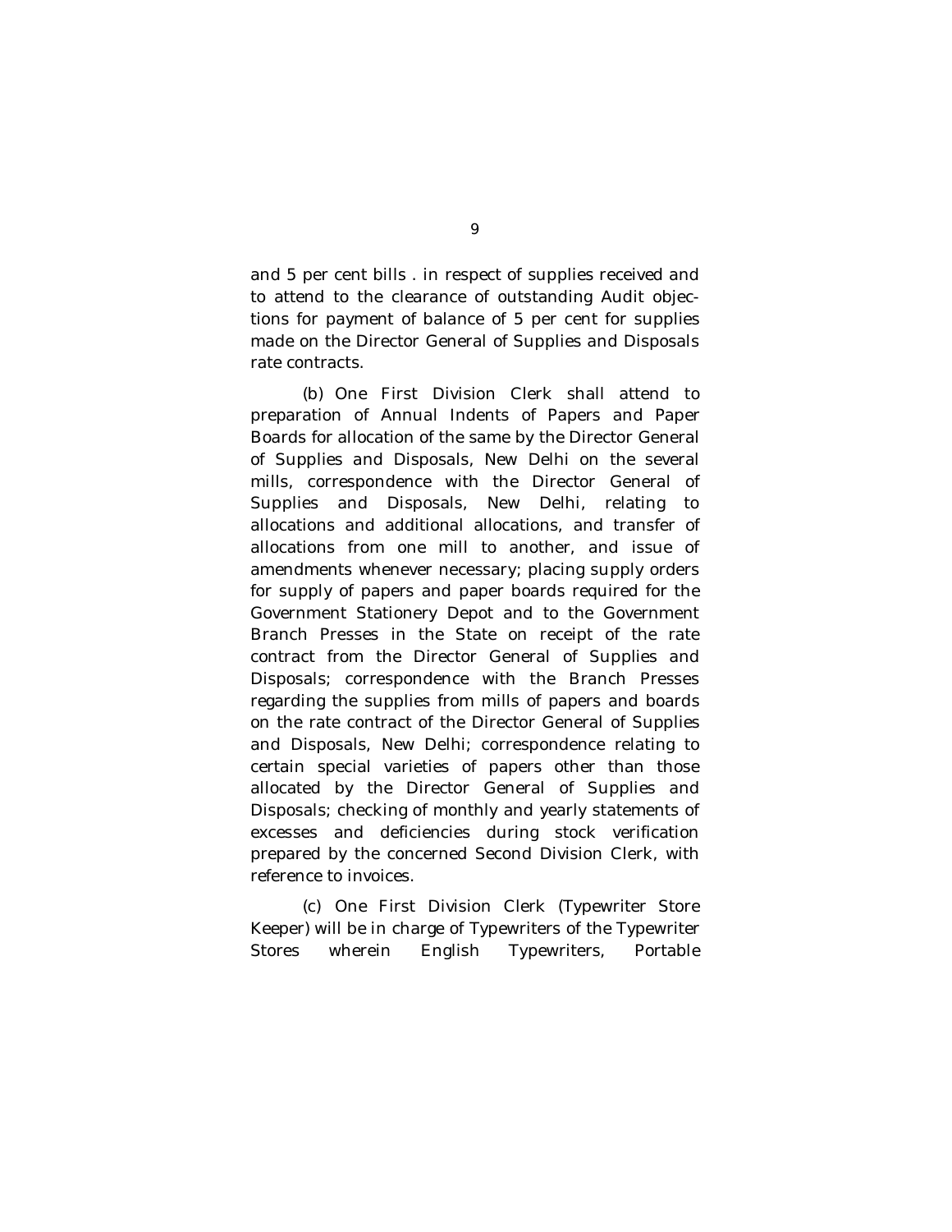and 5 per cent bills . in respect of supplies received and to attend to the clearance of outstanding Audit objections for payment of balance of 5 per cent for supplies made on the Director General of Supplies and Disposals rate contracts.

(b) One First Division Clerk shall attend to preparation of Annual Indents of Papers and Paper Boards for allocation of the same by the Director General of Supplies and Disposals, New Delhi on the several mills, correspondence with the Director General of Supplies and Disposals, New Delhi, relating to allocations and additional allocations, and transfer of allocations from one mill to another, and issue of amendments whenever necessary; placing supply orders for supply of papers and paper boards required for the Government Stationery Depot and to the Government Branch Presses in the State on receipt of the rate contract from the Director General of Supplies and Disposals; correspondence with the Branch Presses regarding the supplies from mills of papers and boards on the rate contract of the Director General of Supplies and Disposals, New Delhi; correspondence relating to certain special varieties of papers other than those allocated by the Director General of Supplies and Disposals; checking of monthly and yearly statements of excesses and deficiencies during stock verification prepared by the concerned Second Division Clerk, with reference to invoices.

(c) One First Division Clerk (Typewriter Store Keeper) will be in charge of Typewriters of the Typewriter Stores wherein English Typewriters, Portable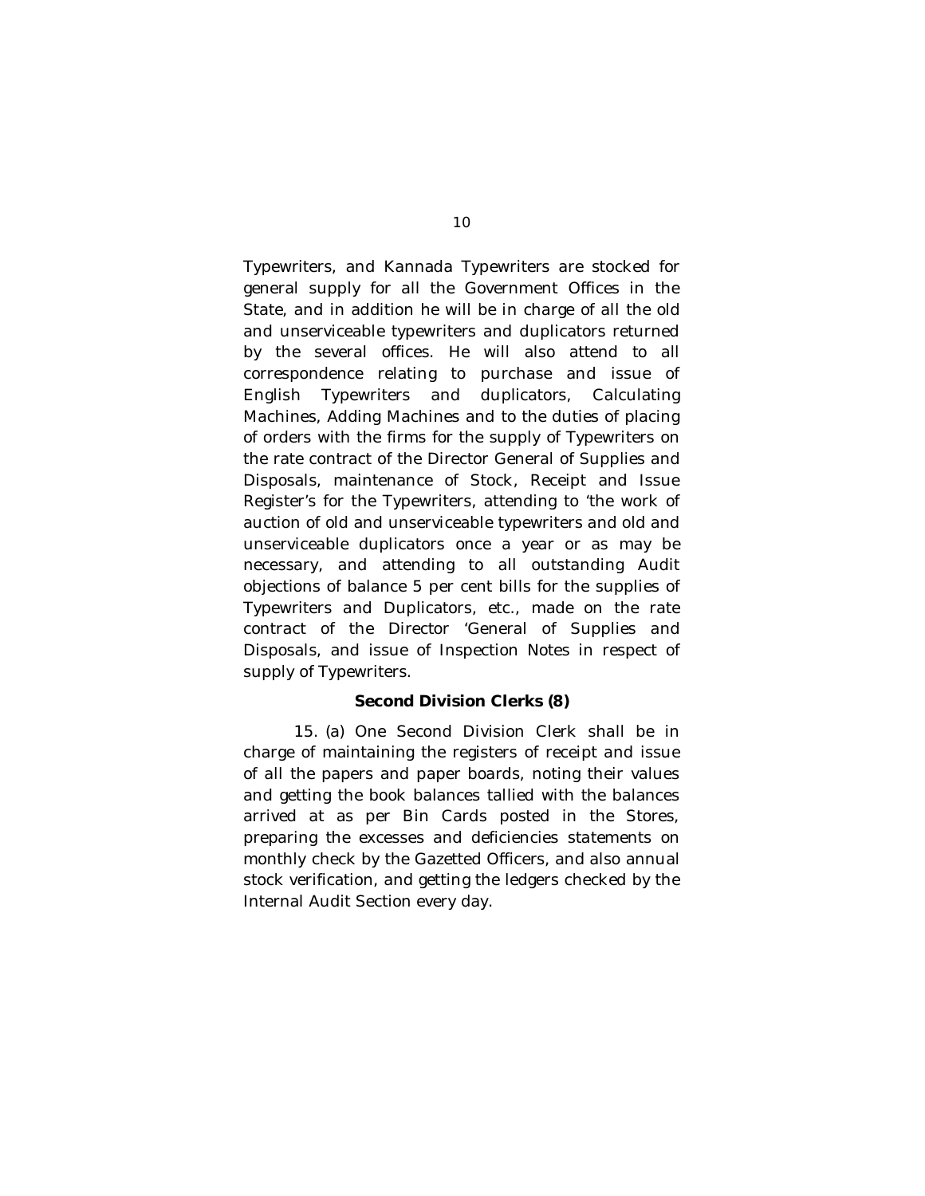Typewriters, and Kannada Typewriters are stocked for general supply for all the Government Offices in the State, and in addition he will be in charge of all the old and unserviceable typewriters and duplicators returned by the several offices. He will also attend to all correspondence relating to purchase and issue of English Typewriters and duplicators, Calculating Machines, Adding Machines and to the duties of placing of orders with the firms for the supply of Typewriters on the rate contract of the Director General of Supplies and Disposals, maintenance of Stock, Receipt and Issue Register's for the Typewriters, attending to 'the work of auction of old and unserviceable typewriters and old and unserviceable duplicators once a year or as may be necessary, and attending to all outstanding Audit objections of balance 5 per cent bills for the supplies of Typewriters and Duplicators, etc., made on the rate contract of the Director 'General of Supplies and Disposals, and issue of Inspection Notes in respect of supply of Typewriters.

**Second Division Clerks (8)**

15. (a) One Second Division Clerk shall be in charge of maintaining the registers of receipt and issue of all the papers and paper boards, noting their values and getting the book balances tallied with the balances arrived at as per Bin Cards posted in the Stores, preparing the excesses and deficiencies statements on monthly check by the Gazetted Officers, and also annual stock verification, and getting the ledgers checked by the Internal Audit Section every day.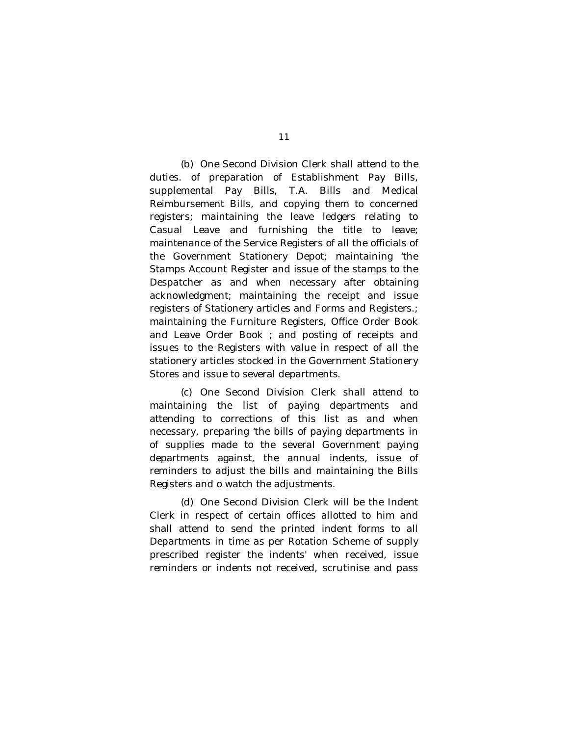(b) One Second Division Clerk shall attend to the duties. of preparation of Establishment Pay Bills, supplemental Pay Bills, T.A. Bills and Medical Reimbursement Bills, and copying them to concerned registers; maintaining the leave ledgers relating to Casual Leave and furnishing the title to leave; maintenance of the Service Registers of all the officials of the Government Stationery Depot; maintaining 'the Stamps Account Register and issue of the stamps to the Despatcher as and when necessary after obtaining acknowledgment; maintaining the receipt and issue registers of Stationery articles and Forms and Registers.; maintaining the Furniture Registers, Office Order Book and Leave Order Book ; and posting of receipts and issues to the Registers with value in respect of all the stationery articles stocked in the Government Stationery Stores and issue to several departments.

(c) One Second Division Clerk shall attend to maintaining the list of paying departments and attending to corrections of this list as and when necessary, preparing 'the bills of paying departments in of supplies made to the several Government paying departments against, the annual indents, issue of reminders to adjust the bills and maintaining the Bills Registers and o watch the adjustments.

(d) One Second Division Clerk will be the Indent Clerk in respect of certain offices allotted to him and shall attend to send the printed indent forms to all Departments in time as per Rotation Scheme of supply prescribed register the indents' when received, issue reminders or indents not received, scrutinise and pass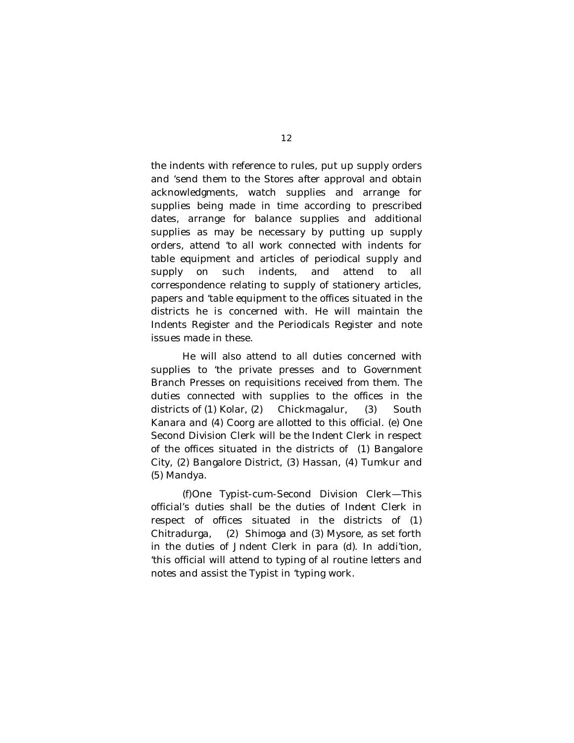the indents with reference to rules, put up supply orders and 'send them to the Stores after approval and obtain acknowledgments, watch supplies and arrange for supplies being made in time according to prescribed dates, arrange for balance supplies and additional supplies as may be necessary by putting up supply orders, attend 'to all work connected with indents for table equipment and articles of periodical supply and supply on such indents, and attend to all correspondence relating to supply of stationery articles, papers and 'table equipment to the offices situated in the districts he is concerned with. He will maintain the Indents Register and the Periodicals Register and note issues made in these.

He will also attend to all duties concerned with supplies to 'the private presses and to Government Branch Presses on requisitions received from them. The duties connected with supplies to the offices in the districts of (1) Kolar, (2) Chickmagalur, (3) South Kanara and (4) Coorg are allotted to this official. (e) One Second Division Clerk will be the Indent Clerk in respect of the offices situated in the districts of (1) Bangalore City, (2) Bangalore District, (3) Hassan, (4) Tumkur and (5) Mandya.

(f)One Typist-cum-Second Division Clerk—This official's duties shall be the duties of Indent Clerk in respect of offices situated in the districts of (1) Chitradurga, (2) Shimoga and (3) Mysore, as set forth in the duties of Jndent Clerk in para (d). In addi'tion, 'this official will attend to typing of al routine letters and notes and assist the Typist in 'typing work.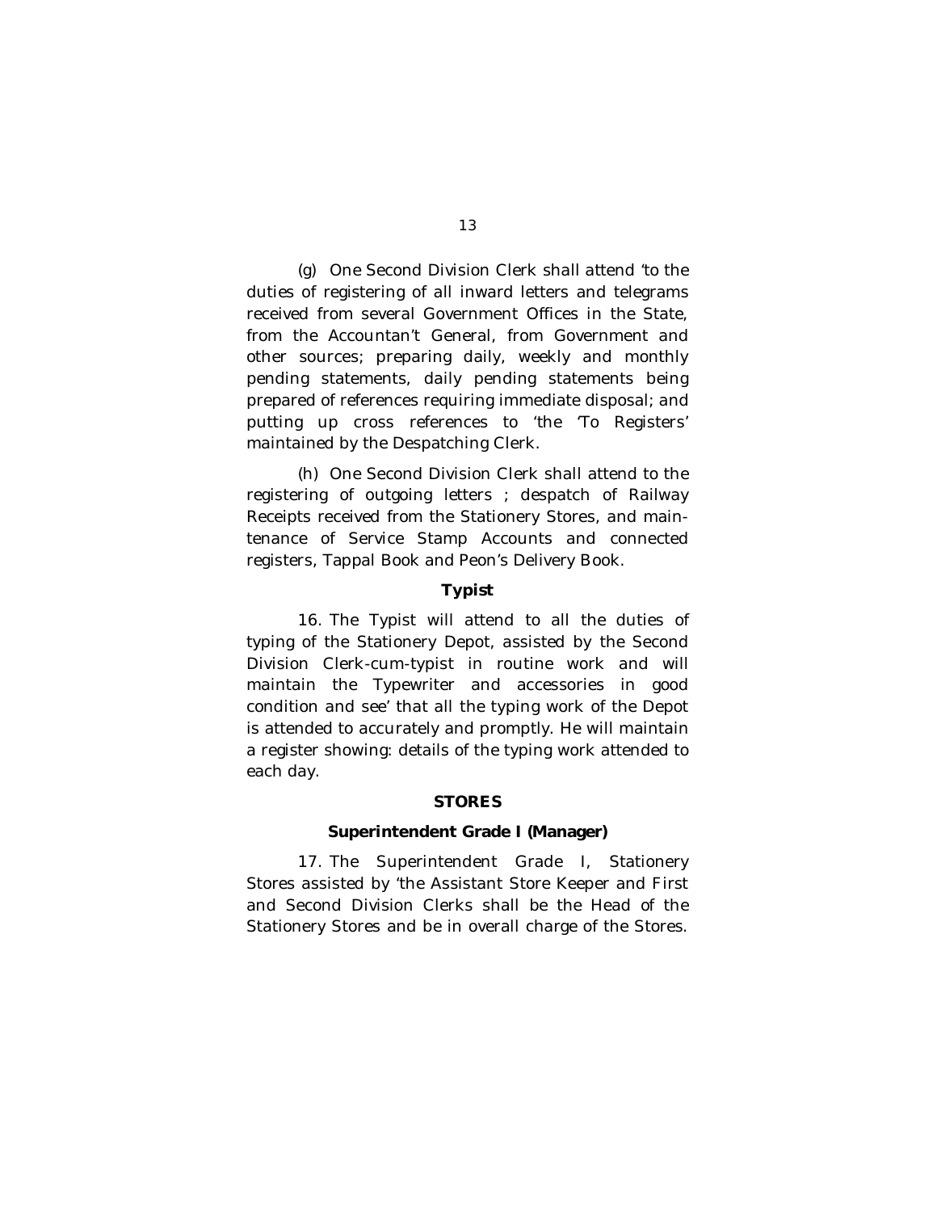(g) One Second Division Clerk shall attend 'to the duties of registering of all inward letters and telegrams received from several Government Offices in the State, from the Accountan't General, from Government and other sources; preparing daily, weekly and monthly pending statements, daily pending statements being prepared of references requiring immediate disposal; and putting up cross references to 'the 'To Registers' maintained by the Despatching Clerk.

(h) One Second Division Clerk shall attend to the registering of outgoing letters ; despatch of Railway Receipts received from the Stationery Stores, and maintenance of Service Stamp Accounts and connected registers, Tappal Book and Peon's Delivery Book.

**Typist**

16. The Typist will attend to all the duties of typing of the Stationery Depot, assisted by the Second Division Clerk-cum-typist in routine work and will maintain the Typewriter and accessories in good condition and see' that all the typing work of the Depot is attended to accurately and promptly. He will maintain a register showing: details of the typing work attended to each day.

**STORES**

**Superintendent Grade I (Manager)**

17. The Superintendent Grade I, Stationery Stores assisted by 'the Assistant Store Keeper and First and Second Division Clerks shall be the Head of the Stationery Stores and be in overall charge of the Stores.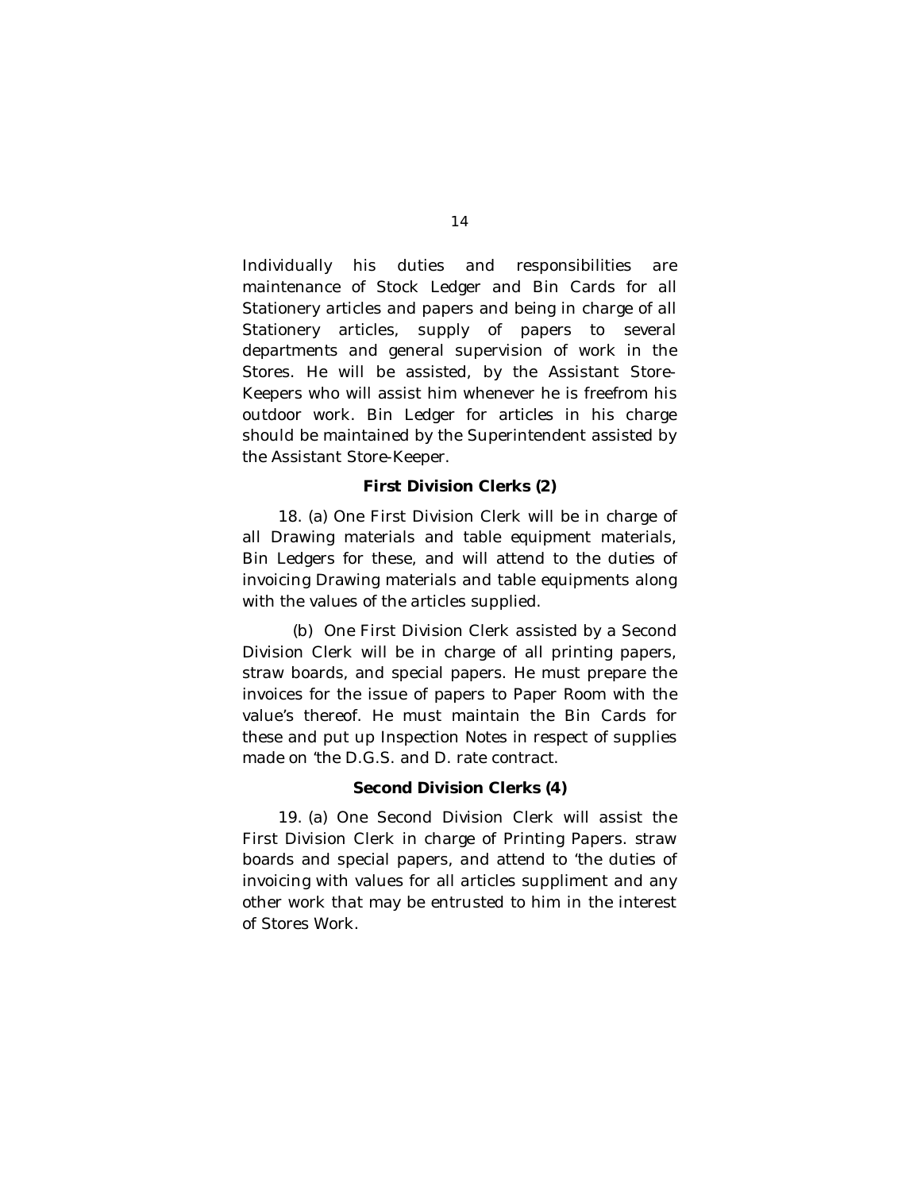Individually his duties and responsibilities are maintenance of Stock Ledger and Bin Cards for all Stationery articles and papers and being in charge of all Stationery articles, supply of papers to several departments and general supervision of work in the Stores. He will be assisted, by the Assistant Store-Keepers who will assist him whenever he is freefrom his outdoor work. Bin Ledger for articles in his charge should be maintained by the Superintendent assisted by the Assistant Store-Keeper.

**First Division Clerks (2)**

18. (a) One First Division Clerk will be in charge of all Drawing materials and table equipment materials, Bin Ledgers for these, and will attend to the duties of invoicing Drawing materials and table equipments along with the values of the articles supplied.

(b) One First Division Clerk assisted by a Second Division Clerk will be in charge of all printing papers, straw boards, and special papers. He must prepare the invoices for the issue of papers to Paper Room with the value's thereof. He must maintain the Bin Cards for these and put up Inspection Notes in respect of supplies made on 'the D.G.S. and D. rate contract.

**Second Division Clerks (4)**

19. (a) One Second Division Clerk will assist the First Division Clerk in charge of Printing Papers. straw boards and special papers, and attend to 'the duties of invoicing with values for all articles suppliment and any other work that may be entrusted to him in the interest of Stores Work.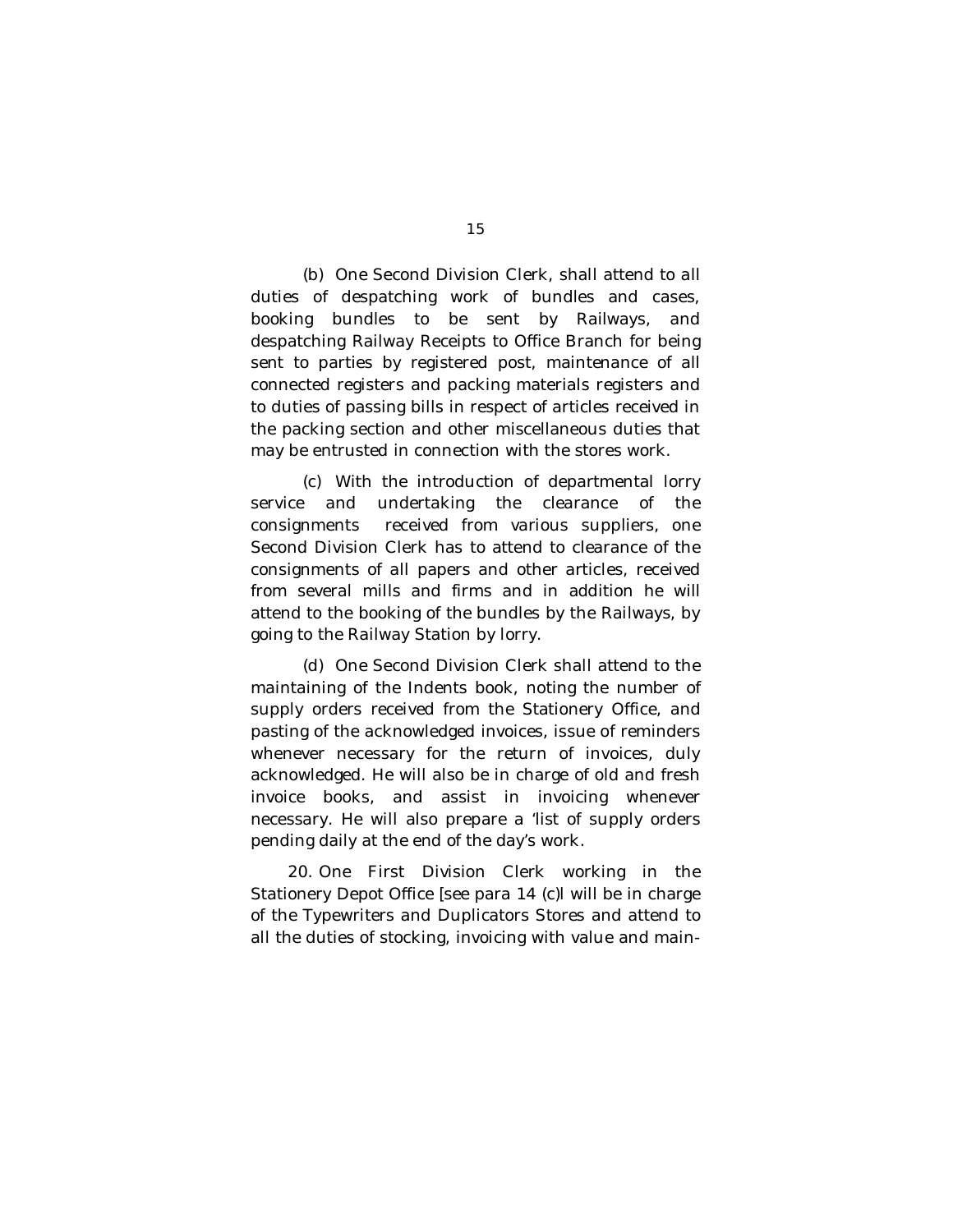(b) One Second Division Clerk, shall attend to all duties of despatching work of bundles and cases, booking bundles to be sent by Railways, and despatching Railway Receipts to Office Branch for being sent to parties by registered post, maintenance of all connected registers and packing materials registers and to duties of passing bills in respect of articles received in the packing section and other miscellaneous duties that may be entrusted in connection with the stores work.

(c) With the introduction of departmental lorry service and undertaking the clearance of the consignments received from various suppliers, one Second Division Clerk has to attend to clearance of the consignments of all papers and other articles, received from several mills and firms and in addition he will attend to the booking of the bundles by the Railways, by going to the Railway Station by lorry.

(d) One Second Division Clerk shall attend to the maintaining of the Indents book, noting the number of supply orders received from the Stationery Office, and pasting of the acknowledged invoices, issue of reminders whenever necessary for the return of invoices, duly acknowledged. He will also be in charge of old and fresh invoice books, and assist in invoicing whenever necessary. He will also prepare a 'list of supply orders pending daily at the end of the day's work.

20. One First Division Clerk working in the Stationery Depot Office [see para 14 (c)] will be in charge of the Typewriters and Duplicators Stores and attend to all the duties of stocking, invoicing with value and main-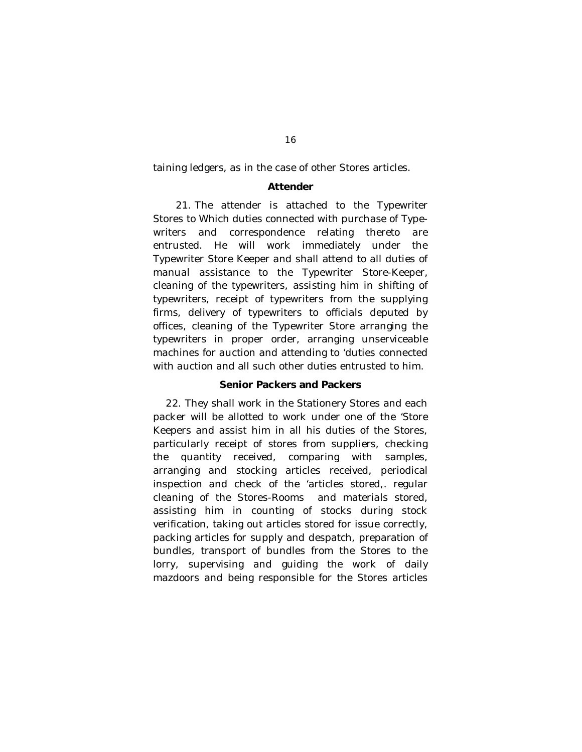taining ledgers, as in the case of other Stores articles.

### Attender

21. The attender is attached to the Typewriter Stores to Which duties connected with purchase of Type-writers and correspondence relating thereto are entrusted. He will work immediately under the Typewriter Store Keeper and shall attend to all duties of manual assistance to the Typewriter Store-Keeper, cleaning of the typewriters, assisting him in shifting of typewriters, receipt of typewriters from the supplying firms, delivery of typewriters to officials deputed by offices, cleaning of the Typewriter Store arranging the typewriters in proper order, arranging unserviceable machines for auction and attending to 'duties connected with auction and all such other duties entrusted to him.

### Senior Packers and Packers

22. They shall work in the Stationery Stores and each packer will be allotted to work under one of the 'Store Keepers and assist him in all his duties of the Stores, particularly receipt of stores from suppliers, checking the quantity received, comparing with samples, arranging and stocking articles received, periodical inspection and check of the 'articles stored,. regular cleaning of the Stores-Rooms and materials stored, assisting him in counting of stocks during stock verification, taking out articles stored for issue correctly, packing articles for supply and despatch, preparation of bundles, transport of bundles from the Stores to the lorry, supervising and guiding the work of daily mazdoors and being responsible for the Stores articles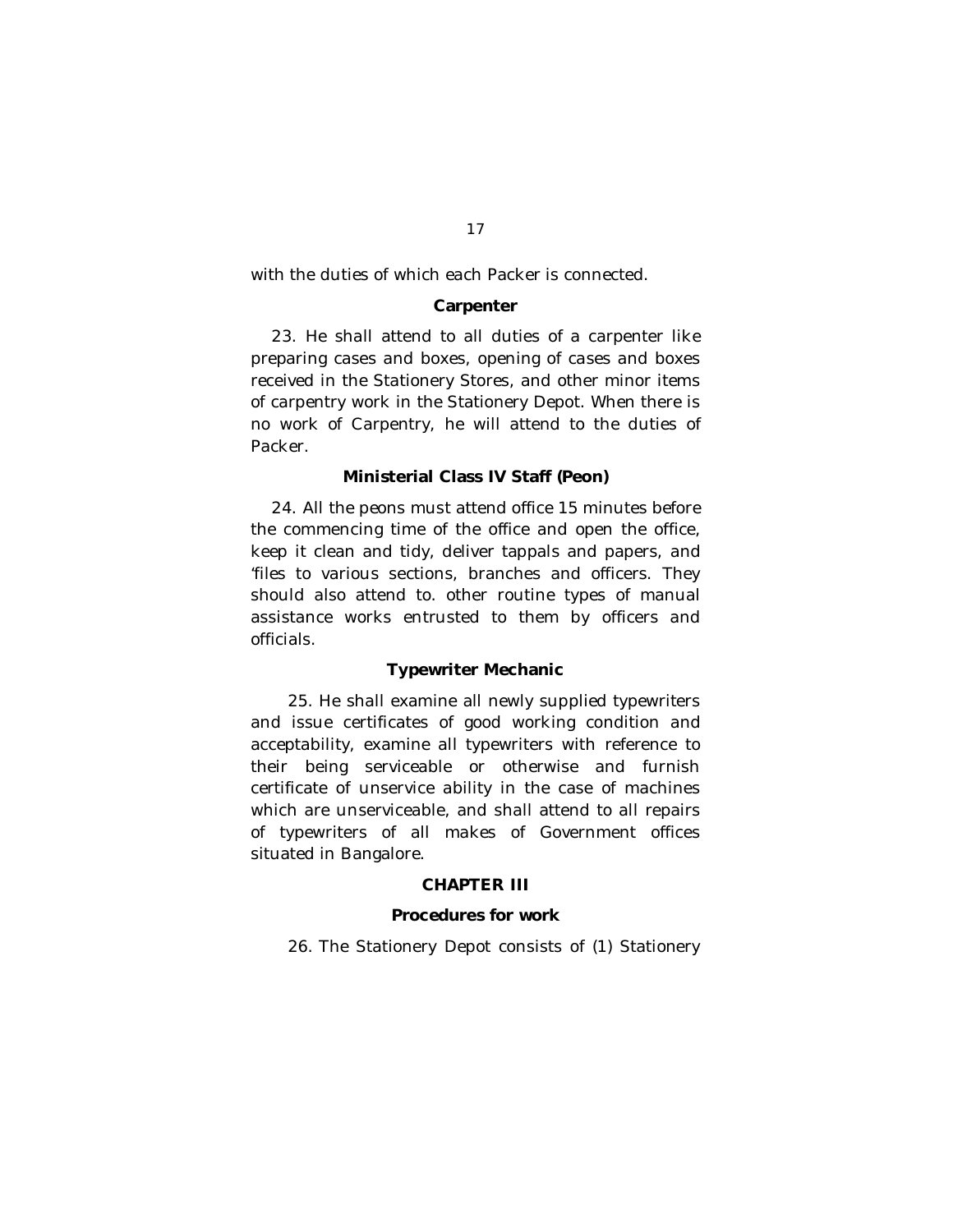with the duties of which each Packer is connected.

### Carpenter

23. He shall attend to all duties of a carpenter like preparing cases and boxes, opening of cases and boxes received in the Stationery Stores, and other minor items of carpentry work in the Stationery Depot. When there is no work of Carpentry, he will attend to the duties of Packer.

### Ministerial Class IV Staff (Peon)

24. All the peons must attend office 15 minutes before the commencing time of the office and open the office, keep it clean and tidy, deliver tappals and papers, and 'files to various sections, branches and officers. They should also attend to. other routine types of manual assistance works entrusted to them by officers and officials.

### Typewriter Mechanic

25. He shall examine all newly supplied typewriters and issue certificates of good working condition and acceptability, examine all typewriters with reference to their being serviceable or otherwise and furnish certificate of unservice ability in the case of machines which are unserviceable, and shall attend to all repairs of typewriters of all makes of Government offices situated in Bangalore.

## CHAPTER III

### Procedures for work

26. The Stationery Depot consists of (1) Stationery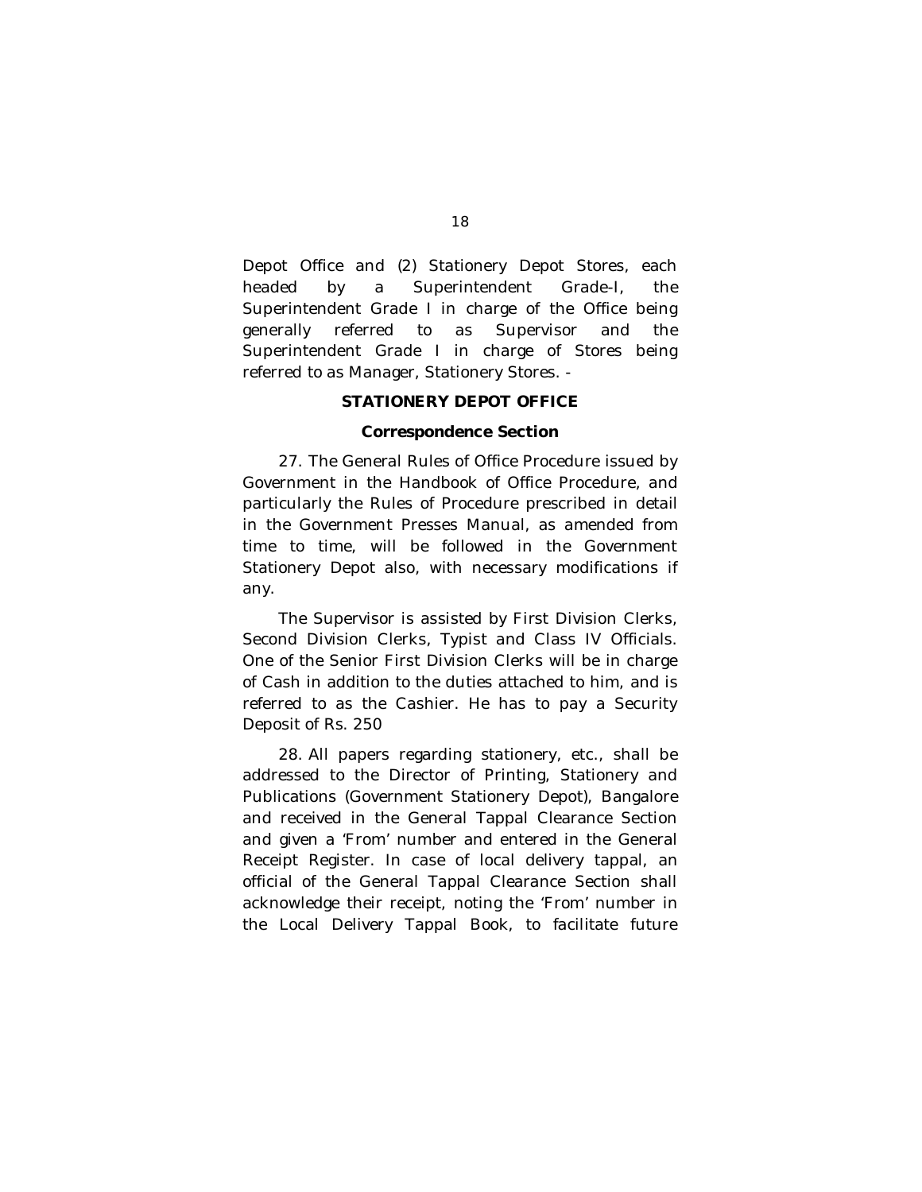Depot Office and (2) Stationery Depot Stores, each headed by a Superintendent Grade-I, the Superintendent Grade I in charge of the Office being generally referred to as Supervisor and the Superintendent Grade I in charge of Stores being referred to as Manager, Stationery Stores. -

## STATIONERY DEPOT OFFICE

### Correspondence Section

27. The General Rules of Office Procedure issued by Government in the Handbook of Office Procedure, and particularly the Rules of Procedure prescribed in detail in the Government Presses Manual, as amended from time to time, will be followed in the Government Stationery Depot also, with necessary modifications if any.

The Supervisor is assisted by First Division Clerks, Second Division Clerks, Typist and Class IV Officials. One of the Senior First Division Clerks will be in charge of Cash in addition to the duties attached to him, and is referred to as the Cashier. He has to pay a Security Deposit of Rs. 250

28. All papers regarding stationery, etc., shall be addressed to the Director of Printing, Stationery and Publications (Government Stationery Depot), Bangalore and received in the General Tappal Clearance Section and given a 'From' number and entered in the General Receipt Register. In case of local delivery tappal, an official of the General Tappal Clearance Section shall acknowledge their receipt, noting the 'From' number in the Local Delivery Tappal Book, to facilitate future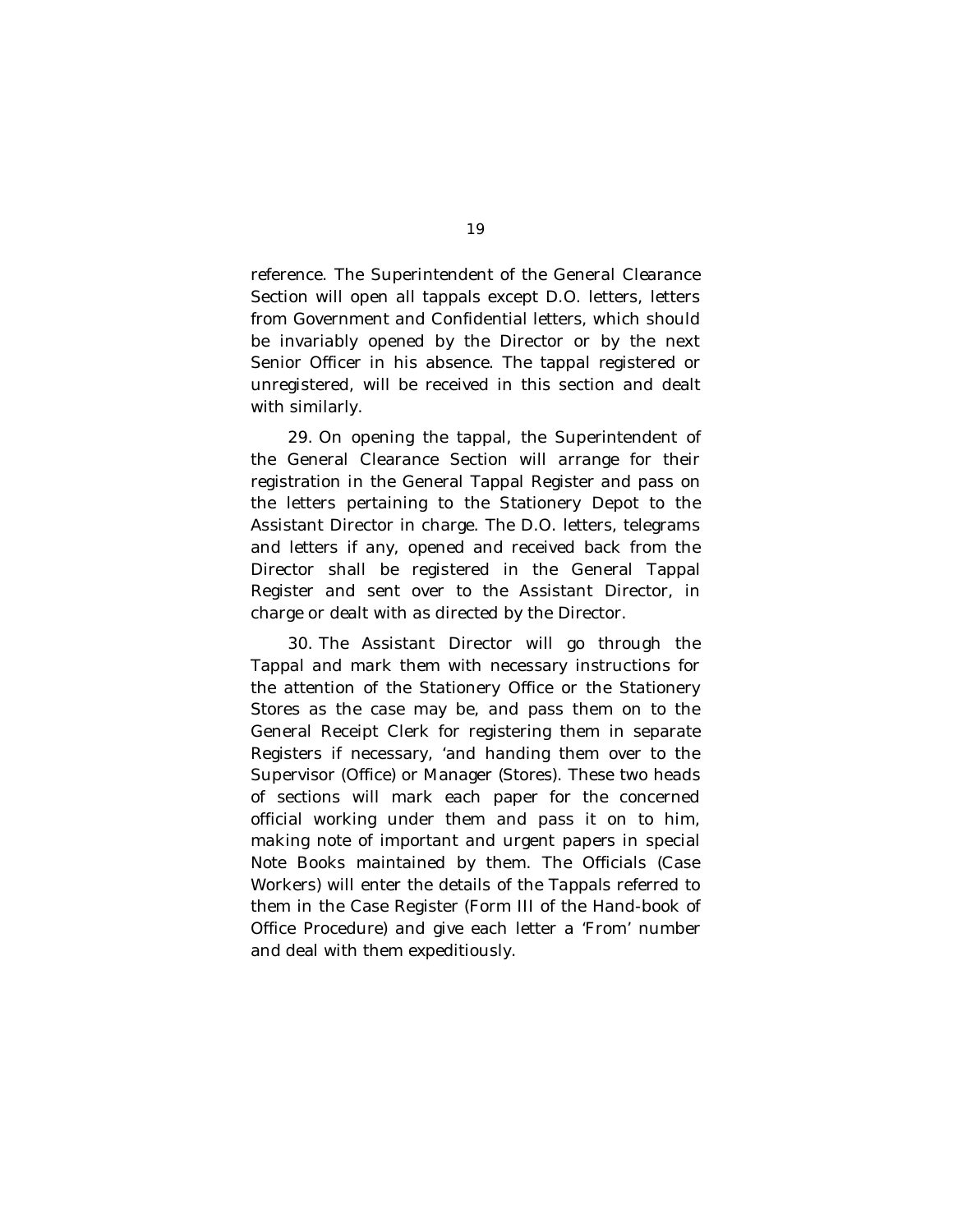reference. The Superintendent of the General Clearance Section will open all tappals except D.O. letters, letters from Government and Confidential letters, which should be invariably opened by the Director or by the next Senior Officer in his absence. The tappal registered or unregistered, will be received in this section and dealt with similarly.

29. On opening the tappal, the Superintendent of the General Clearance Section will arrange for their registration in the General Tappal Register and pass on the letters pertaining to the Stationery Depot to the Assistant Director in charge. The D.O. letters, telegrams and letters if any, opened and received back from the Director shall be registered in the General Tappal Register and sent over to the Assistant Director, in charge or dealt with as directed by the Director.

30. The Assistant Director will go through the Tappal and mark them with necessary instructions for the attention of the Stationery Office or the Stationery Stores as the case may be, and pass them on to the General Receipt Clerk for registering them in separate Registers if necessary, 'and handing them over to the Supervisor (Office) or Manager (Stores). These two heads of sections will mark each paper for the concerned official working under them and pass it on to him, making note of important and urgent papers in special Note Books maintained by them. The Officials (Case Workers) will enter the details of the Tappals referred to them in the Case Register (Form III of the Hand-book of Office Procedure) and give each letter a 'From' number and deal with them expeditiously.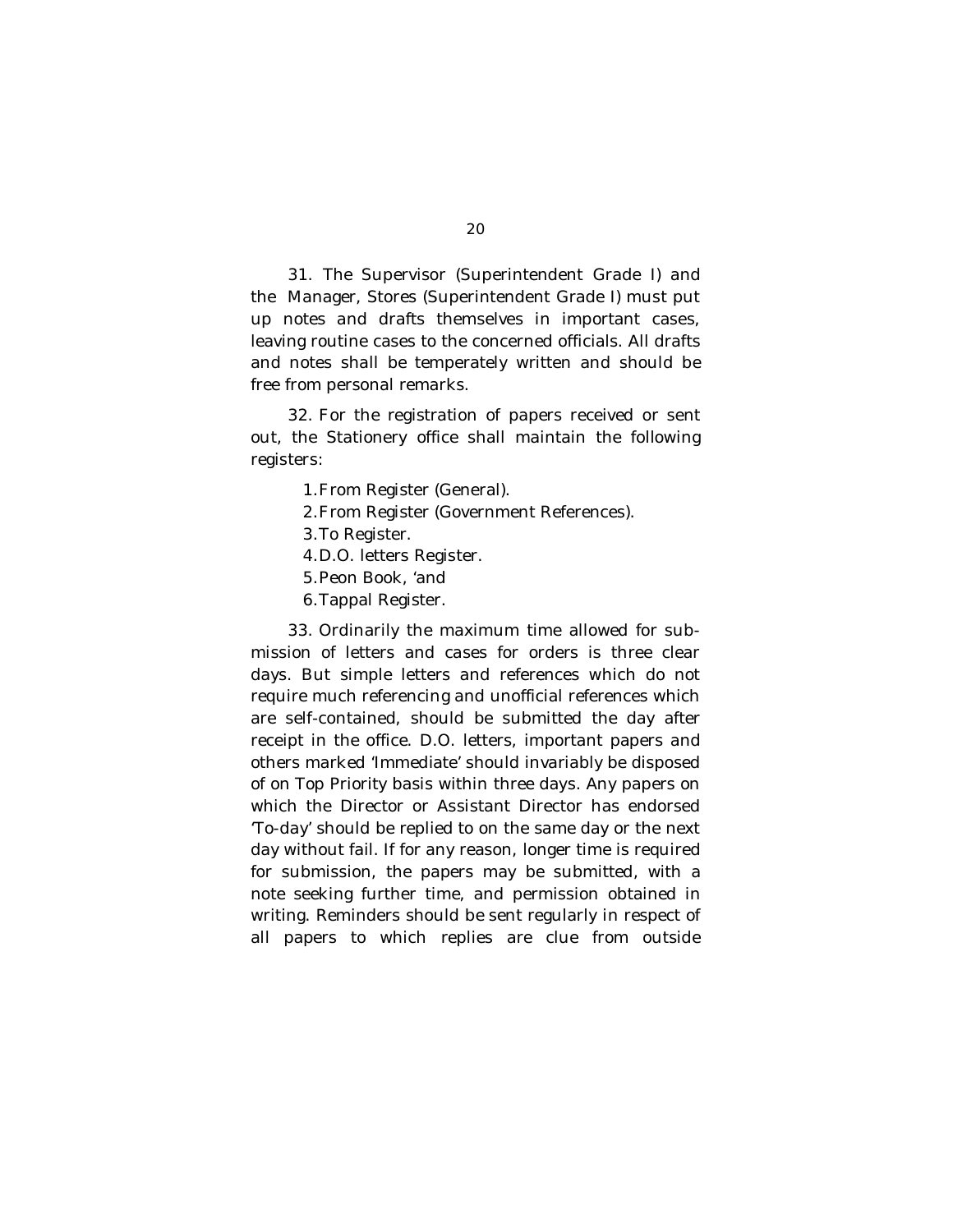31. The Supervisor (Superintendent Grade I) and the Manager, Stores (Superintendent Grade I) must put up notes and drafts themselves in important cases, leaving routine cases to the concerned officials. All drafts and notes shall be temperately written and should be free from personal remarks.

32. For the registration of papers received or sent out, the Stationery office shall maintain the following registers:

1. From Register (General).
2. From Register (Government References).
3. To Register.
4. D.O. letters Register.
5. Peon Book, 'and
6. Tappal Register.

33. Ordinarily the maximum time allowed for submission of letters and cases for orders is three clear days. But simple letters and references which do not require much referencing and unofficial references which are self-contained, should be submitted the day after receipt in the office. D.O. letters, important papers and others marked 'Immediate' should invariably be disposed of on Top Priority basis within three days. Any papers on which the Director or Assistant Director has endorsed 'To-day' should be replied to on the same day or the next day without fail. If for any reason, longer time is required for submission, the papers may be submitted, with a note seeking further time, and permission obtained in writing. Reminders should be sent regularly in respect of all papers to which replies are clue from outside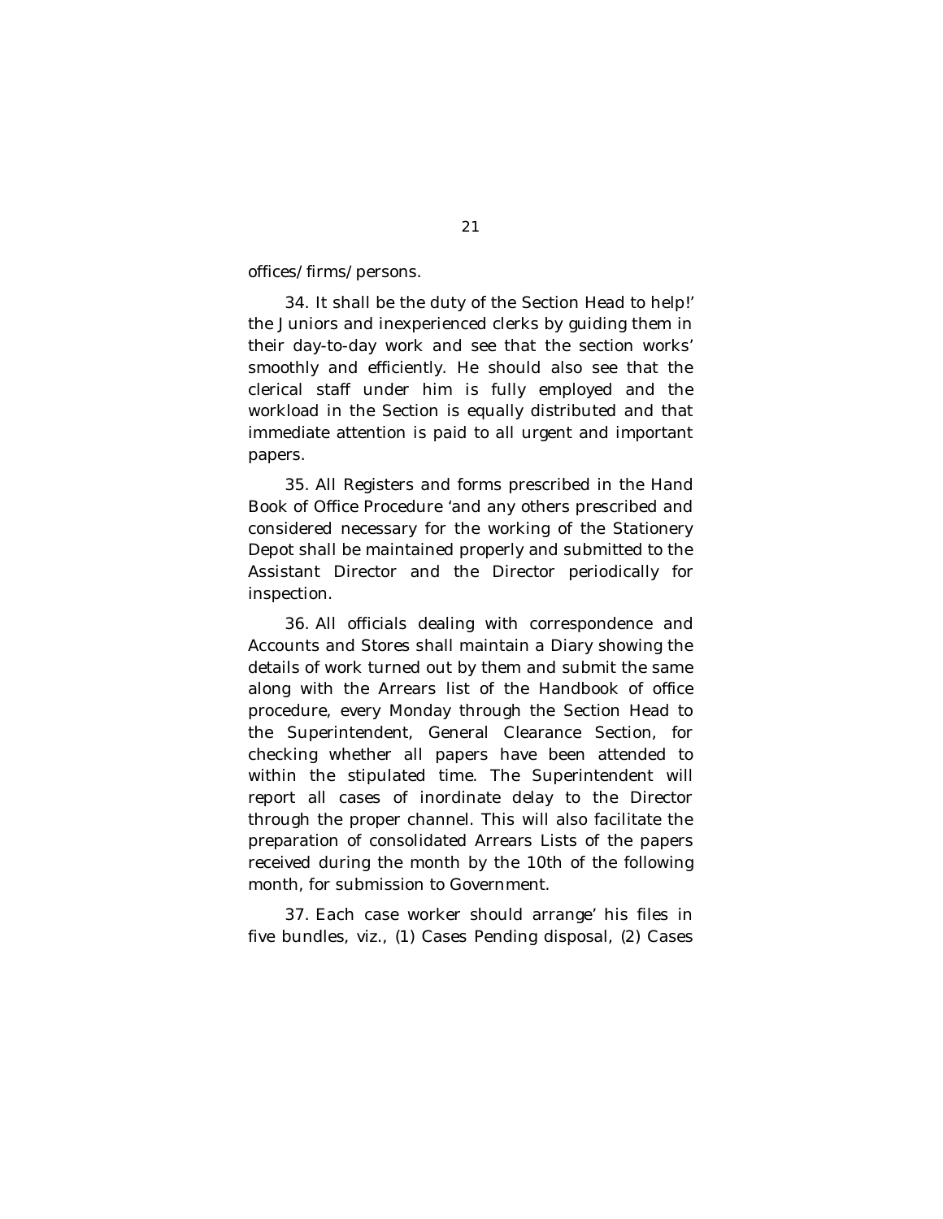offices/firms/persons.

34. It shall be the duty of the Section Head to help!' the Juniors and inexperienced clerks by guiding them in their day-to-day work and see that the section works' smoothly and efficiently. He should also see that the clerical staff under him is fully employed and the workload in the Section is equally distributed and that immediate attention is paid to all urgent and important papers.

35. All Registers and forms prescribed in the Hand Book of Office Procedure 'and any others prescribed and considered necessary for the working of the Stationery Depot shall be maintained properly and submitted to the Assistant Director and the Director periodically for inspection.

36. All officials dealing with correspondence and Accounts and Stores shall maintain a Diary showing the details of work turned out by them and submit the same along with the Arrears list of the Handbook of office procedure, every Monday through the Section Head to the Superintendent, General Clearance Section, for checking whether all papers have been attended to within the stipulated time. The Superintendent will report all cases of inordinate delay to the Director through the proper channel. This will also facilitate the preparation of consolidated Arrears Lists of the papers received during the month by the 10th of the following month, for submission to Government.

37. Each case worker should arrange' his files in five bundles, viz., (1) Cases Pending disposal, (2) Cases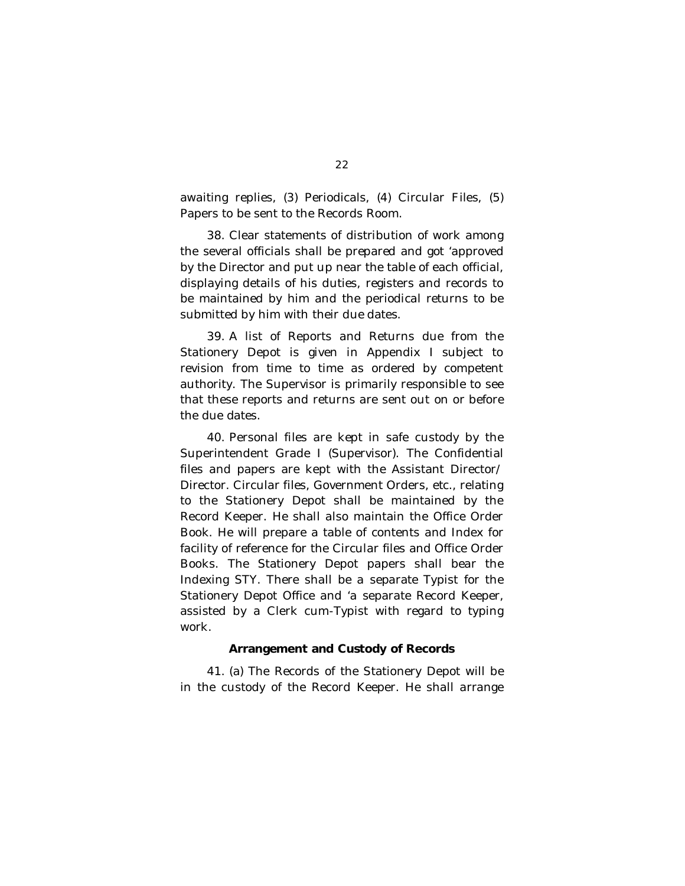awaiting replies, (3) Periodicals, (4) Circular Files, (5) Papers to be sent to the Records Room.

38. Clear statements of distribution of work among the several officials shall be prepared and got 'approved by the Director and put up near the table of each official, displaying details of his duties, registers and records to be maintained by him and the periodical returns to be submitted by him with their due dates.

39. A list of Reports and Returns due from the Stationery Depot is given in Appendix I subject to revision from time to time as ordered by competent authority. The Supervisor is primarily responsible to see that these reports and returns are sent out on or before the due dates.

40. Personal files are kept in safe custody by the Superintendent Grade I (Supervisor). The Confidential files and papers are kept with the Assistant Director/ Director. Circular files, Government Orders, etc., relating to the Stationery Depot shall be maintained by the Record Keeper. He shall also maintain the Office Order Book. He will prepare a table of contents and Index for facility of reference for the Circular files and Office Order Books. The Stationery Depot papers shall bear the Indexing STY. There shall be a separate Typist for the Stationery Depot Office and 'a separate Record Keeper, assisted by a Clerk cum-Typist with regard to typing work.

**Arrangement and Custody of Records**

41. (a) The Records of the Stationery Depot will be in the custody of the Record Keeper. He shall arrange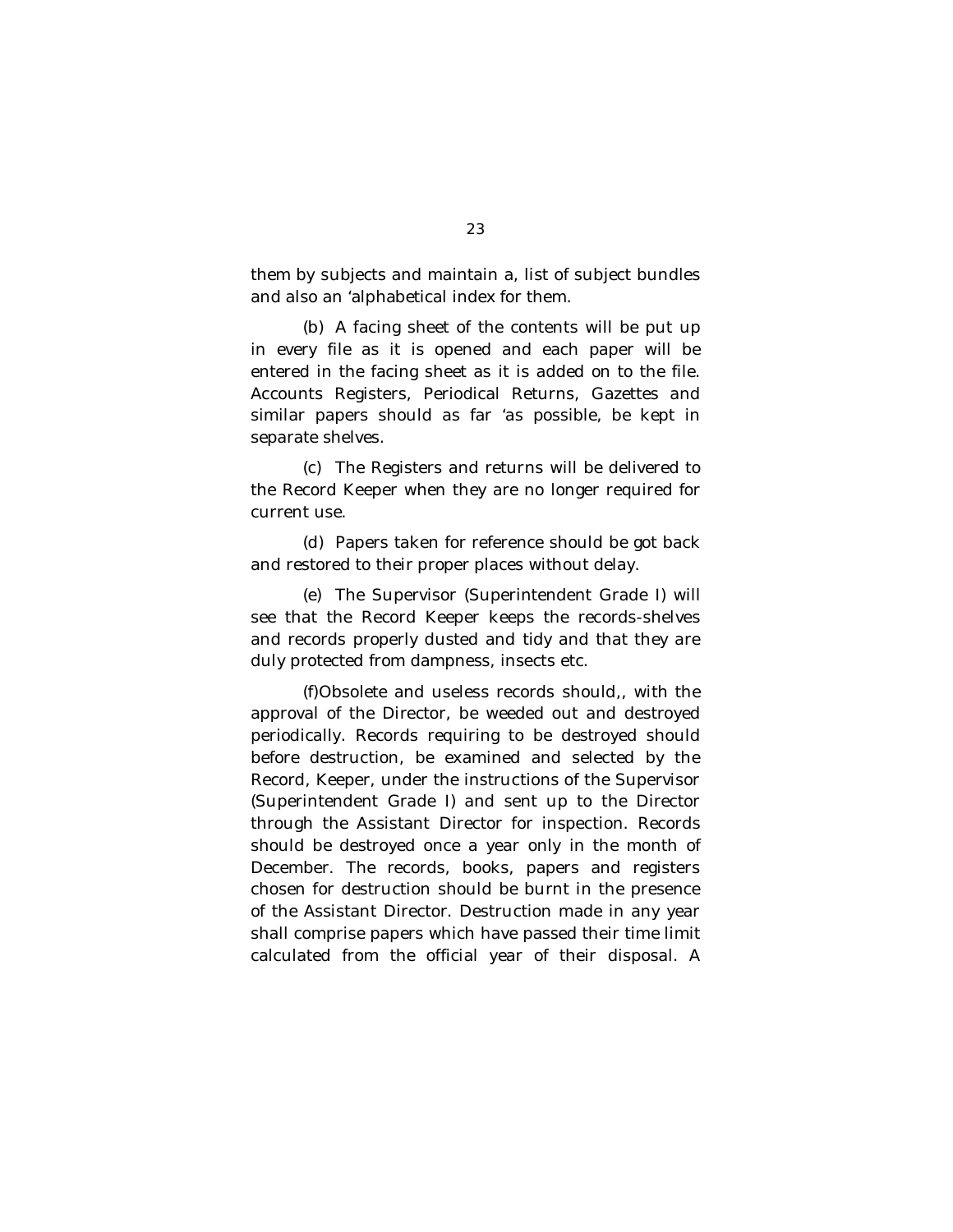them by subjects and maintain a, list of subject bundles and also an 'alphabetical index for them.

(b) A facing sheet of the contents will be put up in every file as it is opened and each paper will be entered in the facing sheet as it is added on to the file. Accounts Registers, Periodical Returns, Gazettes and similar papers should as far 'as possible, be kept in separate shelves.

(c) The Registers and returns will be delivered to the Record Keeper when they are no longer required for current use.

(d) Papers taken for reference should be got back and restored to their proper places without delay.

(e) The Supervisor (Superintendent Grade I) will see that the Record Keeper keeps the records-shelves and records properly dusted and tidy and that they are duly protected from dampness, insects etc.

(f)Obsolete and useless records should,, with the approval of the Director, be weeded out and destroyed periodically. Records requiring to be destroyed should before destruction, be examined and selected by the Record, Keeper, under the instructions of the Supervisor (Superintendent Grade I) and sent up to the Director through the Assistant Director for inspection. Records should be destroyed once a year only in the month of December. The records, books, papers and registers chosen for destruction should be burnt in the presence of the Assistant Director. Destruction made in any year shall comprise papers which have passed their time limit calculated from the official year of their disposal. A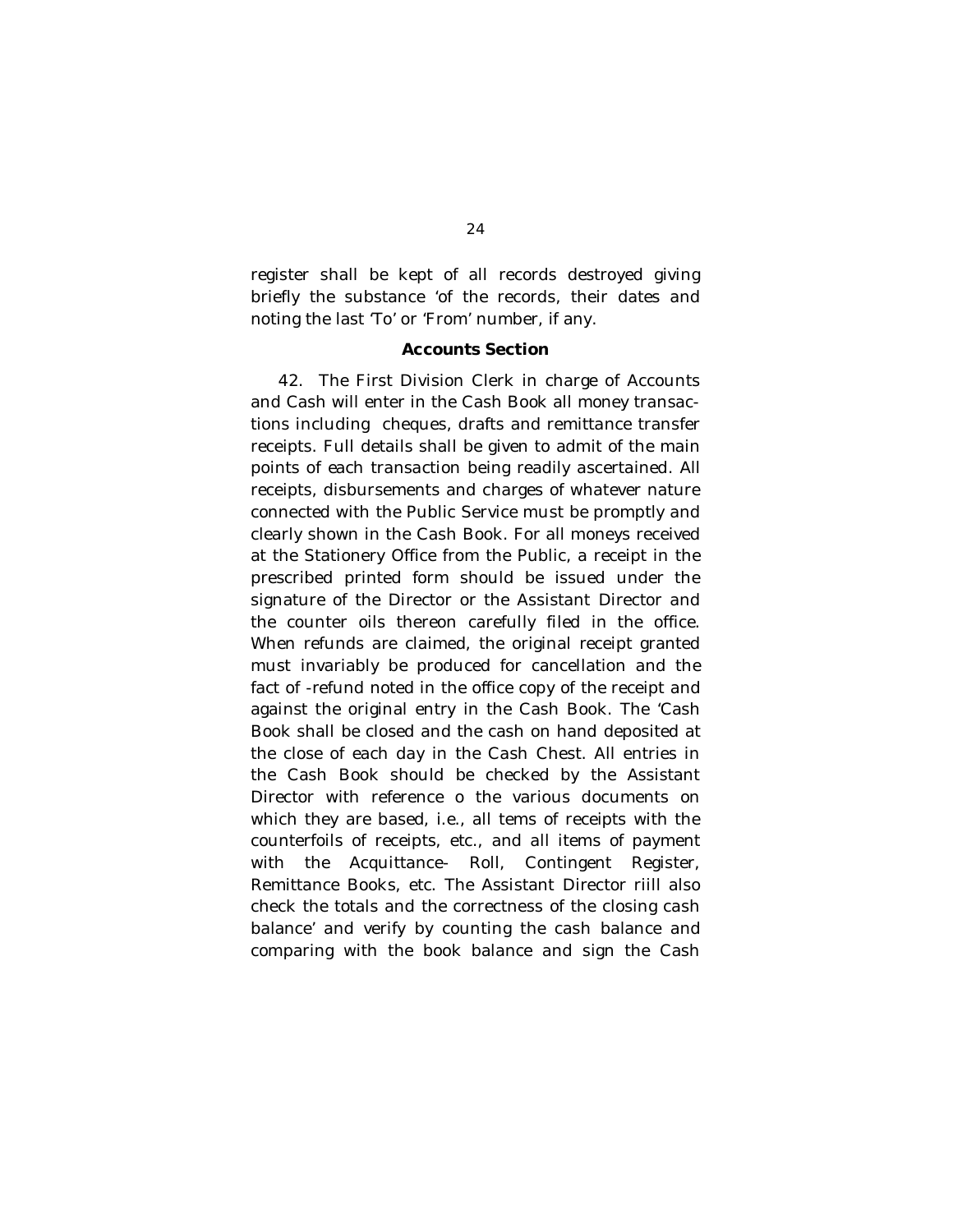register shall be kept of all records destroyed giving briefly the substance 'of the records, their dates and noting the last 'To' or 'From' number, if any.

**Accounts Section**

42. The First Division Clerk in charge of Accounts and Cash will enter in the Cash Book all money transactions including cheques, drafts and remittance transfer receipts. Full details shall be given to admit of the main points of each transaction being readily ascertained. All receipts, disbursements and charges of whatever nature connected with the Public Service must be promptly and clearly shown in the Cash Book. For all moneys received at the Stationery Office from the Public, a receipt in the prescribed printed form should be issued under the signature of the Director or the Assistant Director and the counter oils thereon carefully filed in the office. When refunds are claimed, the original receipt granted must invariably be produced for cancellation and the fact of -refund noted in the office copy of the receipt and against the original entry in the Cash Book. The 'Cash Book shall be closed and the cash on hand deposited at the close of each day in the Cash Chest. All entries in the Cash Book should be checked by the Assistant Director with reference o the various documents on which they are based, i.e., all tems of receipts with the counterfoils of receipts, etc., and all items of payment with the Acquittance- Roll, Contingent Register, Remittance Books, etc. The Assistant Director riill also check the totals and the correctness of the closing cash balance' and verify by counting the cash balance and comparing with the book balance and sign the Cash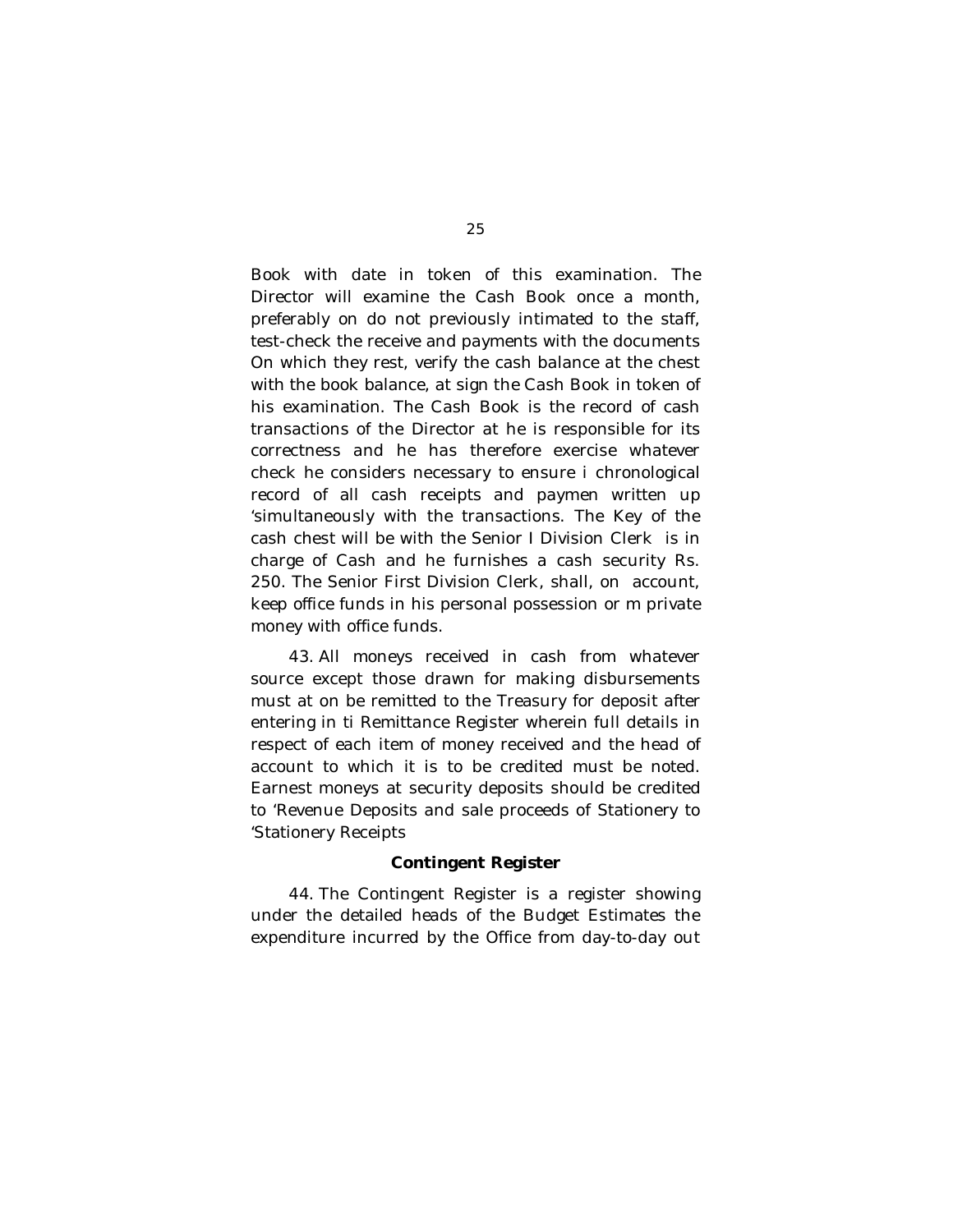Book with date in token of this examination. The Director will examine the Cash Book once a month, preferably on do not previously intimated to the staff, test-check the receive and payments with the documents On which they rest, verify the cash balance at the chest with the book balance, at sign the Cash Book in token of his examination. The Cash Book is the record of cash transactions of the Director at he is responsible for its correctness and he has therefore exercise whatever check he considers necessary to ensure i chronological record of all cash receipts and paymen written up 'simultaneously with the transactions. The Key of the cash chest will be with the Senior I Division Clerk is in charge of Cash and he furnishes a cash security Rs. 250. The Senior First Division Clerk, shall, on account, keep office funds in his personal possession or m private money with office funds.

43. All moneys received in cash from whatever source except those drawn for making disbursements must at on be remitted to the Treasury for deposit after entering in ti Remittance Register wherein full details in respect of each item of money received and the head of account to which it is to be credited must be noted. Earnest moneys at security deposits should be credited to 'Revenue Deposits and sale proceeds of Stationery to 'Stationery Receipts

**Contingent Register**

44. The Contingent Register is a register showing under the detailed heads of the Budget Estimates the expenditure incurred by the Office from day-to-day out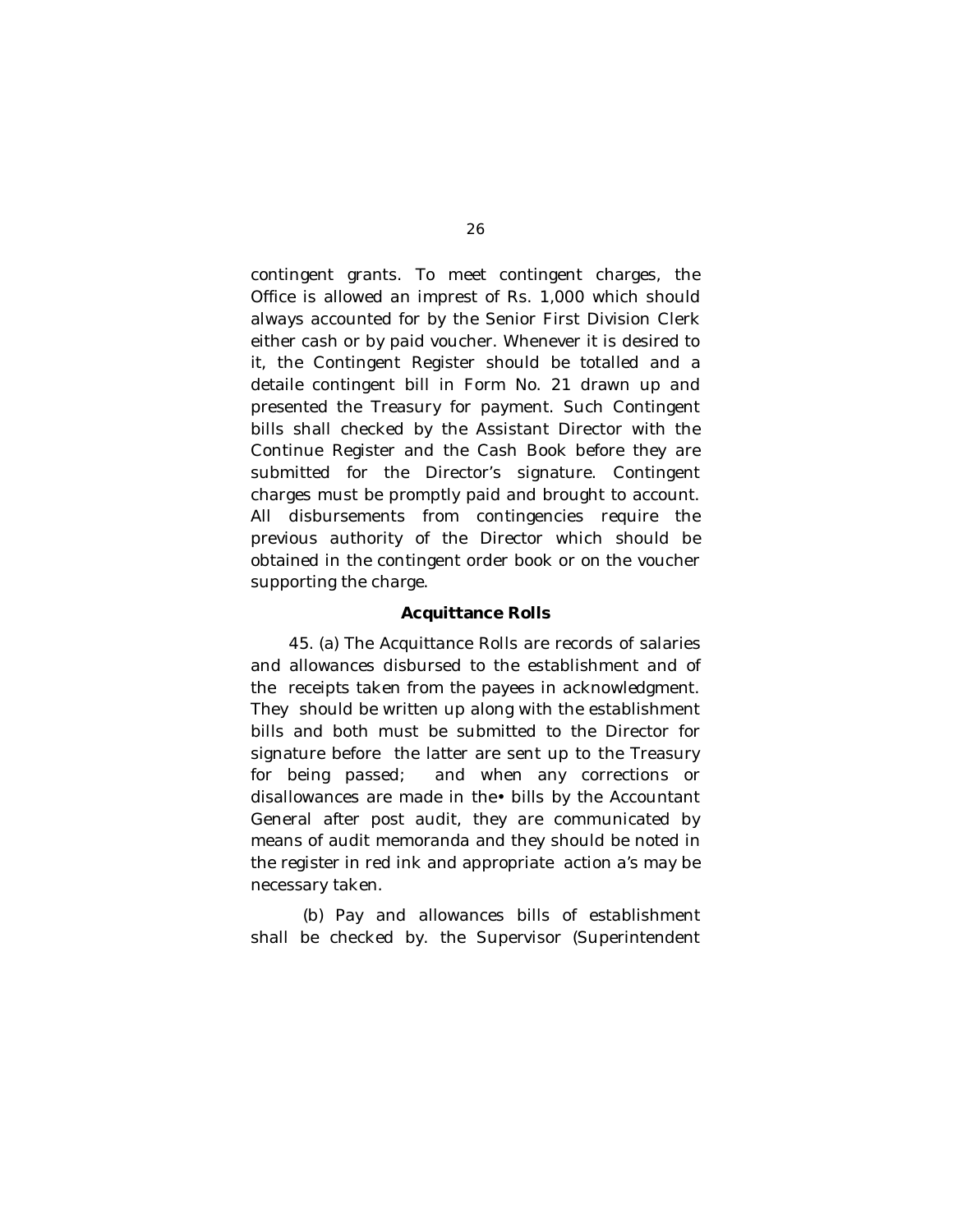contingent grants. To meet contingent charges, the Office is allowed an imprest of Rs. 1,000 which should always accounted for by the Senior First Division Clerk either cash or by paid voucher. Whenever it is desired to it, the Contingent Register should be totalled and a detaile contingent bill in Form No. 21 drawn up and presented the Treasury for payment. Such Contingent bills shall checked by the Assistant Director with the Continue Register and the Cash Book before they are submitted for the Director's signature. Contingent charges must be promptly paid and brought to account. All disbursements from contingencies require the previous authority of the Director which should be obtained in the contingent order book or on the voucher supporting the charge.

### Acquittance Rolls

45. (a) The Acquittance Rolls are records of salaries and allowances disbursed to the establishment and of the receipts taken from the payees in acknowledgment. They should be written up along with the establishment bills and both must be submitted to the Director for signature before the latter are sent up to the Treasury for being passed; and when any corrections or disallowances are made in the• bills by the Accountant General after post audit, they are communicated by means of audit memoranda and they should be noted in the register in red ink and appropriate action a's may be necessary taken.

(b) Pay and allowances bills of establishment shall be checked by. the Supervisor (Superintendent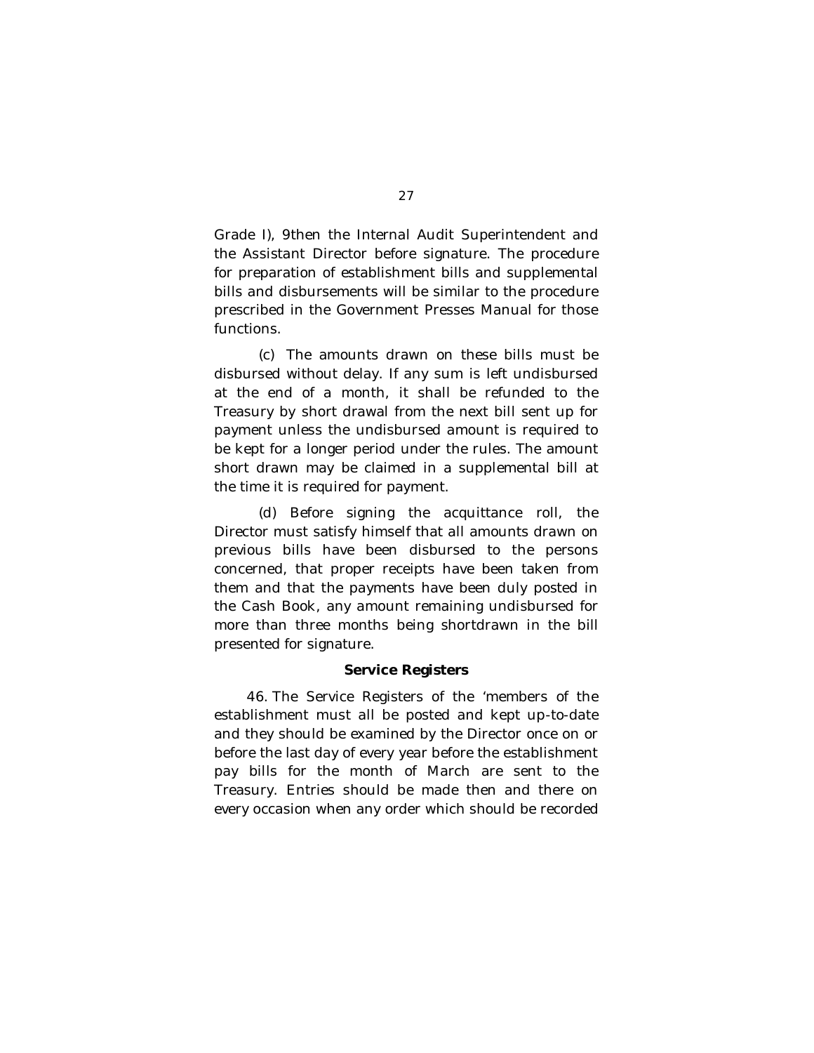Grade I), 9then the Internal Audit Superintendent and the Assistant Director before signature. The procedure for preparation of establishment bills and supplemental bills and disbursements will be similar to the procedure prescribed in the Government Presses Manual for those functions.

(c) The amounts drawn on these bills must be disbursed without delay. If any sum is left undisbursed at the end of a month, it shall be refunded to the Treasury by short drawal from the next bill sent up for payment unless the undisbursed amount is required to be kept for a longer period under the rules. The amount short drawn may be claimed in a supplemental bill at the time it is required for payment.

(d) Before signing the acquittance roll, the Director must satisfy himself that all amounts drawn on previous bills have been disbursed to the persons concerned, that proper receipts have been taken from them and that the payments have been duly posted in the Cash Book, any amount remaining undisbursed for more than three months being shortdrawn in the bill presented for signature.

**Service Registers**

46. The Service Registers of the 'members of the establishment must all be posted and kept up-to-date and they should be examined by the Director once on or before the last day of every year before the establishment pay bills for the month of March are sent to the Treasury. Entries should be made then and there on every occasion when any order which should be recorded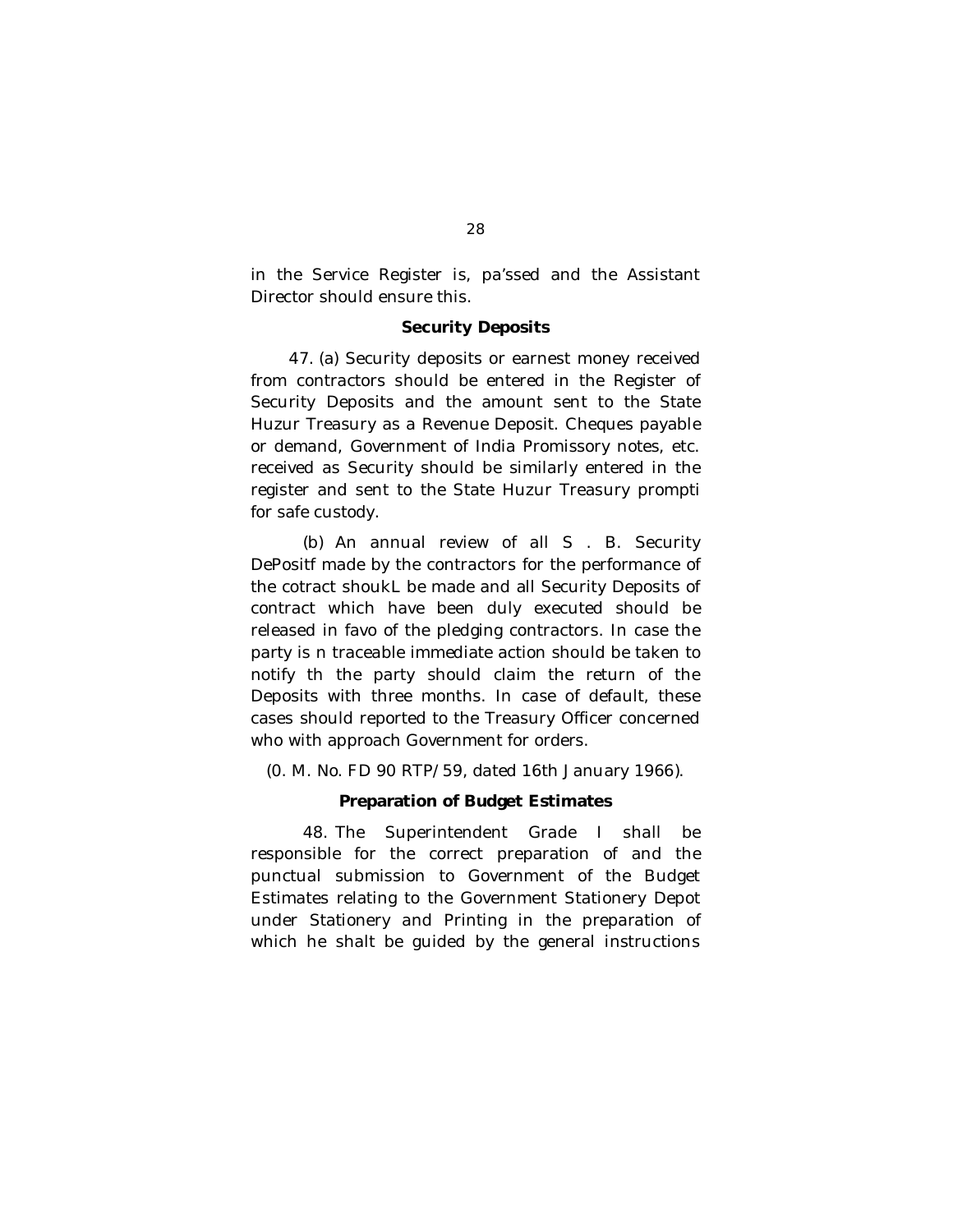in the Service Register is, pa'ssed and the Assistant Director should ensure this.

**Security Deposits**

47. (a) Security deposits or earnest money received from contractors should be entered in the Register of Security Deposits and the amount sent to the State Huzur Treasury as a Revenue Deposit. Cheques payable or demand, Government of India Promissory notes, etc. received as Security should be similarly entered in the register and sent to the State Huzur Treasury prompti for safe custody.

(b) An annual review of all S . B. Security DePositf made by the contractors for the performance of the cotract shoukL be made and all Security Deposits of contract which have been duly executed should be released in favo of the pledging contractors. In case the party is n traceable immediate action should be taken to notify th the party should claim the return of the Deposits with three months. In case of default, these cases should reported to the Treasury Officer concerned who with approach Government for orders.

(0. M. No. FD 90 RTP/59, dated 16th January 1966).

**Preparation of Budget Estimates**

48. The Superintendent Grade I shall be responsible for the correct preparation of and the punctual submission to Government of the Budget Estimates relating to the Government Stationery Depot under Stationery and Printing in the preparation of which he shalt be guided by the general instructions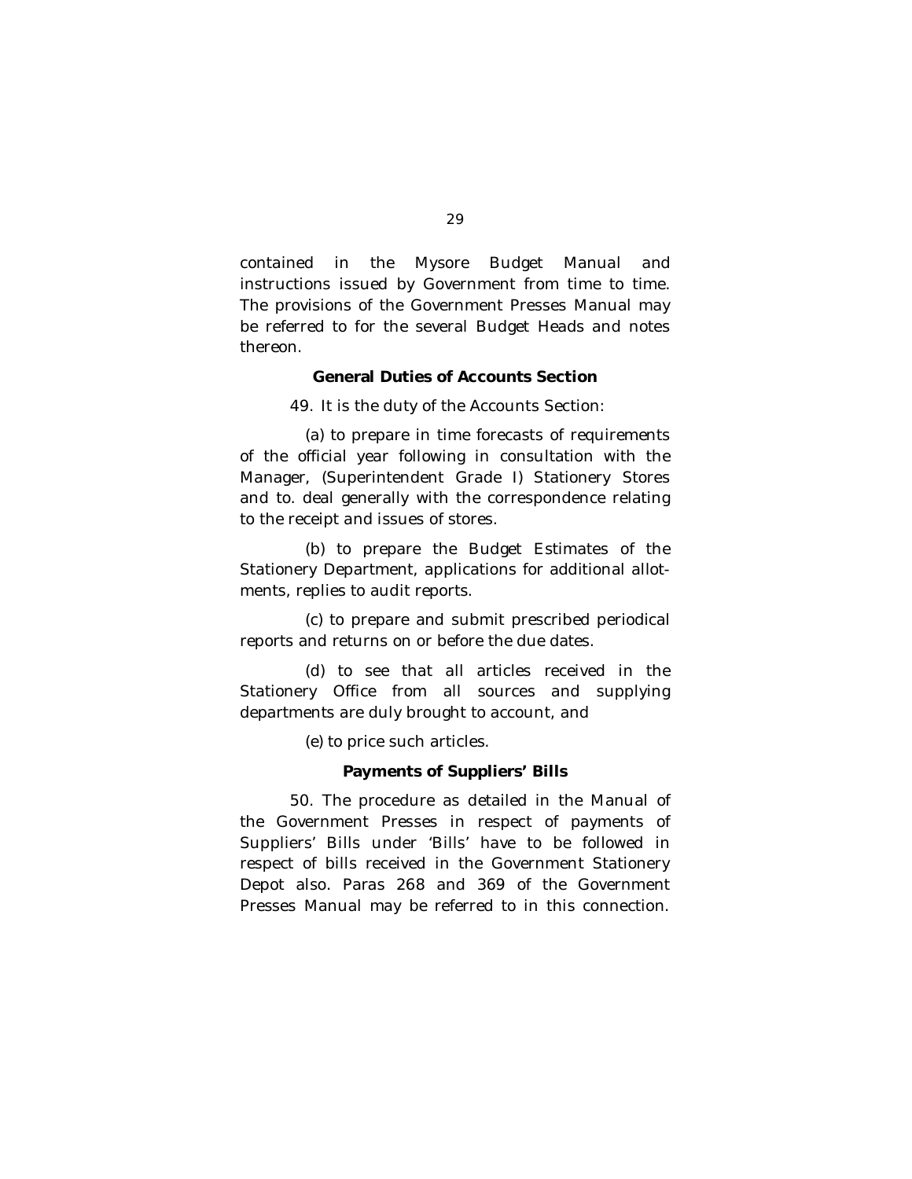contained in the Mysore Budget Manual and instructions issued by Government from time to time. The provisions of the Government Presses Manual may be referred to for the several Budget Heads and notes thereon.

### General Duties of Accounts Section

49. It is the duty of the Accounts Section:

(a) to prepare in time forecasts of requirements of the official year following in consultation with the Manager, (Superintendent Grade I) Stationery Stores and to. deal generally with the correspondence relating to the receipt and issues of stores.

(b) to prepare the Budget Estimates of the Stationery Department, applications for additional allotments, replies to audit reports.

(c) to prepare and submit prescribed periodical reports and returns on or before the due dates.

(d) to see that all articles received in the Stationery Office from all sources and supplying departments are duly brought to account, and

(e) to price such articles.

### Payments of Suppliers' Bills

50. The procedure as detailed in the Manual of the Government Presses in respect of payments of Suppliers' Bills under 'Bills' have to be followed in respect of bills received in the Government Stationery Depot also. Paras 268 and 369 of the Government Presses Manual may be referred to in this connection.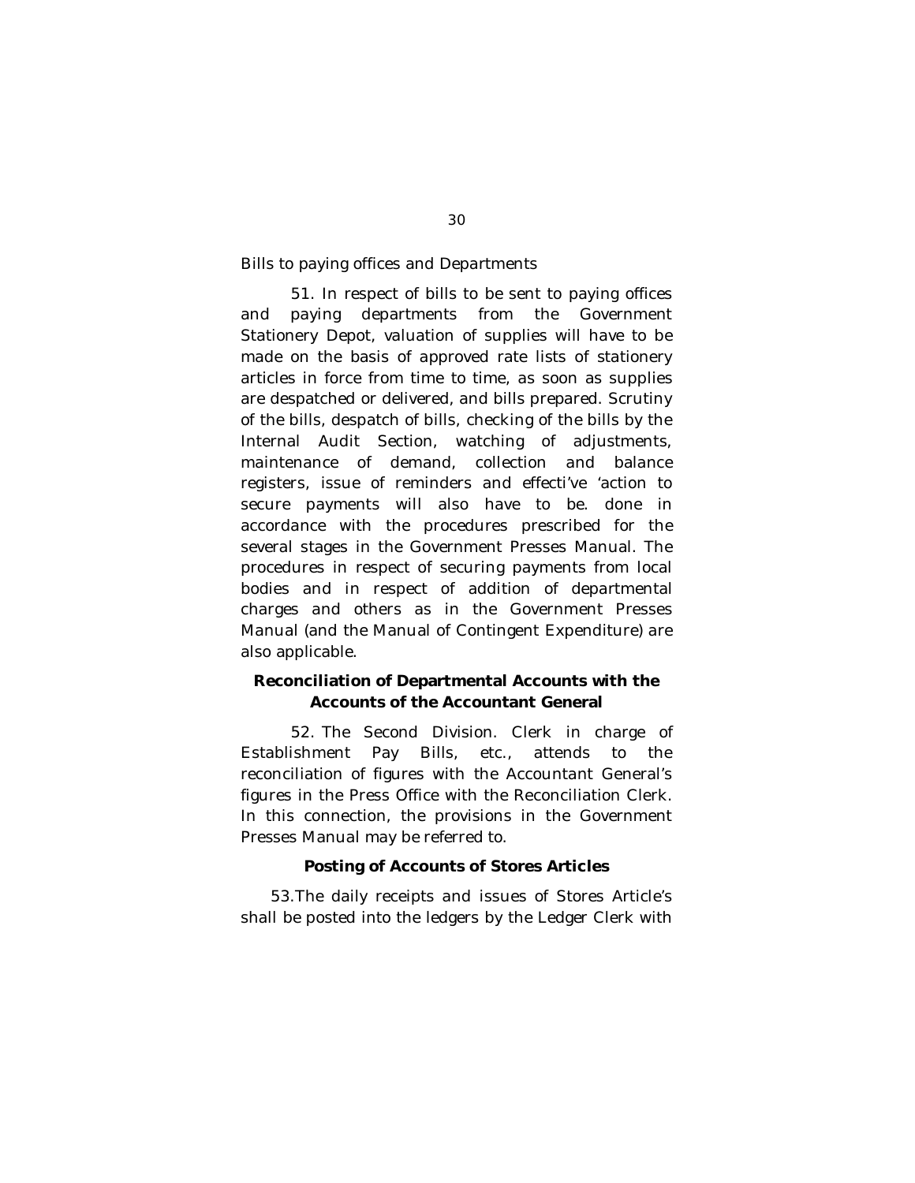Bills to paying offices and Departments

51. In respect of bills to be sent to paying offices and paying departments from the Government Stationery Depot, valuation of supplies will have to be made on the basis of approved rate lists of stationery articles in force from time to time, as soon as supplies are despatched or delivered, and bills prepared. Scrutiny of the bills, despatch of bills, checking of the bills by the Internal Audit Section, watching of adjustments, maintenance of demand, collection and balance registers, issue of reminders and effecti've 'action to secure payments will also have to be. done in accordance with the procedures prescribed for the several stages in the Government Presses Manual. The procedures in respect of securing payments from local bodies and in respect of addition of departmental charges and others as in the Government Presses Manual (and the Manual of Contingent Expenditure) are also applicable.

**Reconciliation of Departmental Accounts with the Accounts of the Accountant General**

52. The Second Division. Clerk in charge of Establishment Pay Bills, etc., attends to the reconciliation of figures with the Accountant General's figures in the Press Office with the Reconciliation Clerk. In this connection, the provisions in the Government Presses Manual may be referred to.

**Posting of Accounts of Stores Articles**

53.The daily receipts and issues of Stores Article's shall be posted into the ledgers by the Ledger Clerk with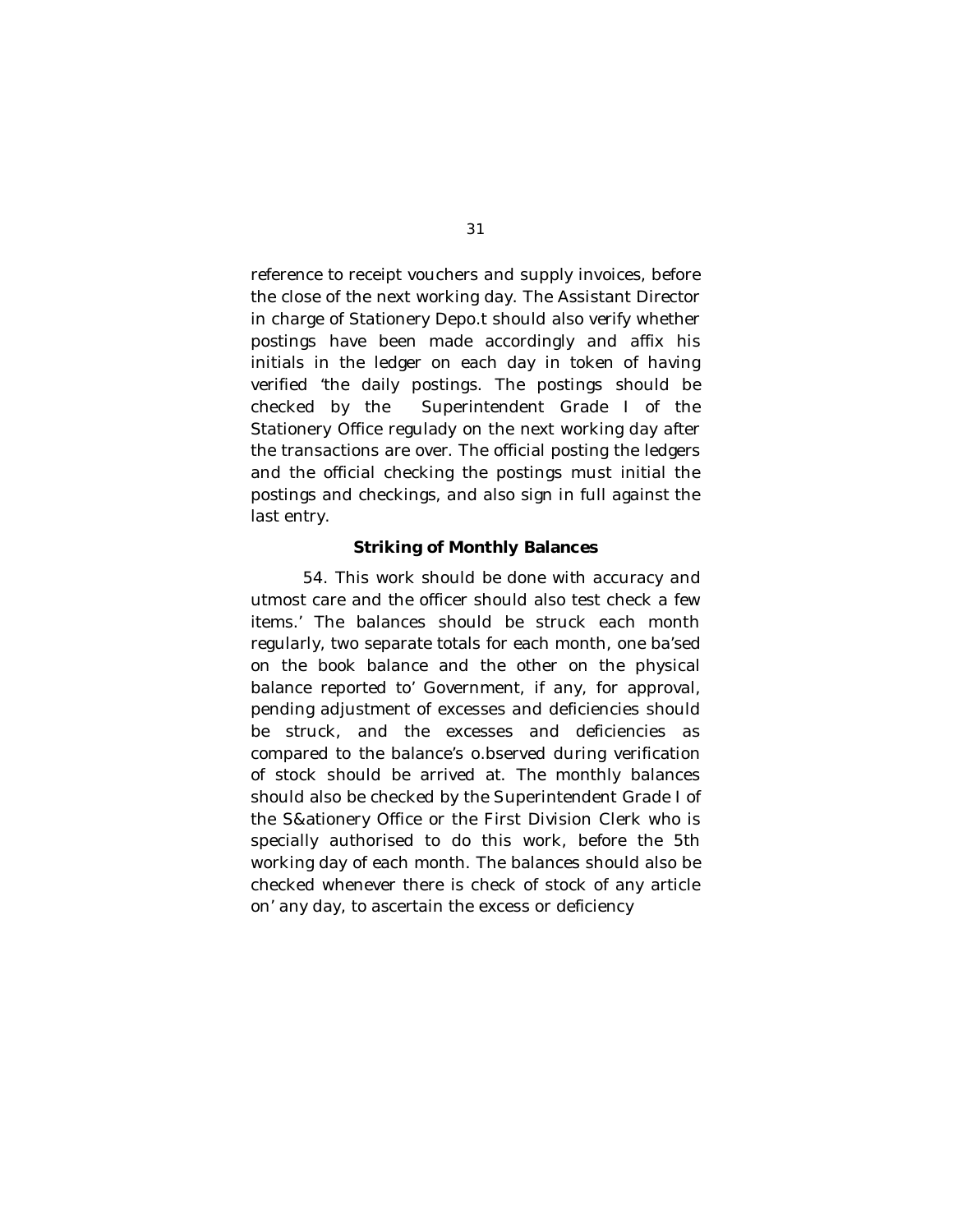reference to receipt vouchers and supply invoices, before the close of the next working day. The Assistant Director in charge of Stationery Depo.t should also verify whether postings have been made accordingly and affix his initials in the ledger on each day in token of having verified 'the daily postings. The postings should be checked by the Superintendent Grade I of the Stationery Office regulady on the next working day after the transactions are over. The official posting the ledgers and the official checking the postings must initial the postings and checkings, and also sign in full against the last entry.

**Striking of Monthly Balances**

54. This work should be done with accuracy and utmost care and the officer should also test check a few items.' The balances should be struck each month regularly, two separate totals for each month, one ba'sed on the book balance and the other on the physical balance reported to' Government, if any, for approval, pending adjustment of excesses and deficiencies should be struck, and the excesses and deficiencies as compared to the balance's o.bserved during verification of stock should be arrived at. The monthly balances should also be checked by the Superintendent Grade I of the S&ationery Office or the First Division Clerk who is specially authorised to do this work, before the 5th working day of each month. The balances should also be checked whenever there is check of stock of any article on' any day, to ascertain the excess or deficiency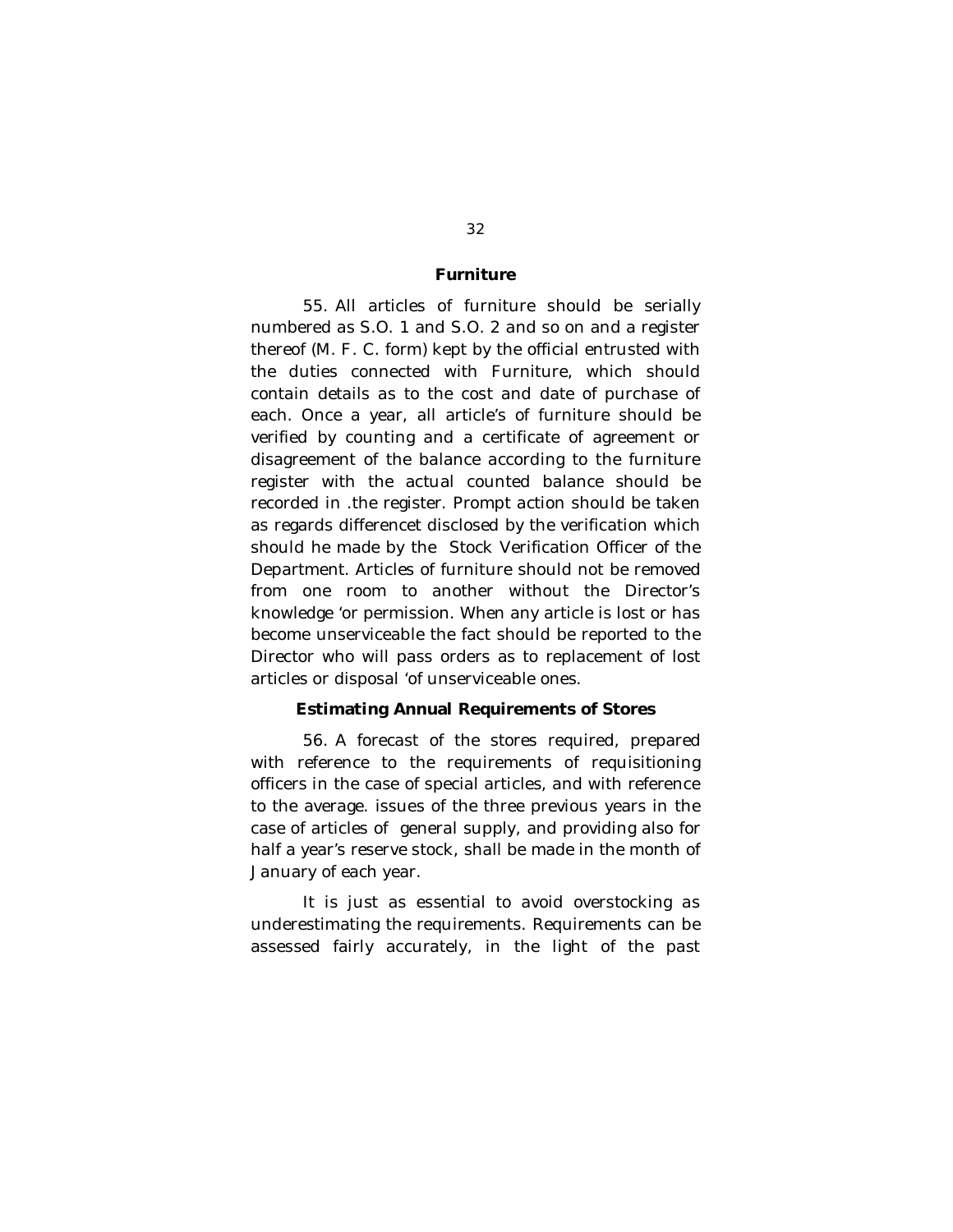### Furniture

55. All articles of furniture should be serially numbered as S.O. 1 and S.O. 2 and so on and a register thereof (M. F. C. form) kept by the official entrusted with the duties connected with Furniture, which should contain details as to the cost and date of purchase of each. Once a year, all article's of furniture should be verified by counting and a certificate of agreement or disagreement of the balance according to the furniture register with the actual counted balance should be recorded in .the register. Prompt action should be taken as regards differencet disclosed by the verification which should he made by the Stock Verification Officer of the Department. Articles of furniture should not be removed from one room to another without the Director's knowledge 'or permission. When any article is lost or has become unserviceable the fact should be reported to the Director who will pass orders as to replacement of lost articles or disposal 'of unserviceable ones.

### Estimating Annual Requirements of Stores

56. A forecast of the stores required, prepared with reference to the requirements of requisitioning officers in the case of special articles, and with reference to the average. issues of the three previous years in the case of articles of general supply, and providing also for half a year's reserve stock, shall be made in the month of January of each year.

It is just as essential to avoid overstocking as underestimating the requirements. Requirements can be assessed fairly accurately, in the light of the past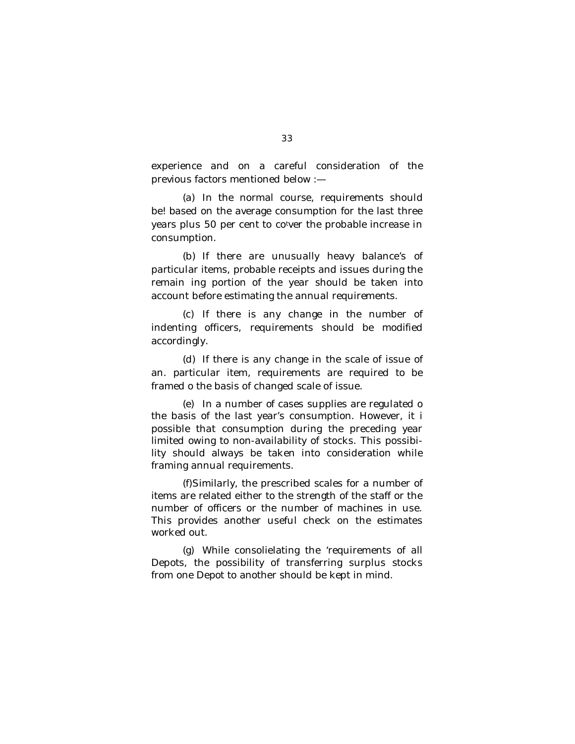experience and on a careful consideration of the previous factors mentioned below :—

(a) In the normal course, requirements should be! based on the average consumption for the last three years plus 50 per cent to co'ver the probable increase in consumption.

(b) If there are unusually heavy balance's of particular items, probable receipts and issues during the remain ing portion of the year should be taken into account before estimating the annual requirements.

(c) If there is any change in the number of indenting officers, requirements should be modified accordingly.

(d) If there is any change in the scale of issue of an. particular item, requirements are required to be framed o the basis of changed scale of issue.

(e) In a number of cases supplies are regulated o the basis of the last year's consumption. However, it i possible that consumption during the preceding year limited owing to non-availability of stocks. This possibility should always be taken into consideration while framing annual requirements.

(f)Similarly, the prescribed scales for a number of items are related either to the strength of the staff or the number of officers or the number of machines in use. This provides another useful check on the estimates worked out.

(g) While consolielating the 'requirements of all Depots, the possibility of transferring surplus stocks from one Depot to another should be kept in mind.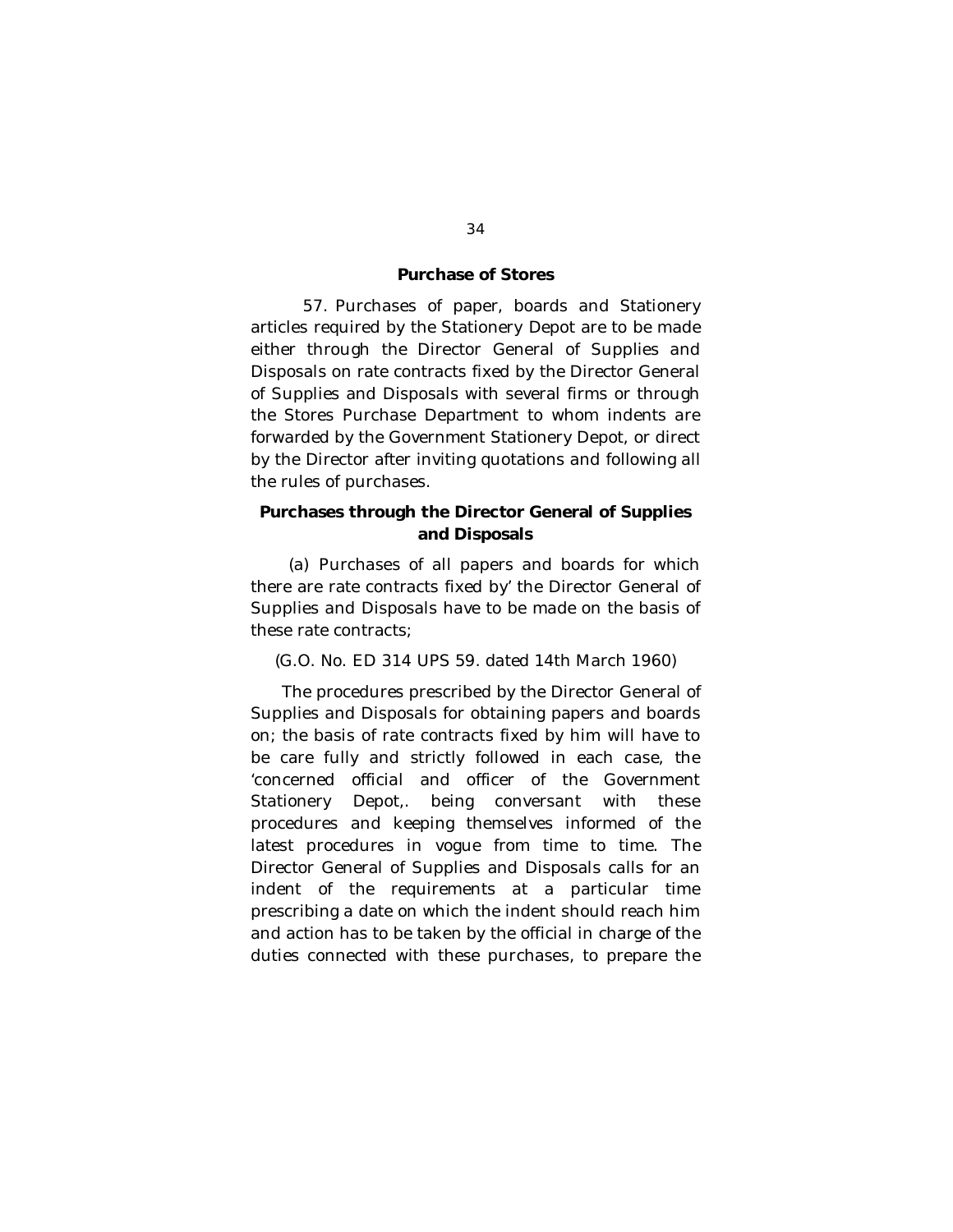## Purchase of Stores

57. Purchases of paper, boards and Stationery articles required by the Stationery Depot are to be made either through the Director General of Supplies and Disposals on rate contracts fixed by the Director General of Supplies and Disposals with several firms or through the Stores Purchase Department to whom indents are forwarded by the Government Stationery Depot, or direct by the Director after inviting quotations and following all the rules of purchases.

### Purchases through the Director General of Supplies and Disposals

(a) Purchases of all papers and boards for which there are rate contracts fixed by' the Director General of Supplies and Disposals have to be made on the basis of these rate contracts;

(G.O. No. ED 314 UPS 59. dated 14th March 1960)

The procedures prescribed by the Director General of Supplies and Disposals for obtaining papers and boards on; the basis of rate contracts fixed by him will have to be care fully and strictly followed in each case, the 'concerned official and officer of the Government Stationery Depot,. being conversant with these procedures and keeping themselves informed of the latest procedures in vogue from time to time. The Director General of Supplies and Disposals calls for an indent of the requirements at a particular time prescribing a date on which the indent should reach him and action has to be taken by the official in charge of the duties connected with these purchases, to prepare the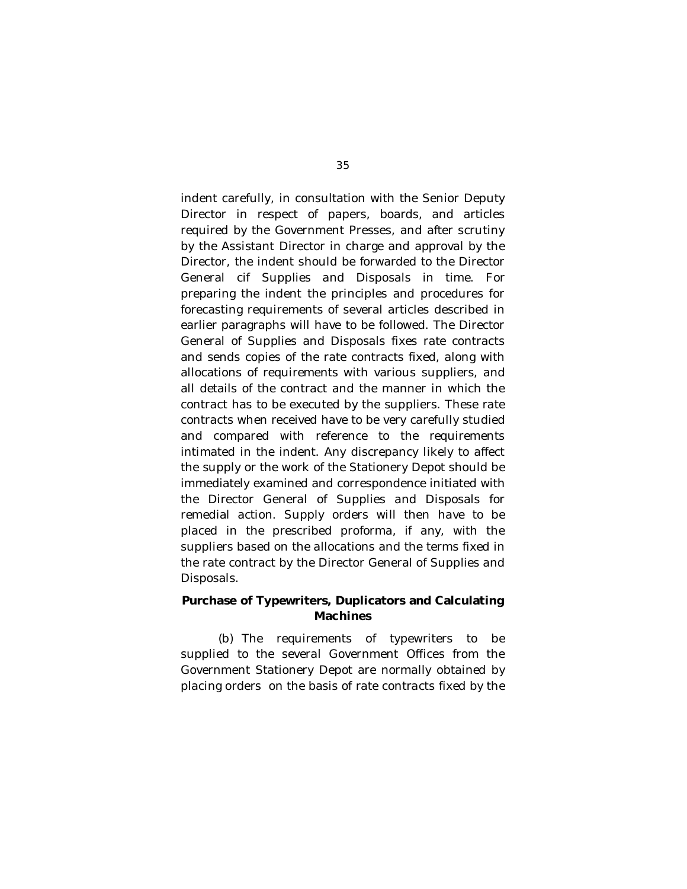indent carefully, in consultation with the Senior Deputy Director in respect of papers, boards, and articles required by the Government Presses, and after scrutiny by the Assistant Director in charge and approval by the Director, the indent should be forwarded to the Director General cif Supplies and Disposals in time. For preparing the indent the principles and procedures for forecasting requirements of several articles described in earlier paragraphs will have to be followed. The Director General of Supplies and Disposals fixes rate contracts and sends copies of the rate contracts fixed, along with allocations of requirements with various suppliers, and all details of the contract and the manner in which the contract has to be executed by the suppliers. These rate contracts when received have to be very carefully studied and compared with reference to the requirements intimated in the indent. Any discrepancy likely to affect the supply or the work of the Stationery Depot should be immediately examined and correspondence initiated with the Director General of Supplies and Disposals for remedial action. Supply orders will then have to be placed in the prescribed proforma, if any, with the suppliers based on the allocations and the terms fixed in the rate contract by the Director General of Supplies and Disposals.

**Purchase of Typewriters, Duplicators and Calculating Machines**

(b) The requirements of typewriters to be supplied to the several Government Offices from the Government Stationery Depot are normally obtained by placing orders on the basis of rate contracts fixed by the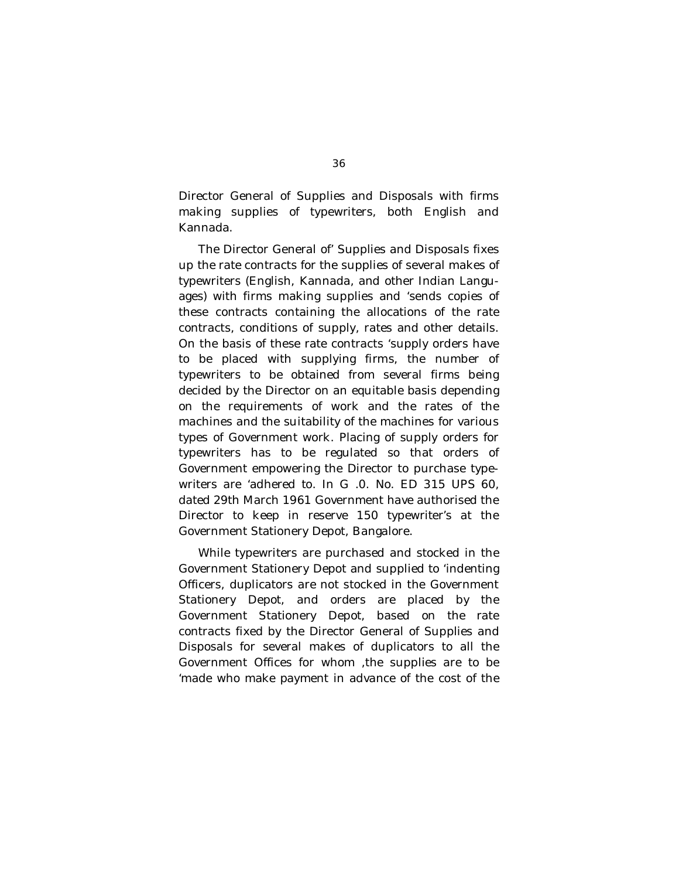Director General of Supplies and Disposals with firms making supplies of typewriters, both English and Kannada.

The Director General of' Supplies and Disposals fixes up the rate contracts for the supplies of several makes of typewriters (English, Kannada, and other Indian Languages) with firms making supplies and 'sends copies of these contracts containing the allocations of the rate contracts, conditions of supply, rates and other details. On the basis of these rate contracts 'supply orders have to be placed with supplying firms, the number of typewriters to be obtained from several firms being decided by the Director on an equitable basis depending on the requirements of work and the rates of the machines and the suitability of the machines for various types of Government work. Placing of supply orders for typewriters has to be regulated so that orders of Government empowering the Director to purchase typewriters are 'adhered to. In G .0. No. ED 315 UPS 60, dated 29th March 1961 Government have authorised the Director to keep in reserve 150 typewriter's at the Government Stationery Depot, Bangalore.

While typewriters are purchased and stocked in the Government Stationery Depot and supplied to 'indenting Officers, duplicators are not stocked in the Government Stationery Depot, and orders are placed by the Government Stationery Depot, based on the rate contracts fixed by the Director General of Supplies and Disposals for several makes of duplicators to all the Government Offices for whom ,the supplies are to be 'made who make payment in advance of the cost of the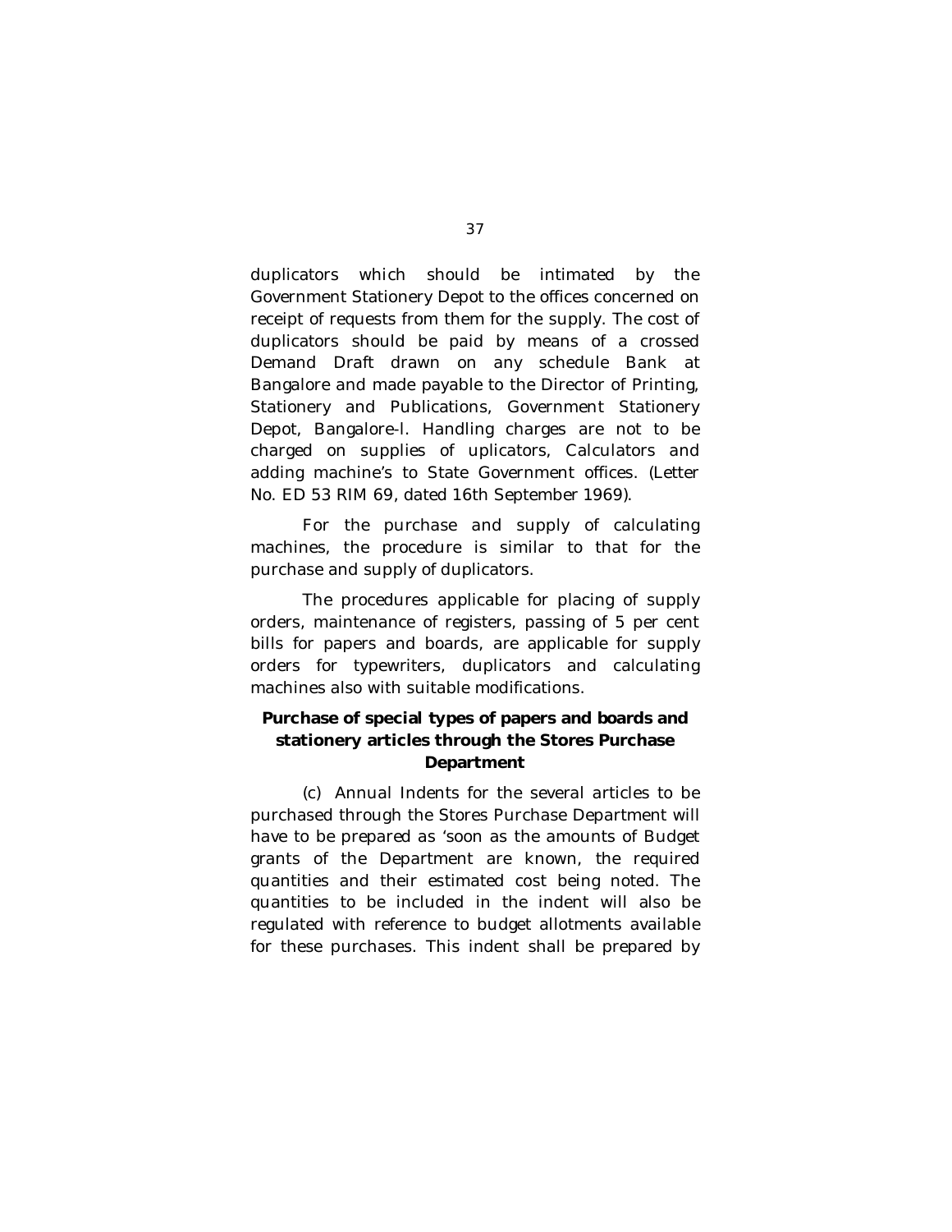duplicators which should be intimated by the Government Stationery Depot to the offices concerned on receipt of requests from them for the supply. The cost of duplicators should be paid by means of a crossed Demand Draft drawn on any schedule Bank at Bangalore and made payable to the Director of Printing, Stationery and Publications, Government Stationery Depot, Bangalore-l. Handling charges are not to be charged on supplies of uplicators, Calculators and adding machine's to State Government offices. (Letter No. ED 53 RIM 69, dated 16th September 1969).

For the purchase and supply of calculating machines, the procedure is similar to that for the purchase and supply of duplicators.

The procedures applicable for placing of supply orders, maintenance of registers, passing of 5 per cent bills for papers and boards, are applicable for supply orders for typewriters, duplicators and calculating machines also with suitable modifications.

**Purchase of special types of papers and boards and stationery articles through the Stores Purchase Department**

(c) Annual Indents for the several articles to be purchased through the Stores Purchase Department will have to be prepared as 'soon as the amounts of Budget grants of the Department are known, the required quantities and their estimated cost being noted. The quantities to be included in the indent will also be regulated with reference to budget allotments available for these purchases. This indent shall be prepared by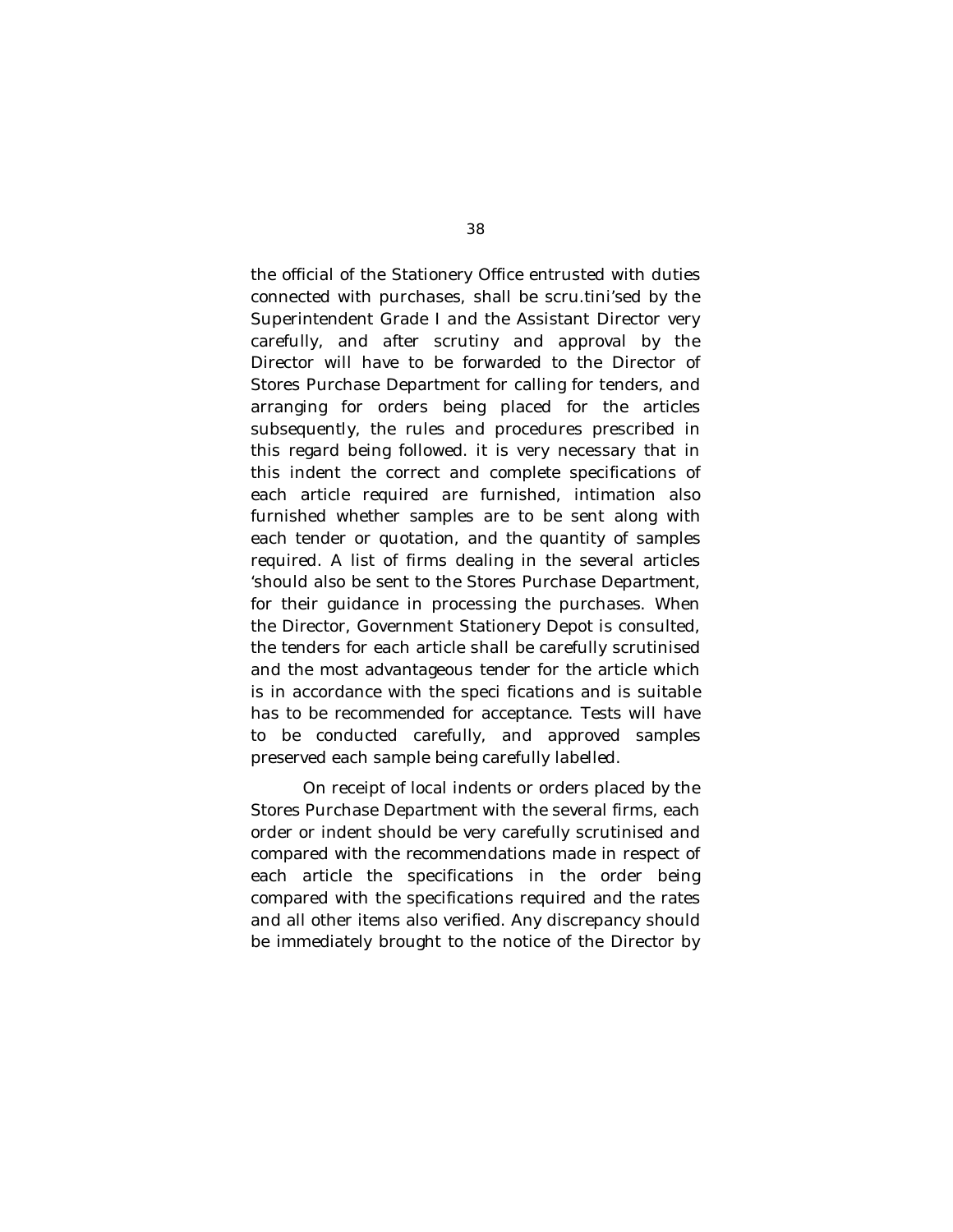the official of the Stationery Office entrusted with duties connected with purchases, shall be scru.tini'sed by the Superintendent Grade I and the Assistant Director very carefully, and after scrutiny and approval by the Director will have to be forwarded to the Director of Stores Purchase Department for calling for tenders, and arranging for orders being placed for the articles subsequently, the rules and procedures prescribed in this regard being followed. it is very necessary that in this indent the correct and complete specifications of each article required are furnished, intimation also furnished whether samples are to be sent along with each tender or quotation, and the quantity of samples required. A list of firms dealing in the several articles 'should also be sent to the Stores Purchase Department, for their guidance in processing the purchases. When the Director, Government Stationery Depot is consulted, the tenders for each article shall be carefully scrutinised and the most advantageous tender for the article which is in accordance with the speci fications and is suitable has to be recommended for acceptance. Tests will have to be conducted carefully, and approved samples preserved each sample being carefully labelled.

On receipt of local indents or orders placed by the Stores Purchase Department with the several firms, each order or indent should be very carefully scrutinised and compared with the recommendations made in respect of each article the specifications in the order being compared with the specifications required and the rates and all other items also verified. Any discrepancy should be immediately brought to the notice of the Director by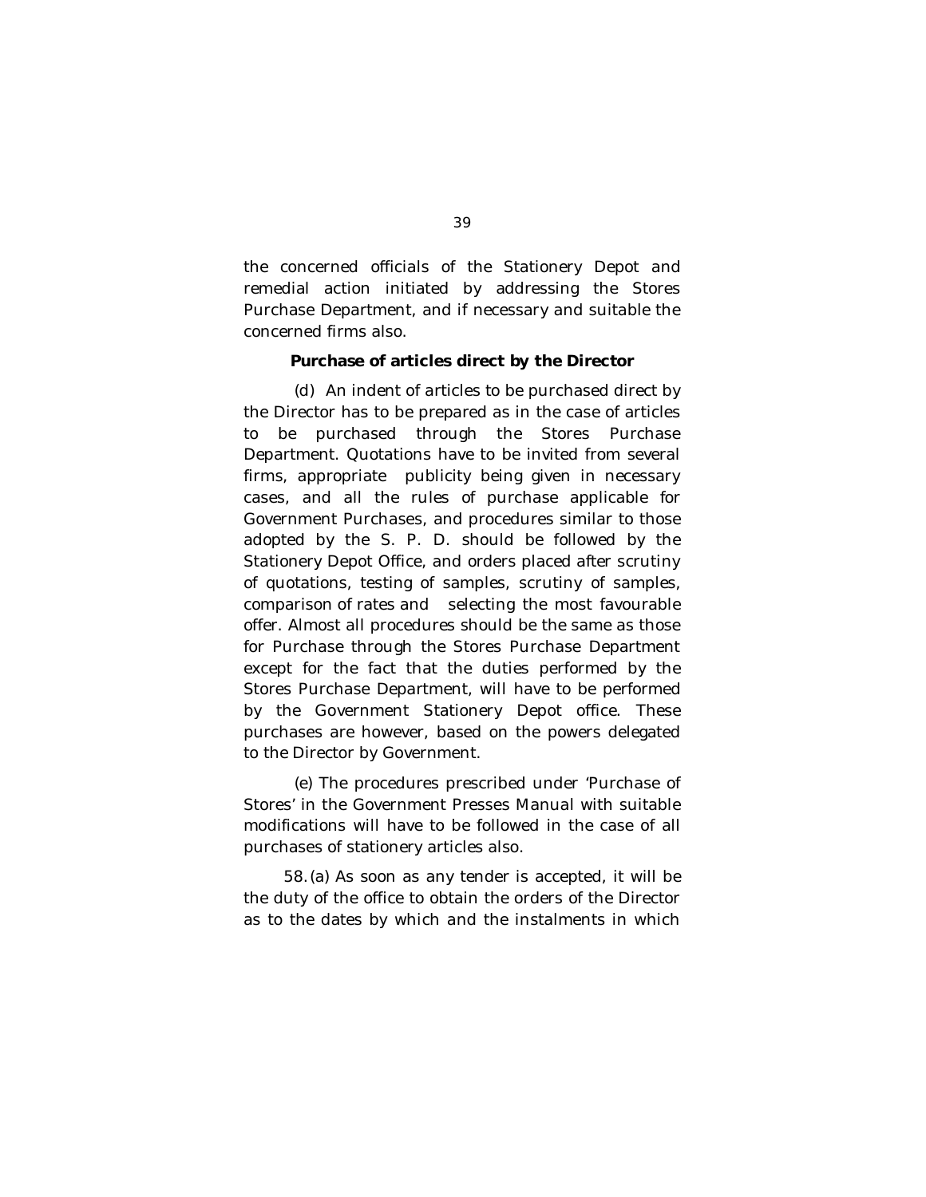the concerned officials of the Stationery Depot and remedial action initiated by addressing the Stores Purchase Department, and if necessary and suitable the concerned firms also.

**Purchase of articles direct by the Director**

(d) An indent of articles to be purchased direct by the Director has to be prepared as in the case of articles to be purchased through the Stores Purchase Department. Quotations have to be invited from several firms, appropriate publicity being given in necessary cases, and all the rules of purchase applicable for Government Purchases, and procedures similar to those adopted by the S. P. D. should be followed by the Stationery Depot Office, and orders placed after scrutiny of quotations, testing of samples, scrutiny of samples, comparison of rates and selecting the most favourable offer. Almost all procedures should be the same as those for Purchase through the Stores Purchase Department except for the fact that the duties performed by the Stores Purchase Department, will have to be performed by the Government Stationery Depot office. These purchases are however, based on the powers delegated to the Director by Government.

(e) The procedures prescribed under 'Purchase of Stores' in the Government Presses Manual with suitable modifications will have to be followed in the case of all purchases of stationery articles also.

58. (a) As soon as any tender is accepted, it will be the duty of the office to obtain the orders of the Director as to the dates by which and the instalments in which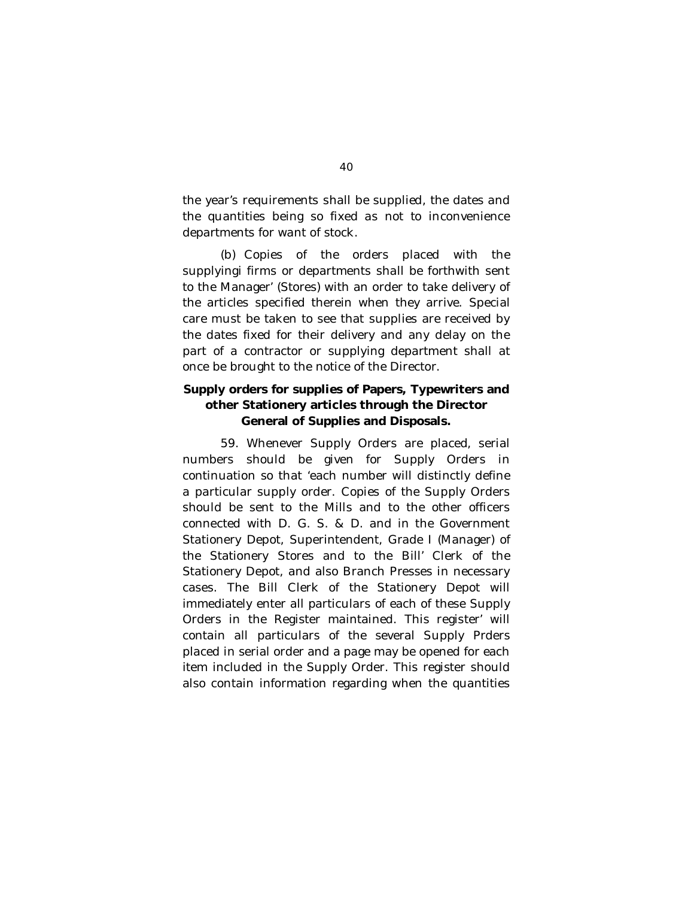the year's requirements shall be supplied, the dates and the quantities being so fixed as not to inconvenience departments for want of stock.

(b) Copies of the orders placed with the supplyingi firms or departments shall be forthwith sent to the Manager' (Stores) with an order to take delivery of the articles specified therein when they arrive. Special care must be taken to see that supplies are received by the dates fixed for their delivery and any delay on the part of a contractor or supplying department shall at once be brought to the notice of the Director.

**Supply orders for supplies of Papers, Typewriters and other Stationery articles through the Director General of Supplies and Disposals.**

59. Whenever Supply Orders are placed, serial numbers should be given for Supply Orders in continuation so that 'each number will distinctly define a particular supply order. Copies of the Supply Orders should be sent to the Mills and to the other officers connected with D. G. S. & D. and in the Government Stationery Depot, Superintendent, Grade I (Manager) of the Stationery Stores and to the Bill' Clerk of the Stationery Depot, and also Branch Presses in necessary cases. The Bill Clerk of the Stationery Depot will immediately enter all particulars of each of these Supply Orders in the Register maintained. This register' will contain all particulars of the several Supply Prders placed in serial order and a page may be opened for each item included in the Supply Order. This register should also contain information regarding when the quantities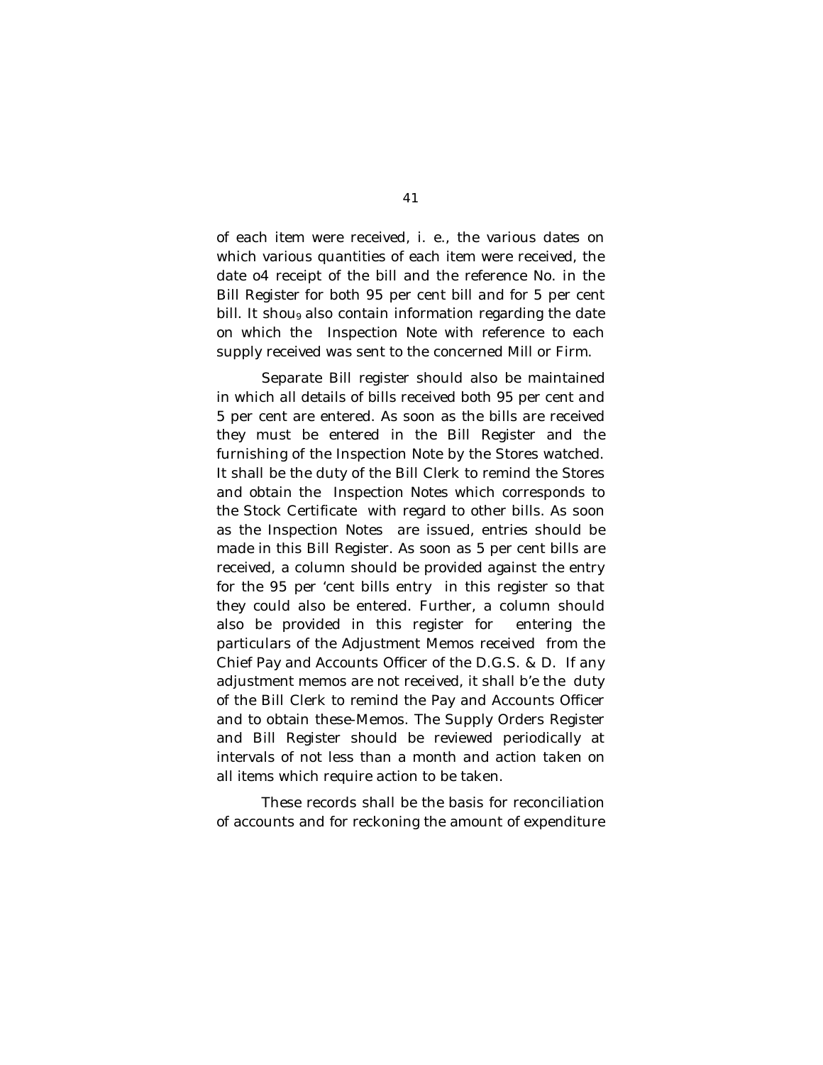of each item were received, i. e., the various dates on which various quantities of each item were received, the date o4 receipt of the bill and the reference No. in the Bill Register for both 95 per cent bill and for 5 per cent bill. It shou9 also contain information regarding the date on which the Inspection Note with reference to each supply received was sent to the concerned Mill or Firm.

Separate Bill register should also be maintained in which all details of bills received both 95 per cent and 5 per cent are entered. As soon as the bills are received they must be entered in the Bill Register and the furnishing of the Inspection Note by the Stores watched. It shall be the duty of the Bill Clerk to remind the Stores and obtain the Inspection Notes which corresponds to the Stock Certificate with regard to other bills. As soon as the Inspection Notes are issued, entries should be made in this Bill Register. As soon as 5 per cent bills are received, a column should be provided against the entry for the 95 per 'cent bills entry in this register so that they could also be entered. Further, a column should also be provided in this register for entering the particulars of the Adjustment Memos received from the Chief Pay and Accounts Officer of the D.G.S. & D. If any adjustment memos are not received, it shall b'e the duty of the Bill Clerk to remind the Pay and Accounts Officer and to obtain these-Memos. The Supply Orders Register and Bill Register should be reviewed periodically at intervals of not less than a month and action taken on all items which require action to be taken.

These records shall be the basis for reconciliation of accounts and for reckoning the amount of expenditure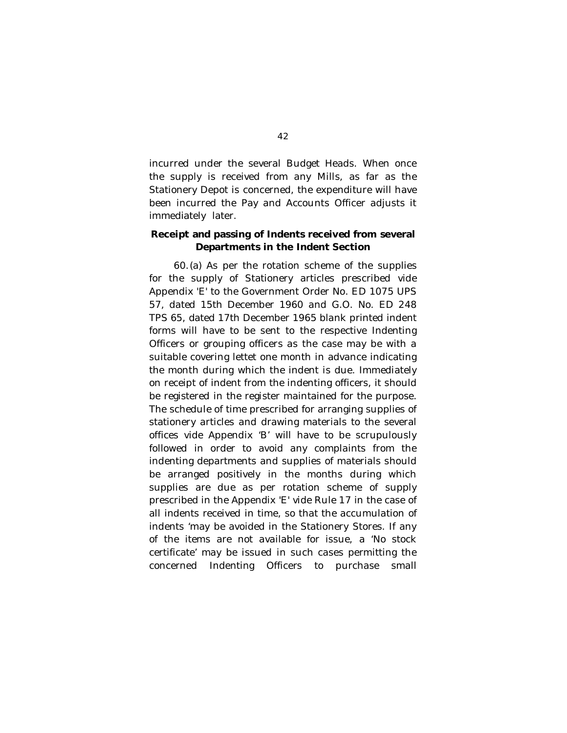incurred under the several Budget Heads. When once the supply is received from any Mills, as far as the Stationery Depot is concerned, the expenditure will have been incurred the Pay and Accounts Officer adjusts it immediately later.

**Receipt and passing of Indents received from several Departments in the Indent Section**

60. (a) As per the rotation scheme of the supplies for the supply of Stationery articles prescribed vide Appendix 'E' to the Government Order No. ED 1075 UPS 57, dated 15th December 1960 and G.O. No. ED 248 TPS 65, dated 17th December 1965 blank printed indent forms will have to be sent to the respective Indenting Officers or grouping officers as the case may be with a suitable covering lettet one month in advance indicating the month during which the indent is due. Immediately on receipt of indent from the indenting officers, it should be registered in the register maintained for the purpose. The schedule of time prescribed for arranging supplies of stationery articles and drawing materials to the several offices vide Appendix 'B' will have to be scrupulously followed in order to avoid any complaints from the indenting departments and supplies of materials should be arranged positively in the months during which supplies are due as per rotation scheme of supply prescribed in the Appendix 'E' vide Rule 17 in the case of all indents received in time, so that the accumulation of indents 'may be avoided in the Stationery Stores. If any of the items are not available for issue, a 'No stock certificate' may be issued in such cases permitting the concerned Indenting Officers to purchase small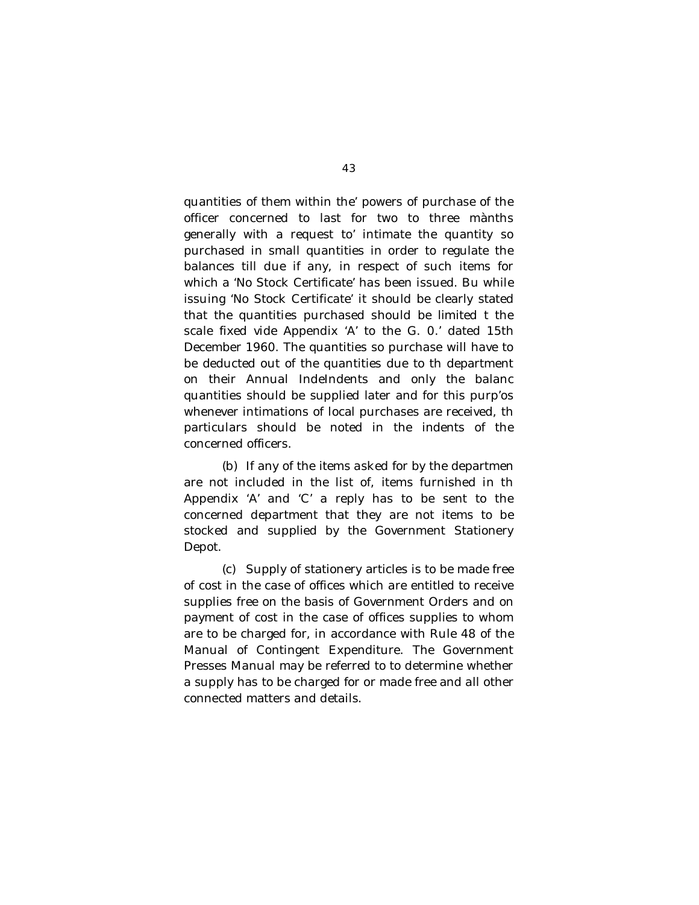quantities of them within the' powers of purchase of the officer concerned to last for two to three mànths generally with a request to' intimate the quantity so purchased in small quantities in order to regulate the balances till due if any, in respect of such items for which a 'No Stock Certificate' has been issued. Bu while issuing 'No Stock Certificate' it should be clearly stated that the quantities purchased should be limited t the scale fixed vide Appendix 'A' to the G. 0.' dated 15th December 1960. The quantities so purchase will have to be deducted out of the quantities due to th department on their Annual IndeIndents and only the balanc quantities should be supplied later and for this purp'os whenever intimations of local purchases are received, th particulars should be noted in the indents of the concerned officers.

(b) If any of the items asked for by the departmen are not included in the list of, items furnished in th Appendix 'A' and 'C' a reply has to be sent to the concerned department that they are not items to be stocked and supplied by the Government Stationery Depot.

(c) Supply of stationery articles is to be made free of cost in the case of offices which are entitled to receive supplies free on the basis of Government Orders and on payment of cost in the case of offices supplies to whom are to be charged for, in accordance with Rule 48 of the Manual of Contingent Expenditure. The Government Presses Manual may be referred to to determine whether a supply has to be charged for or made free and all other connected matters and details.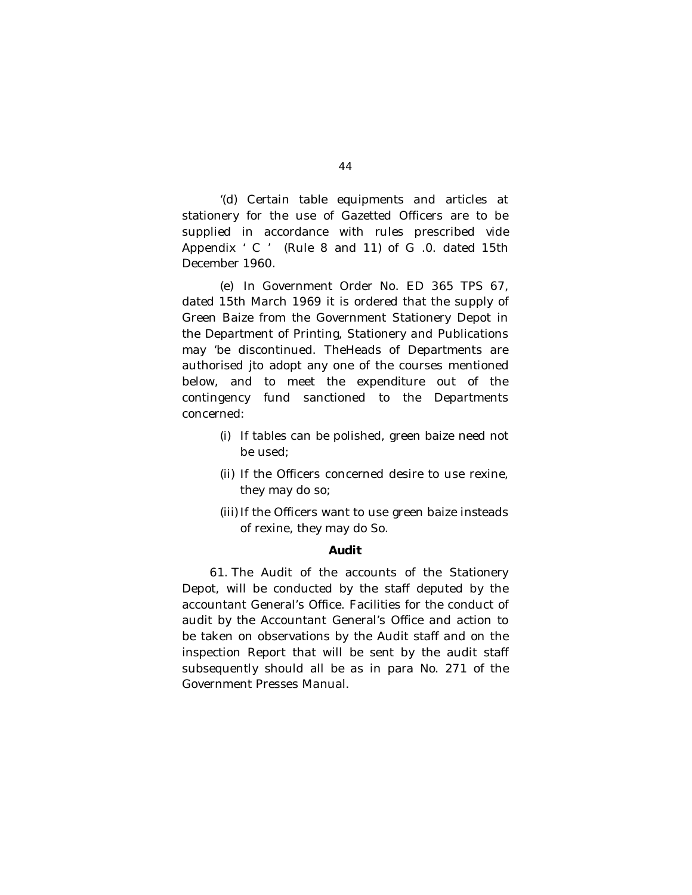'(d) Certain table equipments and articles at stationery for the use of Gazetted Officers are to be supplied in accordance with rules prescribed vide Appendix ' C ' (Rule 8 and 11) of G .0. dated 15th December 1960.

(e) In Government Order No. ED 365 TPS 67, dated 15th March 1969 it is ordered that the supply of Green Baize from the Government Stationery Depot in the Department of Printing, Stationery and Publications may 'be discontinued. TheHeads of Departments are authorised jto adopt any one of the courses mentioned below, and to meet the expenditure out of the contingency fund sanctioned to the Departments concerned:

(i) If tables can be polished, green baize need not be used;

(ii) If the Officers concerned desire to use rexine, they may do so;

(iii) If the Officers want to use green baize insteads of rexine, they may do So.

**Audit**

61. The Audit of the accounts of the Stationery Depot, will be conducted by the staff deputed by the accountant General's Office. Facilities for the conduct of audit by the Accountant General's Office and action to be taken on observations by the Audit staff and on the inspection Report that will be sent by the audit staff subsequently should all be as in para No. 271 of the Government Presses Manual.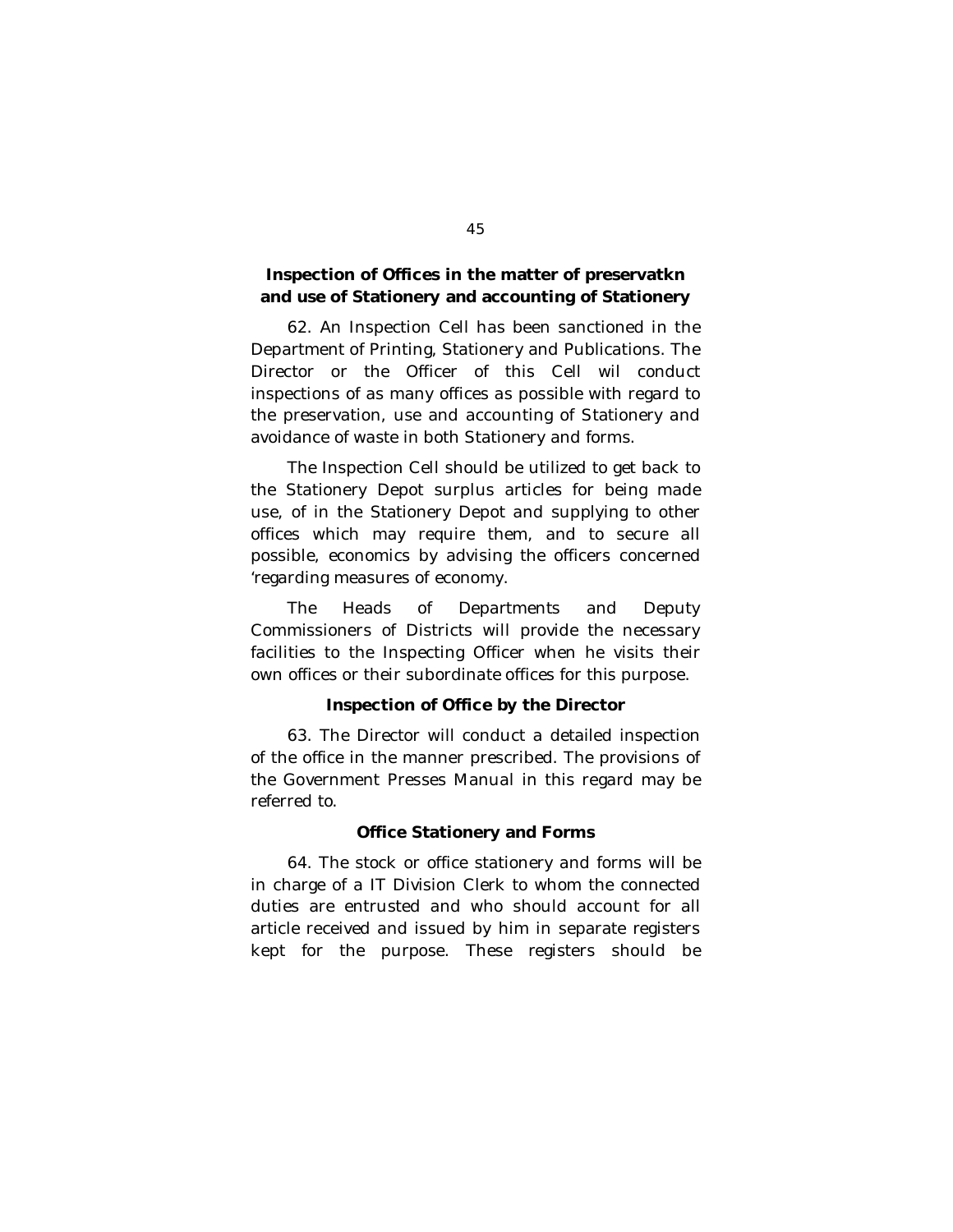## Inspection of Offices in the matter of preservatkn and use of Stationery and accounting of Stationery

62. An Inspection Cell has been sanctioned in the Department of Printing, Stationery and Publications. The Director or the Officer of this Cell wil conduct inspections of as many offices as possible with regard to the preservation, use and accounting of Stationery and avoidance of waste in both Stationery and forms.

The Inspection Cell should be utilized to get back to the Stationery Depot surplus articles for being made use, of in the Stationery Depot and supplying to other offices which may require them, and to secure all possible, economics by advising the officers concerned 'regarding measures of economy.

The Heads of Departments and Deputy Commissioners of Districts will provide the necessary facilities to the Inspecting Officer when he visits their own offices or their subordinate offices for this purpose.

### Inspection of Office by the Director

63. The Director will conduct a detailed inspection of the office in the manner prescribed. The provisions of the Government Presses Manual in this regard may be referred to.

### Office Stationery and Forms

64. The stock or office stationery and forms will be in charge of a IT Division Clerk to whom the connected duties are entrusted and who should account for all article received and issued by him in separate registers kept for the purpose. These registers should be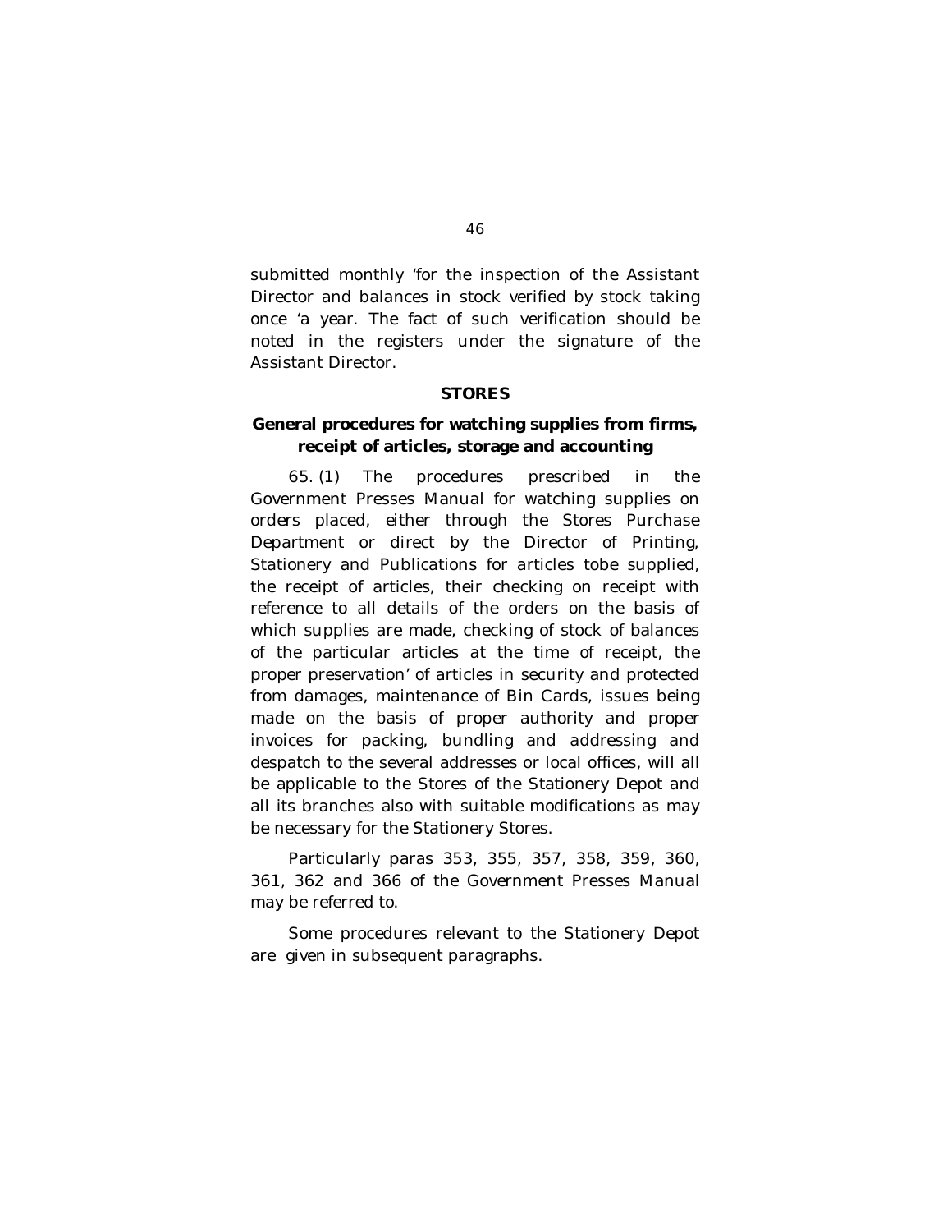submitted monthly 'for the inspection of the Assistant Director and balances in stock verified by stock taking once 'a year. The fact of such verification should be noted in the registers under the signature of the Assistant Director.

## STORES

### General procedures for watching supplies from firms, receipt of articles, storage and accounting

65. (1) The procedures prescribed in the Government Presses Manual for watching supplies on orders placed, either through the Stores Purchase Department or direct by the Director of Printing, Stationery and Publications for articles tobe supplied, the receipt of articles, their checking on receipt with reference to all details of the orders on the basis of which supplies are made, checking of stock of balances of the particular articles at the time of receipt, the proper preservation' of articles in security and protected from damages, maintenance of Bin Cards, issues being made on the basis of proper authority and proper invoices for packing, bundling and addressing and despatch to the several addresses or local offices, will all be applicable to the Stores of the Stationery Depot and all its branches also with suitable modifications as may be necessary for the Stationery Stores.

Particularly paras 353, 355, 357, 358, 359, 360, 361, 362 and 366 of the Government Presses Manual may be referred to.

Some procedures relevant to the Stationery Depot are given in subsequent paragraphs.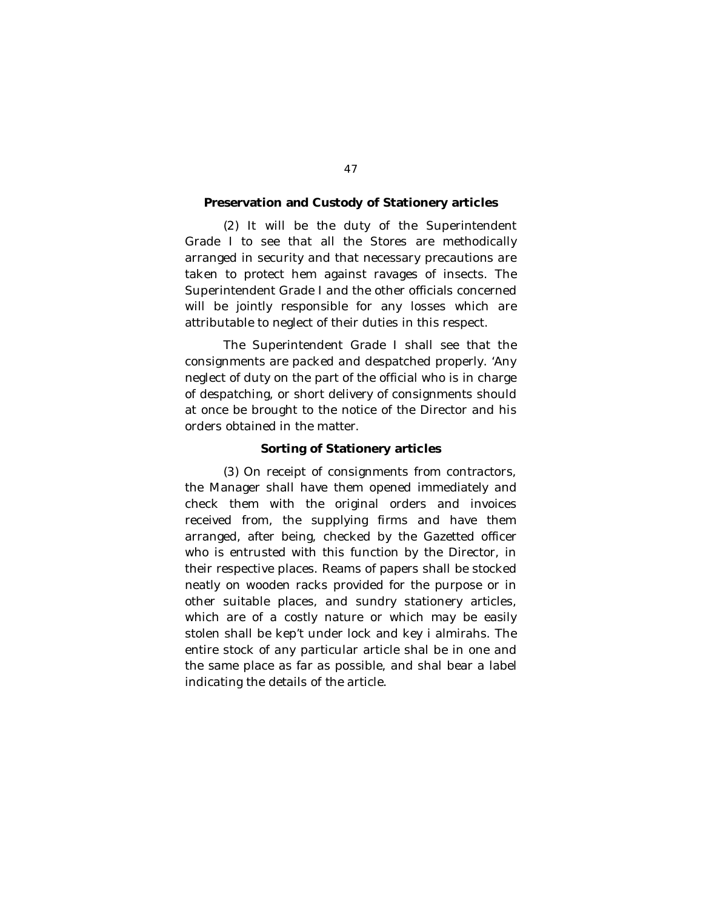**Preservation and Custody of Stationery articles**

(2) It will be the duty of the Superintendent Grade I to see that all the Stores are methodically arranged in security and that necessary precautions are taken to protect hem against ravages of insects. The Superintendent Grade I and the other officials concerned will be jointly responsible for any losses which are attributable to neglect of their duties in this respect.

The Superintendent Grade I shall see that the consignments are packed and despatched properly. 'Any neglect of duty on the part of the official who is in charge of despatching, or short delivery of consignments should at once be brought to the notice of the Director and his orders obtained in the matter.

**Sorting of Stationery articles**

(3) On receipt of consignments from contractors, the Manager shall have them opened immediately and check them with the original orders and invoices received from, the supplying firms and have them arranged, after being, checked by the Gazetted officer who is entrusted with this function by the Director, in their respective places. Reams of papers shall be stocked neatly on wooden racks provided for the purpose or in other suitable places, and sundry stationery articles, which are of a costly nature or which may be easily stolen shall be kep't under lock and key i almirahs. The entire stock of any particular article shal be in one and the same place as far as possible, and shal bear a label indicating the details of the article.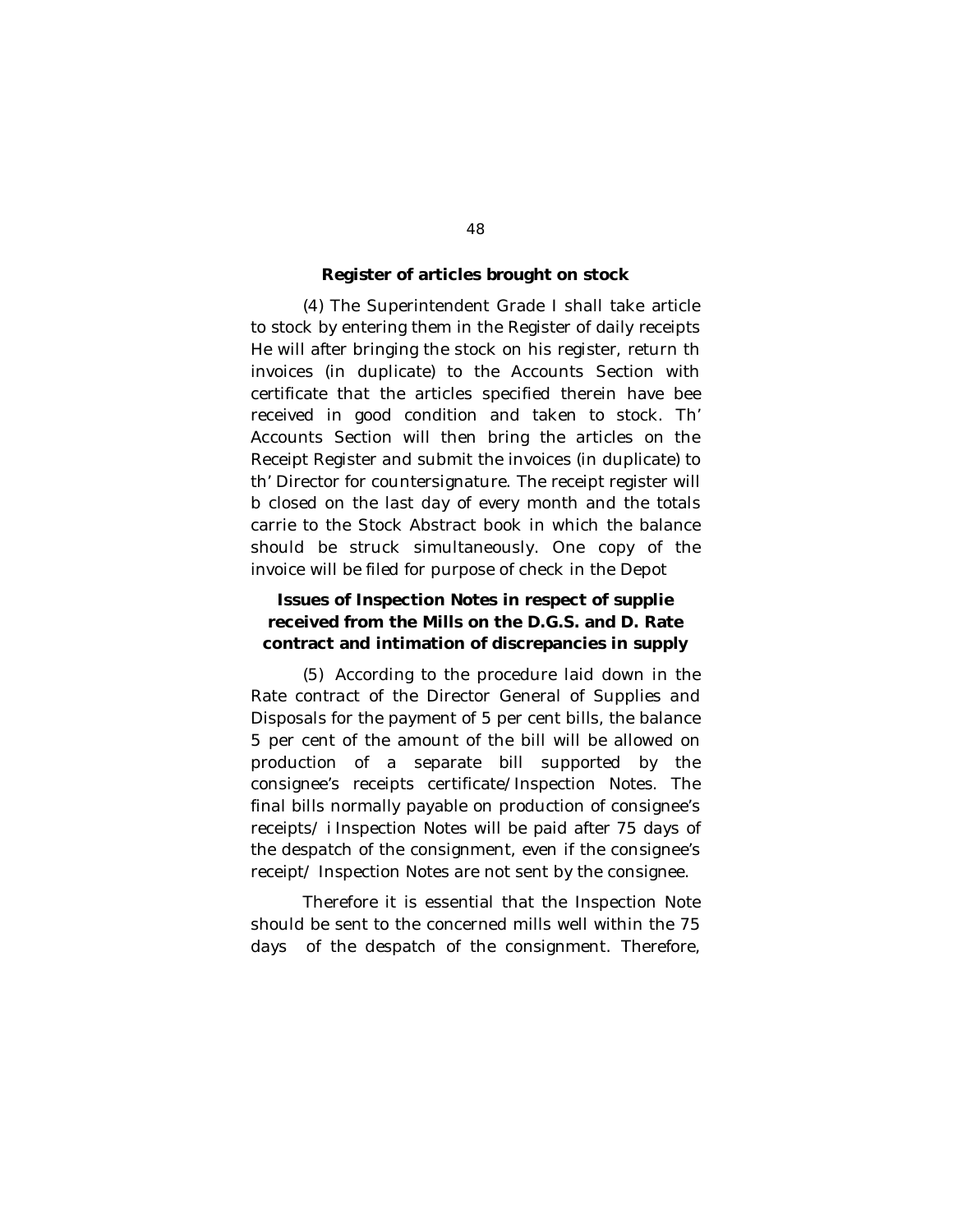### Register of articles brought on stock

(4) The Superintendent Grade I shall take article to stock by entering them in the Register of daily receipts He will after bringing the stock on his register, return th invoices (in duplicate) to the Accounts Section with certificate that the articles specified therein have bee received in good condition and taken to stock. Th' Accounts Section will then bring the articles on the Receipt Register and submit the invoices (in duplicate) to th' Director for countersignature. The receipt register will b closed on the last day of every month and the totals carrie to the Stock Abstract book in which the balance should be struck simultaneously. One copy of the invoice will be filed for purpose of check in the Depot

### Issues of Inspection Notes in respect of supplie received from the Mills on the D.G.S. and D. Rate contract and intimation of discrepancies in supply

(5) According to the procedure laid down in the Rate contract of the Director General of Supplies and Disposals for the payment of 5 per cent bills, the balance 5 per cent of the amount of the bill will be allowed on production of a separate bill supported by the consignee's receipts certificate/Inspection Notes. The final bills normally payable on production of consignee's receipts/ i Inspection Notes will be paid after 75 days of the despatch of the consignment, even if the consignee's receipt/ Inspection Notes are not sent by the consignee.

Therefore it is essential that the Inspection Note should be sent to the concerned mills well within the 75 days of the despatch of the consignment. Therefore,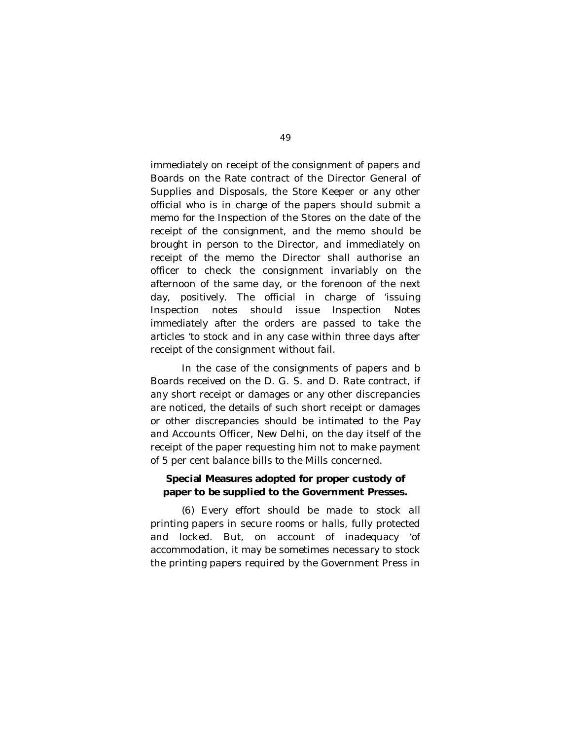immediately on receipt of the consignment of papers and Boards on the Rate contract of the Director General of Supplies and Disposals, the Store Keeper or any other official who is in charge of the papers should submit a memo for the Inspection of the Stores on the date of the receipt of the consignment, and the memo should be brought in person to the Director, and immediately on receipt of the memo the Director shall authorise an officer to check the consignment invariably on the afternoon of the same day, or the forenoon of the next day, positively. The official in charge of 'issuing Inspection notes should issue Inspection Notes immediately after the orders are passed to take the articles 'to stock and in any case within three days after receipt of the consignment without fail.

In the case of the consignments of papers and b Boards received on the D. G. S. and D. Rate contract, if any short receipt or damages or any other discrepancies are noticed, the details of such short receipt or damages or other discrepancies should be intimated to the Pay and Accounts Officer, New Delhi, on the day itself of the receipt of the paper requesting him not to make payment of 5 per cent balance bills to the Mills concerned.

**Special Measures adopted for proper custody of paper to be supplied to the Government Presses.**

(6) Every effort should be made to stock all printing papers in secure rooms or halls, fully protected and locked. But, on account of inadequacy 'of accommodation, it may be sometimes necessary to stock the printing papers required by the Government Press in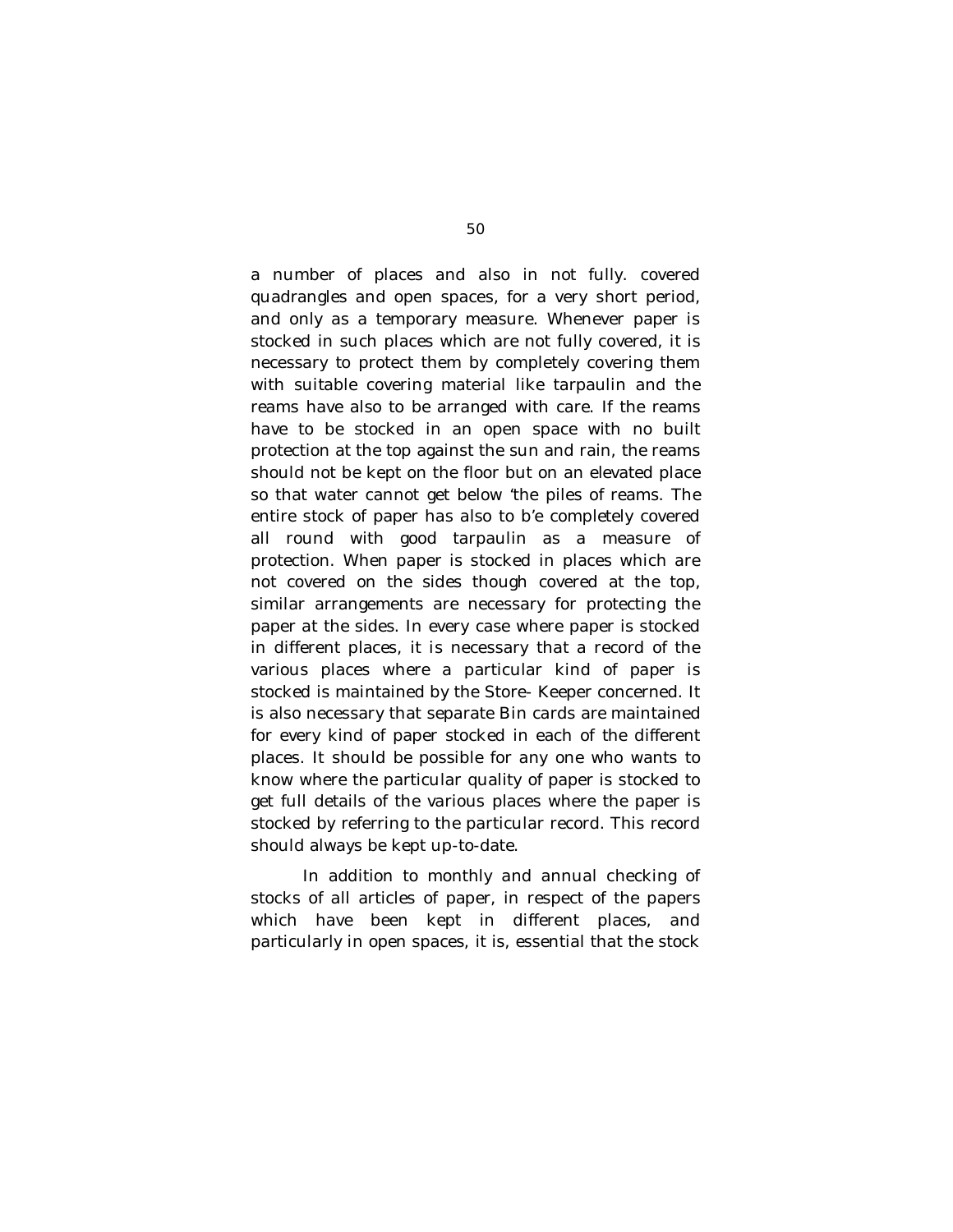a number of places and also in not fully. covered quadrangles and open spaces, for a very short period, and only as a temporary measure. Whenever paper is stocked in such places which are not fully covered, it is necessary to protect them by completely covering them with suitable covering material like tarpaulin and the reams have also to be arranged with care. If the reams have to be stocked in an open space with no built protection at the top against the sun and rain, the reams should not be kept on the floor but on an elevated place so that water cannot get below 'the piles of reams. The entire stock of paper has also to b'e completely covered all round with good tarpaulin as a measure of protection. When paper is stocked in places which are not covered on the sides though covered at the top, similar arrangements are necessary for protecting the paper at the sides. In every case where paper is stocked in different places, it is necessary that a record of the various places where a particular kind of paper is stocked is maintained by the Store- Keeper concerned. It is also necessary that separate Bin cards are maintained for every kind of paper stocked in each of the different places. It should be possible for any one who wants to know where the particular quality of paper is stocked to get full details of the various places where the paper is stocked by referring to the particular record. This record should always be kept up-to-date.

In addition to monthly and annual checking of stocks of all articles of paper, in respect of the papers which have been kept in different places, and particularly in open spaces, it is, essential that the stock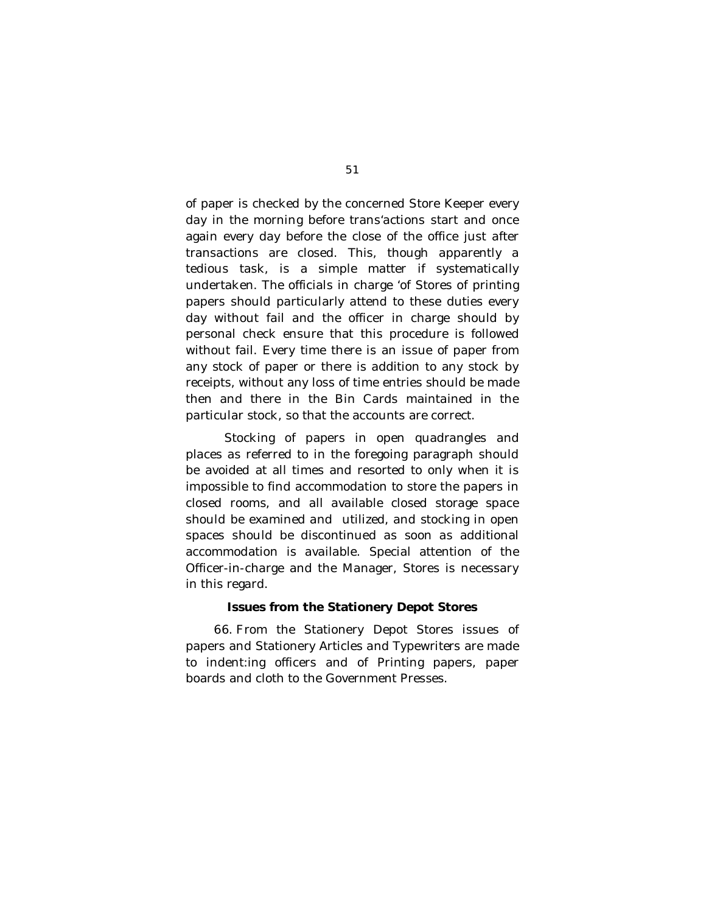of paper is checked by the concerned Store Keeper every day in the morning before trans‘actions start and once again every day before the close of the office just after transactions are closed. This, though apparently a tedious task, is a simple matter if systematically undertaken. The officials in charge ‘of Stores of printing papers should particularly attend to these duties every day without fail and the officer in charge should by personal check ensure that this procedure is followed without fail. Every time there is an issue of paper from any stock of paper or there is addition to any stock by receipts, without any loss of time entries should be made then and there in the Bin Cards maintained in the particular stock, so that the accounts are correct.

Stocking of papers in open quadrangles and places as referred to in the foregoing paragraph should be avoided at all times and resorted to only when it is impossible to find accommodation to store the papers in closed rooms, and all available closed storage space should be examined and utilized, and stocking in open spaces should be discontinued as soon as additional accommodation is available. Special attention of the Officer-in-charge and the Manager, Stores is necessary in this regard.

**Issues from the Stationery Depot Stores**

66. From the Stationery Depot Stores issues of papers and Stationery Articles and Typewriters are made to indent:ing officers and of Printing papers, paper boards and cloth to the Government Presses.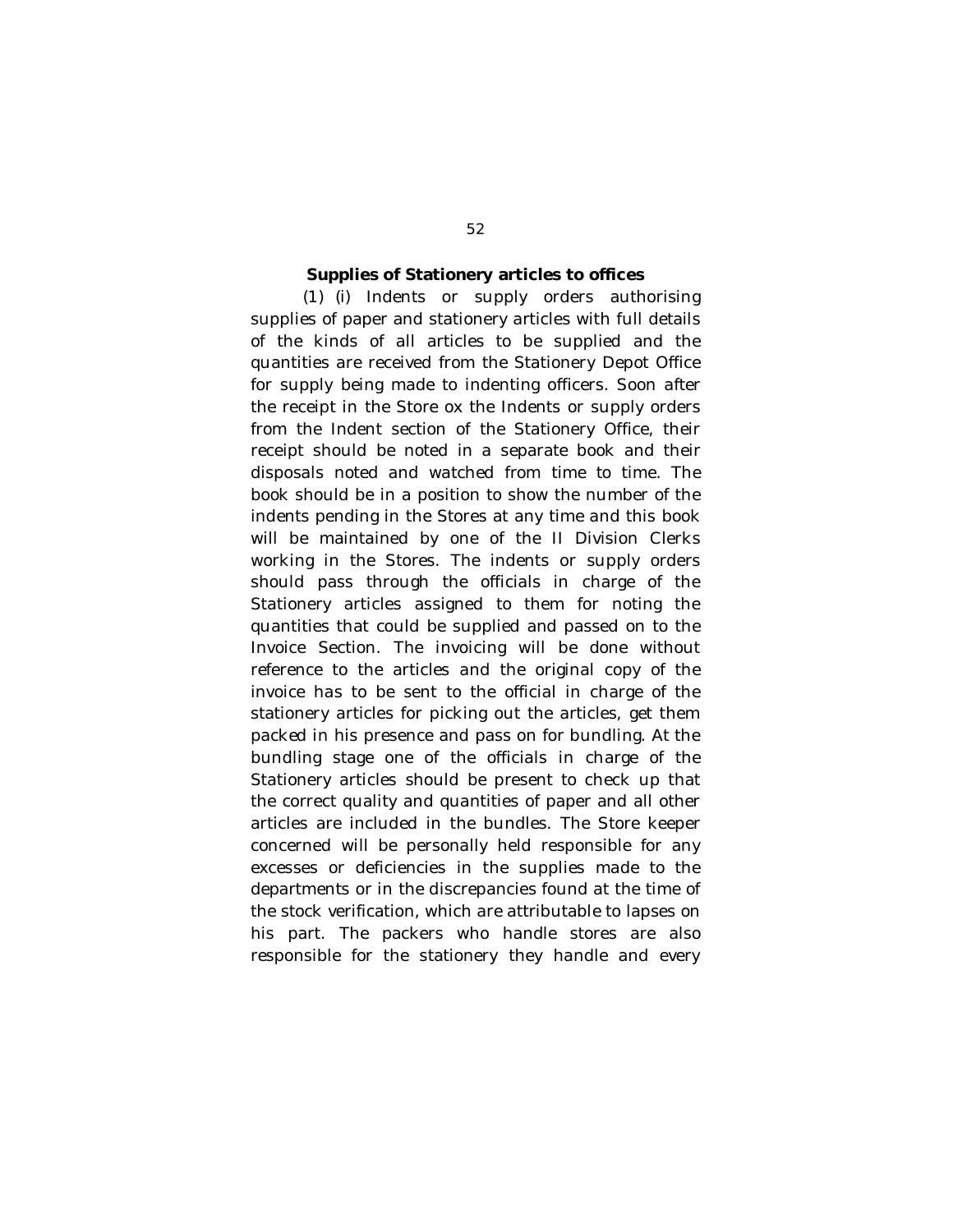**Supplies of Stationery articles to offices**

(1) (i) Indents or supply orders authorising supplies of paper and stationery articles with full details of the kinds of all articles to be supplied and the quantities are received from the Stationery Depot Office for supply being made to indenting officers. Soon after the receipt in the Store ox the Indents or supply orders from the Indent section of the Stationery Office, their receipt should be noted in a separate book and their disposals noted and watched from time to time. The book should be in a position to show the number of the indents pending in the Stores at any time and this book will be maintained by one of the II Division Clerks working in the Stores. The indents or supply orders should pass through the officials in charge of the Stationery articles assigned to them for noting the quantities that could be supplied and passed on to the Invoice Section. The invoicing will be done without reference to the articles and the original copy of the invoice has to be sent to the official in charge of the stationery articles for picking out the articles, get them packed in his presence and pass on for bundling. At the bundling stage one of the officials in charge of the Stationery articles should be present to check up that the correct quality and quantities of paper and all other articles are included in the bundles. The Store keeper concerned will be personally held responsible for any excesses or deficiencies in the supplies made to the departments or in the discrepancies found at the time of the stock verification, which are attributable to lapses on his part. The packers who handle stores are also responsible for the stationery they handle and every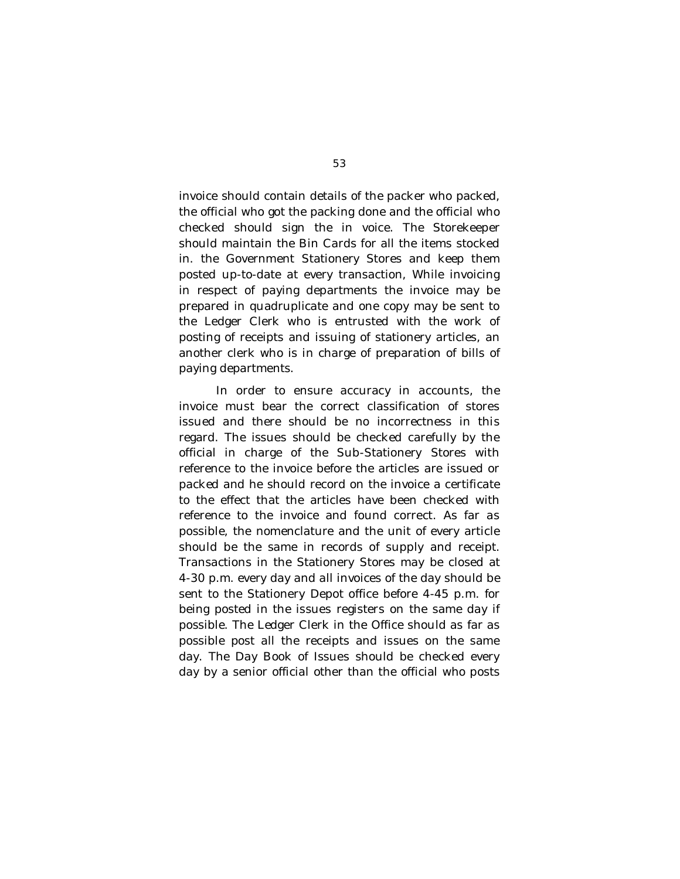invoice should contain details of the packer who packed, the official who got the packing done and the official who checked should sign the in voice. The Storekeeper should maintain the Bin Cards for all the items stocked in. the Government Stationery Stores and keep them posted up-to-date at every transaction, While invoicing in respect of paying departments the invoice may be prepared in quadruplicate and one copy may be sent to the Ledger Clerk who is entrusted with the work of posting of receipts and issuing of stationery articles, an another clerk who is in charge of preparation of bills of paying departments.

In order to ensure accuracy in accounts, the invoice must bear the correct classification of stores issued and there should be no incorrectness in this regard. The issues should be checked carefully by the official in charge of the Sub-Stationery Stores with reference to the invoice before the articles are issued or packed and he should record on the invoice a certificate to the effect that the articles have been checked with reference to the invoice and found correct. As far as possible, the nomenclature and the unit of every article should be the same in records of supply and receipt. Transactions in the Stationery Stores may be closed at 4-30 p.m. every day and all invoices of the day should be sent to the Stationery Depot office before 4-45 p.m. for being posted in the issues registers on the same day if possible. The Ledger Clerk in the Office should as far as possible post all the receipts and issues on the same day. The Day Book of Issues should be checked every day by a senior official other than the official who posts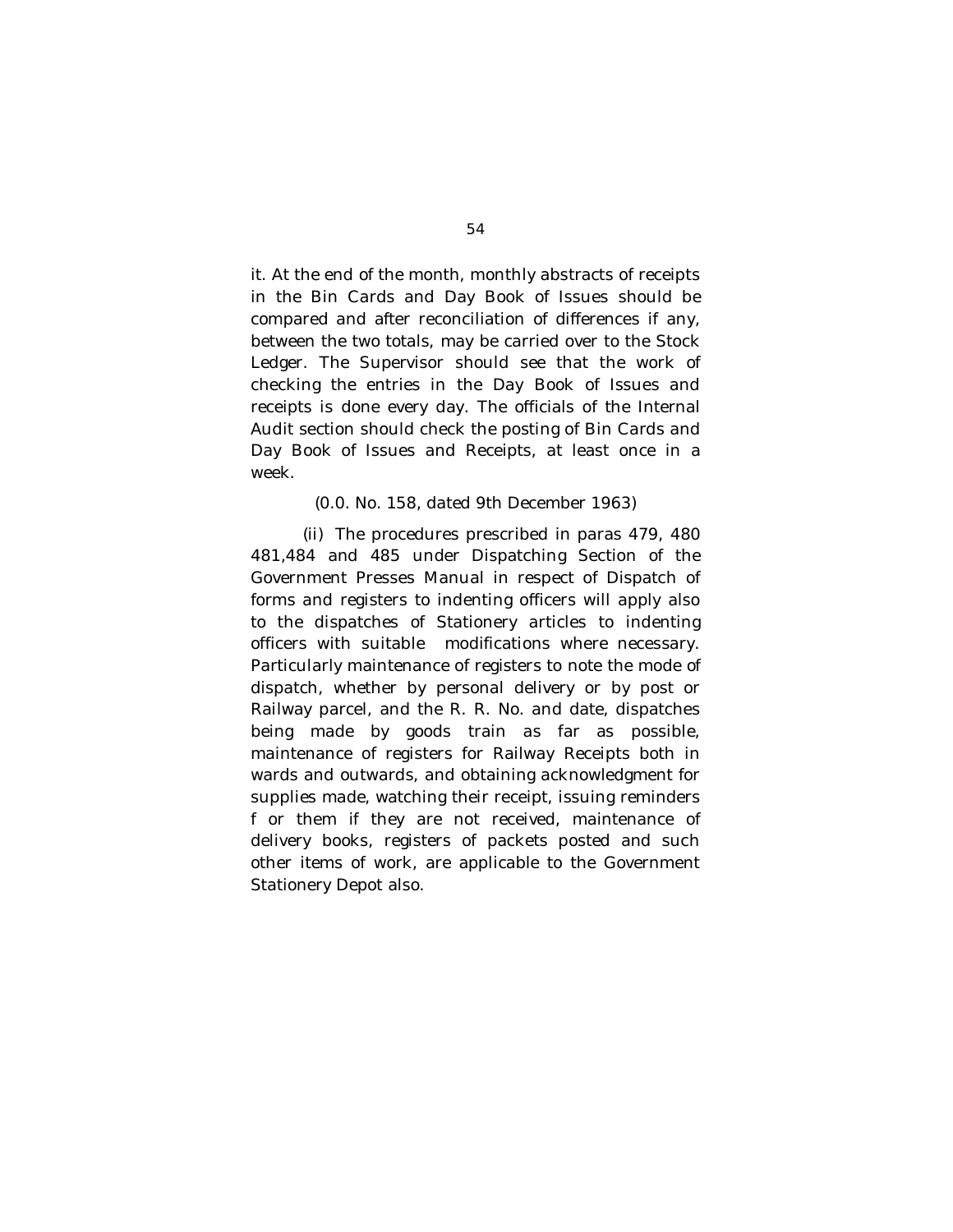it. At the end of the month, monthly abstracts of receipts in the Bin Cards and Day Book of Issues should be compared and after reconciliation of differences if any, between the two totals, may be carried over to the Stock Ledger. The Supervisor should see that the work of checking the entries in the Day Book of Issues and receipts is done every day. The officials of the Internal Audit section should check the posting of Bin Cards and Day Book of Issues and Receipts, at least once in a week.

(0.0. No. 158, dated 9th December 1963)

(ii) The procedures prescribed in paras 479, 480 481,484 and 485 under Dispatching Section of the Government Presses Manual in respect of Dispatch of forms and registers to indenting officers will apply also to the dispatches of Stationery articles to indenting officers with suitable modifications where necessary. Particularly maintenance of registers to note the mode of dispatch, whether by personal delivery or by post or Railway parcel, and the R. R. No. and date, dispatches being made by goods train as far as possible, maintenance of registers for Railway Receipts both in wards and outwards, and obtaining acknowledgment for supplies made, watching their receipt, issuing reminders f or them if they are not received, maintenance of delivery books, registers of packets posted and such other items of work, are applicable to the Government Stationery Depot also.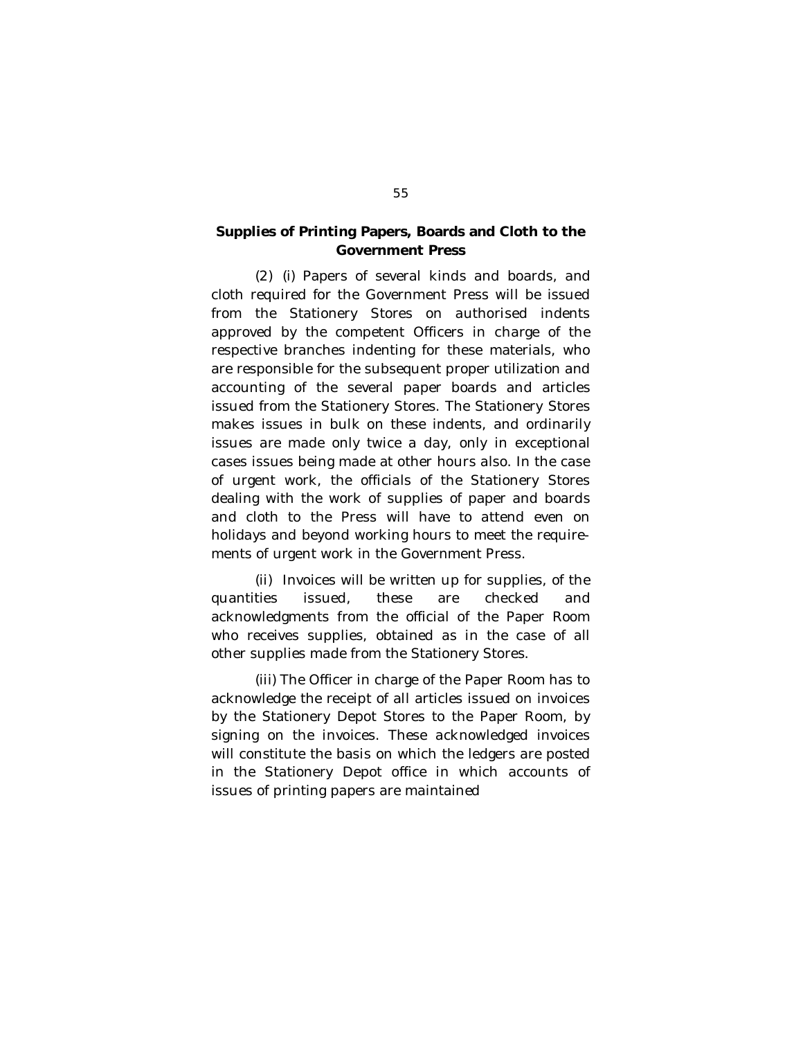## Supplies of Printing Papers, Boards and Cloth to the Government Press

(2) (i) Papers of several kinds and boards, and cloth required for the Government Press will be issued from the Stationery Stores on authorised indents approved by the competent Officers in charge of the respective branches indenting for these materials, who are responsible for the subsequent proper utilization and accounting of the several paper boards and articles issued from the Stationery Stores. The Stationery Stores makes issues in bulk on these indents, and ordinarily issues are made only twice a day, only in exceptional cases issues being made at other hours also. In the case of urgent work, the officials of the Stationery Stores dealing with the work of supplies of paper and boards and cloth to the Press will have to attend even on holidays and beyond working hours to meet the requirements of urgent work in the Government Press.

(ii) Invoices will be written up for supplies, of the quantities issued, these are checked and acknowledgments from the official of the Paper Room who receives supplies, obtained as in the case of all other supplies made from the Stationery Stores.

(iii) The Officer in charge of the Paper Room has to acknowledge the receipt of all articles issued on invoices by the Stationery Depot Stores to the Paper Room, by signing on the invoices. These acknowledged invoices will constitute the basis on which the ledgers are posted in the Stationery Depot office in which accounts of issues of printing papers are maintained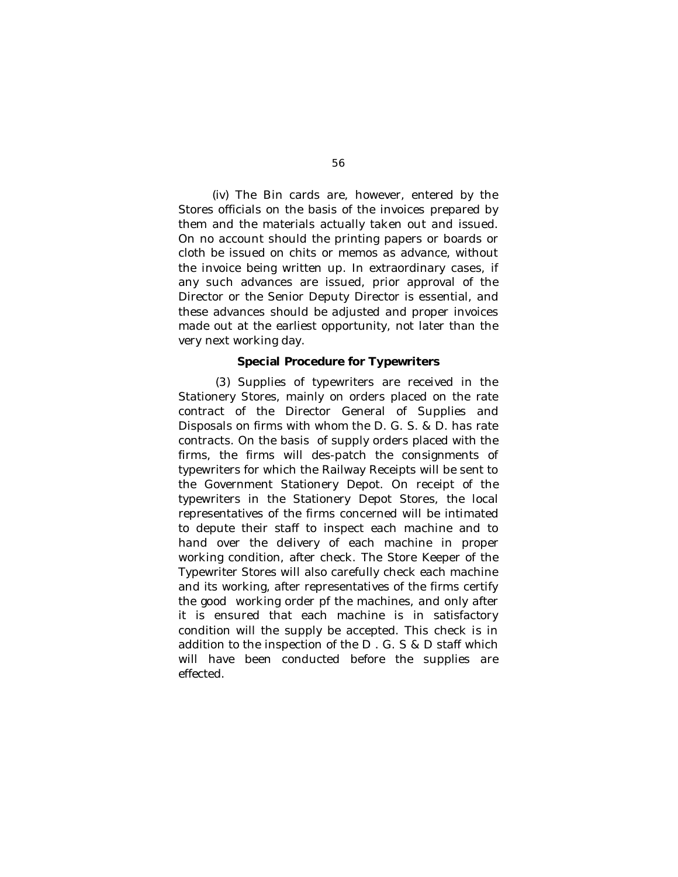(iv) The Bin cards are, however, entered by the Stores officials on the basis of the invoices prepared by them and the materials actually taken out and issued. On no account should the printing papers or boards or cloth be issued on chits or memos as advance, without the invoice being written up. In extraordinary cases, if any such advances are issued, prior approval of the Director or the Senior Deputy Director is essential, and these advances should be adjusted and proper invoices made out at the earliest opportunity, not later than the very next working day.

**Special Procedure for Typewriters**

(3) Supplies of typewriters are received in the Stationery Stores, mainly on orders placed on the rate contract of the Director General of Supplies and Disposals on firms with whom the D. G. S. & D. has rate contracts. On the basis of supply orders placed with the firms, the firms will des-patch the consignments of typewriters for which the Railway Receipts will be sent to the Government Stationery Depot. On receipt of the typewriters in the Stationery Depot Stores, the local representatives of the firms concerned will be intimated to depute their staff to inspect each machine and to hand over the delivery of each machine in proper working condition, after check. The Store Keeper of the Typewriter Stores will also carefully check each machine and its working, after representatives of the firms certify the good working order pf the machines, and only after it is ensured that each machine is in satisfactory condition will the supply be accepted. This check is in addition to the inspection of the D . G. S & D staff which will have been conducted before the supplies are effected.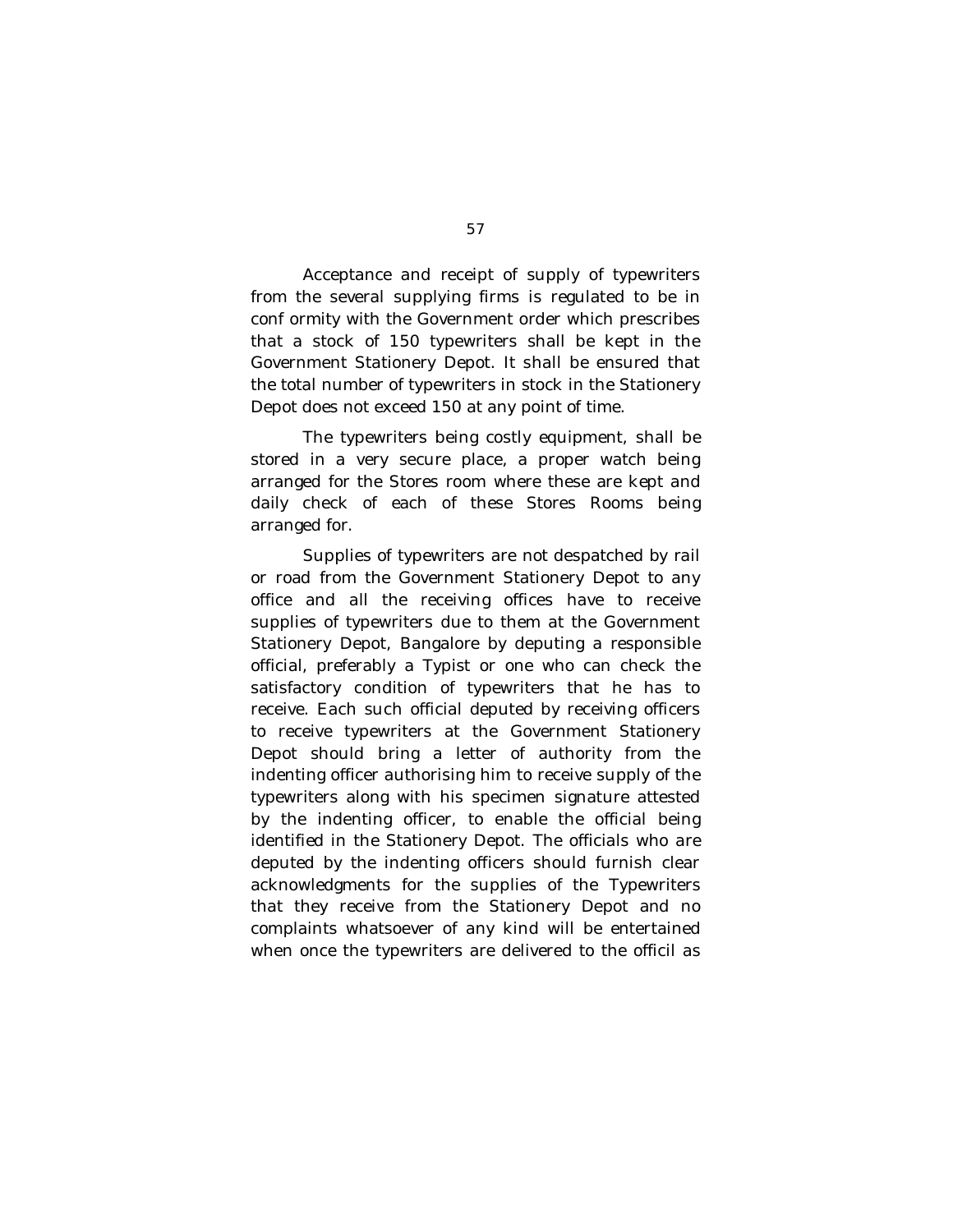Acceptance and receipt of supply of typewriters from the several supplying firms is regulated to be in conf ormity with the Government order which prescribes that a stock of 150 typewriters shall be kept in the Government Stationery Depot. It shall be ensured that the total number of typewriters in stock in the Stationery Depot does not exceed 150 at any point of time.

The typewriters being costly equipment, shall be stored in a very secure place, a proper watch being arranged for the Stores room where these are kept and daily check of each of these Stores Rooms being arranged for.

Supplies of typewriters are not despatched by rail or road from the Government Stationery Depot to any office and all the receiving offices have to receive supplies of typewriters due to them at the Government Stationery Depot, Bangalore by deputing a responsible official, preferably a Typist or one who can check the satisfactory condition of typewriters that he has to receive. Each such official deputed by receiving officers to receive typewriters at the Government Stationery Depot should bring a letter of authority from the indenting officer authorising him to receive supply of the typewriters along with his specimen signature attested by the indenting officer, to enable the official being identified in the Stationery Depot. The officials who are deputed by the indenting officers should furnish clear acknowledgments for the supplies of the Typewriters that they receive from the Stationery Depot and no complaints whatsoever of any kind will be entertained when once the typewriters are delivered to the officil as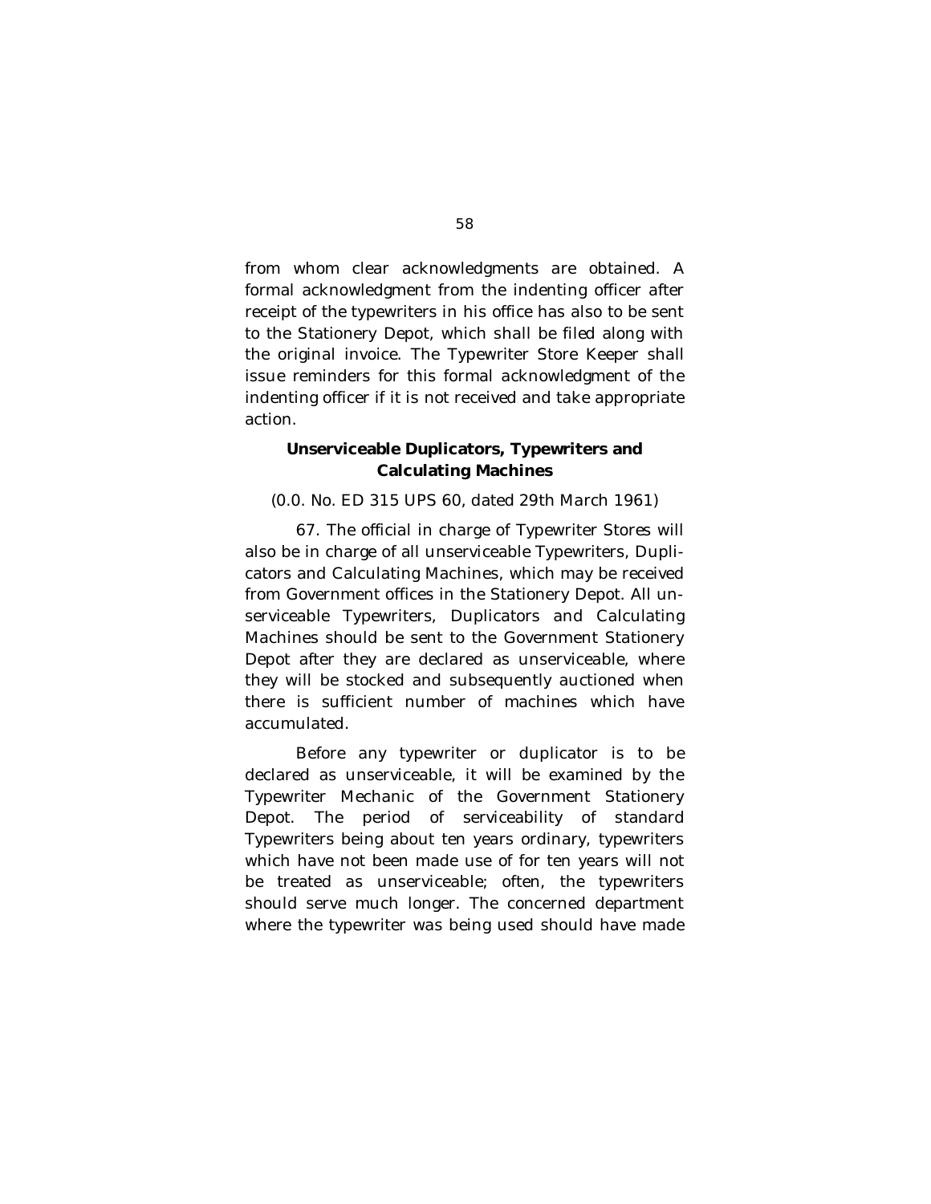from whom clear acknowledgments are obtained. A formal acknowledgment from the indenting officer after receipt of the typewriters in his office has also to be sent to the Stationery Depot, which shall be filed along with the original invoice. The Typewriter Store Keeper shall issue reminders for this formal acknowledgment of the indenting officer if it is not received and take appropriate action.

### Unserviceable Duplicators, Typewriters and Calculating Machines

(0.0. No. ED 315 UPS 60, dated 29th March 1961)

67. The official in charge of Typewriter Stores will also be in charge of all unserviceable Typewriters, Duplicators and Calculating Machines, which may be received from Government offices in the Stationery Depot. All unserviceable Typewriters, Duplicators and Calculating Machines should be sent to the Government Stationery Depot after they are declared as unserviceable, where they will be stocked and subsequently auctioned when there is sufficient number of machines which have accumulated.

Before any typewriter or duplicator is to be declared as unserviceable, it will be examined by the Typewriter Mechanic of the Government Stationery Depot. The period of serviceability of standard Typewriters being about ten years ordinary, typewriters which have not been made use of for ten years will not be treated as unserviceable; often, the typewriters should serve much longer. The concerned department where the typewriter was being used should have made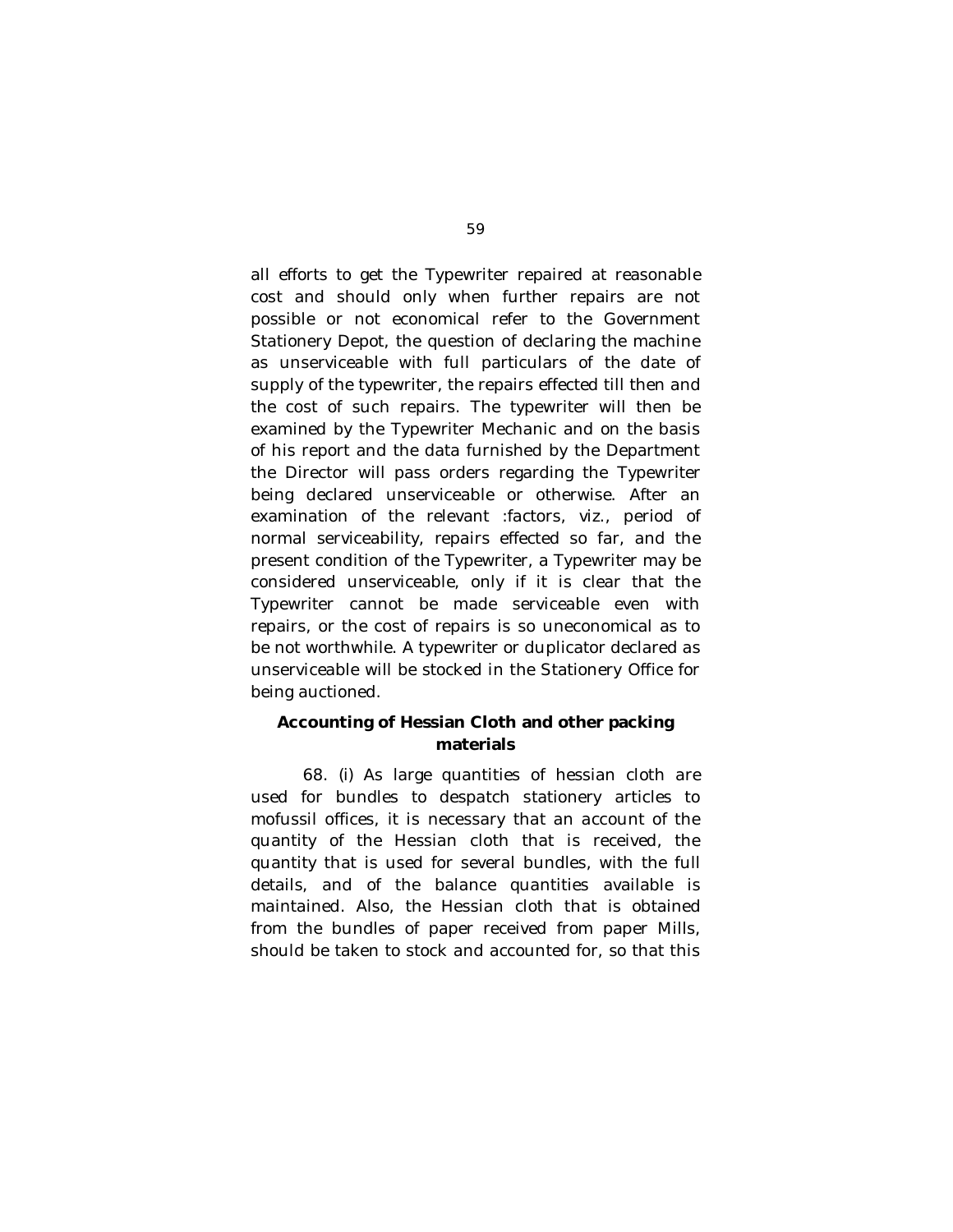all efforts to get the Typewriter repaired at reasonable cost and should only when further repairs are not possible or not economical refer to the Government Stationery Depot, the question of declaring the machine as unserviceable with full particulars of the date of supply of the typewriter, the repairs effected till then and the cost of such repairs. The typewriter will then be examined by the Typewriter Mechanic and on the basis of his report and the data furnished by the Department the Director will pass orders regarding the Typewriter being declared unserviceable or otherwise. After an examination of the relevant :factors, viz., period of normal serviceability, repairs effected so far, and the present condition of the Typewriter, a Typewriter may be considered unserviceable, only if it is clear that the Typewriter cannot be made serviceable even with repairs, or the cost of repairs is so uneconomical as to be not worthwhile. A typewriter or duplicator declared as unserviceable will be stocked in the Stationery Office for being auctioned.

### Accounting of Hessian Cloth and other packing materials

68. (i) As large quantities of hessian cloth are used for bundles to despatch stationery articles to mofussil offices, it is necessary that an account of the quantity of the Hessian cloth that is received, the quantity that is used for several bundles, with the full details, and of the balance quantities available is maintained. Also, the Hessian cloth that is obtained from the bundles of paper received from paper Mills, should be taken to stock and accounted for, so that this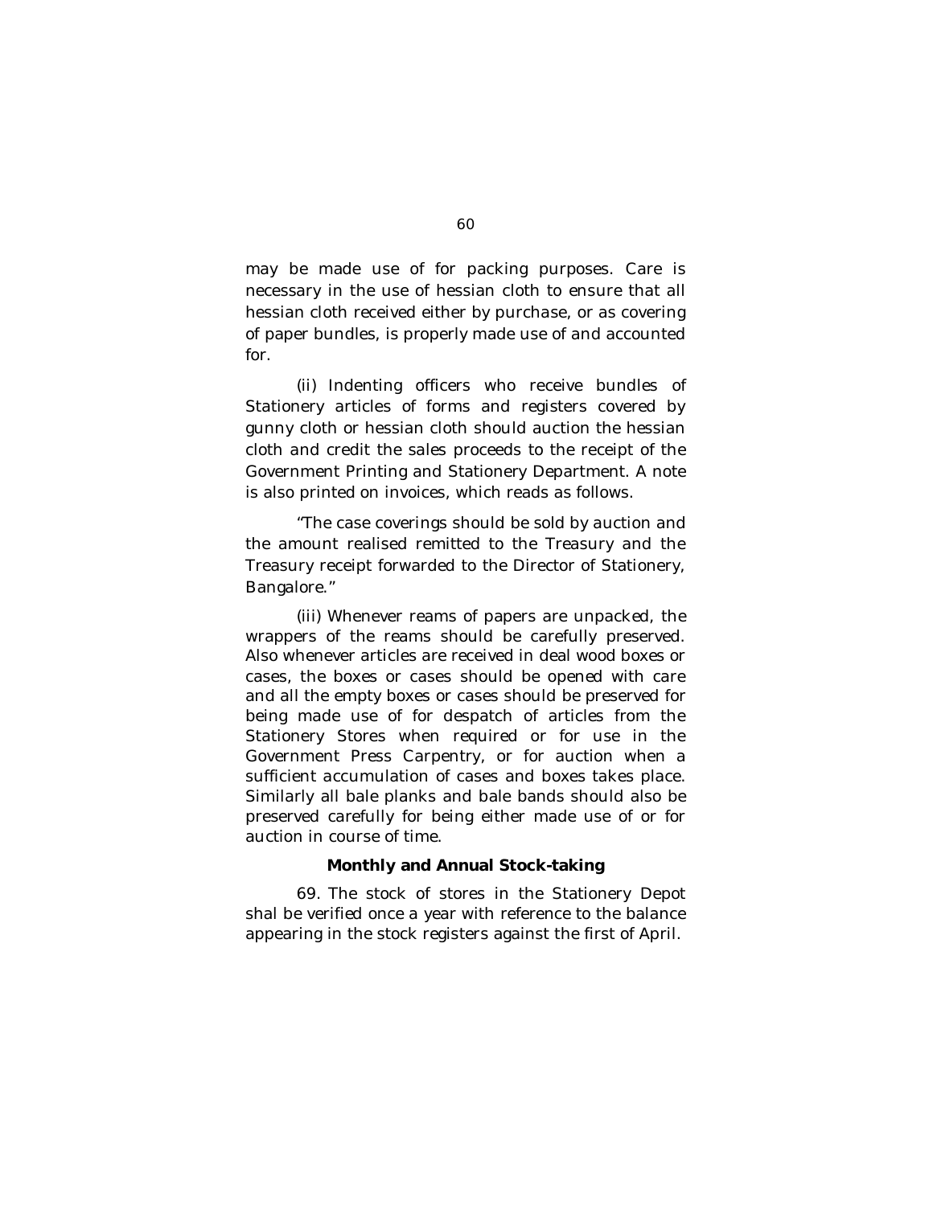may be made use of for packing purposes. Care is necessary in the use of hessian cloth to ensure that all hessian cloth received either by purchase, or as covering of paper bundles, is properly made use of and accounted for.

(ii) Indenting officers who receive bundles of Stationery articles of forms and registers covered by gunny cloth or hessian cloth should auction the hessian cloth and credit the sales proceeds to the receipt of the Government Printing and Stationery Department. A note is also printed on invoices, which reads as follows.

"The case coverings should be sold by auction and the amount realised remitted to the Treasury and the Treasury receipt forwarded to the Director of Stationery, Bangalore."

(iii) Whenever reams of papers are unpacked, the wrappers of the reams should be carefully preserved. Also whenever articles are received in deal wood boxes or cases, the boxes or cases should be opened with care and all the empty boxes or cases should be preserved for being made use of for despatch of articles from the Stationery Stores when required or for use in the Government Press Carpentry, or for auction when a sufficient accumulation of cases and boxes takes place. Similarly all bale planks and bale bands should also be preserved carefully for being either made use of or for auction in course of time.

**Monthly and Annual Stock-taking**

69. The stock of stores in the Stationery Depot shal be verified once a year with reference to the balance appearing in the stock registers against the first of April.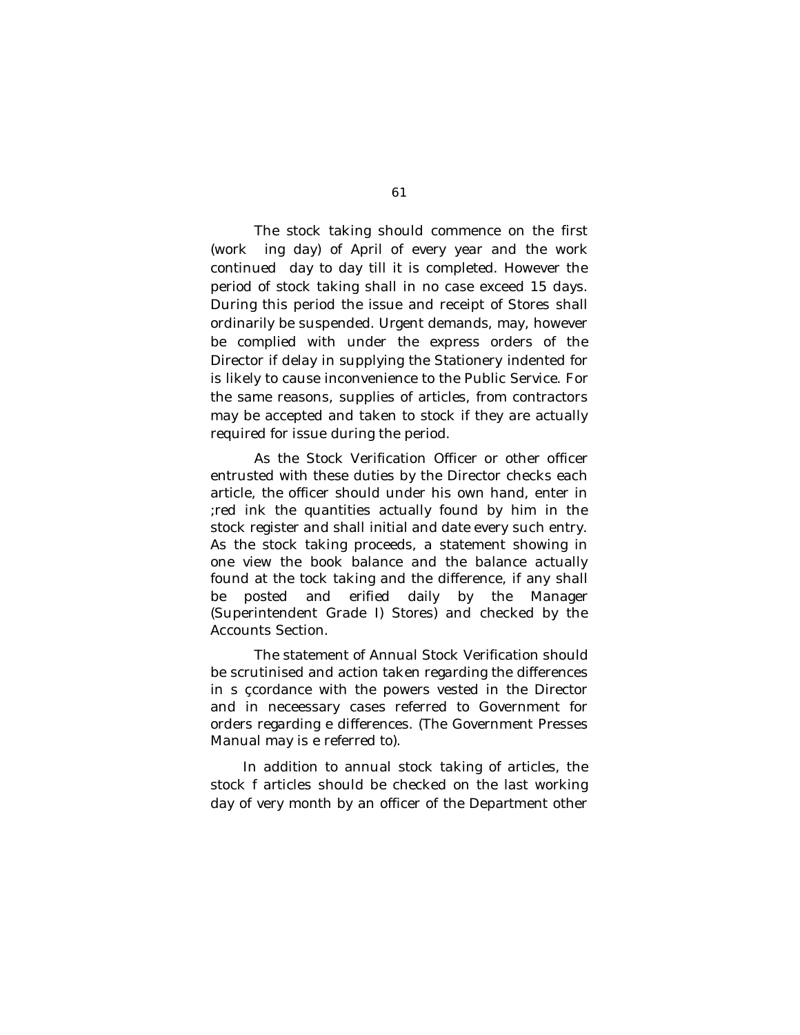The stock taking should commence on the first (work ing day) of April of every year and the work continued day to day till it is completed. However the period of stock taking shall in no case exceed 15 days. During this period the issue and receipt of Stores shall ordinarily be suspended. Urgent demands, may, however be complied with under the express orders of the Director if delay in supplying the Stationery indented for is likely to cause inconvenience to the Public Service. For the same reasons, supplies of articles, from contractors may be accepted and taken to stock if they are actually required for issue during the period.

As the Stock Verification Officer or other officer entrusted with these duties by the Director checks each article, the officer should under his own hand, enter in ;red ink the quantities actually found by him in the stock register and shall initial and date every such entry. As the stock taking proceeds, a statement showing in one view the book balance and the balance actually found at the tock taking and the difference, if any shall be posted and erified daily by the Manager (Superintendent Grade I) Stores) and checked by the Accounts Section.

The statement of Annual Stock Verification should be scrutinised and action taken regarding the differences in s çcordance with the powers vested in the Director and in neceessary cases referred to Government for orders regarding e differences. (The Government Presses Manual may is e referred to).

In addition to annual stock taking of articles, the stock f articles should be checked on the last working day of very month by an officer of the Department other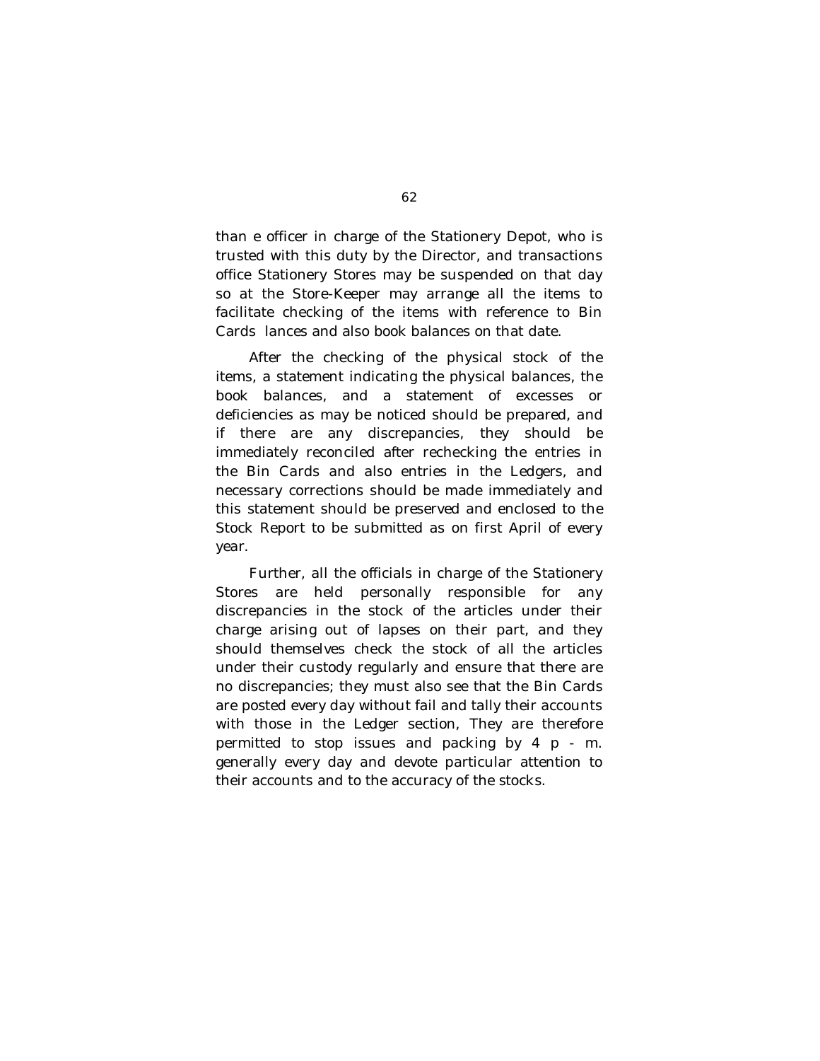than e officer in charge of the Stationery Depot, who is trusted with this duty by the Director, and transactions office Stationery Stores may be suspended on that day so at the Store-Keeper may arrange all the items to facilitate checking of the items with reference to Bin Cards lances and also book balances on that date.

After the checking of the physical stock of the items, a statement indicating the physical balances, the book balances, and a statement of excesses or deficiencies as may be noticed should be prepared, and if there are any discrepancies, they should be immediately reconciled after rechecking the entries in the Bin Cards and also entries in the Ledgers, and necessary corrections should be made immediately and this statement should be preserved and enclosed to the Stock Report to be submitted as on first April of every year.

Further, all the officials in charge of the Stationery Stores are held personally responsible for any discrepancies in the stock of the articles under their charge arising out of lapses on their part, and they should themselves check the stock of all the articles under their custody regularly and ensure that there are no discrepancies; they must also see that the Bin Cards are posted every day without fail and tally their accounts with those in the Ledger section, They are therefore permitted to stop issues and packing by 4 p - m. generally every day and devote particular attention to their accounts and to the accuracy of the stocks.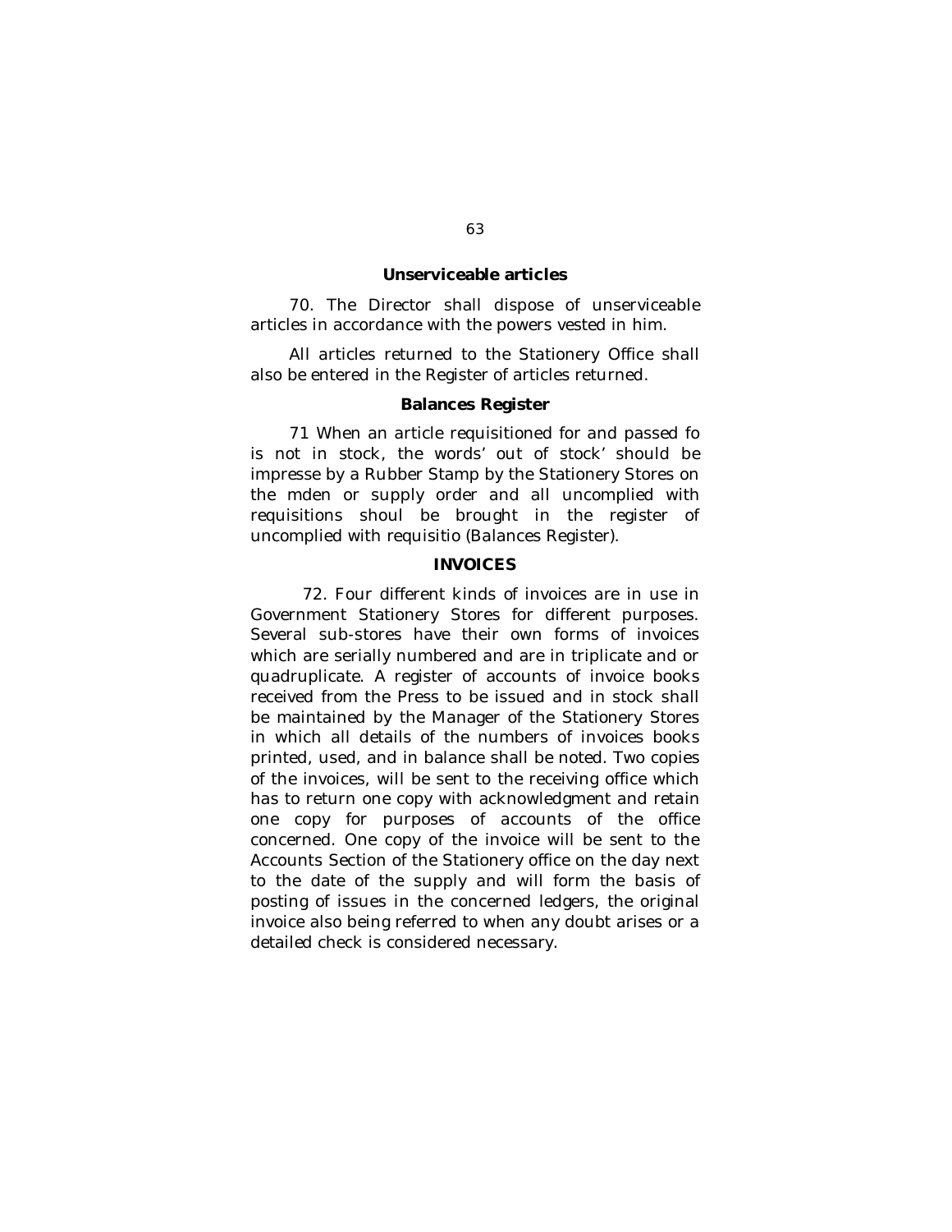**Unserviceable articles**

70. The Director shall dispose of unserviceable articles in accordance with the powers vested in him.

All articles returned to the Stationery Office shall also be entered in the Register of articles returned.

**Balances Register**

71 When an article requisitioned for and passed fo is not in stock, the words' out of stock' should be impresse by a Rubber Stamp by the Stationery Stores on the mden or supply order and all uncomplied with requisitions shoul be brought in the register of uncomplied with requisitio (Balances Register).

**INVOICES**

72. Four different kinds of invoices are in use in Government Stationery Stores for different purposes. Several sub-stores have their own forms of invoices which are serially numbered and are in triplicate and or quadruplicate. A register of accounts of invoice books received from the Press to be issued and in stock shall be maintained by the Manager of the Stationery Stores in which all details of the numbers of invoices books printed, used, and in balance shall be noted. Two copies of the invoices, will be sent to the receiving office which has to return one copy with acknowledgment and retain one copy for purposes of accounts of the office concerned. One copy of the invoice will be sent to the Accounts Section of the Stationery office on the day next to the date of the supply and will form the basis of posting of issues in the concerned ledgers, the original invoice also being referred to when any doubt arises or a detailed check is considered necessary.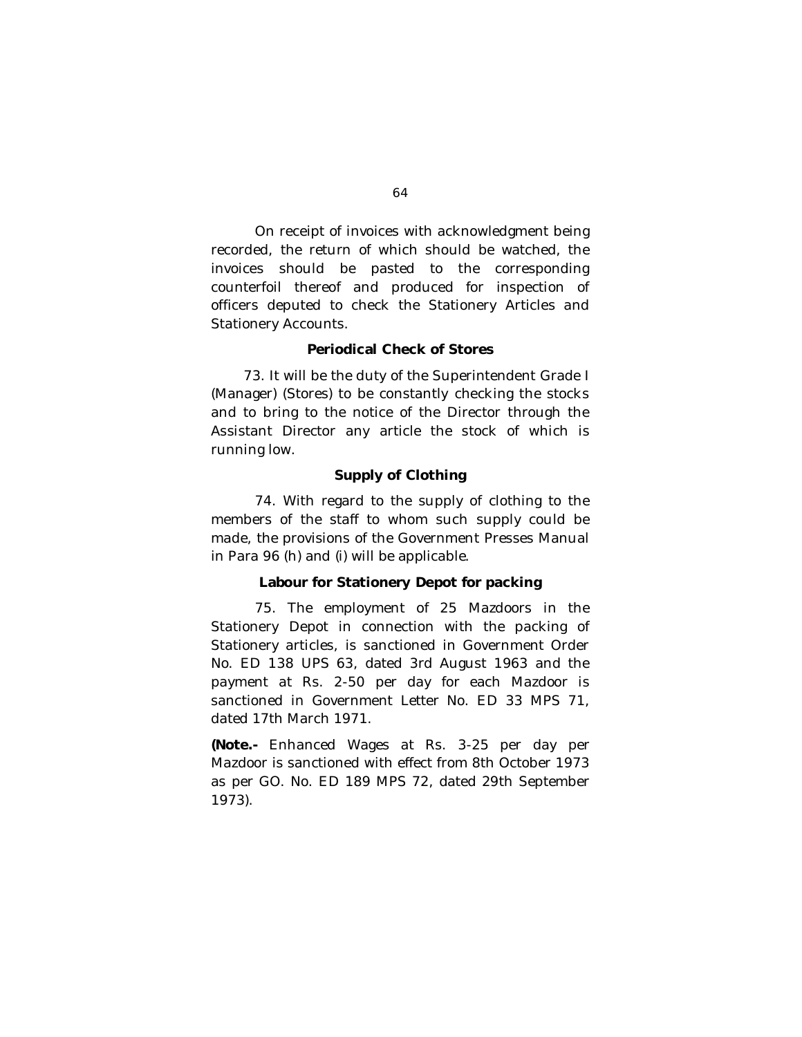On receipt of invoices with acknowledgment being recorded, the return of which should be watched, the invoices should be pasted to the corresponding counterfoil thereof and produced for inspection of officers deputed to check the Stationery Articles and Stationery Accounts.

### Periodical Check of Stores

73. It will be the duty of the Superintendent Grade I (Manager) (Stores) to be constantly checking the stocks and to bring to the notice of the Director through the Assistant Director any article the stock of which is running low.

### Supply of Clothing

74. With regard to the supply of clothing to the members of the staff to whom such supply could be made, the provisions of the Government Presses Manual in Para 96 (h) and (i) will be applicable.

### Labour for Stationery Depot for packing

75. The employment of 25 Mazdoors in the Stationery Depot in connection with the packing of Stationery articles, is sanctioned in Government Order No. ED 138 UPS 63, dated 3rd August 1963 and the payment at Rs. 2-50 per day for each Mazdoor is sanctioned in Government Letter No. ED 33 MPS 71, dated 17th March 1971.

**(Note.-** Enhanced Wages at Rs. 3-25 per day per Mazdoor is sanctioned with effect from 8th October 1973 as per GO. No. ED 189 MPS 72, dated 29th September 1973).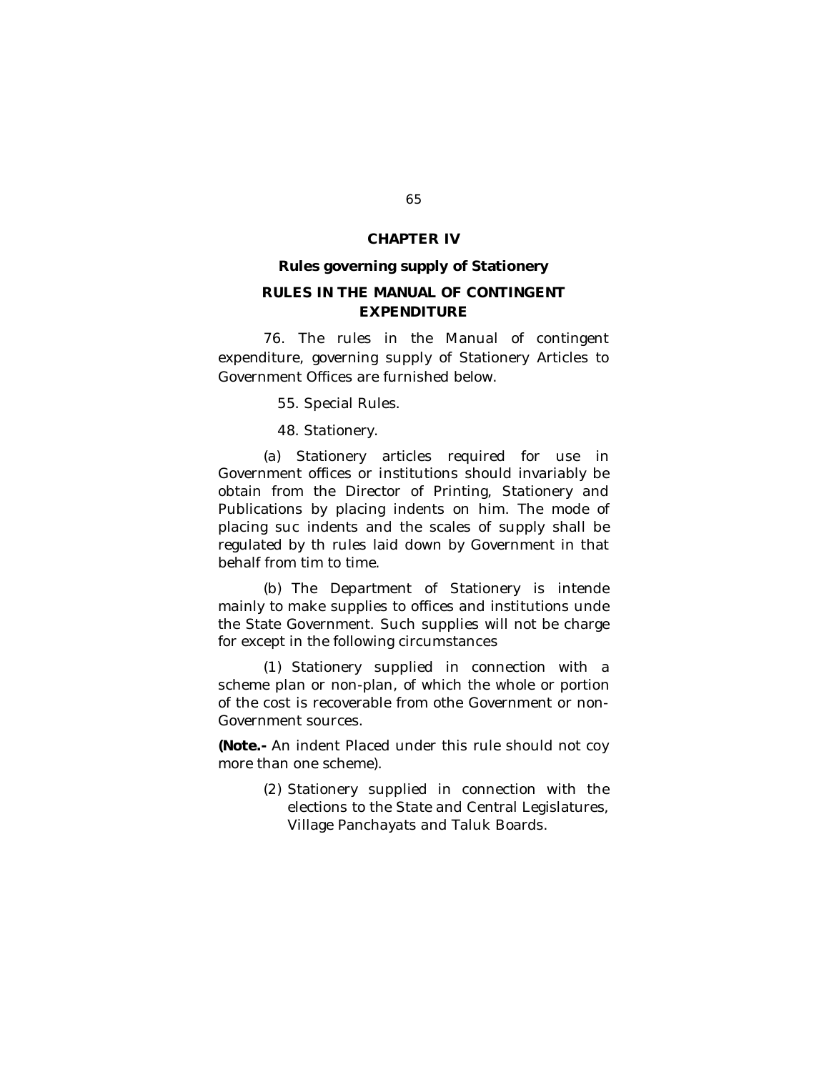# CHAPTER IV

## Rules governing supply of Stationery

## RULES IN THE MANUAL OF CONTINGENT EXPENDITURE

76. The rules in the Manual of contingent expenditure, governing supply of Stationery Articles to Government Offices are furnished below.

55. Special Rules.

48. Stationery.

(a) Stationery articles required for use in Government offices or institutions should invariably be obtain from the Director of Printing, Stationery and Publications by placing indents on him. The mode of placing suc indents and the scales of supply shall be regulated by th rules laid down by Government in that behalf from tim to time.

(b) The Department of Stationery is intende mainly to make supplies to offices and institutions unde the State Government. Such supplies will not be charge for except in the following circumstances

(1) Stationery supplied in connection with a scheme plan or non-plan, of which the whole or portion of the cost is recoverable from othe Government or non-Government sources.

**(Note.-** An indent Placed under this rule should not coy more than one scheme).

(2) Stationery supplied in connection with the elections to the State and Central Legislatures, Village Panchayats and Taluk Boards.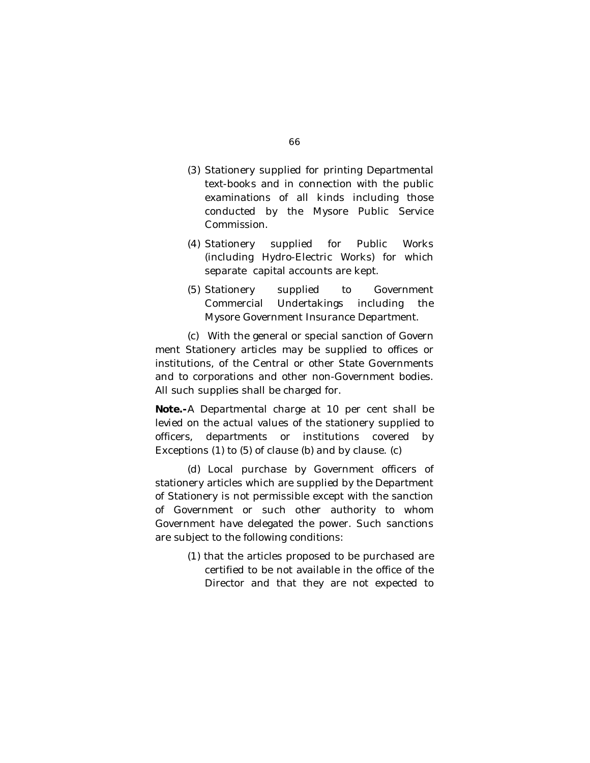(3) Stationery supplied for printing Departmental text-books and in connection with the public examinations of all kinds including those conducted by the Mysore Public Service Commission.

(4) Stationery supplied for Public Works (including Hydro-Electric Works) for which separate capital accounts are kept.

(5) Stationery supplied to Government Commercial Undertakings including the Mysore Government Insurance Department.

(c) With the general or special sanction of Govern ment Stationery articles may be supplied to offices or institutions, of the Central or other State Governments and to corporations and other non-Government bodies. All such supplies shall be charged for.

**Note.-**A Departmental charge at 10 per cent shall be levied on the actual values of the stationery supplied to officers, departments or institutions covered by Exceptions (1) to (5) of clause (b) and by clause. (c)

(d) Local purchase by Government officers of stationery articles which are supplied by the Department of Stationery is not permissible except with the sanction of Government or such other authority to whom Government have delegated the power. Such sanctions are subject to the following conditions:

(1) that the articles proposed to be purchased are certified to be not available in the office of the Director and that they are not expected to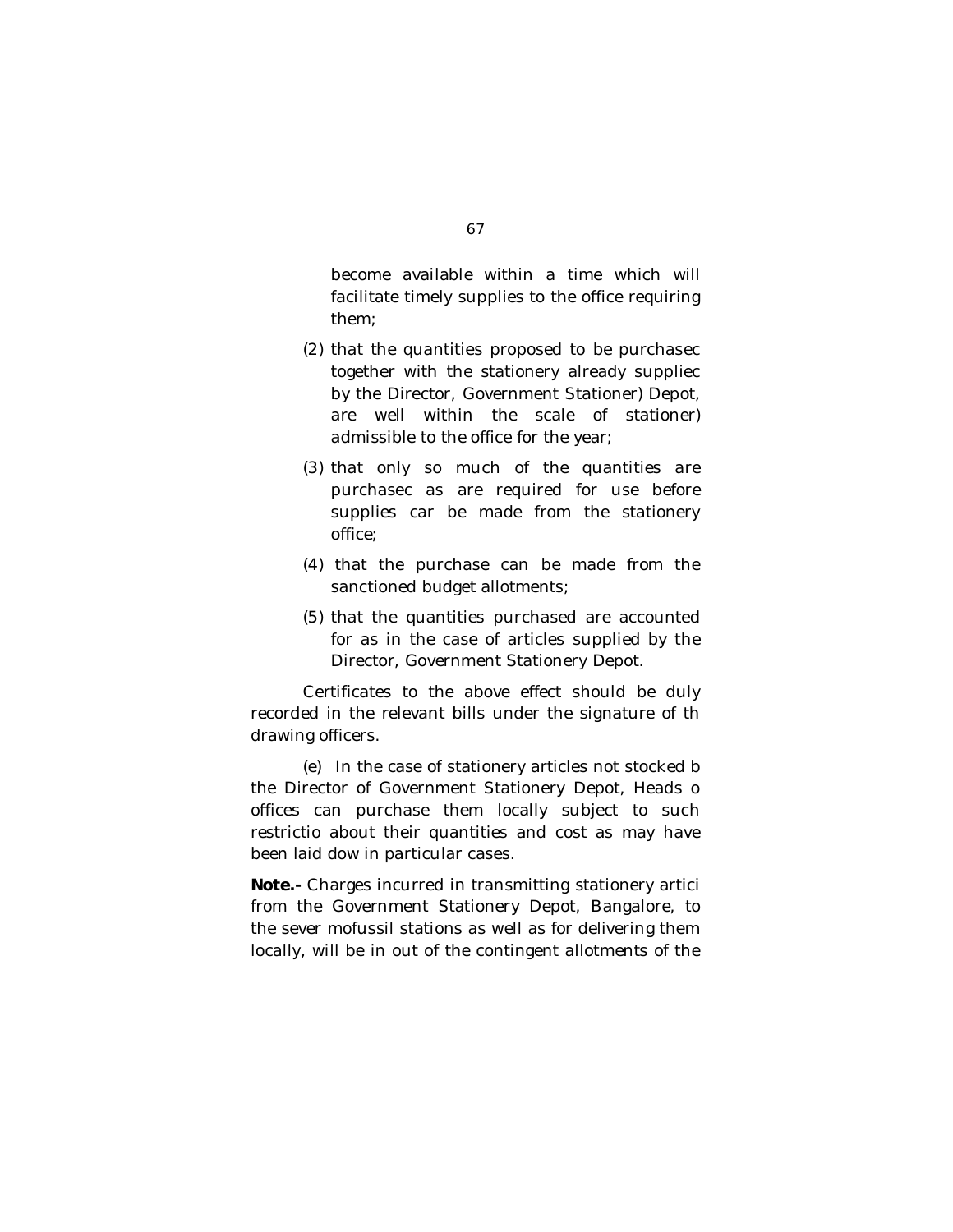become available within a time which will facilitate timely supplies to the office requiring them;

(2) that the quantities proposed to be purchasec together with the stationery already suppliec by the Director, Government Stationer) Depot, are well within the scale of stationer) admissible to the office for the year;

(3) that only so much of the quantities are purchasec as are required for use before supplies car be made from the stationery office;

(4) that the purchase can be made from the sanctioned budget allotments;

(5) that the quantities purchased are accounted for as in the case of articles supplied by the Director, Government Stationery Depot.

Certificates to the above effect should be duly recorded in the relevant bills under the signature of th drawing officers.

(e) In the case of stationery articles not stocked b the Director of Government Stationery Depot, Heads o offices can purchase them locally subject to such restrictio about their quantities and cost as may have been laid dow in particular cases.

**Note.-** Charges incurred in transmitting stationery artici from the Government Stationery Depot, Bangalore, to the sever mofussil stations as well as for delivering them locally, will be in out of the contingent allotments of the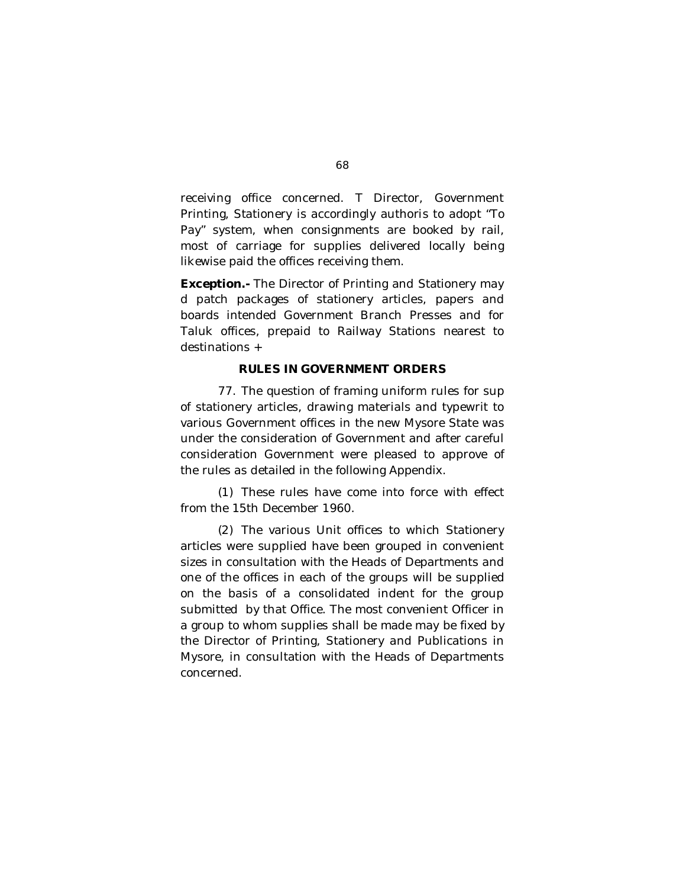receiving office concerned. T Director, Government Printing, Stationery is accordingly authoris to adopt "To Pay" system, when consignments are booked by rail, most of carriage for supplies delivered locally being likewise paid the offices receiving them.

**Exception.-** The Director of Printing and Stationery may d patch packages of stationery articles, papers and boards intended Government Branch Presses and for Taluk offices, prepaid to Railway Stations nearest to destinations +

### RULES IN GOVERNMENT ORDERS

77. The question of framing uniform rules for sup of stationery articles, drawing materials and typewrit to various Government offices in the new Mysore State was under the consideration of Government and after careful consideration Government were pleased to approve of the rules as detailed in the following Appendix.

(1) These rules have come into force with effect from the 15th December 1960.

(2) The various Unit offices to which Stationery articles were supplied have been grouped in convenient sizes in consultation with the Heads of Departments and one of the offices in each of the groups will be supplied on the basis of a consolidated indent for the group submitted by that Office. The most convenient Officer in a group to whom supplies shall be made may be fixed by the Director of Printing, Stationery and Publications in Mysore, in consultation with the Heads of Departments concerned.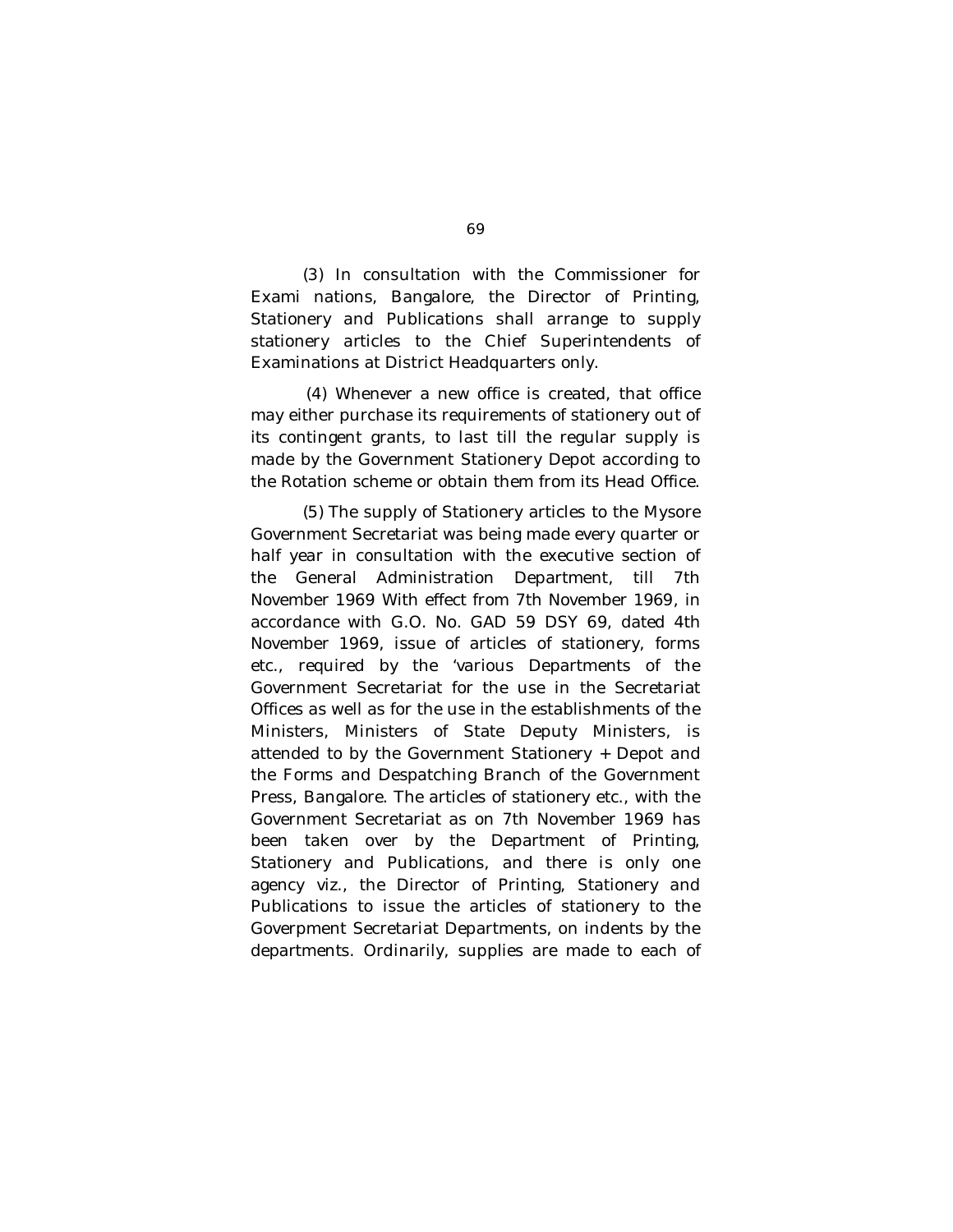(3) In consultation with the Commissioner for Exami nations, Bangalore, the Director of Printing, Stationery and Publications shall arrange to supply stationery articles to the Chief Superintendents of Examinations at District Headquarters only.

(4) Whenever a new office is created, that office may either purchase its requirements of stationery out of its contingent grants, to last till the regular supply is made by the Government Stationery Depot according to the Rotation scheme or obtain them from its Head Office.

(5) The supply of Stationery articles to the Mysore Government Secretariat was being made every quarter or half year in consultation with the executive section of the General Administration Department, till 7th November 1969 With effect from 7th November 1969, in accordance with G.O. No. GAD 59 DSY 69, dated 4th November 1969, issue of articles of stationery, forms etc., required by the 'various Departments of the Government Secretariat for the use in the Secretariat Offices as well as for the use in the establishments of the Ministers, Ministers of State Deputy Ministers, is attended to by the Government Stationery + Depot and the Forms and Despatching Branch of the Government Press, Bangalore. The articles of stationery etc., with the Government Secretariat as on 7th November 1969 has been taken over by the Department of Printing, Stationery and Publications, and there is only one agency viz., the Director of Printing, Stationery and Publications to issue the articles of stationery to the Goverpment Secretariat Departments, on indents by the departments. Ordinarily, supplies are made to each of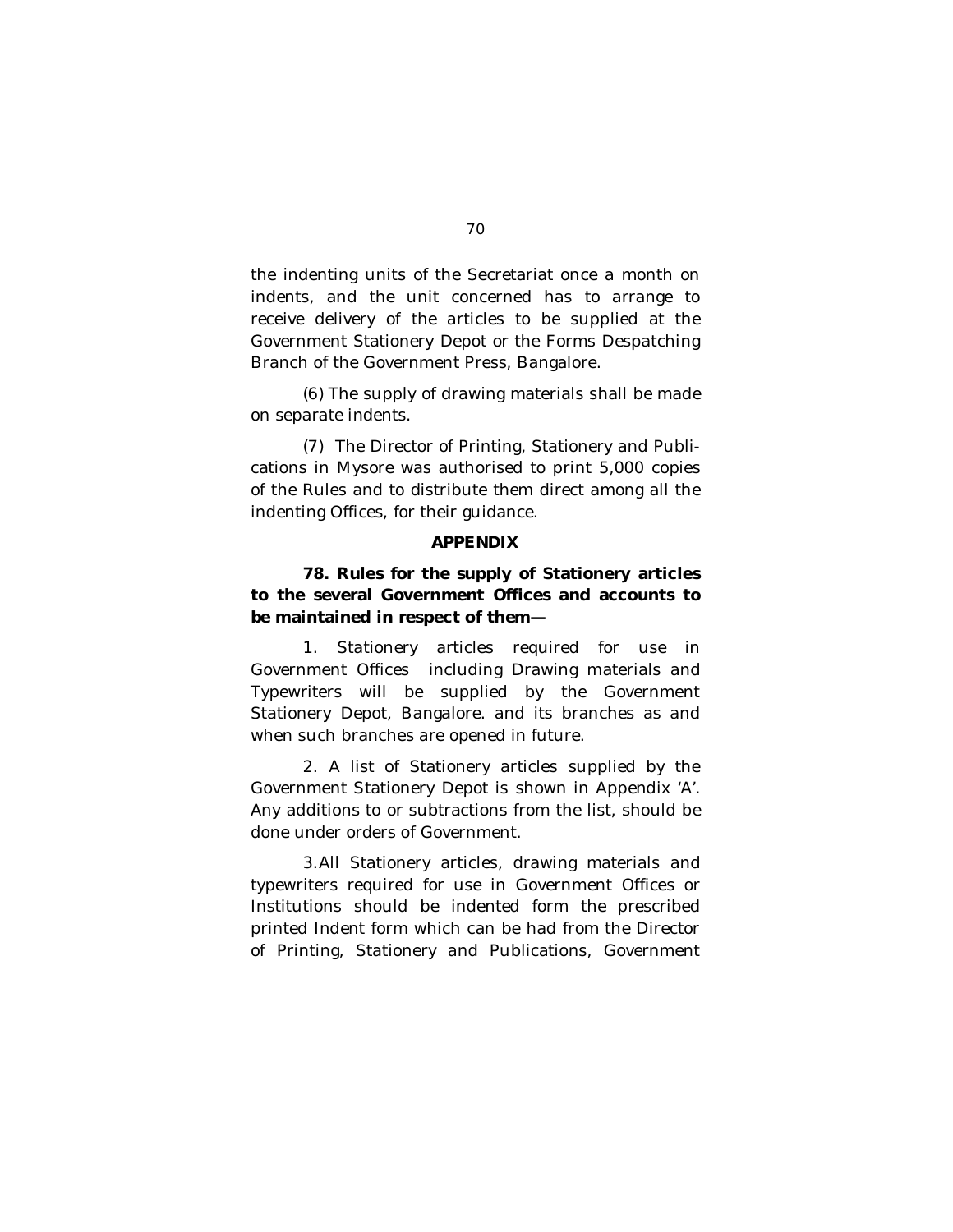the indenting units of the Secretariat once a month on indents, and the unit concerned has to arrange to receive delivery of the articles to be supplied at the Government Stationery Depot or the Forms Despatching Branch of the Government Press, Bangalore.

(6) The supply of drawing materials shall be made on separate indents.

(7) The Director of Printing, Stationery and Publications in Mysore was authorised to print 5,000 copies of the Rules and to distribute them direct among all the indenting Offices, for their guidance.

**APPENDIX**

**78. Rules for the supply of Stationery articles to the several Government Offices and accounts to be maintained in respect of them—**

1. Stationery articles required for use in Government Offices including Drawing materials and Typewriters will be supplied by the Government Stationery Depot, Bangalore. and its branches as and when such branches are opened in future.

2. A list of Stationery articles supplied by the Government Stationery Depot is shown in Appendix 'A'. Any additions to or subtractions from the list, should be done under orders of Government.

3.All Stationery articles, drawing materials and typewriters required for use in Government Offices or Institutions should be indented form the prescribed printed Indent form which can be had from the Director of Printing, Stationery and Publications, Government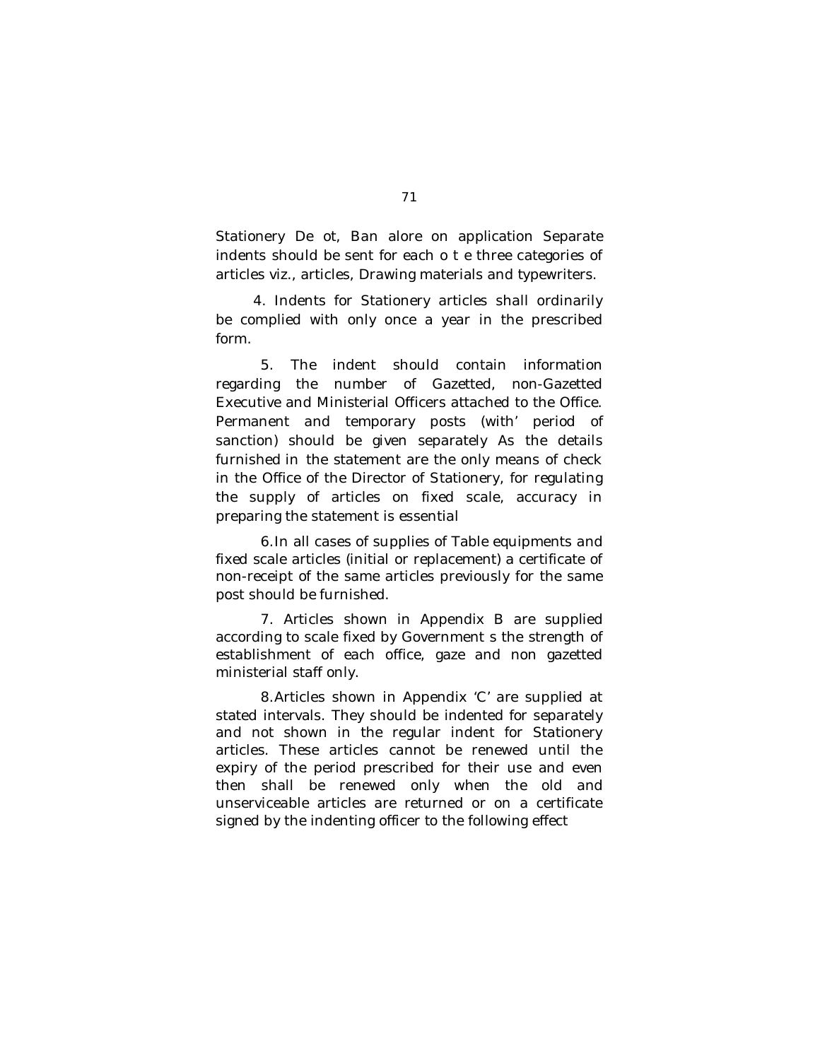Stationery De ot, Ban alore on application Separate indents should be sent for each o t e three categories of articles viz., articles, Drawing materials and typewriters.

4. Indents for Stationery articles shall ordinarily be complied with only once a year in the prescribed form.

5. The indent should contain information regarding the number of Gazetted, non-Gazetted Executive and Ministerial Officers attached to the Office. Permanent and temporary posts (with' period of sanction) should be given separately As the details furnished in the statement are the only means of check in the Office of the Director of Stationery, for regulating the supply of articles on fixed scale, accuracy in preparing the statement is essential

6.In all cases of supplies of Table equipments and fixed scale articles (initial or replacement) a certificate of non-receipt of the same articles previously for the same post should be furnished.

7. Articles shown in Appendix B are supplied according to scale fixed by Government s the strength of establishment of each office, gaze and non gazetted ministerial staff only.

8.Articles shown in Appendix 'C' are supplied at stated intervals. They should be indented for separately and not shown in the regular indent for Stationery articles. These articles cannot be renewed until the expiry of the period prescribed for their use and even then shall be renewed only when the old and unserviceable articles are returned or on a certificate signed by the indenting officer to the following effect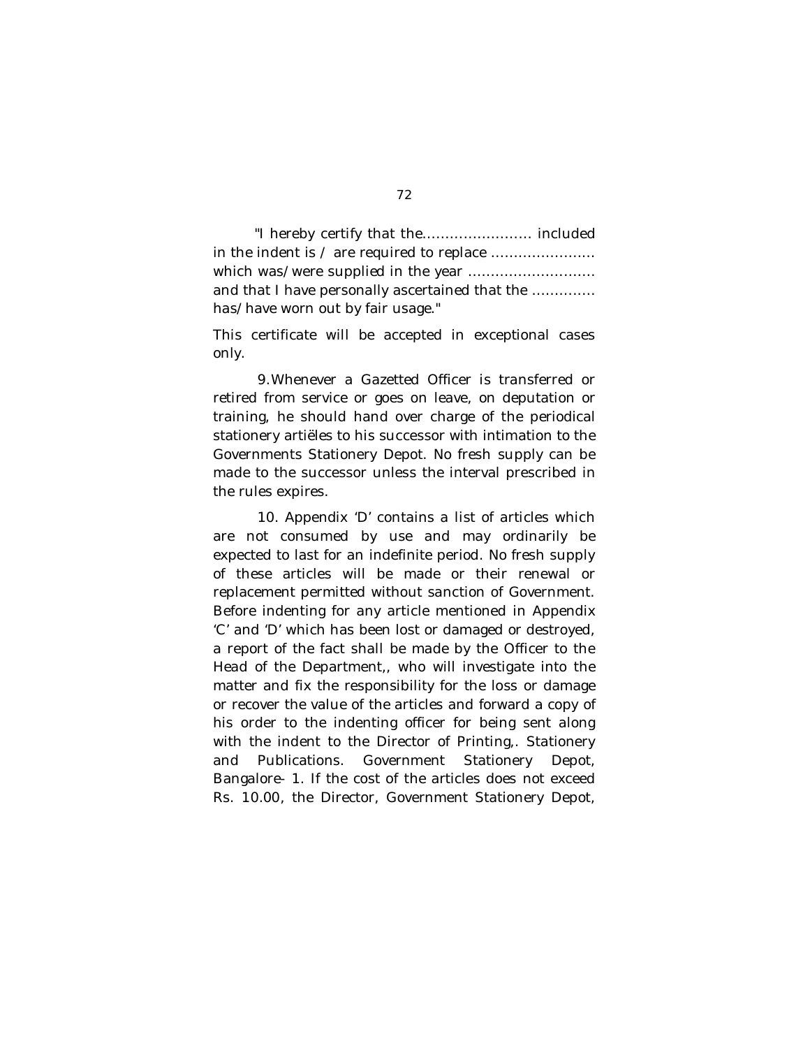"I hereby certify that the...................... included in the indent is / are required to replace ..................... which was/were supplied in the year .......................... and that I have personally ascertained that the ............ has/have worn out by fair usage."

This certificate will be accepted in exceptional cases only.

9.Whenever a Gazetted Officer is transferred or retired from service or goes on leave, on deputation or training, he should hand over charge of the periodical stationery artiëles to his successor with intimation to the Governments Stationery Depot. No fresh supply can be made to the successor unless the interval prescribed in the rules expires.

10. Appendix 'D' contains a list of articles which are not consumed by use and may ordinarily be expected to last for an indefinite period. No fresh supply of these articles will be made or their renewal or replacement permitted without sanction of Government. Before indenting for any article mentioned in Appendix 'C' and 'D' which has been lost or damaged or destroyed, a report of the fact shall be made by the Officer to the Head of the Department,, who will investigate into the matter and fix the responsibility for the loss or damage or recover the value of the articles and forward a copy of his order to the indenting officer for being sent along with the indent to the Director of Printing,. Stationery and Publications. Government Stationery Depot, Bangalore- 1. If the cost of the articles does not exceed Rs. 10.00, the Director, Government Stationery Depot,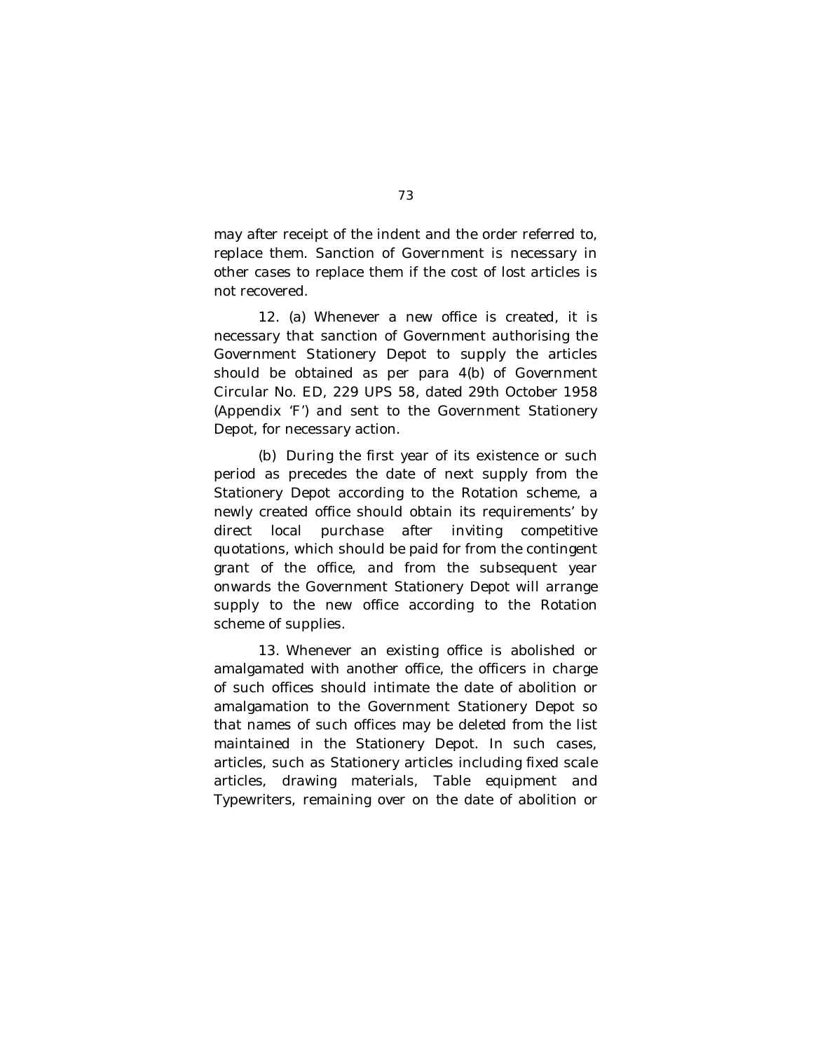may after receipt of the indent and the order referred to, replace them. Sanction of Government is necessary in other cases to replace them if the cost of lost articles is not recovered.

12. (a) Whenever a new office is created, it is necessary that sanction of Government authorising the Government Stationery Depot to supply the articles should be obtained as per para 4(b) of Government Circular No. ED, 229 UPS 58, dated 29th October 1958 (Appendix 'F') and sent to the Government Stationery Depot, for necessary action.

(b) During the first year of its existence or such period as precedes the date of next supply from the Stationery Depot according to the Rotation scheme, a newly created office should obtain its requirements' by direct local purchase after inviting competitive quotations, which should be paid for from the contingent grant of the office, and from the subsequent year onwards the Government Stationery Depot will arrange supply to the new office according to the Rotation scheme of supplies.

13. Whenever an existing office is abolished or amalgamated with another office, the officers in charge of such offices should intimate the date of abolition or amalgamation to the Government Stationery Depot so that names of such offices may be deleted from the list maintained in the Stationery Depot. In such cases, articles, such as Stationery articles including fixed scale articles, drawing materials, Table equipment and Typewriters, remaining over on the date of abolition or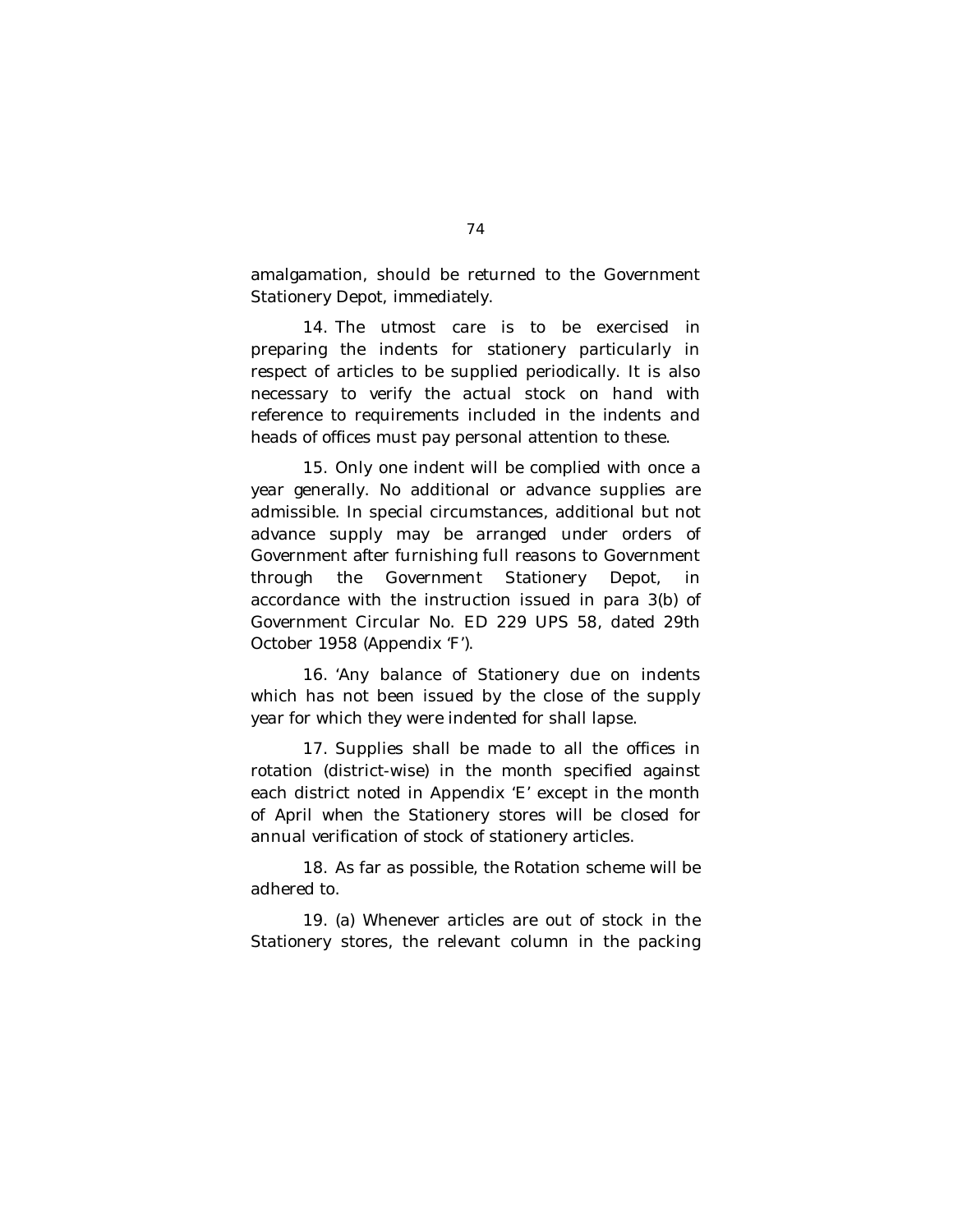amalgamation, should be returned to the Government Stationery Depot, immediately.

14. The utmost care is to be exercised in preparing the indents for stationery particularly in respect of articles to be supplied periodically. It is also necessary to verify the actual stock on hand with reference to requirements included in the indents and heads of offices must pay personal attention to these.

15. Only one indent will be complied with once a year generally. No additional or advance supplies are admissible. In special circumstances, additional but not advance supply may be arranged under orders of Government after furnishing full reasons to Government through the Government Stationery Depot, in accordance with the instruction issued in para 3(b) of Government Circular No. ED 229 UPS 58, dated 29th October 1958 (Appendix 'F').

16. 'Any balance of Stationery due on indents which has not been issued by the close of the supply year for which they were indented for shall lapse.

17. Supplies shall be made to all the offices in rotation (district-wise) in the month specified against each district noted in Appendix 'E' except in the month of April when the Stationery stores will be closed for annual verification of stock of stationery articles.

18. As far as possible, the Rotation scheme will be adhered to.

19. (a) Whenever articles are out of stock in the Stationery stores, the relevant column in the packing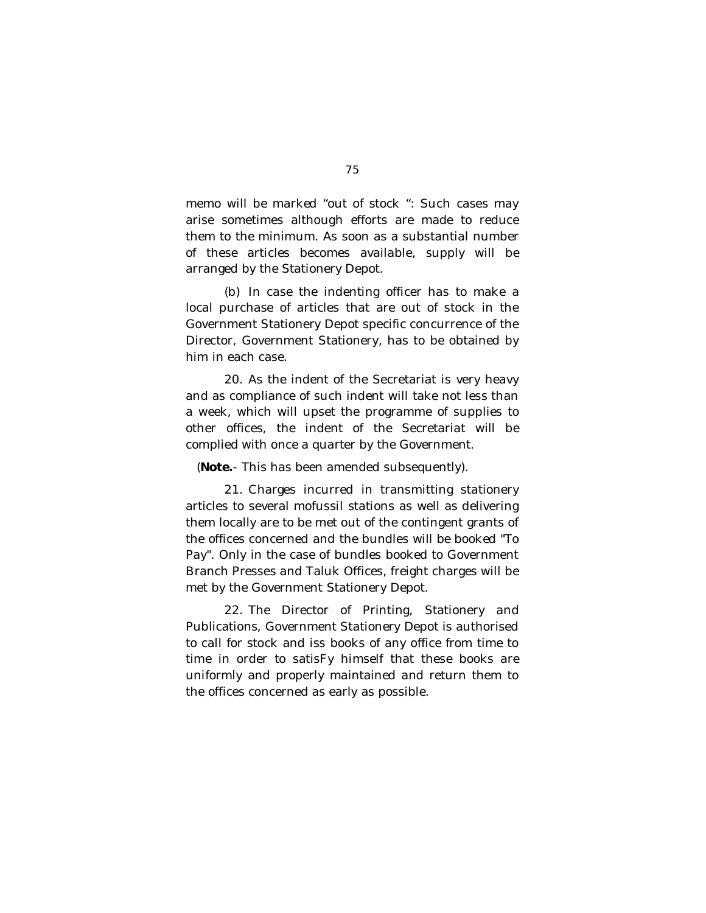memo will be marked “out of stock “: Such cases may arise sometimes although efforts are made to reduce them to the minimum. As soon as a substantial number of these articles becomes available, supply will be arranged by the Stationery Depot.

(b) In case the indenting officer has to make a local purchase of articles that are out of stock in the Government Stationery Depot specific concurrence of the Director, Government Stationery, has to be obtained by him in each case.

20. As the indent of the Secretariat is very heavy and as compliance of such indent will take not less than a week, which will upset the programme of supplies to other offices, the indent of the Secretariat will be complied with once a quarter by the Government.

(**Note.**- This has been amended subsequently).

21. Charges incurred in transmitting stationery articles to several mofussil stations as well as delivering them locally are to be met out of the contingent grants of the offices concerned and the bundles will be booked "To Pay". Only in the case of bundles booked to Government Branch Presses and Taluk Offices, freight charges will be met by the Government Stationery Depot.

22. The Director of Printing, Stationery and Publications, Government Stationery Depot is authorised to call for stock and iss books of any office from time to time in order to satisFy himself that these books are uniformly and properly maintained and return them to the offices concerned as early as possible.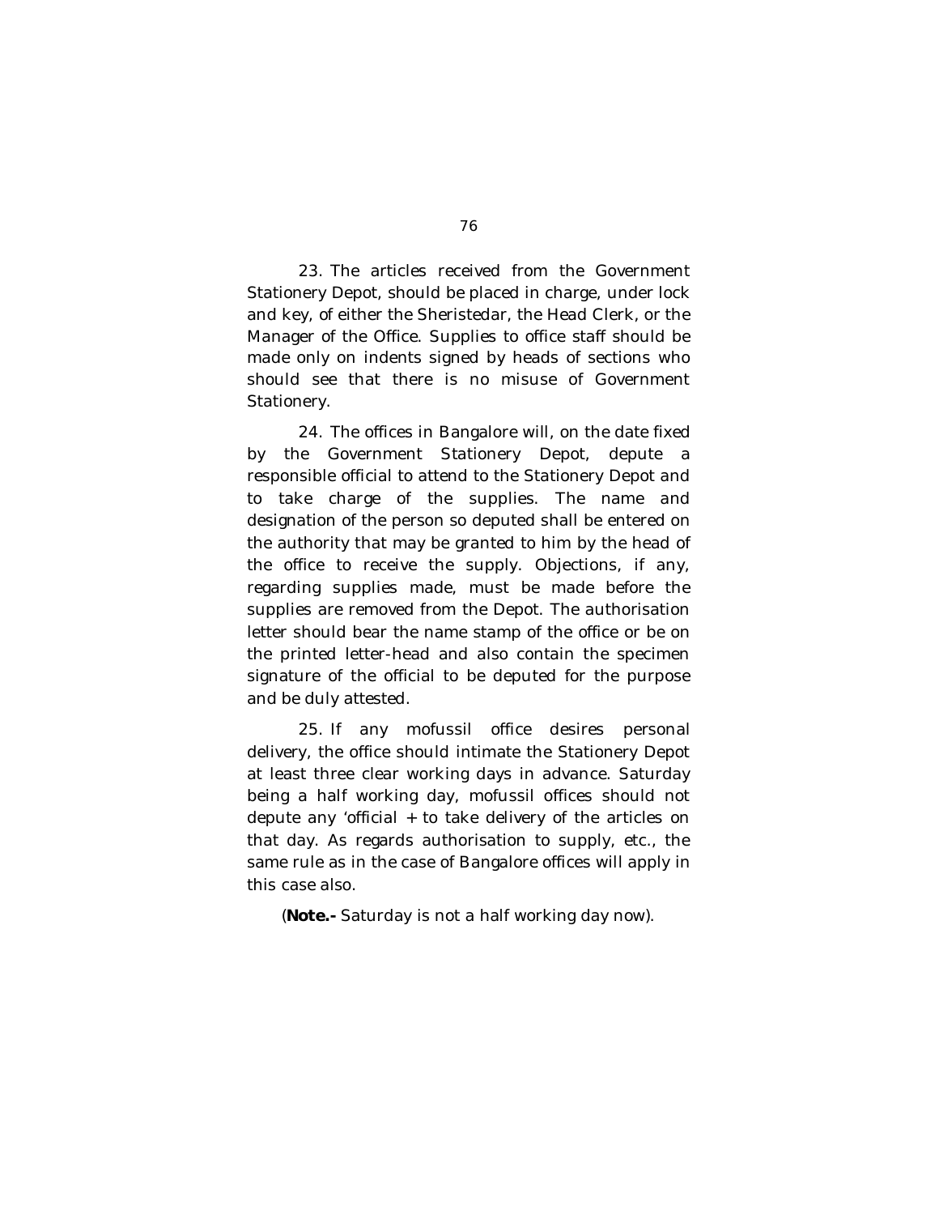23. The articles received from the Government Stationery Depot, should be placed in charge, under lock and key, of either the Sheristedar, the Head Clerk, or the Manager of the Office. Supplies to office staff should be made only on indents signed by heads of sections who should see that there is no misuse of Government Stationery.

24. The offices in Bangalore will, on the date fixed by the Government Stationery Depot, depute a responsible official to attend to the Stationery Depot and to take charge of the supplies. The name and designation of the person so deputed shall be entered on the authority that may be granted to him by the head of the office to receive the supply. Objections, if any, regarding supplies made, must be made before the supplies are removed from the Depot. The authorisation letter should bear the name stamp of the office or be on the printed letter-head and also contain the specimen signature of the official to be deputed for the purpose and be duly attested.

25. If any mofussil office desires personal delivery, the office should intimate the Stationery Depot at least three clear working days in advance. Saturday being a half working day, mofussil offices should not depute any 'official + to take delivery of the articles on that day. As regards authorisation to supply, etc., the same rule as in the case of Bangalore offices will apply in this case also.

(**Note.-** Saturday is not a half working day now).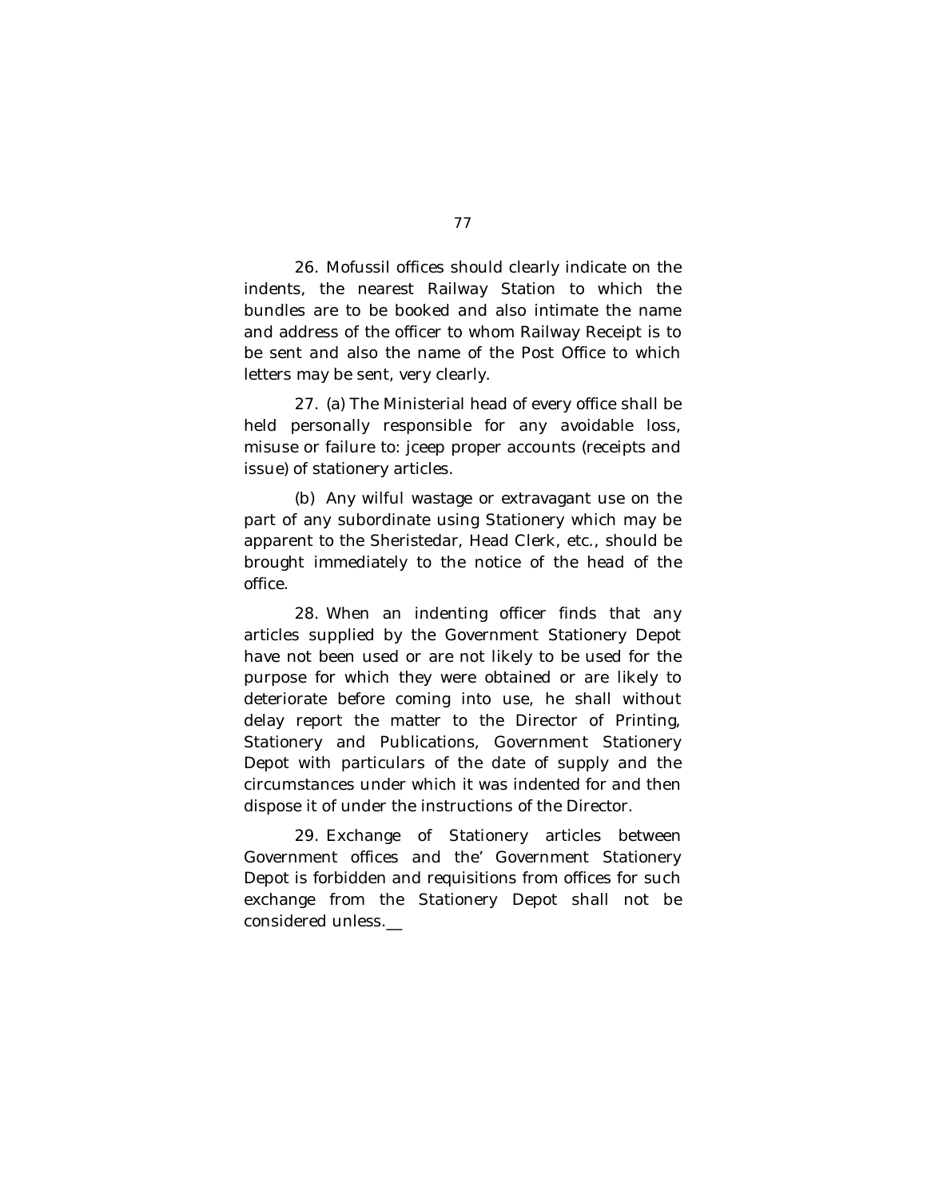26. Mofussil offices should clearly indicate on the indents, the nearest Railway Station to which the bundles are to be booked and also intimate the name and address of the officer to whom Railway Receipt is to be sent and also the name of the Post Office to which letters may be sent, very clearly.

27. (a) The Ministerial head of every office shall be held personally responsible for any avoidable loss, misuse or failure to: jceep proper accounts (receipts and issue) of stationery articles.

(b) Any wilful wastage or extravagant use on the part of any subordinate using Stationery which may be apparent to the Sheristedar, Head Clerk, etc., should be brought immediately to the notice of the head of the office.

28. When an indenting officer finds that any articles supplied by the Government Stationery Depot have not been used or are not likely to be used for the purpose for which they were obtained or are likely to deteriorate before coming into use, he shall without delay report the matter to the Director of Printing, Stationery and Publications, Government Stationery Depot with particulars of the date of supply and the circumstances under which it was indented for and then dispose it of under the instructions of the Director.

29. Exchange of Stationery articles between Government offices and the' Government Stationery Depot is forbidden and requisitions from offices for such exchange from the Stationery Depot shall not be considered unless.__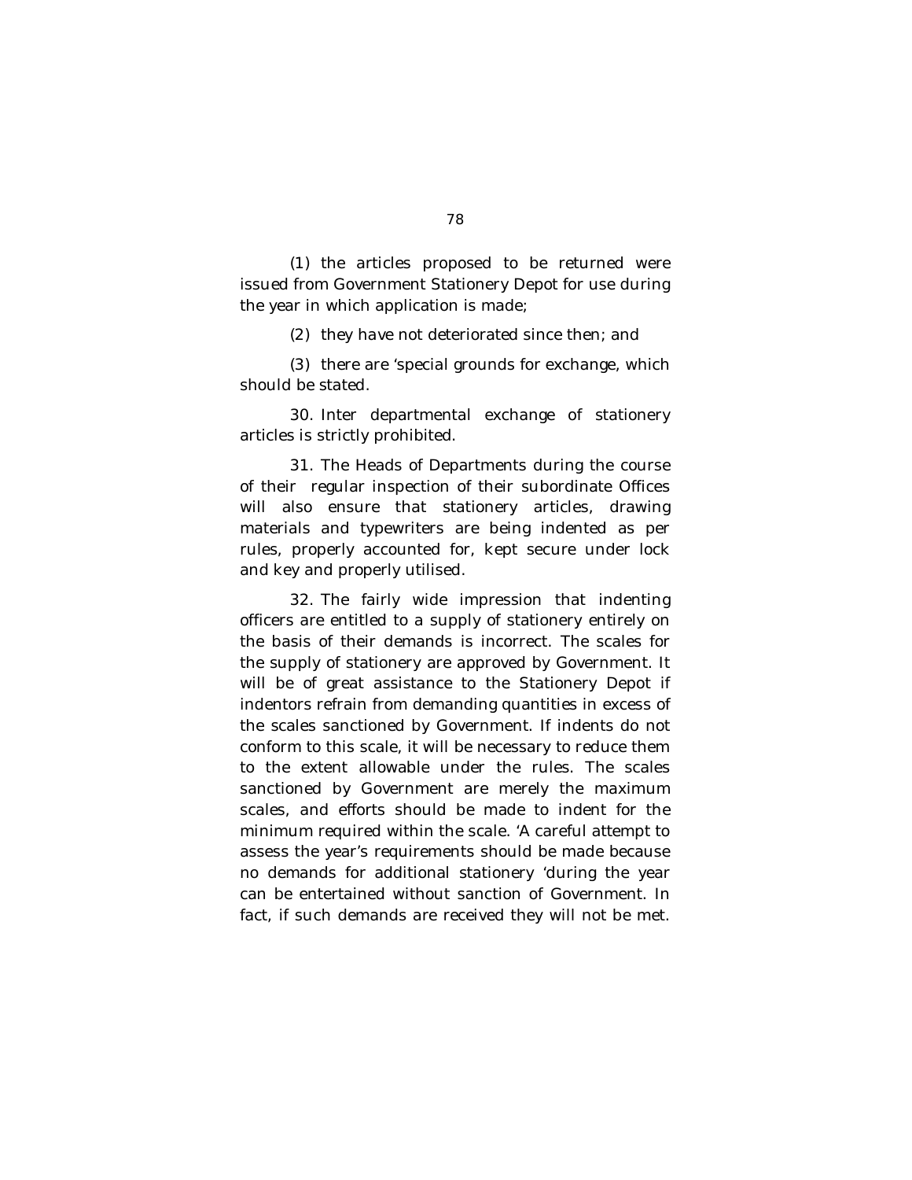(1) the articles proposed to be returned were issued from Government Stationery Depot for use during the year in which application is made;

(2) they have not deteriorated since then; and

(3) there are 'special grounds for exchange, which should be stated.

30. Inter departmental exchange of stationery articles is strictly prohibited.

31. The Heads of Departments during the course of their regular inspection of their subordinate Offices will also ensure that stationery articles, drawing materials and typewriters are being indented as per rules, properly accounted for, kept secure under lock and key and properly utilised.

32. The fairly wide impression that indenting officers are entitled to a supply of stationery entirely on the basis of their demands is incorrect. The scales for the supply of stationery are approved by Government. It will be of great assistance to the Stationery Depot if indentors refrain from demanding quantities in excess of the scales sanctioned by Government. If indents do not conform to this scale, it will be necessary to reduce them to the extent allowable under the rules. The scales sanctioned by Government are merely the maximum scales, and efforts should be made to indent for the minimum required within the scale. 'A careful attempt to assess the year's requirements should be made because no demands for additional stationery 'during the year can be entertained without sanction of Government. In fact, if such demands are received they will not be met.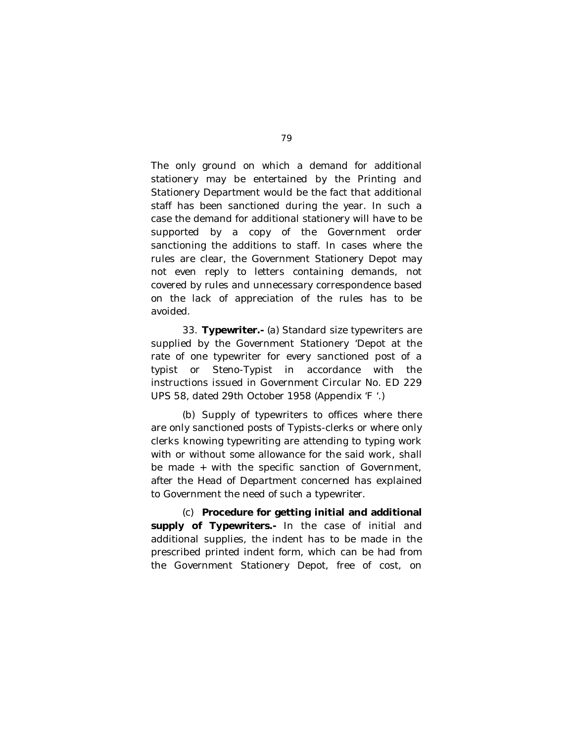The only ground on which a demand for additional stationery may be entertained by the Printing and Stationery Department would be the fact that additional staff has been sanctioned during the year. In such a case the demand for additional stationery will have to be supported by a copy of the Government order sanctioning the additions to staff. In cases where the rules are clear, the Government Stationery Depot may not even reply to letters containing demands, not covered by rules and unnecessary correspondence based on the lack of appreciation of the rules has to be avoided.

33. **Typewriter.-** (a) Standard size typewriters are supplied by the Government Stationery 'Depot at the rate of one typewriter for every sanctioned post of a typist or Steno-Typist in accordance with the instructions issued in Government Circular No. ED 229 UPS 58, dated 29th October 1958 (Appendix 'F '.)

(b) Supply of typewriters to offices where there are only sanctioned posts of Typists-clerks or where only clerks knowing typewriting are attending to typing work with or without some allowance for the said work, shall be made + with the specific sanction of Government, after the Head of Department concerned has explained to Government the need of such a typewriter.

(c) **Procedure for getting initial and additional supply of Typewriters.-** In the case of initial and additional supplies, the indent has to be made in the prescribed printed indent form, which can be had from the Government Stationery Depot, free of cost, on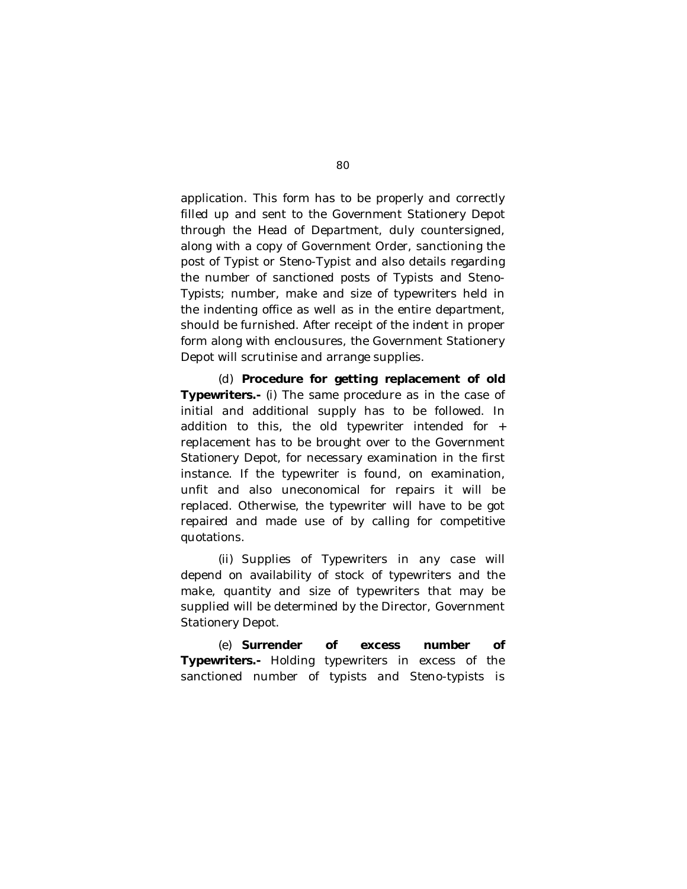application. This form has to be properly and correctly filled up and sent to the Government Stationery Depot through the Head of Department, duly countersigned, along with a copy of Government Order, sanctioning the post of Typist or Steno-Typist and also details regarding the number of sanctioned posts of Typists and Steno-Typists; number, make and size of typewriters held in the indenting office as well as in the entire department, should be furnished. After receipt of the indent in proper form along with enclousures, the Government Stationery Depot will scrutinise and arrange supplies.

(d) **Procedure for getting replacement of old Typewriters.-** (i) The same procedure as in the case of initial and additional supply has to be followed. In addition to this, the old typewriter intended for + replacement has to be brought over to the Government Stationery Depot, for necessary examination in the first instance. If the typewriter is found, on examination, unfit and also uneconomical for repairs it will be replaced. Otherwise, the typewriter will have to be got repaired and made use of by calling for competitive quotations.

(ii) Supplies of Typewriters in any case will depend on availability of stock of typewriters and the make, quantity and size of typewriters that may be supplied will be determined by the Director, Government Stationery Depot.

(e) **Surrender of excess number of Typewriters.-** Holding typewriters in excess of the sanctioned number of typists and Steno-typists is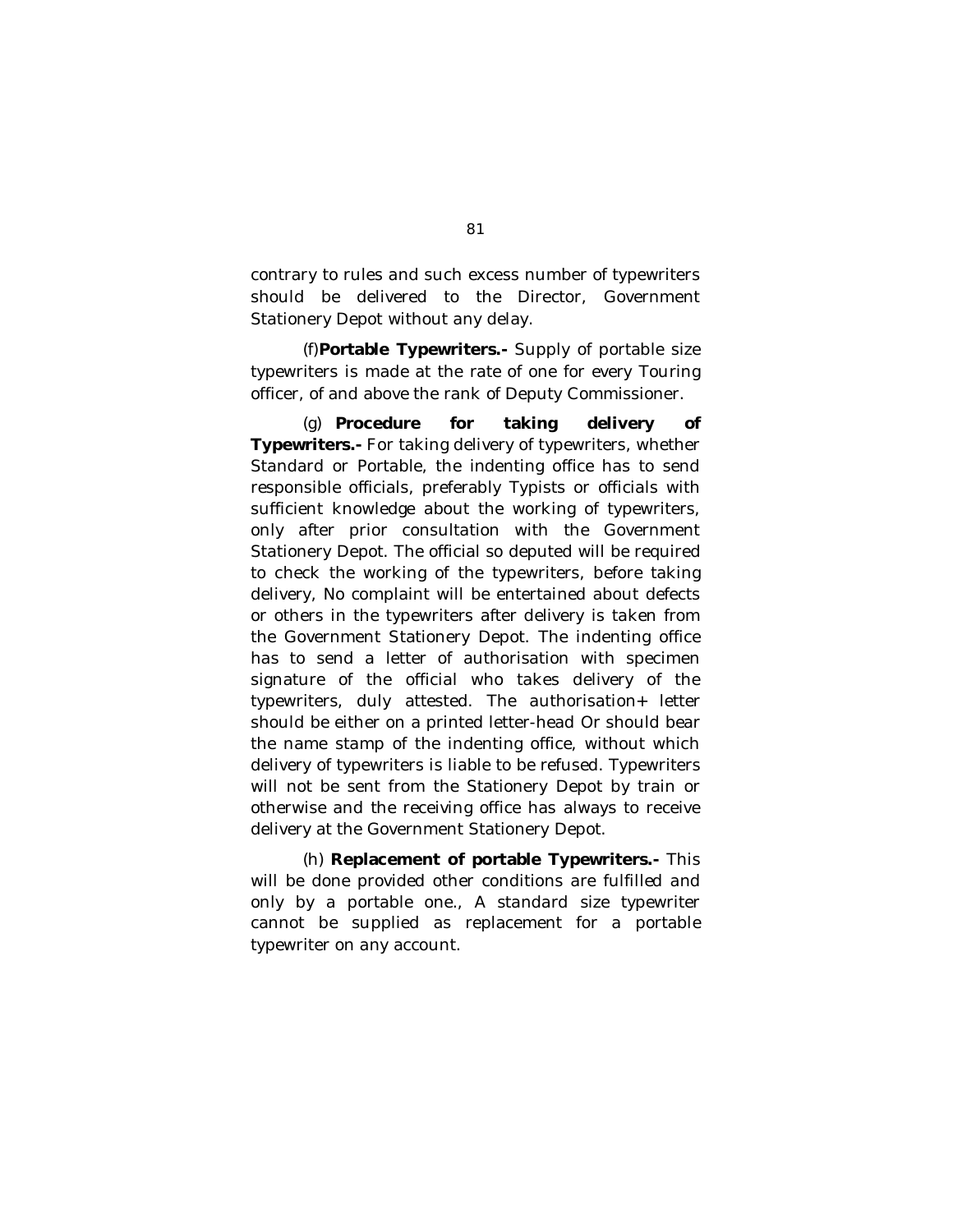contrary to rules and such excess number of typewriters should be delivered to the Director, Government Stationery Depot without any delay.

(f)**Portable Typewriters.-** Supply of portable size typewriters is made at the rate of one for every Touring officer, of and above the rank of Deputy Commissioner.

(g) **Procedure for taking delivery of Typewriters.-** For taking delivery of typewriters, whether Standard or Portable, the indenting office has to send responsible officials, preferably Typists or officials with sufficient knowledge about the working of typewriters, only after prior consultation with the Government Stationery Depot. The official so deputed will be required to check the working of the typewriters, before taking delivery, No complaint will be entertained about defects or others in the typewriters after delivery is taken from the Government Stationery Depot. The indenting office has to send a letter of authorisation with specimen signature of the official who takes delivery of the typewriters, duly attested. The authorisation+ letter should be either on a printed letter-head Or should bear the name stamp of the indenting office, without which delivery of typewriters is liable to be refused. Typewriters will not be sent from the Stationery Depot by train or otherwise and the receiving office has always to receive delivery at the Government Stationery Depot.

(h) **Replacement of portable Typewriters.-** This will be done provided other conditions are fulfilled and only by a portable one., A standard size typewriter cannot be supplied as replacement for a portable typewriter on any account.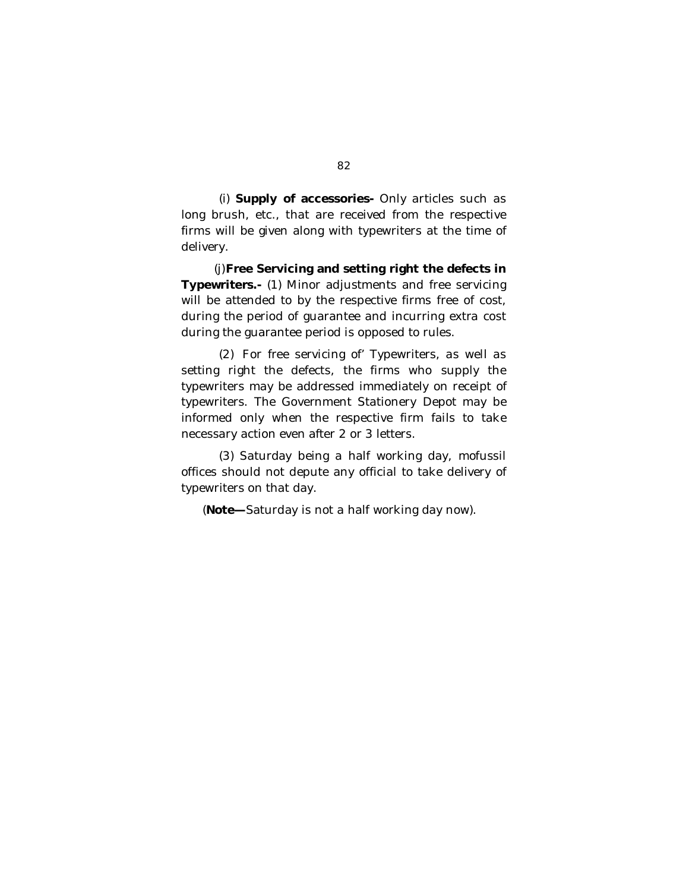(i) **Supply of accessories-** Only articles such as long brush, etc., that are received from the respective firms will be given along with typewriters at the time of delivery.

(j)**Free Servicing and setting right the defects in Typewriters.-** (1) Minor adjustments and free servicing will be attended to by the respective firms free of cost, during the period of guarantee and incurring extra cost during the guarantee period is opposed to rules.

(2) For free servicing of' Typewriters, as well as setting right the defects, the firms who supply the typewriters may be addressed immediately on receipt of typewriters. The Government Stationery Depot may be informed only when the respective firm fails to take necessary action even after 2 or 3 letters.

(3) Saturday being a half working day, mofussil offices should not depute any official to take delivery of typewriters on that day.

(**Note—**Saturday is not a half working day now).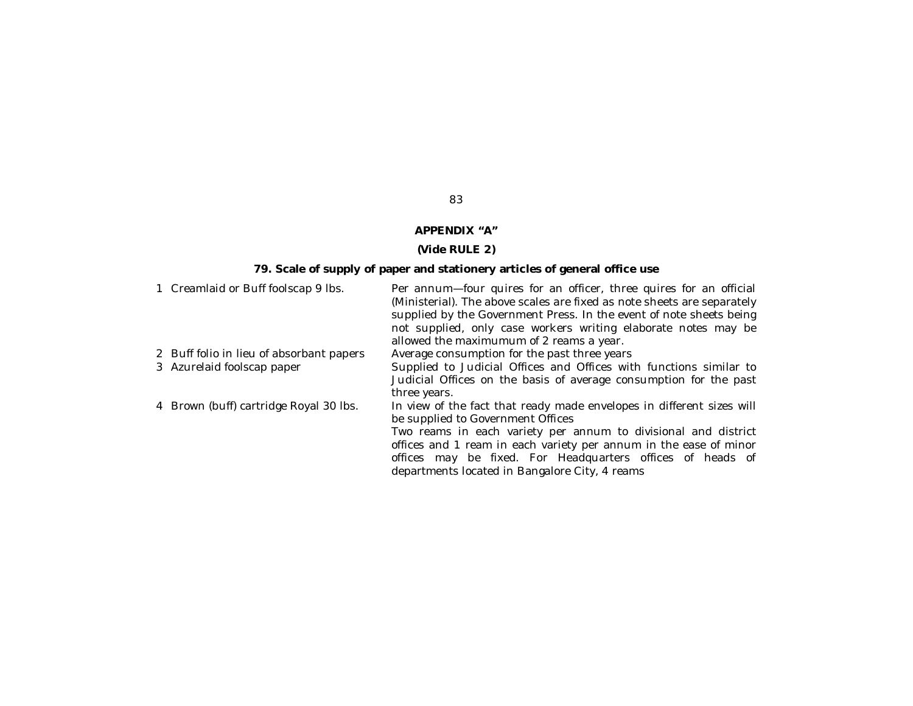## APPENDIX "A"

### (Vide RULE 2)

### 79. Scale of supply of paper and stationery articles of general office use

| | | |
|---|---|---|
| 1 | Creamlaid or Buff foolscap 9 lbs. | Per annum—four quires for an officer, three quires for an official (Ministerial). The above scales are fixed as note sheets are separately supplied by the Government Press. In the event of note sheets being not supplied, only case workers writing elaborate notes may be allowed the maximumum of 2 reams a year. |
| 2 | Buff folio in lieu of absorbant papers | Average consumption for the past three years |
| 3 | Azurelaid foolscap paper | Supplied to Judicial Offices and Offices with functions similar to Judicial Offices on the basis of average consumption for the past three years. |
| 4 | Brown (buff) cartridge Royal 30 lbs. | In view of the fact that ready made envelopes in different sizes will be supplied to Government Offices<br>Two reams in each variety per annum to divisional and district offices and 1 ream in each variety per annum in the ease of minor offices may be fixed. For Headquarters offices of heads of departments located in Bangalore City, 4 reams |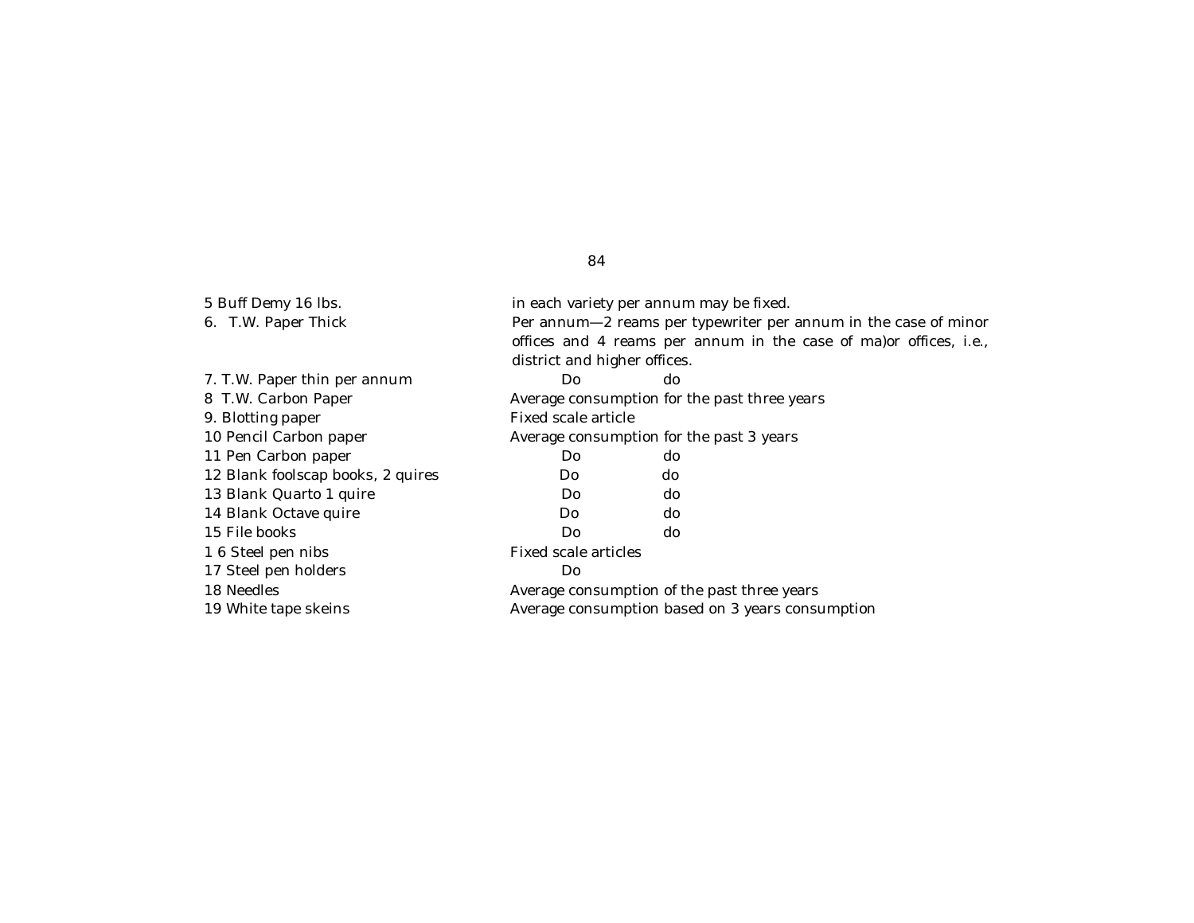| | |
|---|---|
| 5 Buff Demy 16 lbs. | in each variety per annum may be fixed. |
| 6. T.W. Paper Thick | Per annum—2 reams per typewriter per annum in the case of minor offices and 4 reams per annum in the case of ma)or offices, i.e., district and higher offices. |
| 7. T.W. Paper thin per annum | Do do |
| 8 T.W. Carbon Paper | Average consumption for the past three years |
| 9. Blotting paper | Fixed scale article |
| 10 Pencil Carbon paper | Average consumption for the past 3 years |
| 11 Pen Carbon paper | Do do |
| 12 Blank foolscap books, 2 quires | Do do |
| 13 Blank Quarto 1 quire | Do do |
| 14 Blank Octave quire | Do do |
| 15 File books | Do do |
| 1 6 Steel pen nibs | Fixed scale articles |
| 17 Steel pen holders | Do |
| 18 Needles | Average consumption of the past three years |
| 19 White tape skeins | Average consumption based on 3 years consumption |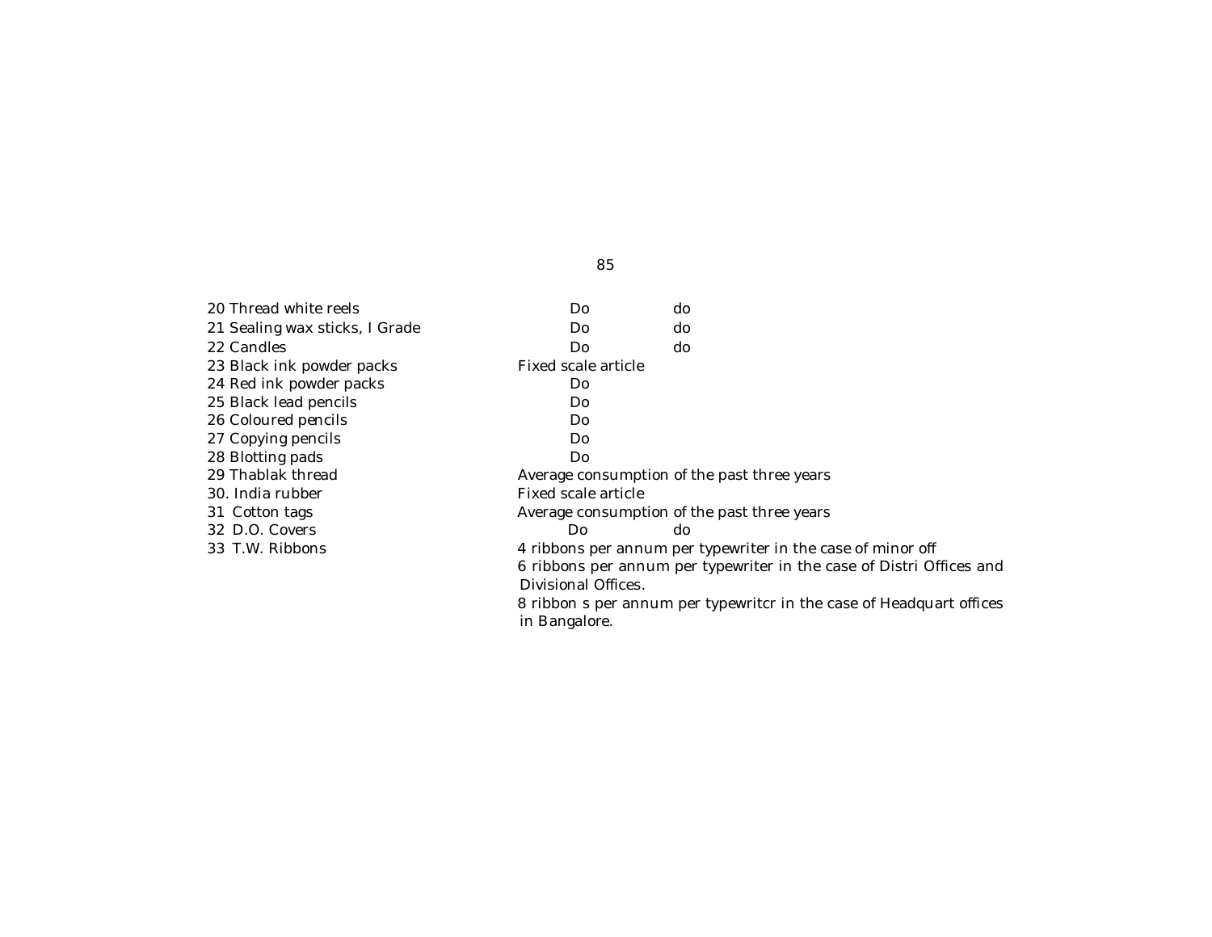| | | |
|---|---|---|
| 20 Thread white reels | Do | do |
| 21 Sealing wax sticks, I Grade | Do | do |
| 22 Candles | Do | do |
| 23 Black ink powder packs | Fixed scale article | |
| 24 Red ink powder packs | Do | |
| 25 Black lead pencils | Do | |
| 26 Coloured pencils | Do | |
| 27 Copying pencils | Do | |
| 28 Blotting pads | Do | |
| 29 Thablak thread | Average consumption of the past three years | |
| 30. India rubber | Fixed scale article | |
| 31 Cotton tags | Average consumption of the past three years | |
| 32 D.O. Covers | Do | do |
| 33 T.W. Ribbons | 4 ribbons per annum per typewriter in the case of minor off<br>6 ribbons per annum per typewriter in the case of Distri Offices and Divisional Offices.<br>8 ribbon s per annum per typewritcr in the case of Headquart offices in Bangalore. | |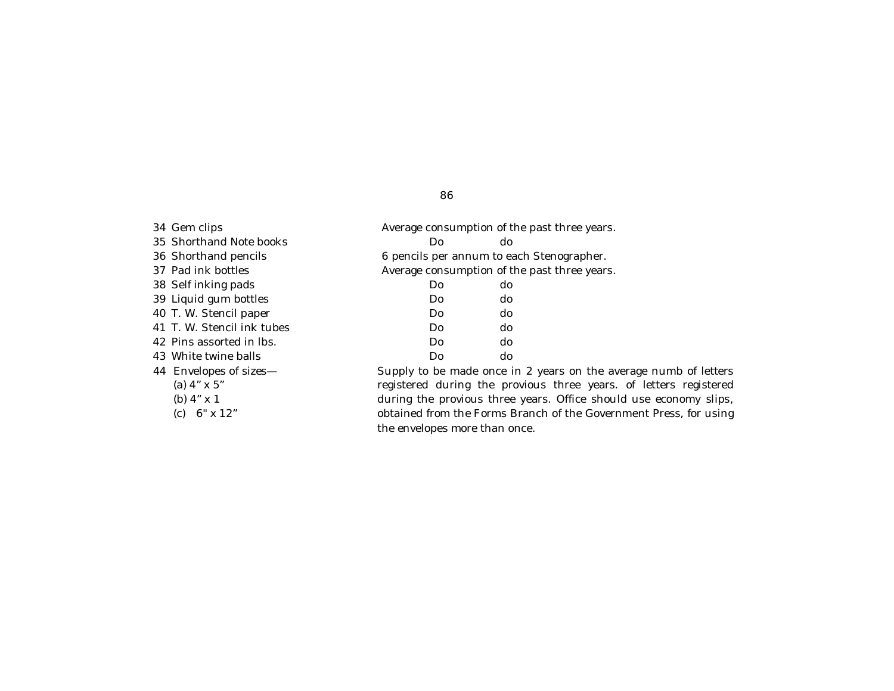| | |
|---|---|
| 34 Gem clips | Average consumption of the past three years. |
| 35 Shorthand Note books | Do do |
| 36 Shorthand pencils | 6 pencils per annum to each Stenographer. |
| 37 Pad ink bottles | Average consumption of the past three years. |
| 38 Self inking pads | Do do |
| 39 Liquid gum bottles | Do do |
| 40 T. W. Stencil paper | Do do |
| 41 T. W. Stencil ink tubes | Do do |
| 42 Pins assorted in lbs. | Do do |
| 43 White twine balls | Do do |
| 44 Envelopes of sizes—<br>(a) 4" x 5"<br>(b) 4" x 1<br>(c) 6" x 12" | Supply to be made once in 2 years on the average numb of letters registered during the provious three years. of letters registered during the provious three years. Office should use economy slips, obtained from the Forms Branch of the Government Press, for using the envelopes more than once. |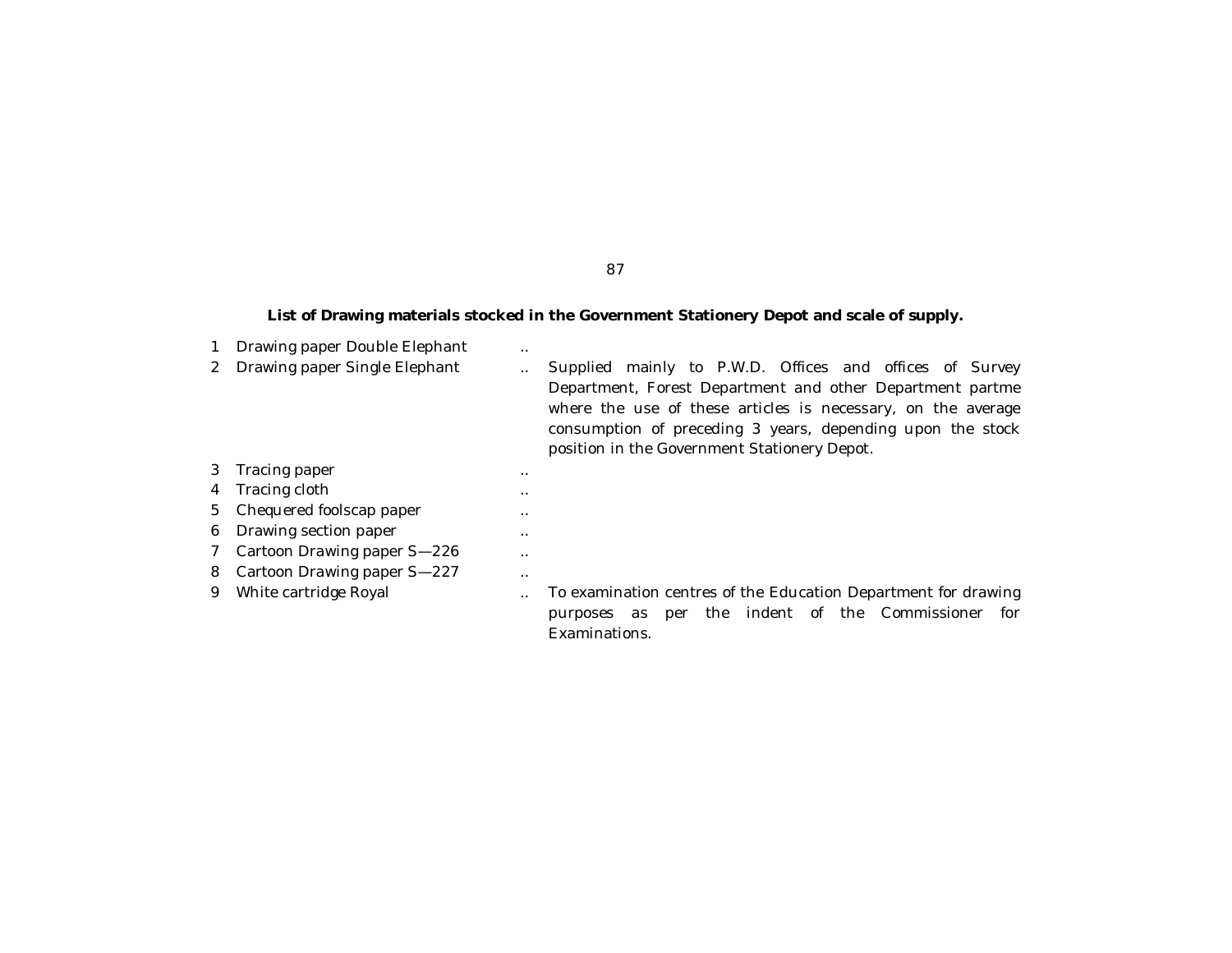**List of Drawing materials stocked in the Government Stationery Depot and scale of supply.**

| | | | |
|---|---|---|---|
| 1 | Drawing paper Double Elephant | .. | |
| 2 | Drawing paper Single Elephant | .. | Supplied mainly to P.W.D. Offices and offices of Survey Department, Forest Department and other Department partme where the use of these articles is necessary, on the average consumption of preceding 3 years, depending upon the stock position in the Government Stationery Depot. |
| 3 | Tracing paper | .. | |
| 4 | Tracing cloth | .. | |
| 5 | Chequered foolscap paper | .. | |
| 6 | Drawing section paper | .. | |
| 7 | Cartoon Drawing paper S—226 | .. | |
| 8 | Cartoon Drawing paper S—227 | .. | |
| 9 | White cartridge Royal | .. | To examination centres of the Education Department for drawing purposes as per the indent of the Commissioner for Examinations. |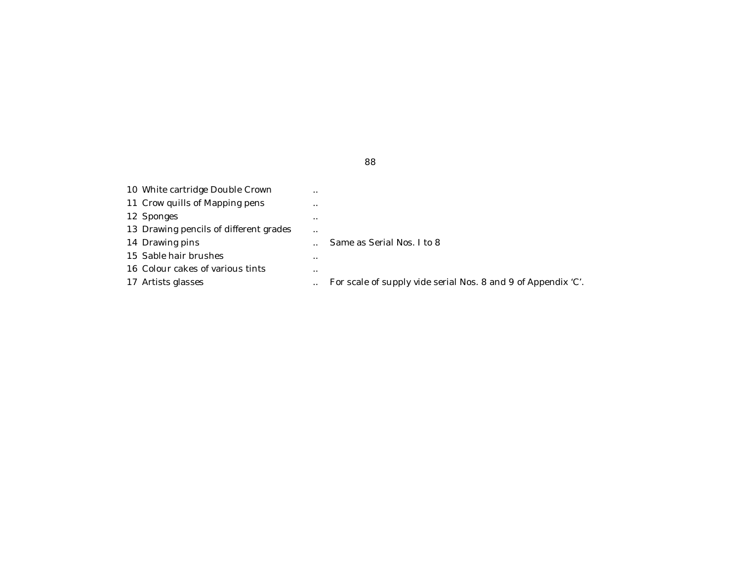| | | | |
|---|---|---|---|
| 10 | White cartridge Double Crown | .. | |
| 11 | Crow quills of Mapping pens | .. | |
| 12 | Sponges | .. | |
| 13 | Drawing pencils of different grades | .. | |
| 14 | Drawing pins | .. | Same as Serial Nos. I to 8 |
| 15 | Sable hair brushes | .. | |
| 16 | Colour cakes of various tints | .. | |
| 17 | Artists glasses | .. | For scale of supply vide serial Nos. 8 and 9 of Appendix 'C'. |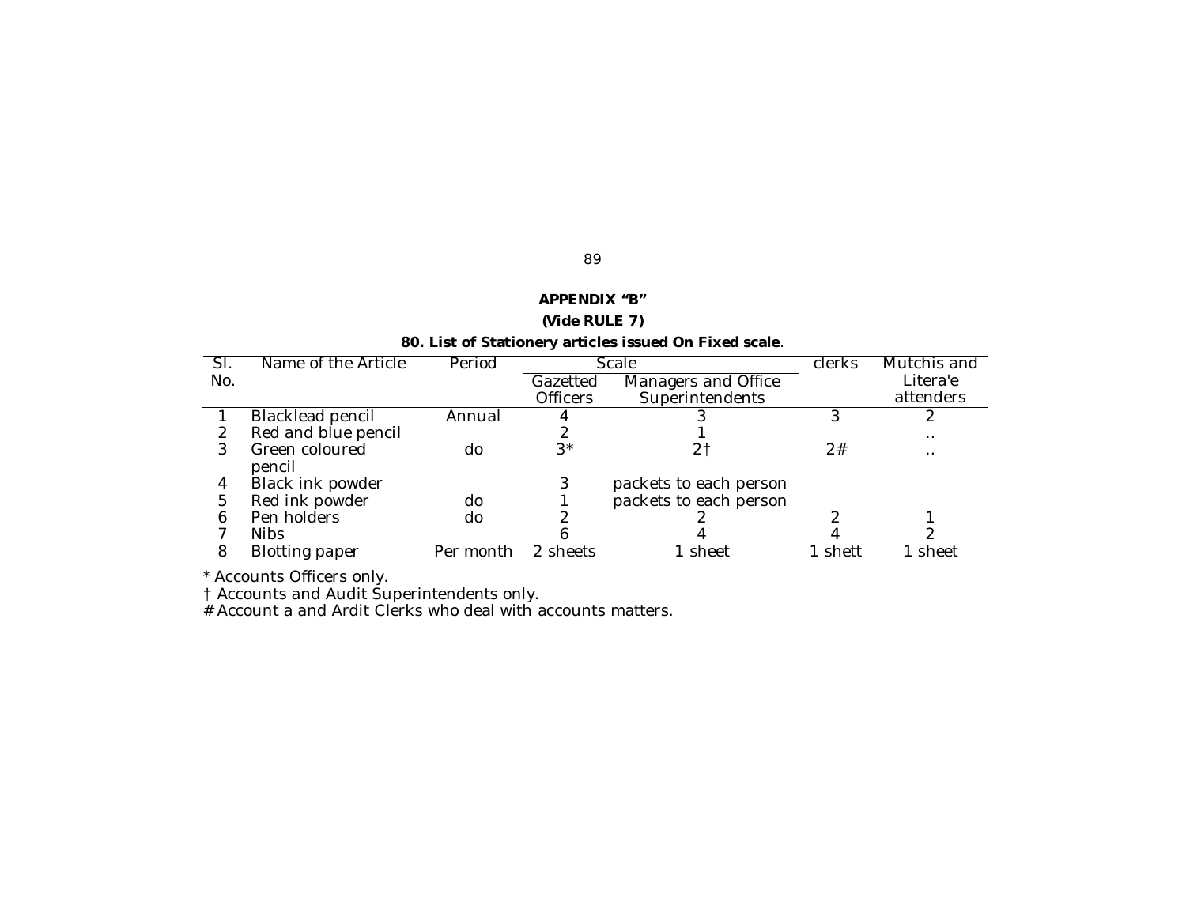**APPENDIX "B"**

**(Vide RULE 7)**

**80. List of Stationery articles issued On Fixed scale**.

| Sl. No. | Name of the Article | Period | Scale | | clerks | Mutchis and Litera'e attenders |
|---|---|---|---|---|---|---|
| | | | Gazetted Officers | Managers and Office Superintendents | | |
| 1 | Blacklead pencil | Annual | 4 | 3 | 3 | 2 |
| 2 | Red and blue pencil | | 2 | 1 | | .. |
| 3 | Green coloured pencil | do | 3* | 2† | 2# | .. |
| 4 | Black ink powder | | 3 | packets to each person | | |
| 5 | Red ink powder | do | 1 | packets to each person | | |
| 6 | Pen holders | do | 2 | 2 | 2 | 1 |
| 7 | Nibs | | 6 | 4 | 4 | 2 |
| 8 | Blotting paper | Per month | 2 sheets | 1 sheet | 1 shett | 1 sheet |

* Accounts Officers only.

† Accounts and Audit Superintendents only.

# Account a and Ardit Clerks who deal with accounts matters.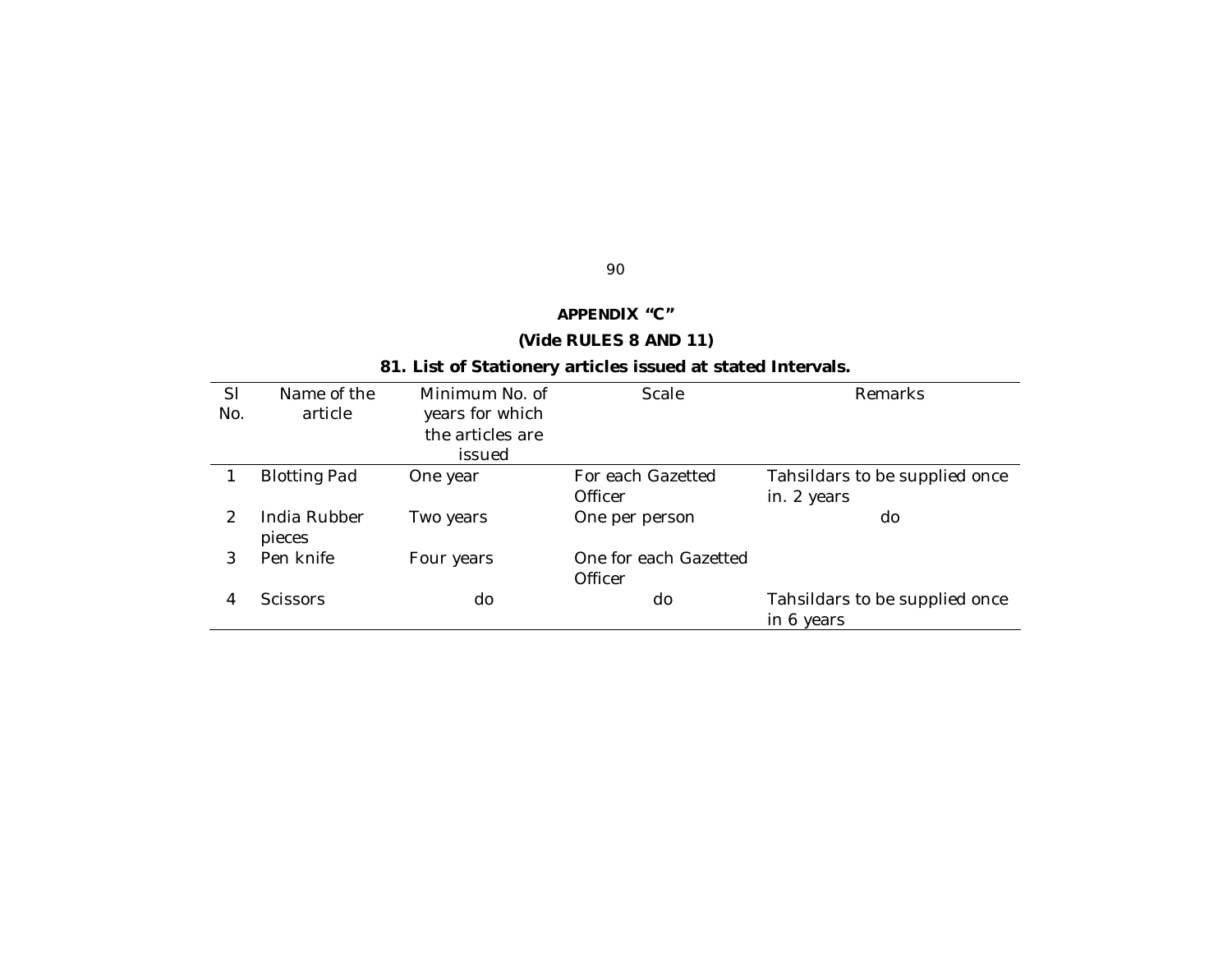## APPENDIX "C"

### (Vide RULES 8 AND 11)

### 81. List of Stationery articles issued at stated Intervals.

| Sl No. | Name of the article | Minimum No. of years for which the articles are issued | Scale | Remarks |
|---|---|---|---|---|
| 1 | Blotting Pad | One year | For each Gazetted Officer | Tahsildars to be supplied once in. 2 years |
| 2 | India Rubber pieces | Two years | One per person | do |
| 3 | Pen knife | Four years | One for each Gazetted Officer | |
| 4 | Scissors | do | do | Tahsildars to be supplied once in 6 years |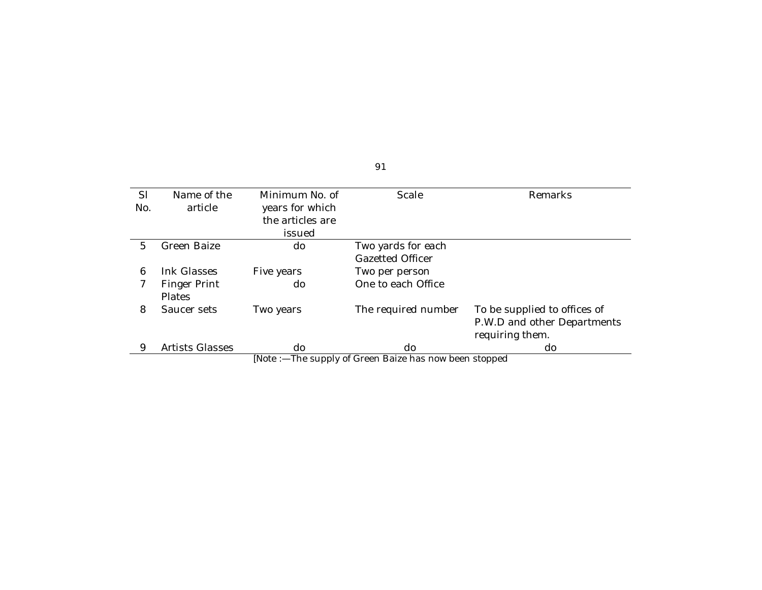| Sl No. | Name of the article | Minimum No. of years for which the articles are issued | Scale | Remarks |
|---|---|---|---|---|
| 5 | Green Baize | do | Two yards for each Gazetted Officer | |
| 6 | Ink Glasses | Five years | Two per person | |
| 7 | Finger Print Plates | do | One to each Office | |
| 8 | Saucer sets | Two years | The required number | To be supplied to offices of P.W.D and other Departments requiring them. |
| 9 | Artists Glasses | do | do | do |

[Note :—The supply of Green Baize has now been stopped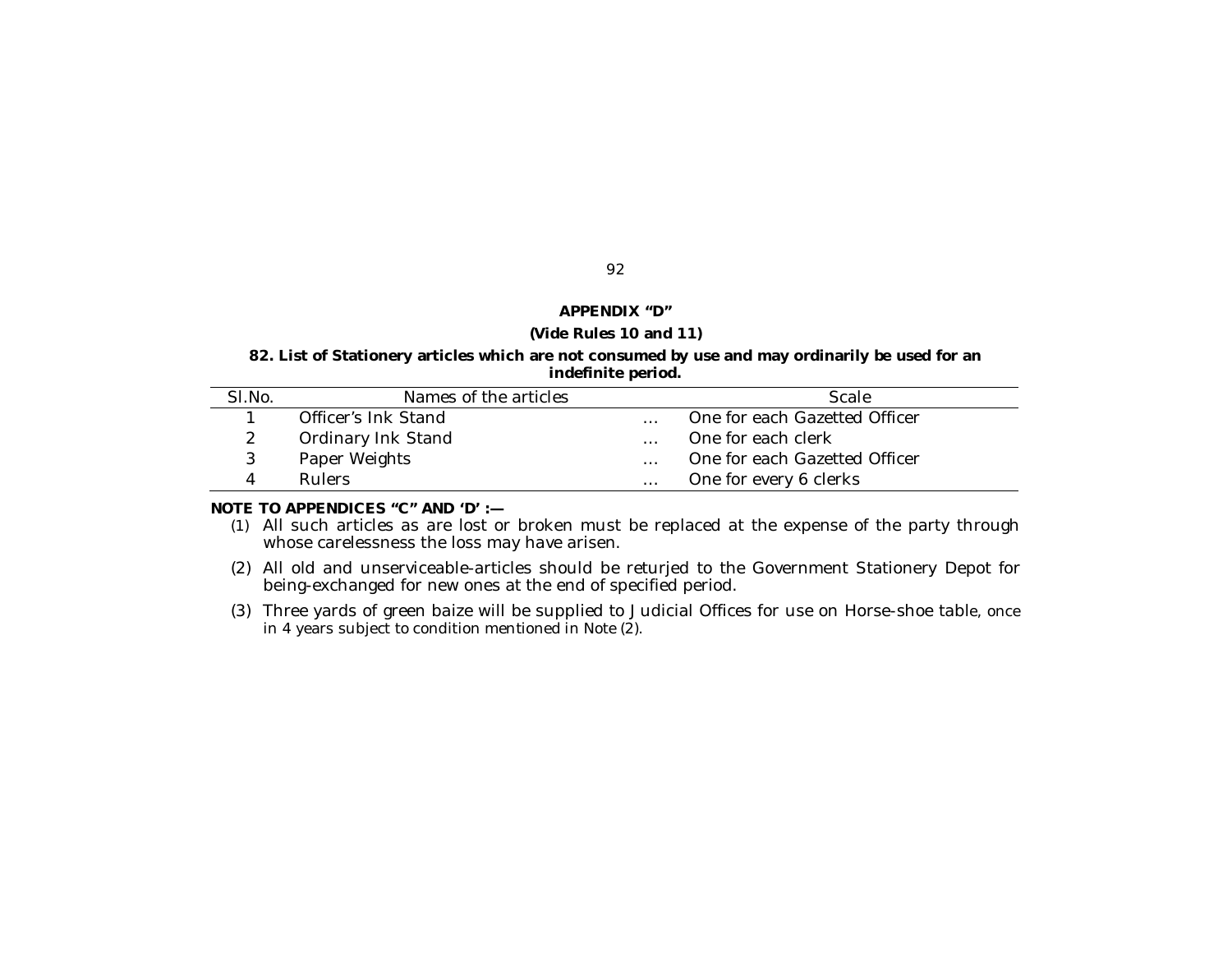## APPENDIX "D"

**(Vide Rules 10 and 11)**

**82. List of Stationery articles which are not consumed by use and may ordinarily be used for an indefinite period.**

| Sl.No. | Names of the articles | | Scale |
|---|---|---|---|
| 1 | Officer's Ink Stand | ... | One for each Gazetted Officer |
| 2 | Ordinary Ink Stand | ... | One for each clerk |
| 3 | Paper Weights | ... | One for each Gazetted Officer |
| 4 | Rulers | ... | One for every 6 clerks |

**NOTE TO APPENDICES "C" AND 'D' :—**

(1) All such articles as are lost or broken must be replaced at the expense of the party through whose carelessness the loss may have arisen.

(2) All old and unserviceable-articles should be returjed to the Government Stationery Depot for being-exchanged for new ones at the end of specified period.

(3) Three yards of green baize will be supplied to Judicial Offices for use on Horse-shoe table, once in 4 years subject to condition mentioned in Note (2).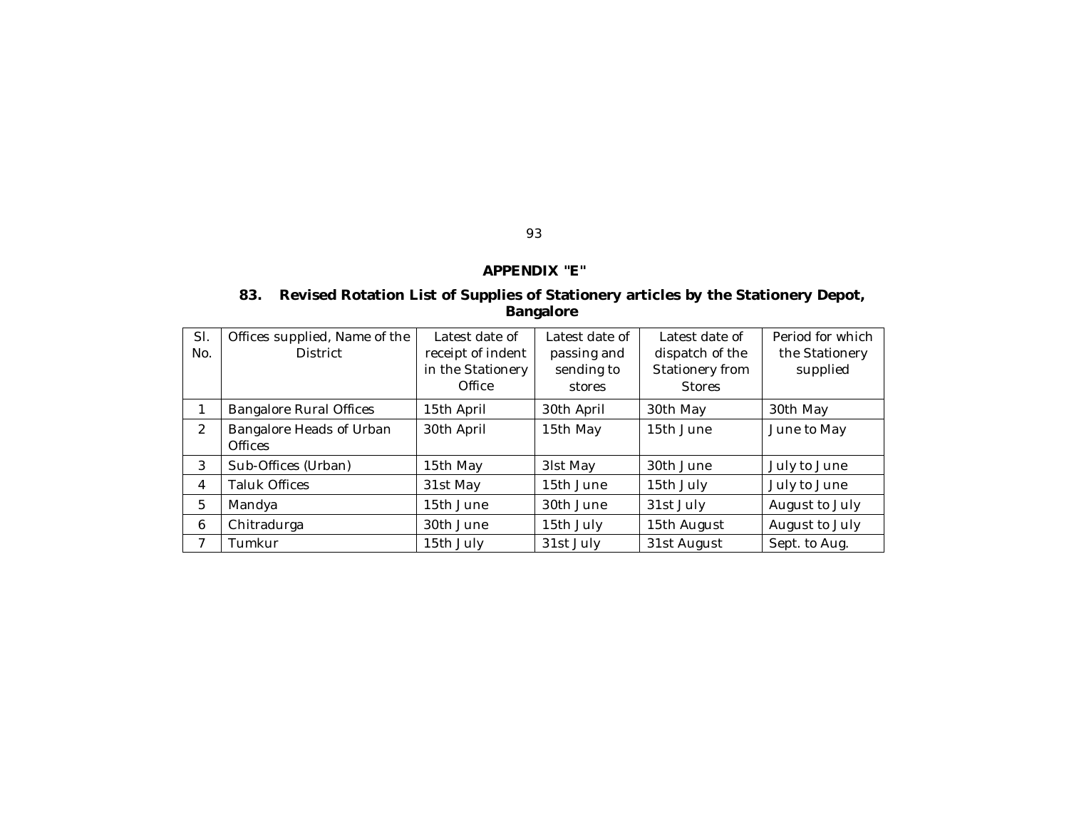## APPENDIX "E"

### 83. Revised Rotation List of Supplies of Stationery articles by the Stationery Depot, Bangalore

| Sl. No. | Offices supplied, Name of the District | Latest date of receipt of indent in the Stationery Office | Latest date of passing and sending to stores | Latest date of dispatch of the Stationery from Stores | Period for which the Stationery supplied |
|---|---|---|---|---|---|
| 1 | Bangalore Rural Offices | 15th April | 30th April | 30th May | 30th May |
| 2 | Bangalore Heads of Urban Offices | 30th April | 15th May | 15th June | June to May |
| 3 | Sub-Offices (Urban) | 15th May | 3lst May | 30th June | July to June |
| 4 | Taluk Offices | 31st May | 15th June | 15th July | July to June |
| 5 | Mandya | 15th June | 30th June | 31st July | August to July |
| 6 | Chitradurga | 30th June | 15th July | 15th August | August to July |
| 7 | Tumkur | 15th July | 31st July | 31st August | Sept. to Aug. |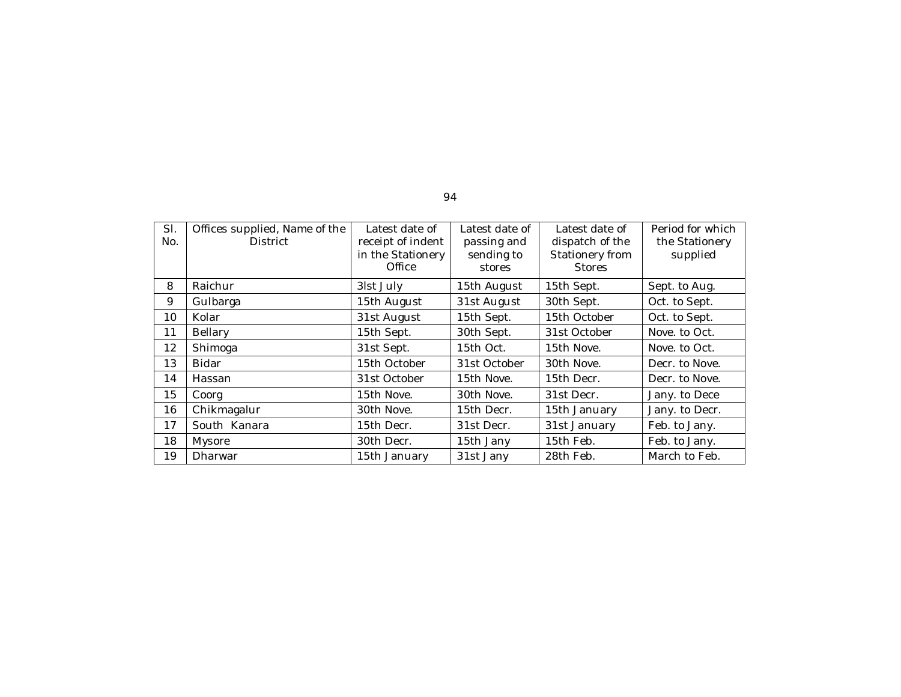| Sl. No. | Offices supplied, Name of the District | Latest date of receipt of indent in the Stationery Office | Latest date of passing and sending to stores | Latest date of dispatch of the Stationery from Stores | Period for which the Stationery supplied |
|---|---|---|---|---|---|
| 8 | Raichur | 3lst July | 15th August | 15th Sept. | Sept. to Aug. |
| 9 | Gulbarga | 15th August | 31st August | 30th Sept. | Oct. to Sept. |
| 10 | Kolar | 31st August | 15th Sept. | 15th October | Oct. to Sept. |
| 11 | Bellary | 15th Sept. | 30th Sept. | 31st October | Nove. to Oct. |
| 12 | Shimoga | 31st Sept. | 15th Oct. | 15th Nove. | Nove. to Oct. |
| 13 | Bidar | 15th October | 31st October | 30th Nove. | Decr. to Nove. |
| 14 | Hassan | 31st October | 15th Nove. | 15th Decr. | Decr. to Nove. |
| 15 | Coorg | 15th Nove. | 30th Nove. | 31st Decr. | Jany. to Dece |
| 16 | Chikmagalur | 30th Nove. | 15th Decr. | 15th January | Jany. to Decr. |
| 17 | South Kanara | 15th Decr. | 31st Decr. | 31st January | Feb. to Jany. |
| 18 | Mysore | 30th Decr. | 15th Jany | 15th Feb. | Feb. to Jany. |
| 19 | Dharwar | 15th January | 31st Jany | 28th Feb. | March to Feb. |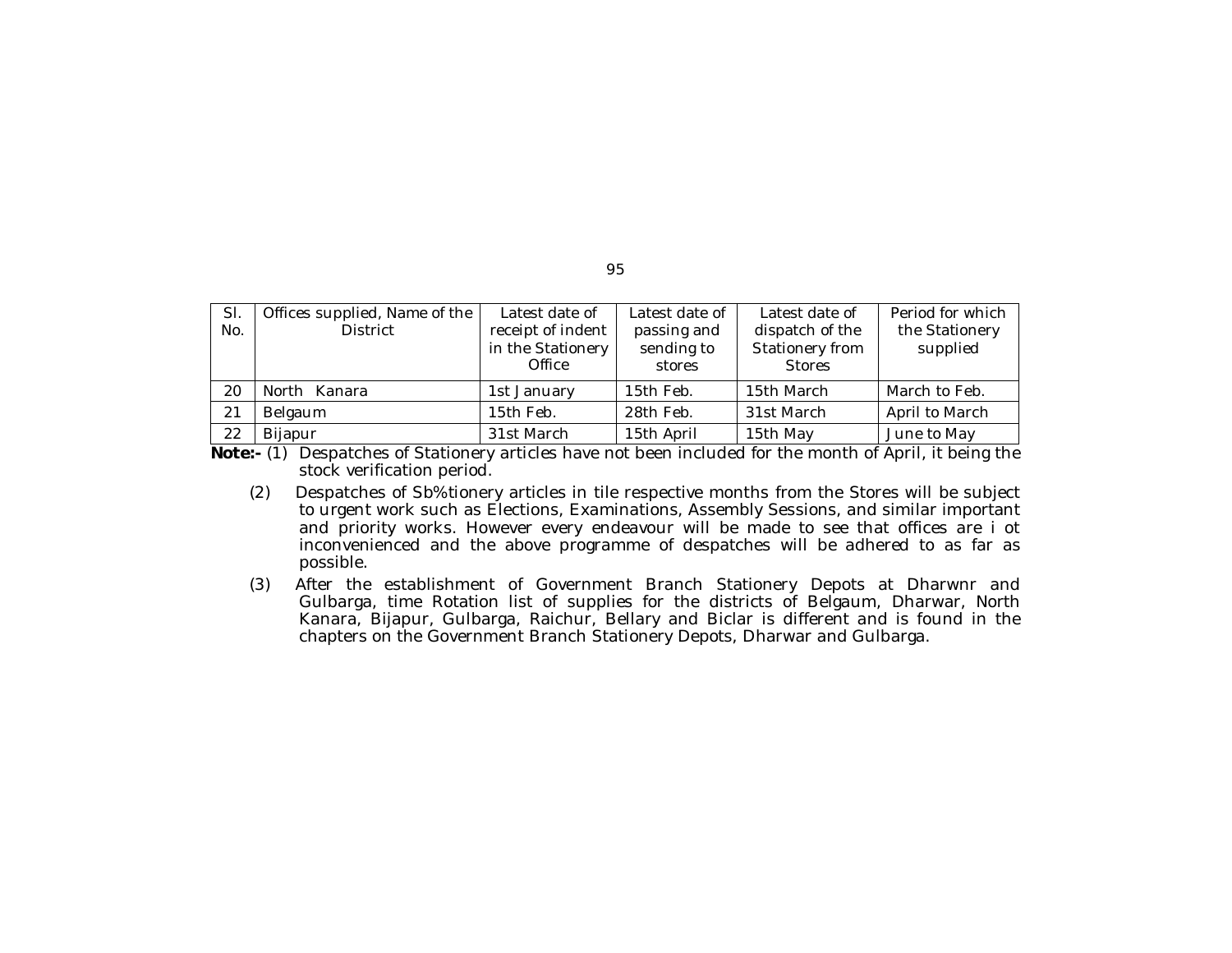| Sl. No. | Offices supplied, Name of the District | Latest date of receipt of indent in the Stationery Office | Latest date of passing and sending to stores | Latest date of dispatch of the Stationery from Stores | Period for which the Stationery supplied |
|---|---|---|---|---|---|
| 20 | North Kanara | 1st January | 15th Feb. | 15th March | March to Feb. |
| 21 | Belgaum | 15th Feb. | 28th Feb. | 31st March | April to March |
| 22 | Bijapur | 31st March | 15th April | 15th May | June to May |

**Note:-** (1) Despatches of Stationery articles have not been included for the month of April, it being the stock verification period.

(2) Despatches of Sb%tionery articles in tile respective months from the Stores will be subject to urgent work such as Elections, Examinations, Assembly Sessions, and similar important and priority works. However every endeavour will be made to see that offices are i ot inconvenienced and the above programme of despatches will be adhered to as far as possible.

(3) After the establishment of Government Branch Stationery Depots at Dharwnr and Gulbarga, time Rotation list of supplies for the districts of Belgaum, Dharwar, North Kanara, Bijapur, Gulbarga, Raichur, Bellary and Biclar is different and is found in the chapters on the Government Branch Stationery Depots, Dharwar and Gulbarga.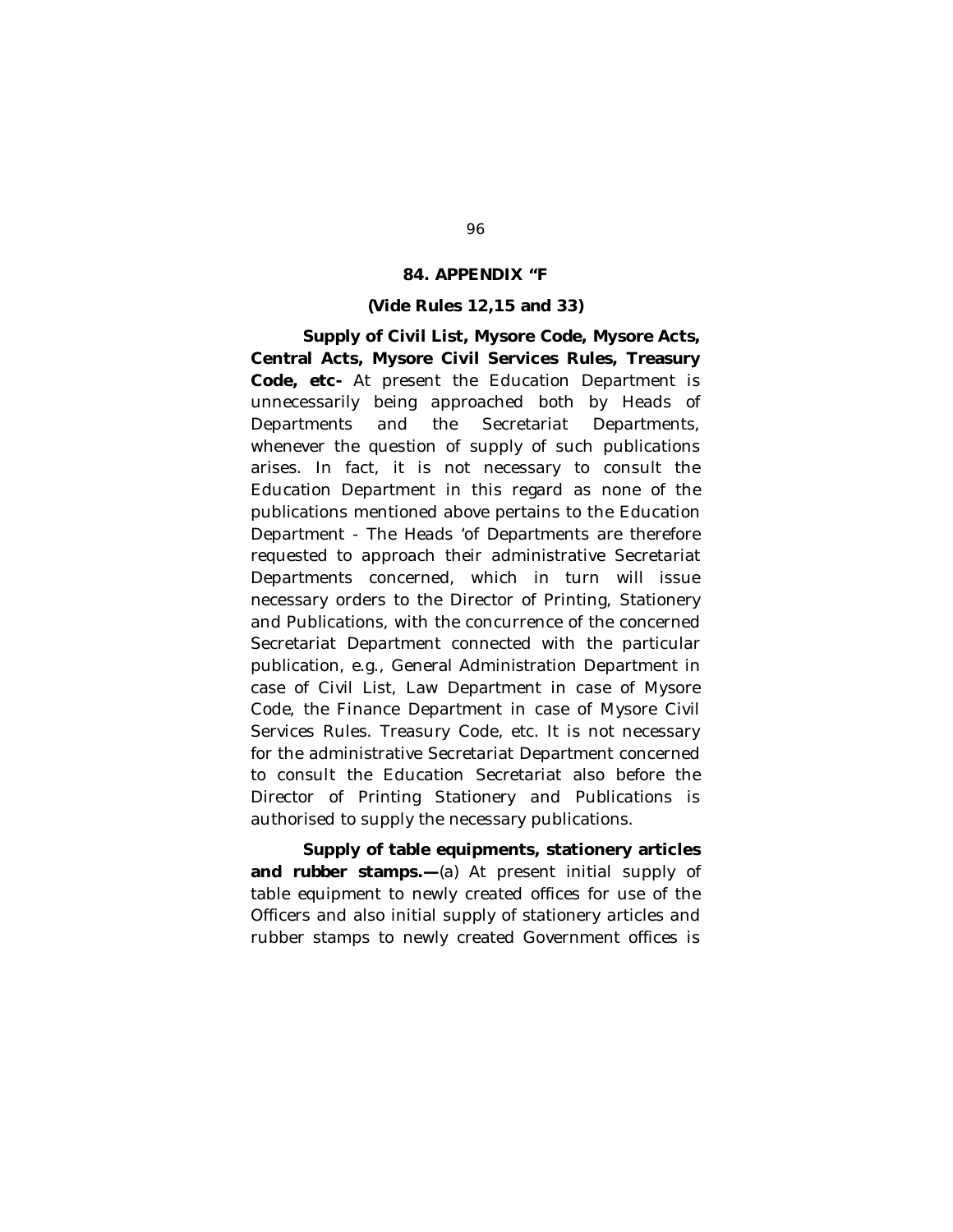## 84. APPENDIX "F

**(Vide Rules 12,15 and 33)**

**Supply of Civil List, Mysore Code, Mysore Acts, Central Acts, Mysore Civil Services Rules, Treasury Code, etc-** At present the Education Department is unnecessarily being approached both by Heads of Departments and the Secretariat Departments, whenever the question of supply of such publications arises. In fact, it is not necessary to consult the Education Department in this regard as none of the publications mentioned above pertains to the Education Department - The Heads 'of Departments are therefore requested to approach their administrative Secretariat Departments concerned, which in turn will issue necessary orders to the Director of Printing, Stationery and Publications, with the concurrence of the concerned Secretariat Department connected with the particular publication, e.g., General Administration Department in case of Civil List, Law Department in case of Mysore Code, the Finance Department in case of Mysore Civil Services Rules. Treasury Code, etc. It is not necessary for the administrative Secretariat Department concerned to consult the Education Secretariat also before the Director of Printing Stationery and Publications is authorised to supply the necessary publications.

**Supply of table equipments, stationery articles and rubber stamps.—**(a) At present initial supply of table equipment to newly created offices for use of the Officers and also initial supply of stationery articles and rubber stamps to newly created Government offices is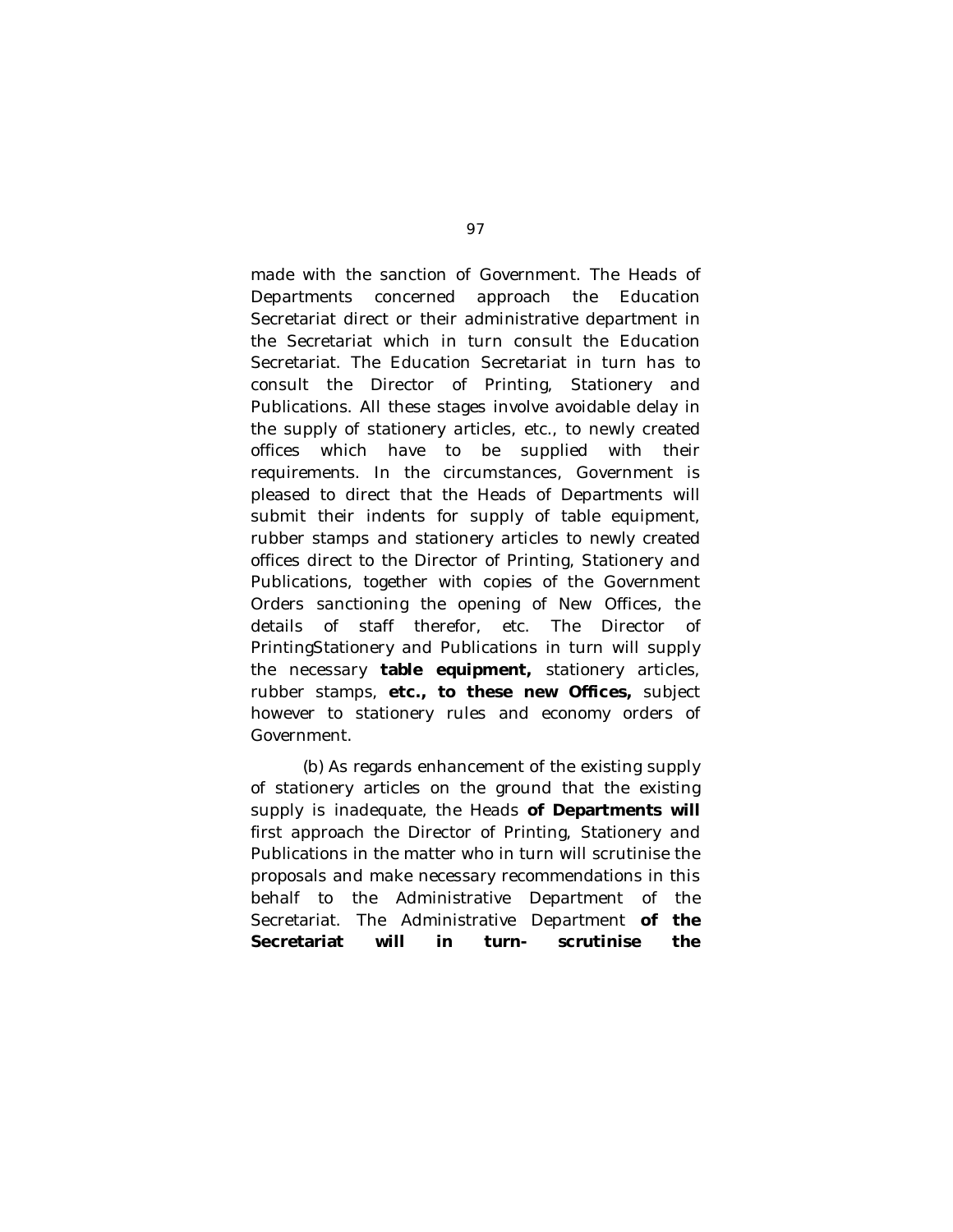made with the sanction of Government. The Heads of Departments concerned approach the Education Secretariat direct or their administrative department in the Secretariat which in turn consult the Education Secretariat. The Education Secretariat in turn has to consult the Director of Printing, Stationery and Publications. All these stages involve avoidable delay in the supply of stationery articles, etc., to newly created offices which have to be supplied with their requirements. In the circumstances, Government is pleased to direct that the Heads of Departments will submit their indents for supply of table equipment, rubber stamps and stationery articles to newly created offices direct to the Director of Printing, Stationery and Publications, together with copies of the Government Orders sanctioning the opening of New Offices, the details of staff therefor, etc. The Director of PrintingStationery and Publications in turn will supply the necessary **table equipment,** stationery articles, rubber stamps, **etc., to these new Offices,** subject however to stationery rules and economy orders of Government.

(b) As regards enhancement of the existing supply of stationery articles on the ground that the existing supply is inadequate, the Heads **of Departments will** first approach the Director of Printing, Stationery and Publications in the matter who in turn will scrutinise the proposals and make necessary recommendations in this behalf to the Administrative Department of the Secretariat. The Administrative Department **of the Secretariat will in turn- scrutinise the**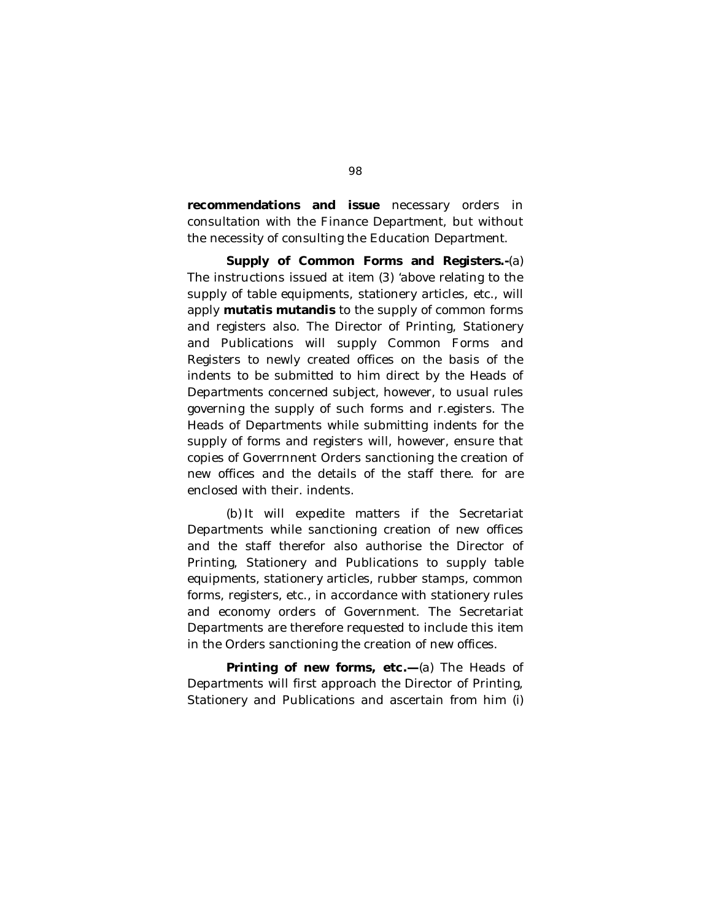**recommendations and issue** necessary orders in consultation with the Finance Department, but without the necessity of consulting the Education Department.

**Supply of Common Forms and Registers.-**(a) The instructions issued at item (3) 'above relating to the supply of table equipments, stationery articles, etc., will apply **mutatis mutandis** to the supply of common forms and registers also. The Director of Printing, Stationery and Publications will supply Common Forms and Registers to newly created offices on the basis of the indents to be submitted to him direct by the Heads of Departments concerned subject, however, to usual rules governing the supply of such forms and r.egisters. The Heads of Departments while submitting indents for the supply of forms and registers will, however, ensure that copies of Goverrnnent Orders sanctioning the creation of new offices and the details of the staff there. for are enclosed with their. indents.

(b) It will expedite matters if the Secretariat Departments while sanctioning creation of new offices and the staff therefor also authorise the Director of Printing, Stationery and Publications to supply table equipments, stationery articles, rubber stamps, common forms, registers, etc., in accordance with stationery rules and economy orders of Government. The Secretariat Departments are therefore requested to include this item in the Orders sanctioning the creation of new offices.

**Printing of new forms, etc.—**(a) The Heads of Departments will first approach the Director of Printing, Stationery and Publications and ascertain from him (i)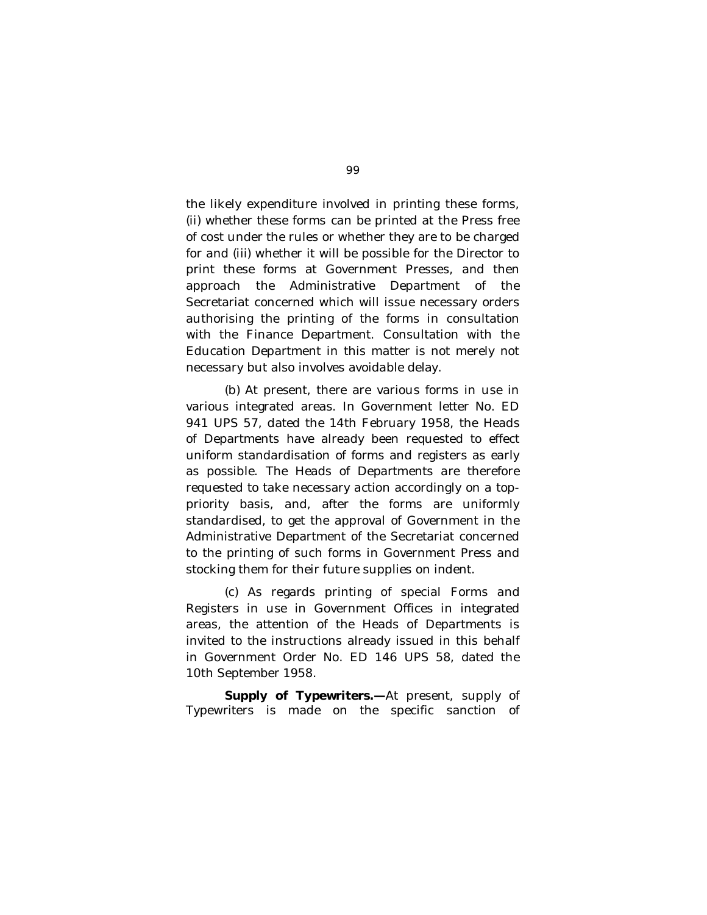the likely expenditure involved in printing these forms, (ii) whether these forms can be printed at the Press free of cost under the rules or whether they are to be charged for and (iii) whether it will be possible for the Director to print these forms at Government Presses, and then approach the Administrative Department of the Secretariat concerned which will issue necessary orders authorising the printing of the forms in consultation with the Finance Department. Consultation with the Education Department in this matter is not merely not necessary but also involves avoidable delay.

(b) At present, there are various forms in use in various integrated areas. In Government letter No. ED 941 UPS 57, dated the 14th February 1958, the Heads of Departments have already been requested to effect uniform standardisation of forms and registers as early as possible. The Heads of Departments are therefore requested to take necessary action accordingly on a top-priority basis, and, after the forms are uniformly standardised, to get the approval of Government in the Administrative Department of the Secretariat concerned to the printing of such forms in Government Press and stocking them for their future supplies on indent.

(c) As regards printing of special Forms and Registers in use in Government Offices in integrated areas, the attention of the Heads of Departments is invited to the instructions already issued in this behalf in Government Order No. ED 146 UPS 58, dated the 10th September 1958.

**Supply of Typewriters.—**At present, supply of Typewriters is made on the specific sanction of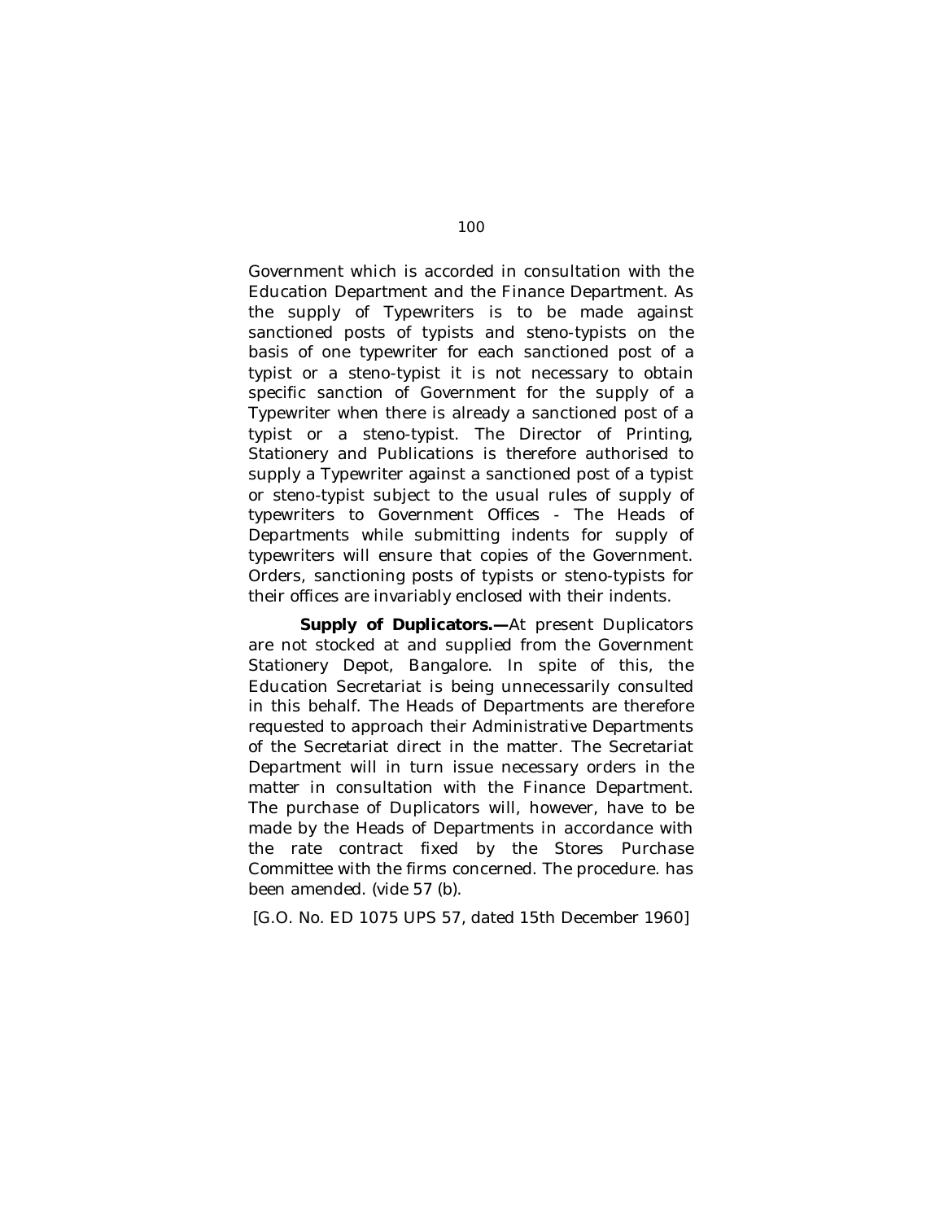Government which is accorded in consultation with the Education Department and the Finance Department. As the supply of Typewriters is to be made against sanctioned posts of typists and steno-typists on the basis of one typewriter for each sanctioned post of a typist or a steno-typist it is not necessary to obtain specific sanction of Government for the supply of a Typewriter when there is already a sanctioned post of a typist or a steno-typist. The Director of Printing, Stationery and Publications is therefore authorised to supply a Typewriter against a sanctioned post of a typist or steno-typist subject to the usual rules of supply of typewriters to Government Offices - The Heads of Departments while submitting indents for supply of typewriters will ensure that copies of the Government. Orders, sanctioning posts of typists or steno-typists for their offices are invariably enclosed with their indents.

**Supply of Duplicators.—**At present Duplicators are not stocked at and supplied from the Government Stationery Depot, Bangalore. In spite of this, the Education Secretariat is being unnecessarily consulted in this behalf. The Heads of Departments are therefore requested to approach their Administrative Departments of the Secretariat direct in the matter. The Secretariat Department will in turn issue necessary orders in the matter in consultation with the Finance Department. The purchase of Duplicators will, however, have to be made by the Heads of Departments in accordance with the rate contract fixed by the Stores Purchase Committee with the firms concerned. The procedure. has been amended. (vide 57 (b).

[G.O. No. ED 1075 UPS 57, dated 15th December 1960]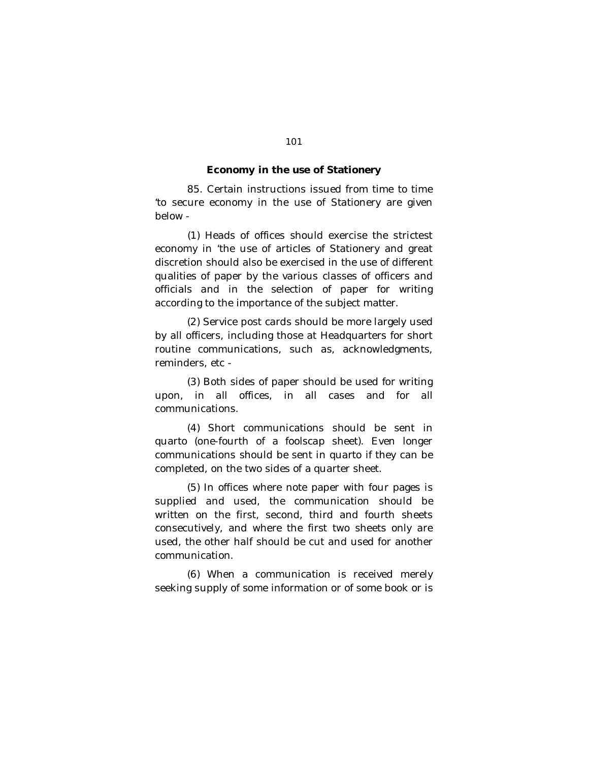## Economy in the use of Stationery

85. Certain instructions issued from time to time 'to secure economy in the use of Stationery are given below -

(1) Heads of offices should exercise the strictest economy in 'the use of articles of Stationery and great discretion should also be exercised in the use of different qualities of paper by the various classes of officers and officials and in the selection of paper for writing according to the importance of the subject matter.

(2) Service post cards should be more largely used by all officers, including those at Headquarters for short routine communications, such as, acknowledgments, reminders, etc -

(3) Both sides of paper should be used for writing upon, in all offices, in all cases and for all communications.

(4) Short communications should be sent in quarto (one-fourth of a foolscap sheet). Even longer communications should be sent in quarto if they can be completed, on the two sides of a quarter sheet.

(5) In offices where note paper with four pages is supplied and used, the communication should be written on the first, second, third and fourth sheets consecutively, and where the first two sheets only are used, the other half should be cut and used for another communication.

(6) When a communication is received merely seeking supply of some information or of some book or is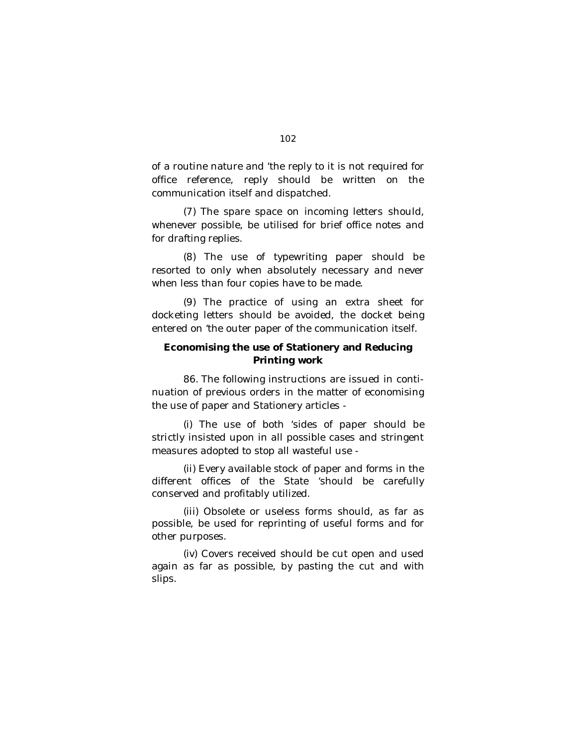of a routine nature and ‘the reply to it is not required for office reference, reply should be written on the communication itself and dispatched.

(7) The spare space on incoming letters should, whenever possible, be utilised for brief office notes and for drafting replies.

(8) The use of typewriting paper should be resorted to only when absolutely necessary and never when less than four copies have to be made.

(9) The practice of using an extra sheet for docketing letters should be avoided, the docket being entered on ‘the outer paper of the communication itself.

**Economising the use of Stationery and Reducing Printing work**

86. The following instructions are issued in continuation of previous orders in the matter of economising the use of paper and Stationery articles -

(i) The use of both ‘sides of paper should be strictly insisted upon in all possible cases and stringent measures adopted to stop all wasteful use -

(ii) Every available stock of paper and forms in the different offices of the State ‘should be carefully conserved and profitably utilized.

(iii) Obsolete or useless forms should, as far as possible, be used for reprinting of useful forms and for other purposes.

(iv) Covers received should be cut open and used again as far as possible, by pasting the cut and with slips.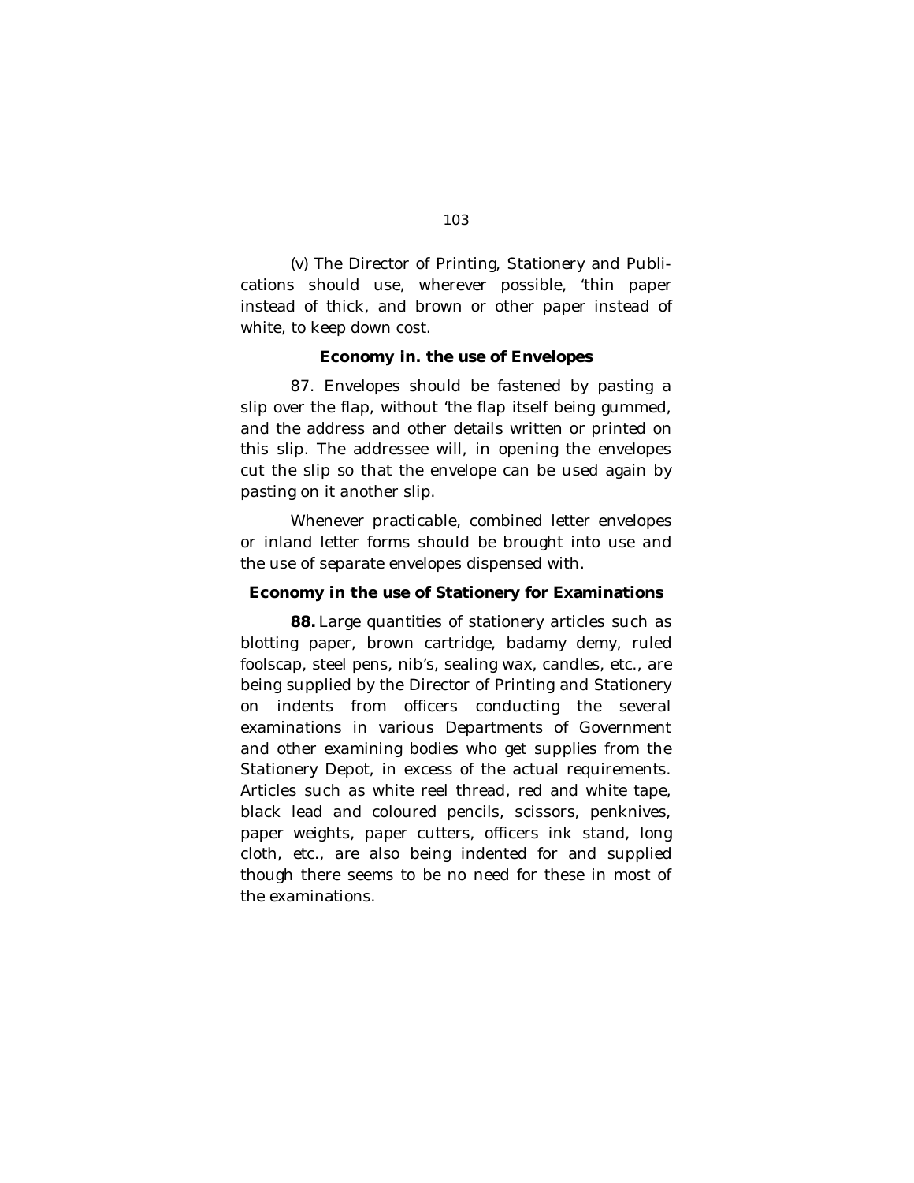(v) The Director of Printing, Stationery and Publications should use, wherever possible, ‘thin paper instead of thick, and brown or other paper instead of white, to keep down cost.

### Economy in. the use of Envelopes

87. Envelopes should be fastened by pasting a slip over the flap, without ‘the flap itself being gummed, and the address and other details written or printed on this slip. The addressee will, in opening the envelopes cut the slip so that the envelope can be used again by pasting on it another slip.

Whenever practicable, combined letter envelopes or inland letter forms should be brought into use and the use of separate envelopes dispensed with.

### Economy in the use of Stationery for Examinations

**88.** Large quantities of stationery articles such as blotting paper, brown cartridge, badamy demy, ruled foolscap, steel pens, nib’s, sealing wax, candles, etc., are being supplied by the Director of Printing and Stationery on indents from officers conducting the several examinations in various Departments of Government and other examining bodies who get supplies from the Stationery Depot, in excess of the actual requirements. Articles such as white reel thread, red and white tape, black lead and coloured pencils, scissors, penknives, paper weights, paper cutters, officers ink stand, long cloth, etc., are also being indented for and supplied though there seems to be no need for these in most of the examinations.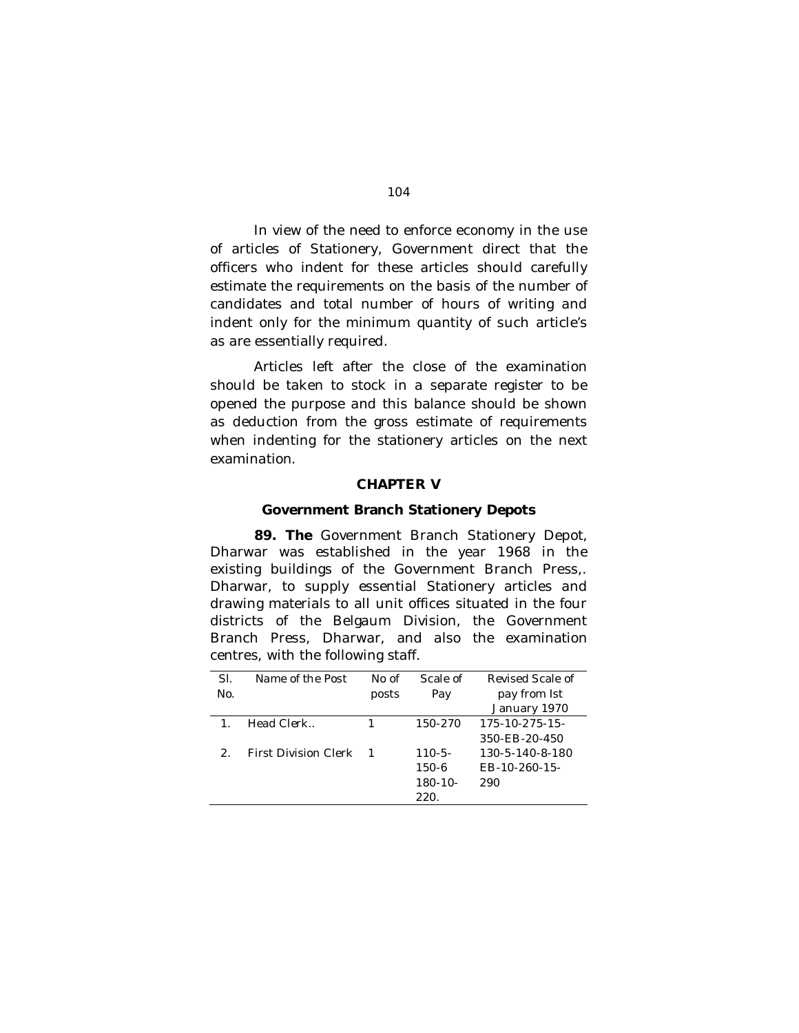In view of the need to enforce economy in the use of articles of Stationery, Government direct that the officers who indent for these articles should carefully estimate the requirements on the basis of the number of candidates and total number of hours of writing and indent only for the minimum quantity of such article's as are essentially required.

Articles left after the close of the examination should be taken to stock in a separate register to be opened the purpose and this balance should be shown as deduction from the gross estimate of requirements when indenting for the stationery articles on the next examination.

## CHAPTER V

### Government Branch Stationery Depots

**89. The** Government Branch Stationery Depot, Dharwar was established in the year 1968 in the existing buildings of the Government Branch Press,. Dharwar, to supply essential Stationery articles and drawing materials to all unit offices situated in the four districts of the Belgaum Division, the Government Branch Press, Dharwar, and also the examination centres, with the following staff.

| Sl. No. | Name of the Post | No of posts | Scale of Pay | Revised Scale of pay from Ist January 1970 |
|---|---|---|---|---|
| 1. | Head Clerk.. | 1 | 150-270 | 175-10-275-15-350-EB-20-450 |
| 2. | First Division Clerk | 1 | 110-5-150-6 180-10-220. | 130-5-140-8-180 EB-10-260-15-290 |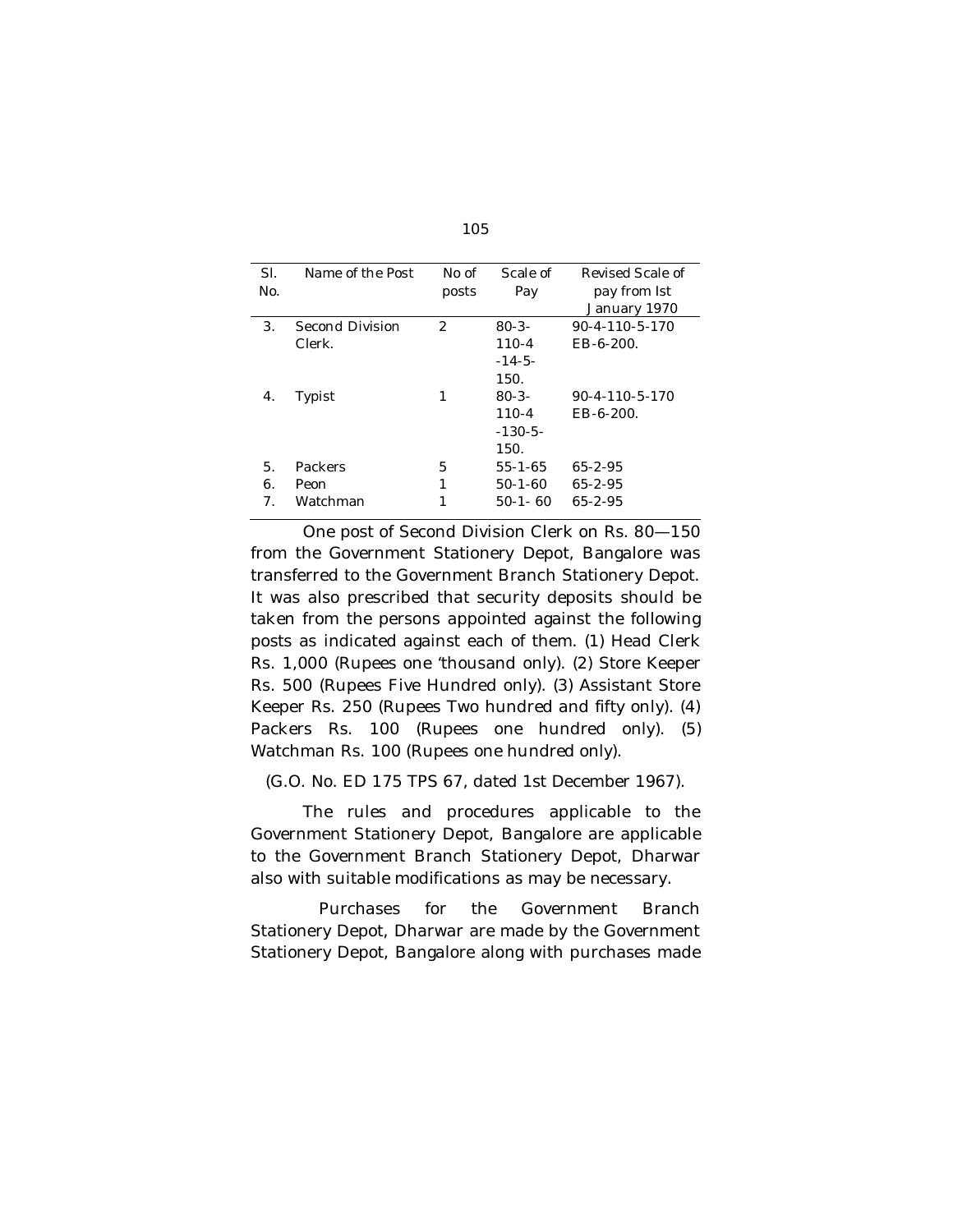| Sl. No. | Name of the Post | No of posts | Scale of Pay | Revised Scale of pay from Ist January 1970 |
|---|---|---|---|---|
| 3. | Second Division Clerk. | 2 | 80-3-110-4 -14-5-150. | 90-4-110-5-170 EB-6-200. |
| 4. | Typist | 1 | 80-3-110-4 -130-5-150. | 90-4-110-5-170 EB-6-200. |
| 5. | Packers | 5 | 55-1-65 | 65-2-95 |
| 6. | Peon | 1 | 50-1-60 | 65-2-95 |
| 7. | Watchman | 1 | 50-1- 60 | 65-2-95 |

One post of Second Division Clerk on Rs. 80—150 from the Government Stationery Depot, Bangalore was transferred to the Government Branch Stationery Depot. It was also prescribed that security deposits should be taken from the persons appointed against the following posts as indicated against each of them. (1) Head Clerk Rs. 1,000 (Rupees one 'thousand only). (2) Store Keeper Rs. 500 (Rupees Five Hundred only). (3) Assistant Store Keeper Rs. 250 (Rupees Two hundred and fifty only). (4) Packers Rs. 100 (Rupees one hundred only). (5) Watchman Rs. 100 (Rupees one hundred only).

(G.O. No. ED 175 TPS 67, dated 1st December 1967).

The rules and procedures applicable to the Government Stationery Depot, Bangalore are applicable to the Government Branch Stationery Depot, Dharwar also with suitable modifications as may be necessary.

Purchases for the Government Branch Stationery Depot, Dharwar are made by the Government Stationery Depot, Bangalore along with purchases made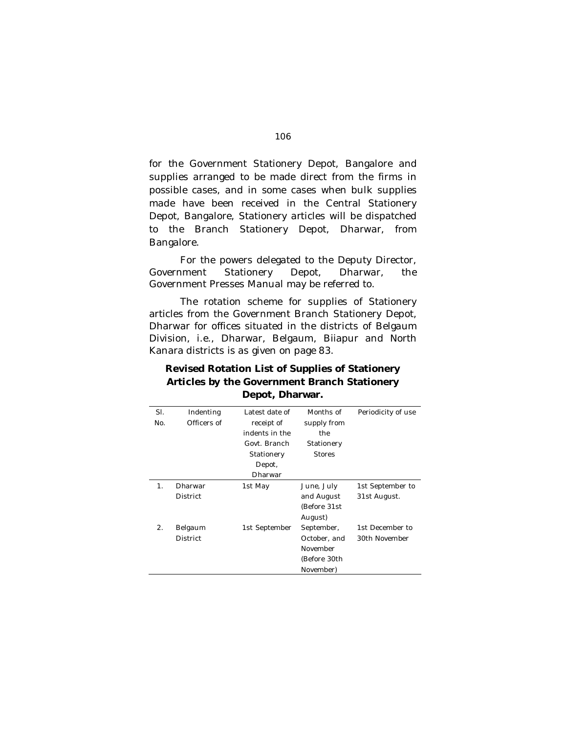for the Government Stationery Depot, Bangalore and supplies arranged to be made direct from the firms in possible cases, and in some cases when bulk supplies made have been received in the Central Stationery Depot, Bangalore, Stationery articles will be dispatched to the Branch Stationery Depot, Dharwar, from Bangalore.

For the powers delegated to the Deputy Director, Government Stationery Depot, Dharwar, the Government Presses Manual may be referred to.

The rotation scheme for supplies of Stationery articles from the Government Branch Stationery Depot, Dharwar for offices situated in the districts of Belgaum Division, i.e., Dharwar, Belgaum, Biiapur and North Kanara districts is as given on page 83.

**Revised Rotation List of Supplies of Stationery Articles by the Government Branch Stationery Depot, Dharwar.**

| Sl. No. | Indenting Officers of | Latest date of receipt of indents in the Govt. Branch Stationery Depot, Dharwar | Months of supply from the Stationery Stores | Periodicity of use |
|---|---|---|---|---|
| 1. | Dharwar District | 1st May | June, July and August (Before 31st August) | 1st September to 31st August. |
| 2. | Belgaum District | 1st September | September, October, and November (Before 30th November) | 1st December to 30th November |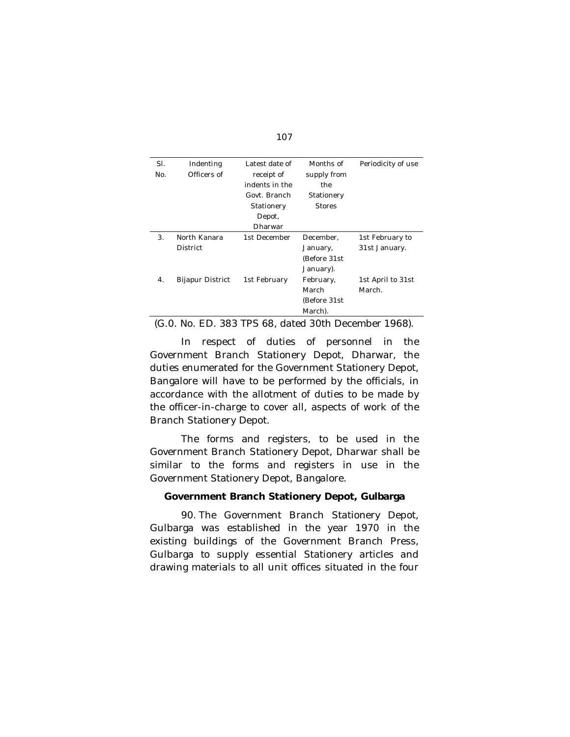| Sl. No. | Indenting Officers of | Latest date of receipt of indents in the Govt. Branch Stationery Depot, Dharwar | Months of supply from the Stationery Stores | Periodicity of use |
|---|---|---|---|---|
| 3. | North Kanara District | 1st December | December, January, (Before 31st January). | 1st February to 31st January. |
| 4. | Bijapur District | 1st February | February, March (Before 31st March). | 1st April to 31st March. |

(G.O. No. ED. 383 TPS 68, dated 30th December 1968).

In respect of duties of personnel in the Government Branch Stationery Depot, Dharwar, the duties enumerated for the Government Stationery Depot, Bangalore will have to be performed by the officials, in accordance with the allotment of duties to be made by the officer-in-charge to cover all, aspects of work of the Branch Stationery Depot.

The forms and registers, to be used in the Government Branch Stationery Depot, Dharwar shall be similar to the forms and registers in use in the Government Stationery Depot, Bangalore.

### Government Branch Stationery Depot, Gulbarga

90. The Government Branch Stationery Depot, Gulbarga was established in the year 1970 in the existing buildings of the Government Branch Press, Gulbarga to supply essential Stationery articles and drawing materials to all unit offices situated in the four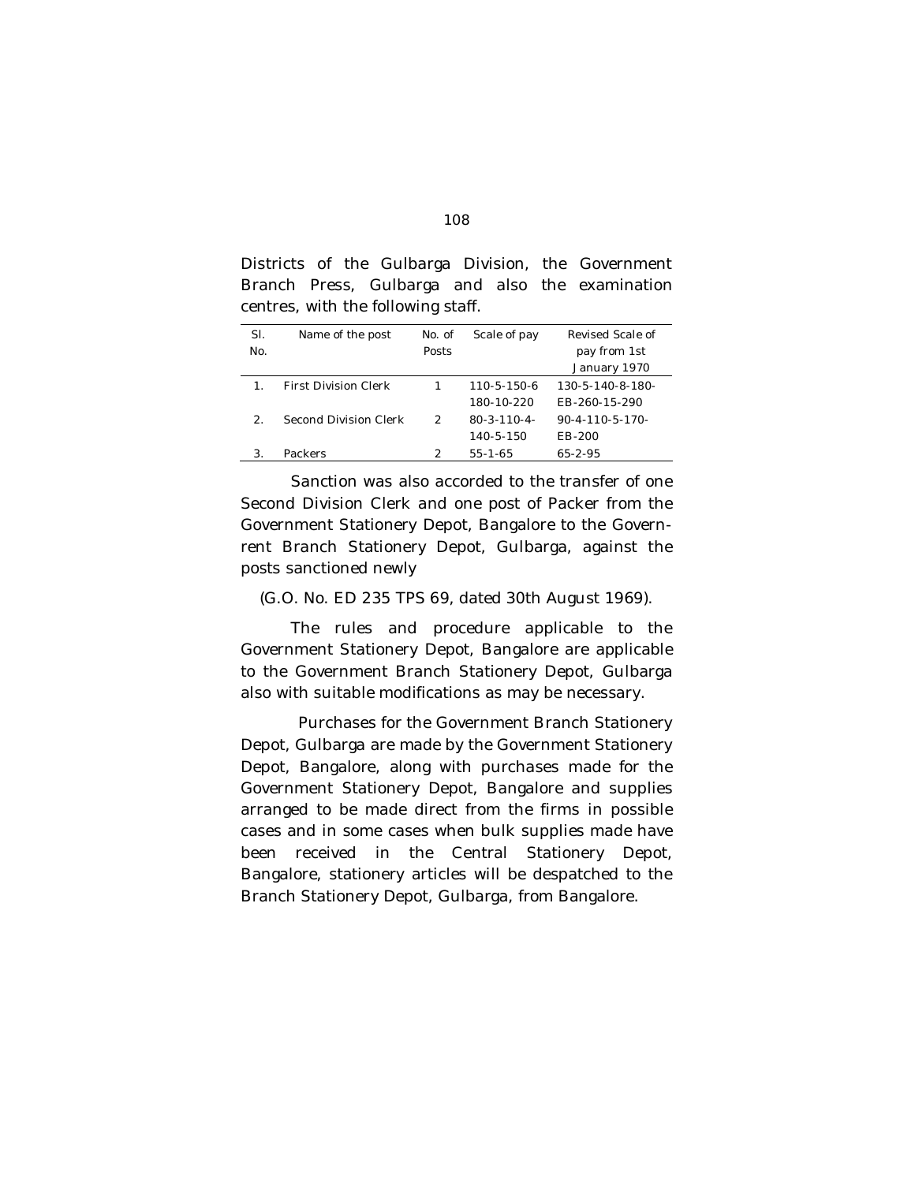Districts of the Gulbarga Division, the Government Branch Press, Gulbarga and also the examination centres, with the following staff.

| Sl. No. | Name of the post | No. of Posts | Scale of pay | Revised Scale of pay from 1st January 1970 |
|---|---|---|---|---|
| 1. | First Division Clerk | 1 | 110-5-150-6 180-10-220 | 130-5-140-8-180- EB-260-15-290 |
| 2. | Second Division Clerk | 2 | 80-3-110-4- 140-5-150 | 90-4-110-5-170- EB-200 |
| 3. | Packers | 2 | 55-1-65 | 65-2-95 |

Sanction was also accorded to the transfer of one Second Division Clerk and one post of Packer from the Government Stationery Depot, Bangalore to the Governrent Branch Stationery Depot, Gulbarga, against the posts sanctioned newly

(G.O. No. ED 235 TPS 69, dated 30th August 1969).

The rules and procedure applicable to the Government Stationery Depot, Bangalore are applicable to the Government Branch Stationery Depot, Gulbarga also with suitable modifications as may be necessary.

Purchases for the Government Branch Stationery Depot, Gulbarga are made by the Government Stationery Depot, Bangalore, along with purchases made for the Government Stationery Depot, Bangalore and supplies arranged to be made direct from the firms in possible cases and in some cases when bulk supplies made have been received in the Central Stationery Depot, Bangalore, stationery articles will be despatched to the Branch Stationery Depot, Gulbarga, from Bangalore.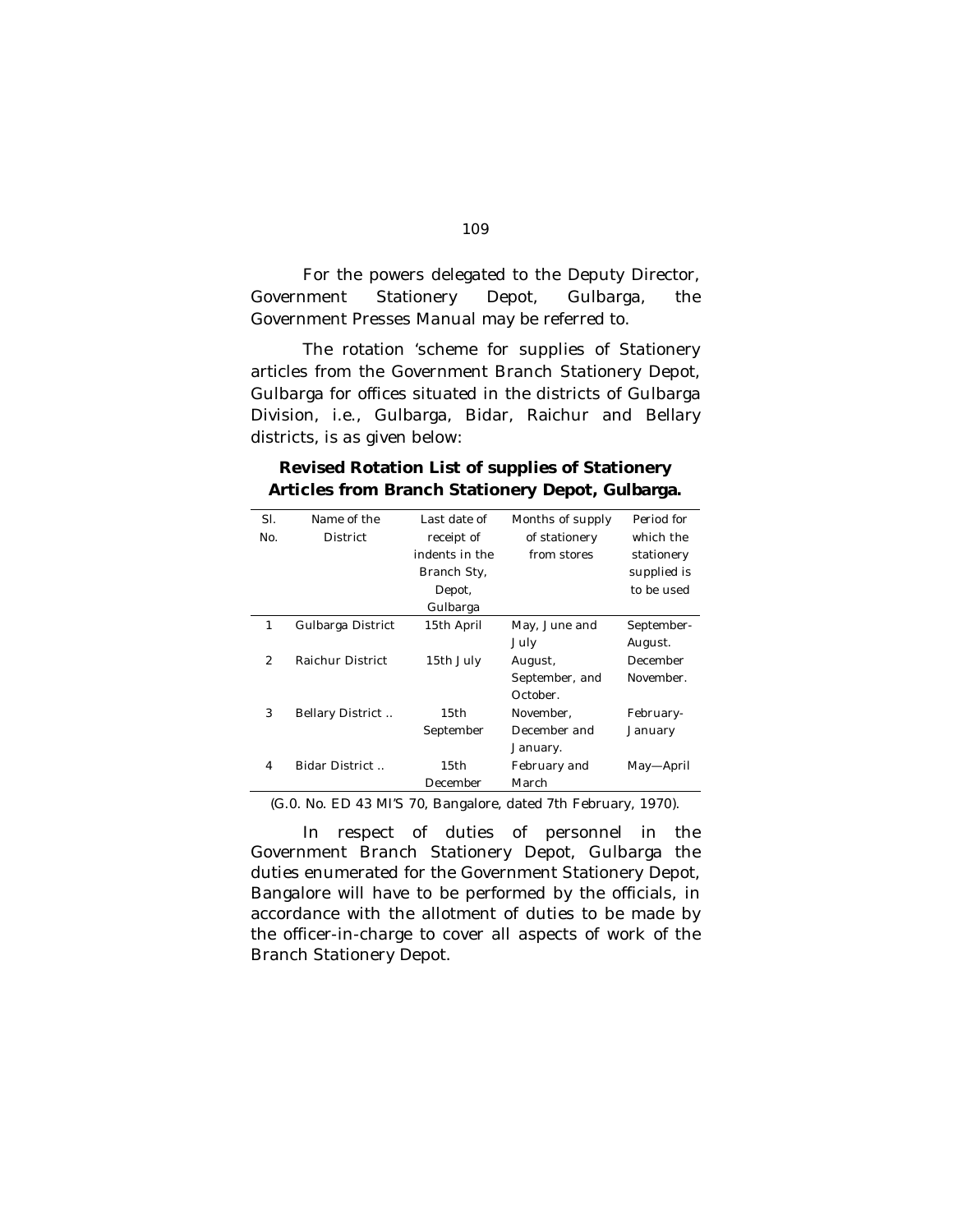For the powers delegated to the Deputy Director, Government Stationery Depot, Gulbarga, the Government Presses Manual may be referred to.

The rotation 'scheme for supplies of Stationery articles from the Government Branch Stationery Depot, Gulbarga for offices situated in the districts of Gulbarga Division, i.e., Gulbarga, Bidar, Raichur and Bellary districts, is as given below:

**Revised Rotation List of supplies of Stationery Articles from Branch Stationery Depot, Gulbarga.**

| Sl. No. | Name of the District | Last date of receipt of indents in the Branch Sty, Depot, Gulbarga | Months of supply of stationery from stores | Period for which the stationery supplied is to be used |
|---|---|---|---|---|
| 1 | Gulbarga District | 15th April | May, June and July | September-August. |
| 2 | Raichur District | 15th July | August, September, and October. | December November. |
| 3 | Bellary District .. | 15th September | November, December and January. | February-January |
| 4 | Bidar District .. | 15th December | February and March | May—April |

(G.0. No. ED 43 MI'S 70, Bangalore, dated 7th February, 1970).

In respect of duties of personnel in the Government Branch Stationery Depot, Gulbarga the duties enumerated for the Government Stationery Depot, Bangalore will have to be performed by the officials, in accordance with the allotment of duties to be made by the officer-in-charge to cover all aspects of work of the Branch Stationery Depot.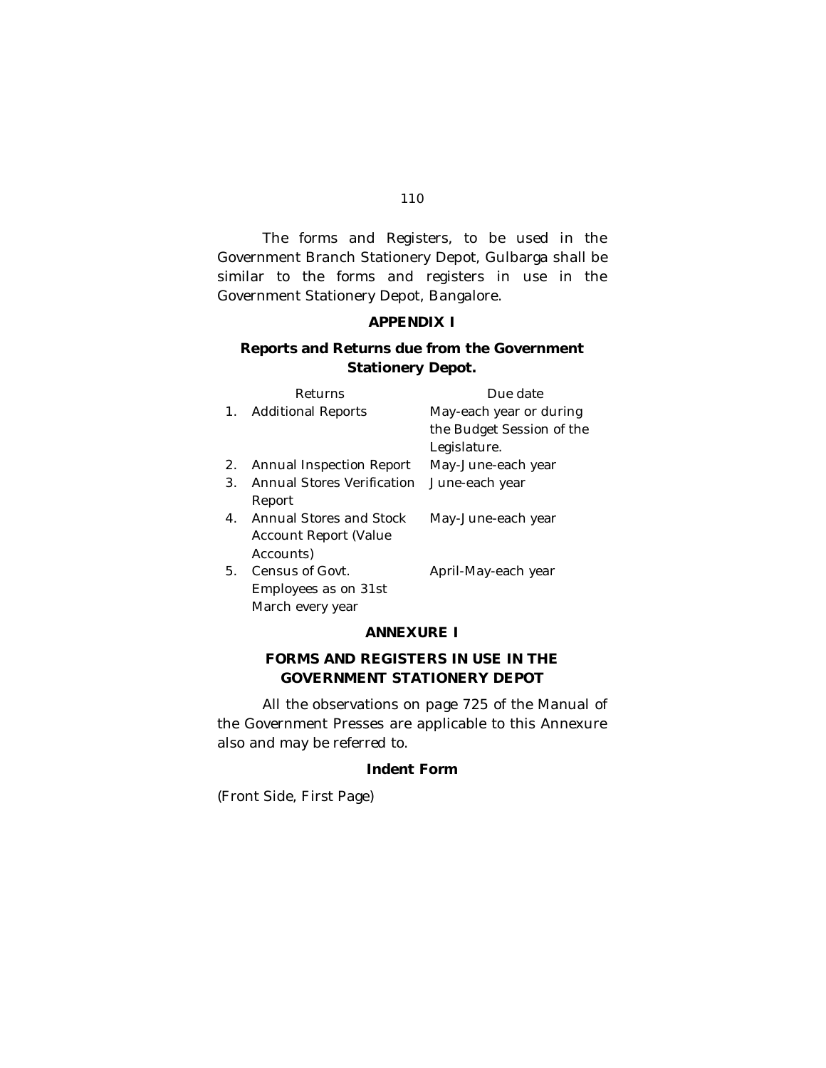The forms and Registers, to be used in the Government Branch Stationery Depot, Gulbarga shall be similar to the forms and registers in use in the Government Stationery Depot, Bangalore.

## APPENDIX I

### Reports and Returns due from the Government Stationery Depot.

| | Returns | Due date |
|---|---|---|
| 1. | Additional Reports | May-each year or during the Budget Session of the Legislature. |
| 2. | Annual Inspection Report | May-June-each year |
| 3. | Annual Stores Verification Report | June-each year |
| 4. | Annual Stores and Stock Account Report (Value Accounts) | May-June-each year |
| 5. | Census of Govt. Employees as on 31st March every year | April-May-each year |

## ANNEXURE I

### FORMS AND REGISTERS IN USE IN THE GOVERNMENT STATIONERY DEPOT

All the observations on page 725 of the Manual of the Government Presses are applicable to this Annexure also and may be referred to.

**Indent Form**

(Front Side, First Page)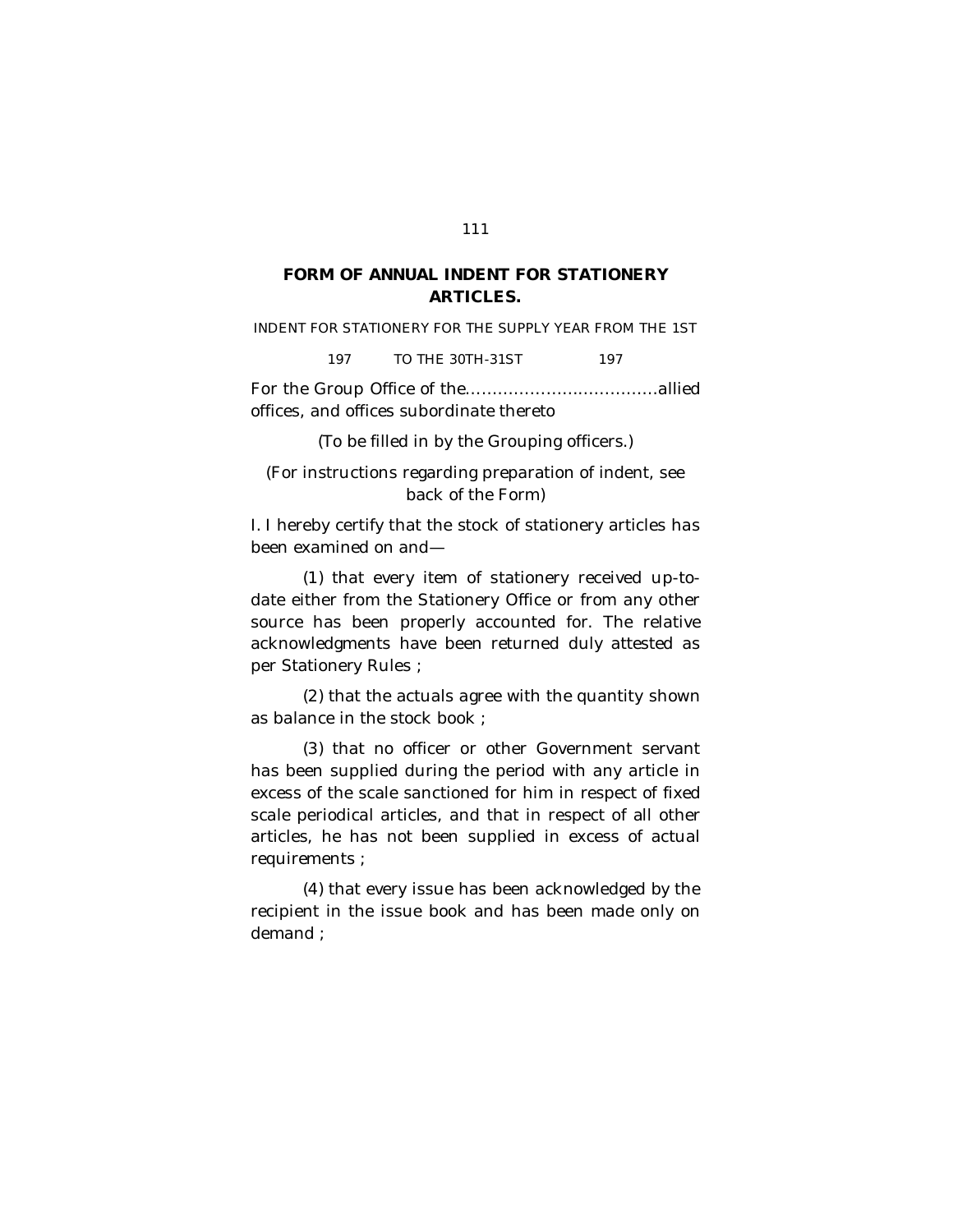## FORM OF ANNUAL INDENT FOR STATIONERY ARTICLES.

INDENT FOR STATIONERY FOR THE SUPPLY YEAR FROM THE 1ST

197 TO THE 30TH-31ST 197

For the Group Office of the....................................allied offices, and offices subordinate thereto

(To be filled in by the Grouping officers.)

(For instructions regarding preparation of indent, see back of the Form)

I. I hereby certify that the stock of stationery articles has been examined on and—

(1) that every item of stationery received up-to-date either from the Stationery Office or from any other source has been properly accounted for. The relative acknowledgments have been returned duly attested as per Stationery Rules ;

(2) that the actuals agree with the quantity shown as balance in the stock book ;

(3) that no officer or other Government servant has been supplied during the period with any article in excess of the scale sanctioned for him in respect of fixed scale periodical articles, and that in respect of all other articles, he has not been supplied in excess of actual requirements ;

(4) that every issue has been acknowledged by the recipient in the issue book and has been made only on demand ;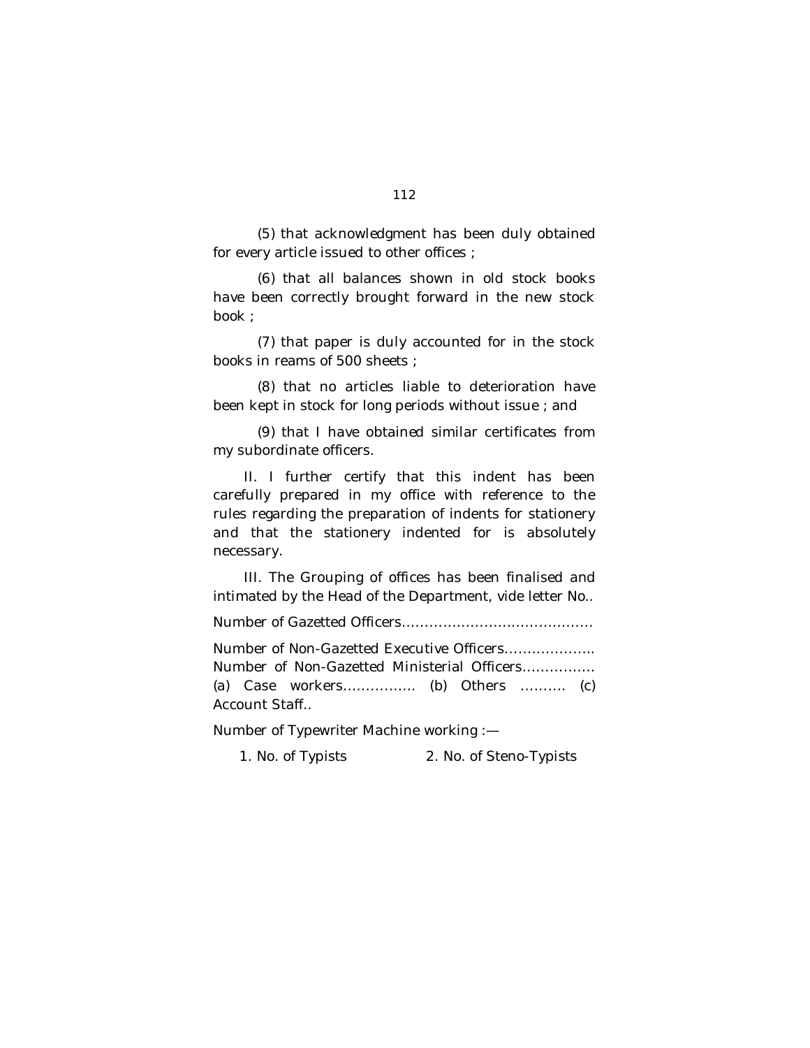(5) that acknowledgment has been duly obtained for every article issued to other offices ;

(6) that all balances shown in old stock books have been correctly brought forward in the new stock book ;

(7) that paper is duly accounted for in the stock books in reams of 500 sheets ;

(8) that no articles liable to deterioration have been kept in stock for long periods without issue ; and

(9) that I have obtained similar certificates from my subordinate officers.

II. I further certify that this indent has been carefully prepared in my office with reference to the rules regarding the preparation of indents for stationery and that the stationery indented for is absolutely necessary.

III. The Grouping of offices has been finalised and intimated by the Head of the Department, vide letter No..

Number of Gazetted Officers……………………………………

Number of Non-Gazetted Executive Officers………………. Number of Non-Gazetted Ministerial Officers……………. (a) Case workers……………. (b) Others ………. (c) Account Staff..

Number of Typewriter Machine working :—

1. No. of Typists    2. No. of Steno-Typists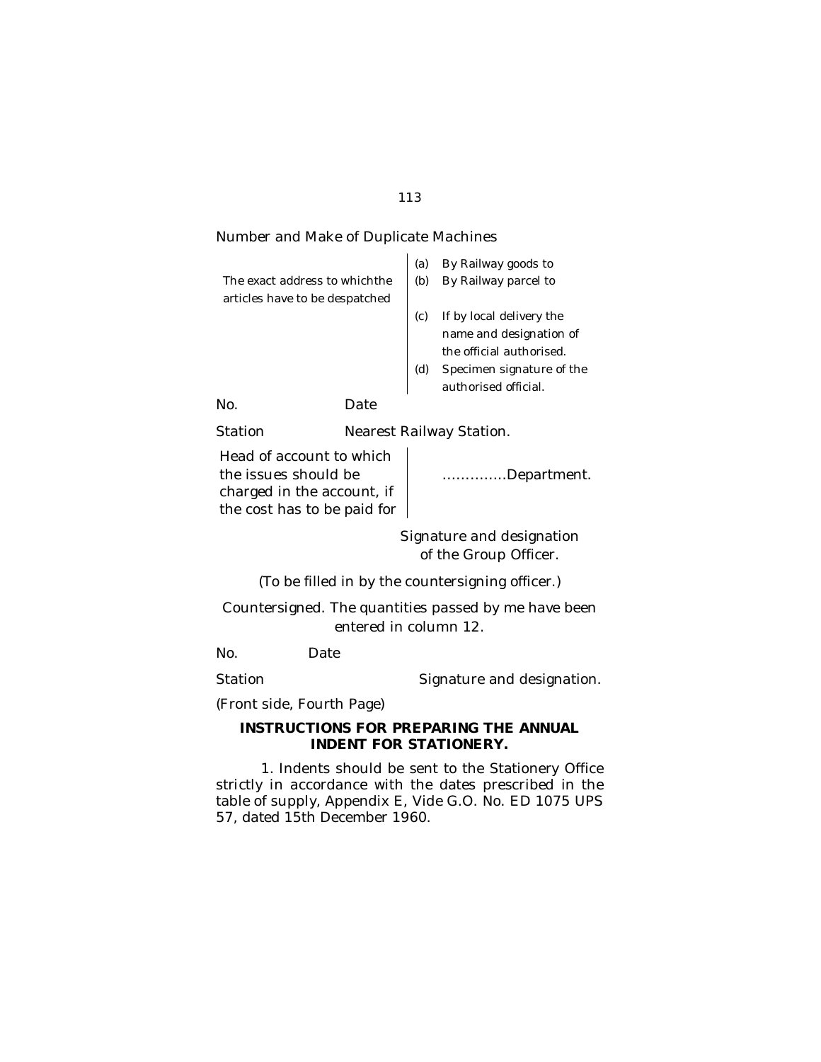Number and Make of Duplicate Machines

| The exact address to whichthe articles have to be despatched | (a) By Railway goods to<br>(b) By Railway parcel to<br>(c) If by local delivery the name and designation of the official authorised.<br>(d) Specimen signature of the authorised official. |
|---|---|

No. Date

Station Nearest Railway Station.

| Head of account to which the issues should be charged in the account, if the cost has to be paid for | .............Department. |
|---|---|

Signature and designation of the Group Officer.

(To be filled in by the countersigning officer.)

Countersigned. The quantities passed by me have been entered in column 12.

No. Date

Station Signature and designation.

(Front side, Fourth Page)

**INSTRUCTIONS FOR PREPARING THE ANNUAL INDENT FOR STATIONERY.**

1. Indents should be sent to the Stationery Office strictly in accordance with the dates prescribed in the table of supply, Appendix E, Vide G.O. No. ED 1075 UPS 57, dated 15th December 1960.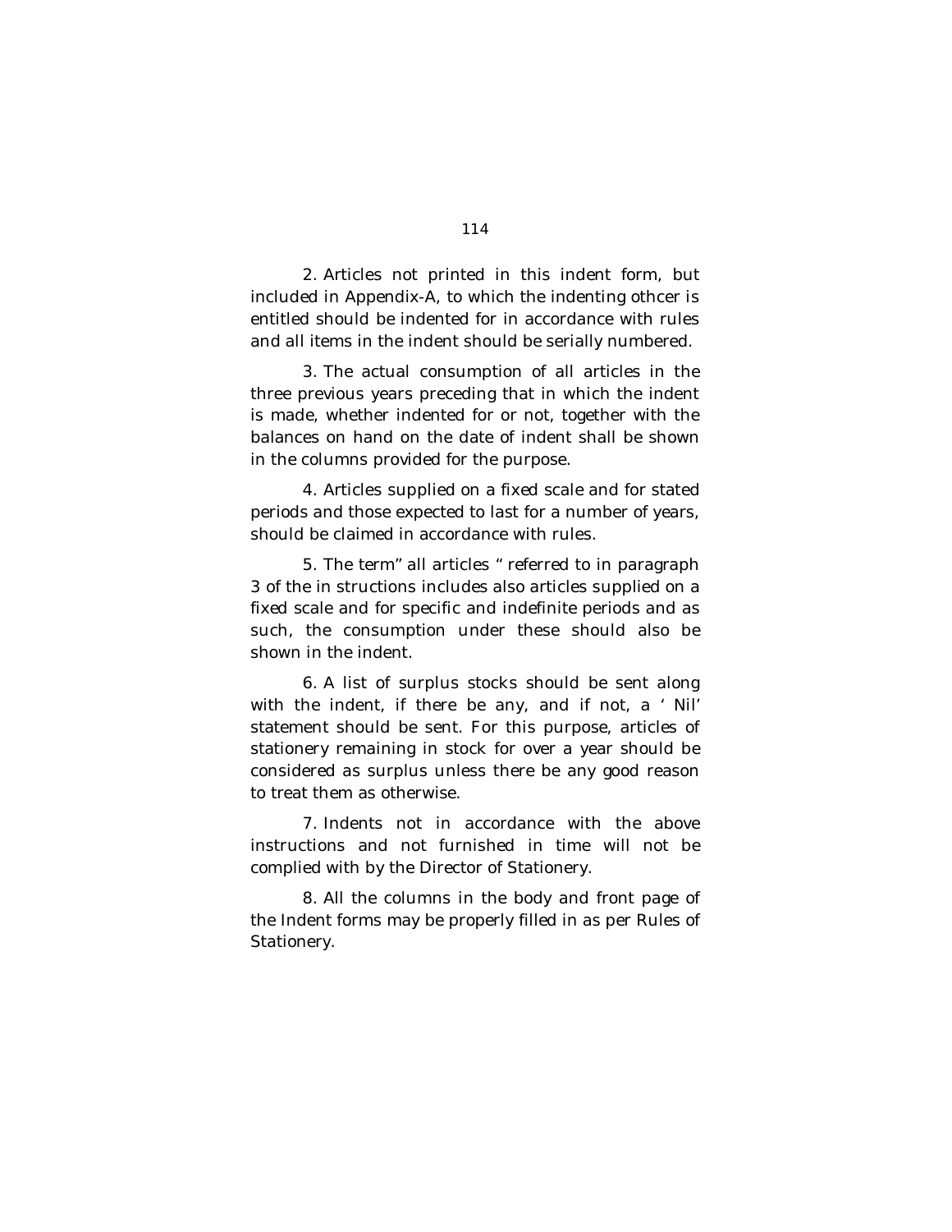2. Articles not printed in this indent form, but included in Appendix-A, to which the indenting othcer is entitled should be indented for in accordance with rules and all items in the indent should be serially numbered.

3. The actual consumption of all articles in the three previous years preceding that in which the indent is made, whether indented for or not, together with the balances on hand on the date of indent shall be shown in the columns provided for the purpose.

4. Articles supplied on a fixed scale and for stated periods and those expected to last for a number of years, should be claimed in accordance with rules.

5. The term" all articles " referred to in paragraph 3 of the in structions includes also articles supplied on a fixed scale and for specific and indefinite periods and as such, the consumption under these should also be shown in the indent.

6. A list of surplus stocks should be sent along with the indent, if there be any, and if not, a ' Nil' statement should be sent. For this purpose, articles of stationery remaining in stock for over a year should be considered as surplus unless there be any good reason to treat them as otherwise.

7. Indents not in accordance with the above instructions and not furnished in time will not be complied with by the Director of Stationery.

8. All the columns in the body and front page of the Indent forms may be properly filled in as per Rules of Stationery.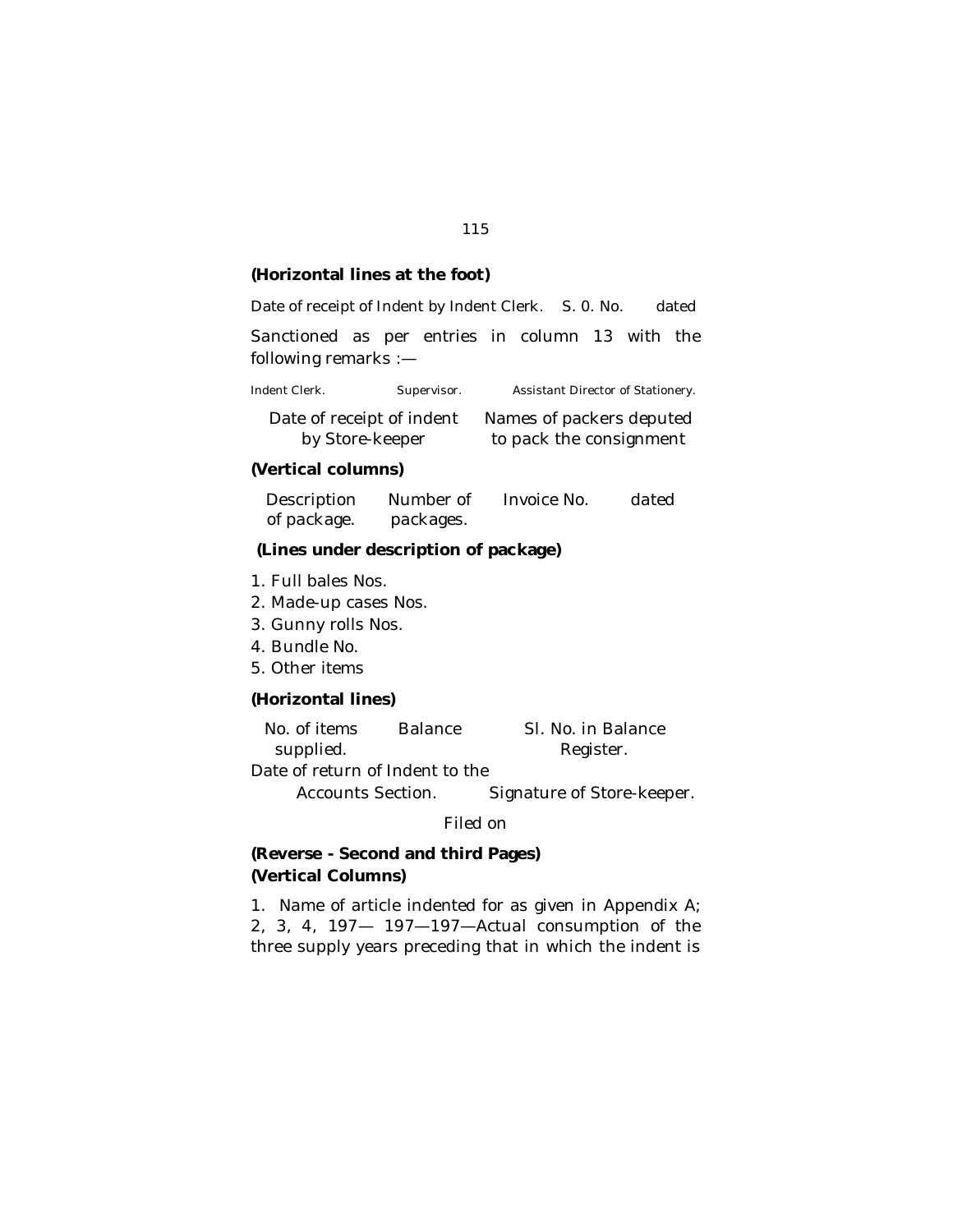**(Horizontal lines at the foot)**

Date of receipt of Indent by Indent Clerk. S. 0. No. dated

Sanctioned as per entries in column 13 with the following remarks :—

Indent Clerk. Supervisor. Assistant Director of Stationery.

Date of receipt of indent by Store-keeper    Names of packers deputed to pack the consignment

**(Vertical columns)**

Description of package.    Number of packages.    Invoice No.    dated

**(Lines under description of package)**

1. Full bales Nos.
2. Made-up cases Nos.
3. Gunny rolls Nos.
4. Bundle No.
5. Other items

**(Horizontal lines)**

No. of items supplied.    Balance    Sl. No. in Balance Register.

Date of return of Indent to the Accounts Section.    Signature of Store-keeper.

Filed on

**(Reverse - Second and third Pages)**
**(Vertical Columns)**

1. Name of article indented for as given in Appendix A; 2, 3, 4, 197— 197—197—Actual consumption of the three supply years preceding that in which the indent is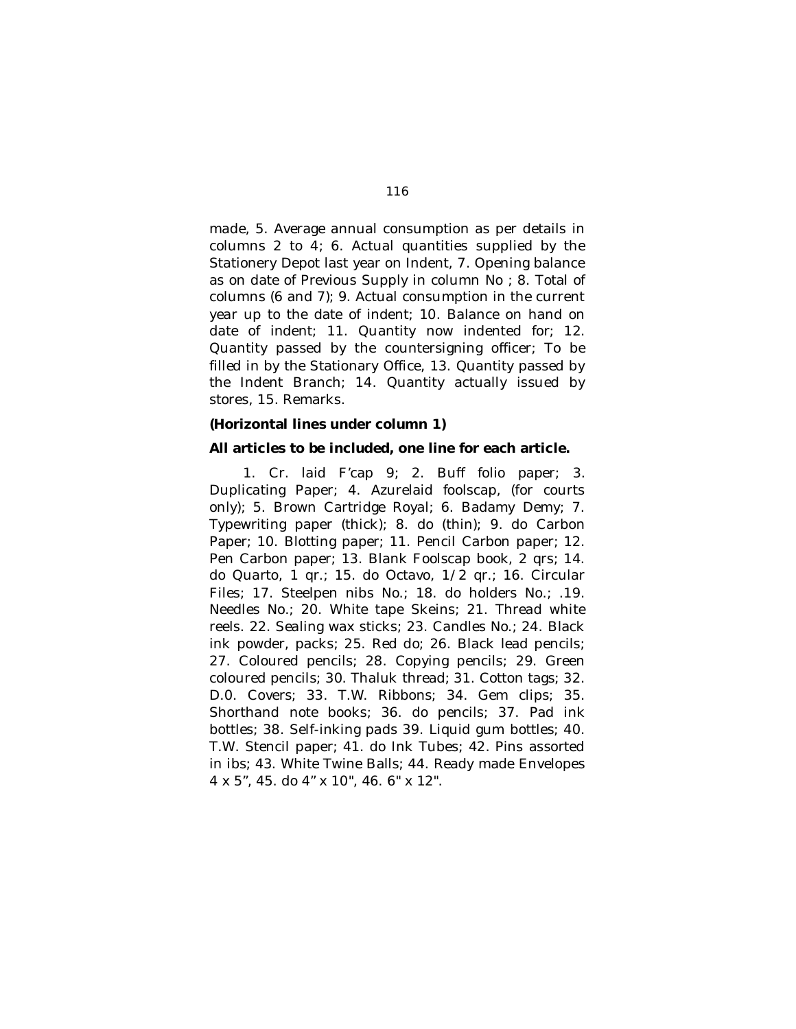made, 5. Average annual consumption as per details in columns 2 to 4; 6. Actual quantities supplied by the Stationery Depot last year on Indent, 7. Opening balance as on date of Previous Supply in column No ; 8. Total of columns (6 and 7); 9. Actual consumption in the current year up to the date of indent; 10. Balance on hand on date of indent; 11. Quantity now indented for; 12. Quantity passed by the countersigning officer; To be filled in by the Stationary Office, 13. Quantity passed by the Indent Branch; 14. Quantity actually issued by stores, 15. Remarks.

**(Horizontal lines under column 1)**

**All articles to be included, one line for each article.**

1. Cr. laid F'cap 9; 2. Buff folio paper; 3. Duplicating Paper; 4. Azurelaid foolscap, (for courts only); 5. Brown Cartridge Royal; 6. Badamy Demy; 7. Typewriting paper (thick); 8. do (thin); 9. do Carbon Paper; 10. Blotting paper; 11. Pencil Carbon paper; 12. Pen Carbon paper; 13. Blank Foolscap book, 2 qrs; 14. do Quarto, 1 qr.; 15. do Octavo, 1/2 qr.; 16. Circular Files; 17. Steelpen nibs No.; 18. do holders No.; .19. Needles No.; 20. White tape Skeins; 21. Thread white reels. 22. Sealing wax sticks; 23. Candles No.; 24. Black ink powder, packs; 25. Red do; 26. Black lead pencils; 27. Coloured pencils; 28. Copying pencils; 29. Green coloured pencils; 30. Thaluk thread; 31. Cotton tags; 32. D.0. Covers; 33. T.W. Ribbons; 34. Gem clips; 35. Shorthand note books; 36. do pencils; 37. Pad ink bottles; 38. Self-inking pads 39. Liquid gum bottles; 40. T.W. Stencil paper; 41. do Ink Tubes; 42. Pins assorted in ibs; 43. White Twine Balls; 44. Ready made Envelopes 4 x 5", 45. do 4" x 10", 46. 6" x 12".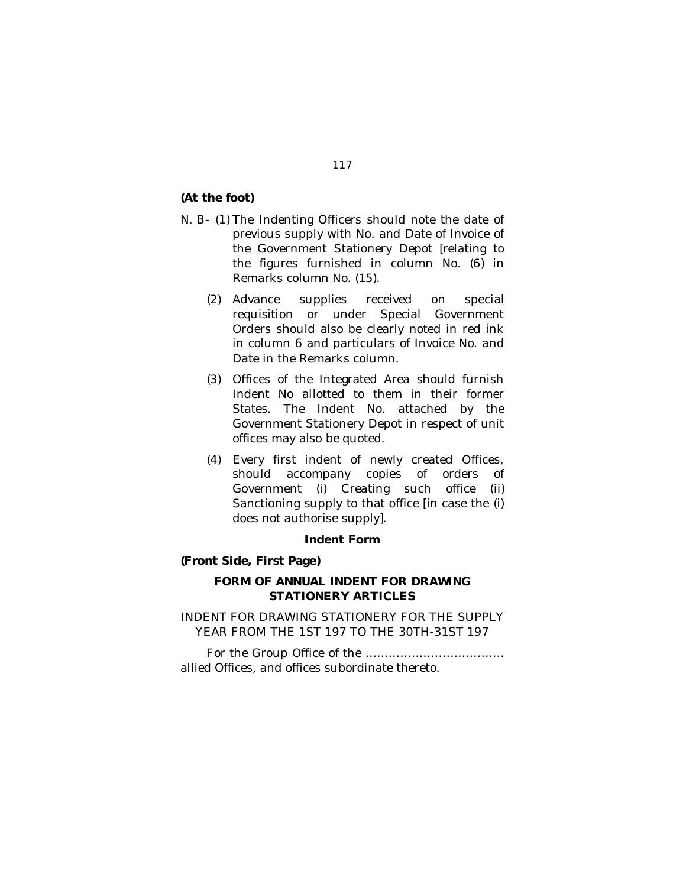**(At the foot)**

N. B- (1) The Indenting Officers should note the date of previous supply with No. and Date of Invoice of the Government Stationery Depot [relating to the figures furnished in column No. (6) in Remarks column No. (15).

(2) Advance supplies received on special requisition or under Special Government Orders should also be clearly noted in red ink in column 6 and particulars of Invoice No. and Date in the Remarks column.

(3) Offices of the Integrated Area should furnish Indent No allotted to them in their former States. The Indent No. attached by the Government Stationery Depot in respect of unit offices may also be quoted.

(4) Every first indent of newly created Offices, should accompany copies of orders of Government (i) Creating such office (ii) Sanctioning supply to that office [in case the (i) does not authorise supply].

**Indent Form**

**(Front Side, First Page)**

**FORM OF ANNUAL INDENT FOR DRAWING STATIONERY ARTICLES**

INDENT FOR DRAWING STATIONERY FOR THE SUPPLY YEAR FROM THE 1ST 197 TO THE 30TH-31ST 197

For the Group Office of the ……………………………… allied Offices, and offices subordinate thereto.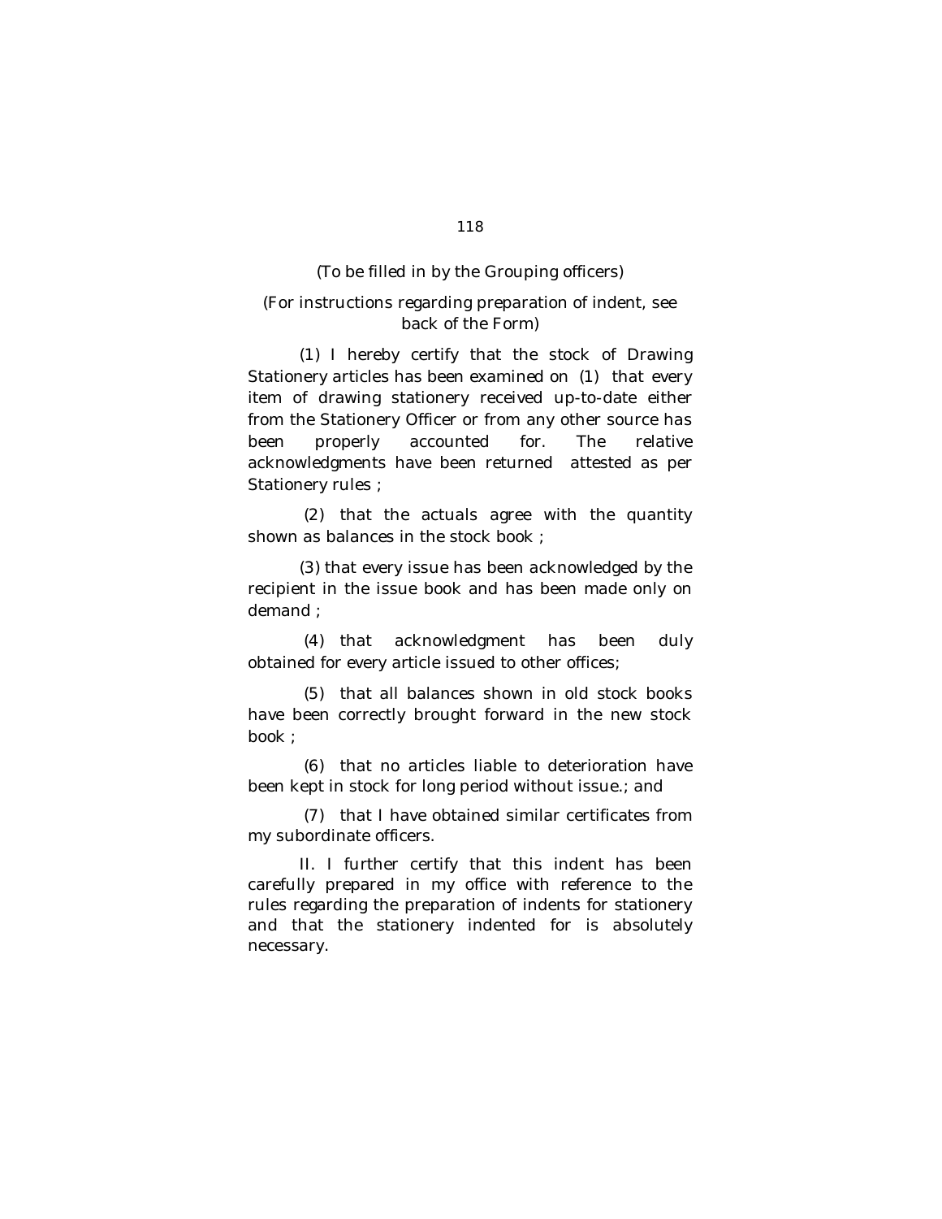(To be filled in by the Grouping officers)

(For instructions regarding preparation of indent, see back of the Form)

(1) I hereby certify that the stock of Drawing Stationery articles has been examined on (1) that every item of drawing stationery received up-to-date either from the Stationery Officer or from any other source has been properly accounted for. The relative acknowledgments have been returned attested as per Stationery rules ;

(2) that the actuals agree with the quantity shown as balances in the stock book ;

(3) that every issue has been acknowledged by the recipient in the issue book and has been made only on demand ;

(4) that acknowledgment has been duly obtained for every article issued to other offices;

(5) that all balances shown in old stock books have been correctly brought forward in the new stock book ;

(6) that no articles liable to deterioration have been kept in stock for long period without issue.; and

(7) that I have obtained similar certificates from my subordinate officers.

II. I further certify that this indent has been carefully prepared in my office with reference to the rules regarding the preparation of indents for stationery and that the stationery indented for is absolutely necessary.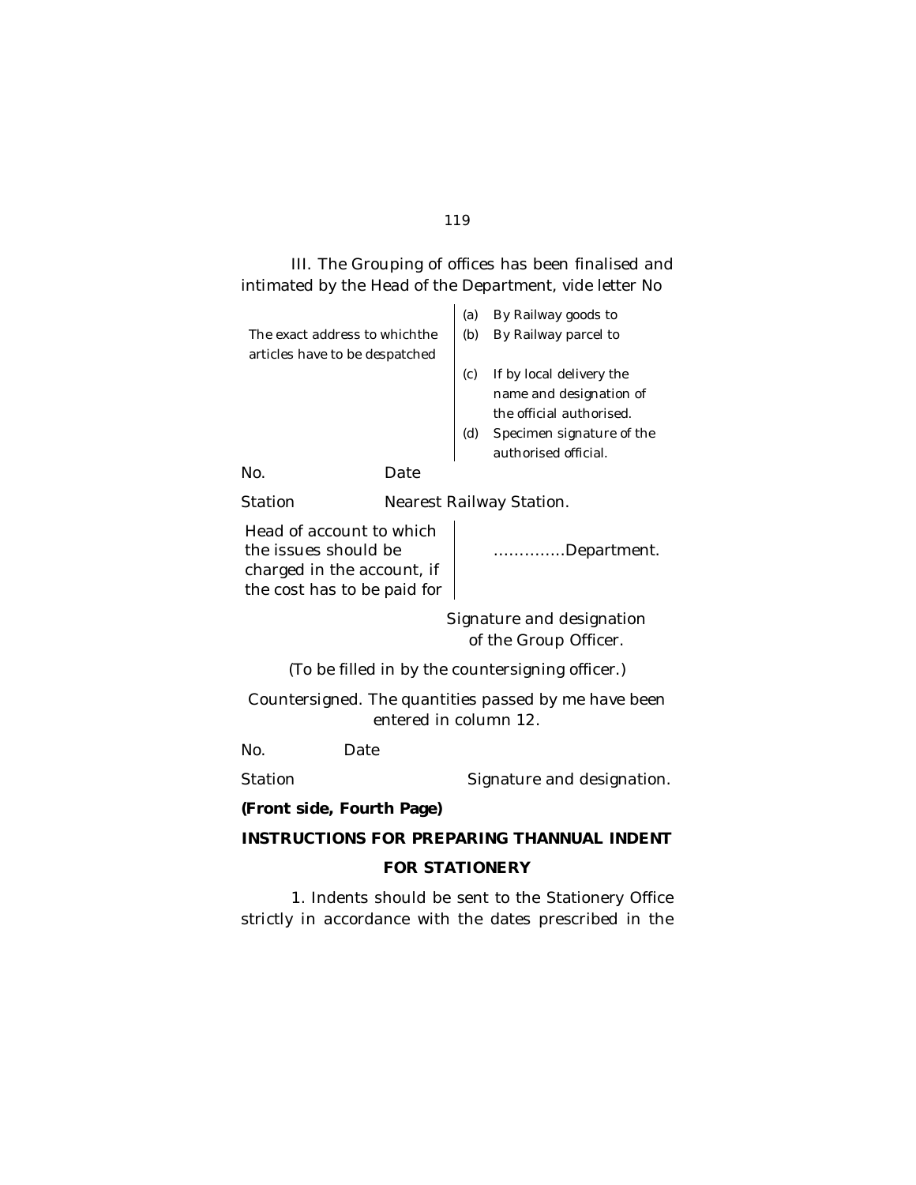III. The Grouping of offices has been finalised and intimated by the Head of the Department, vide letter No

| The exact address to whichthe articles have to be despatched | (a) By Railway goods to<br>(b) By Railway parcel to<br>(c) If by local delivery the name and designation of the official authorised.<br>(d) Specimen signature of the authorised official. |
|---|---|

No. Date

Station Nearest Railway Station.

| Head of account to which the issues should be charged in the account, if the cost has to be paid for | ..............Department. |
|---|---|

Signature and designation of the Group Officer.

(To be filled in by the countersigning officer.)

Countersigned. The quantities passed by me have been entered in column 12.

No. Date

Station Signature and designation.

**(Front side, Fourth Page)**

**INSTRUCTIONS FOR PREPARING THANNUAL INDENT FOR STATIONERY**

1. Indents should be sent to the Stationery Office strictly in accordance with the dates prescribed in the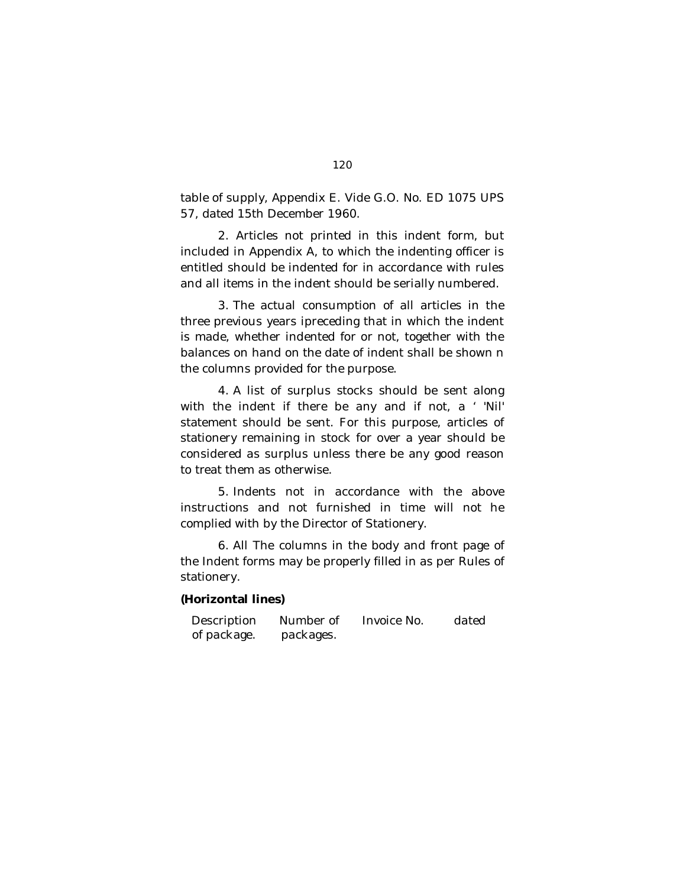table of supply, Appendix E. Vide G.O. No. ED 1075 UPS 57, dated 15th December 1960.

2. Articles not printed in this indent form, but included in Appendix A, to which the indenting officer is entitled should be indented for in accordance with rules and all items in the indent should be serially numbered.

3. The actual consumption of all articles in the three previous years ipreceding that in which the indent is made, whether indented for or not, together with the balances on hand on the date of indent shall be shown n the columns provided for the purpose.

4. A list of surplus stocks should be sent along with the indent if there be any and if not, a ' 'Nil' statement should be sent. For this purpose, articles of stationery remaining in stock for over a year should be considered as surplus unless there be any good reason to treat them as otherwise.

5. Indents not in accordance with the above instructions and not furnished in time will not he complied with by the Director of Stationery.

6. All The columns in the body and front page of the Indent forms may be properly filled in as per Rules of stationery.

**(Horizontal lines)**

| Description of package. | Number of packages. | Invoice No. | dated |
|---|---|---|---|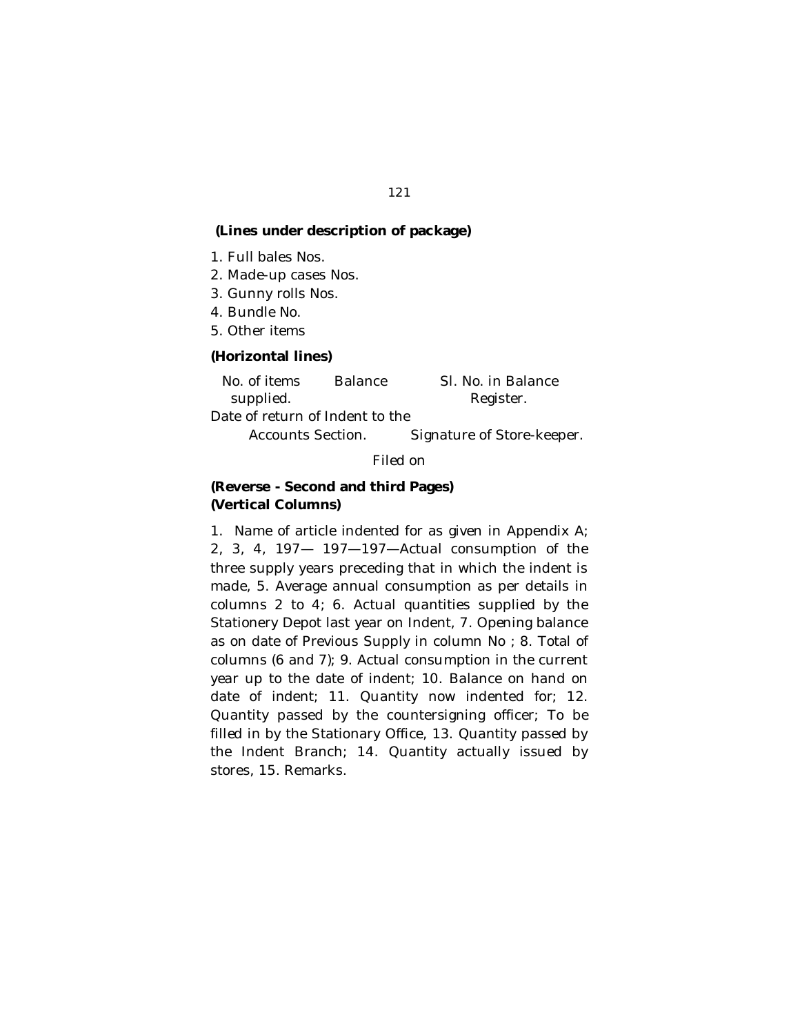**(Lines under description of package)**

1. Full bales Nos.
2. Made-up cases Nos.
3. Gunny rolls Nos.
4. Bundle No.
5. Other items

**(Horizontal lines)**

No. of items supplied. Balance Sl. No. in Balance Register.

Date of return of Indent to the Accounts Section. Signature of Store-keeper.

Filed on

**(Reverse - Second and third Pages)**
**(Vertical Columns)**

1. Name of article indented for as given in Appendix A; 2, 3, 4, 197— 197—197—Actual consumption of the three supply years preceding that in which the indent is made, 5. Average annual consumption as per details in columns 2 to 4; 6. Actual quantities supplied by the Stationery Depot last year on Indent, 7. Opening balance as on date of Previous Supply in column No ; 8. Total of columns (6 and 7); 9. Actual consumption in the current year up to the date of indent; 10. Balance on hand on date of indent; 11. Quantity now indented for; 12. Quantity passed by the countersigning officer; To be filled in by the Stationary Office, 13. Quantity passed by the Indent Branch; 14. Quantity actually issued by stores, 15. Remarks.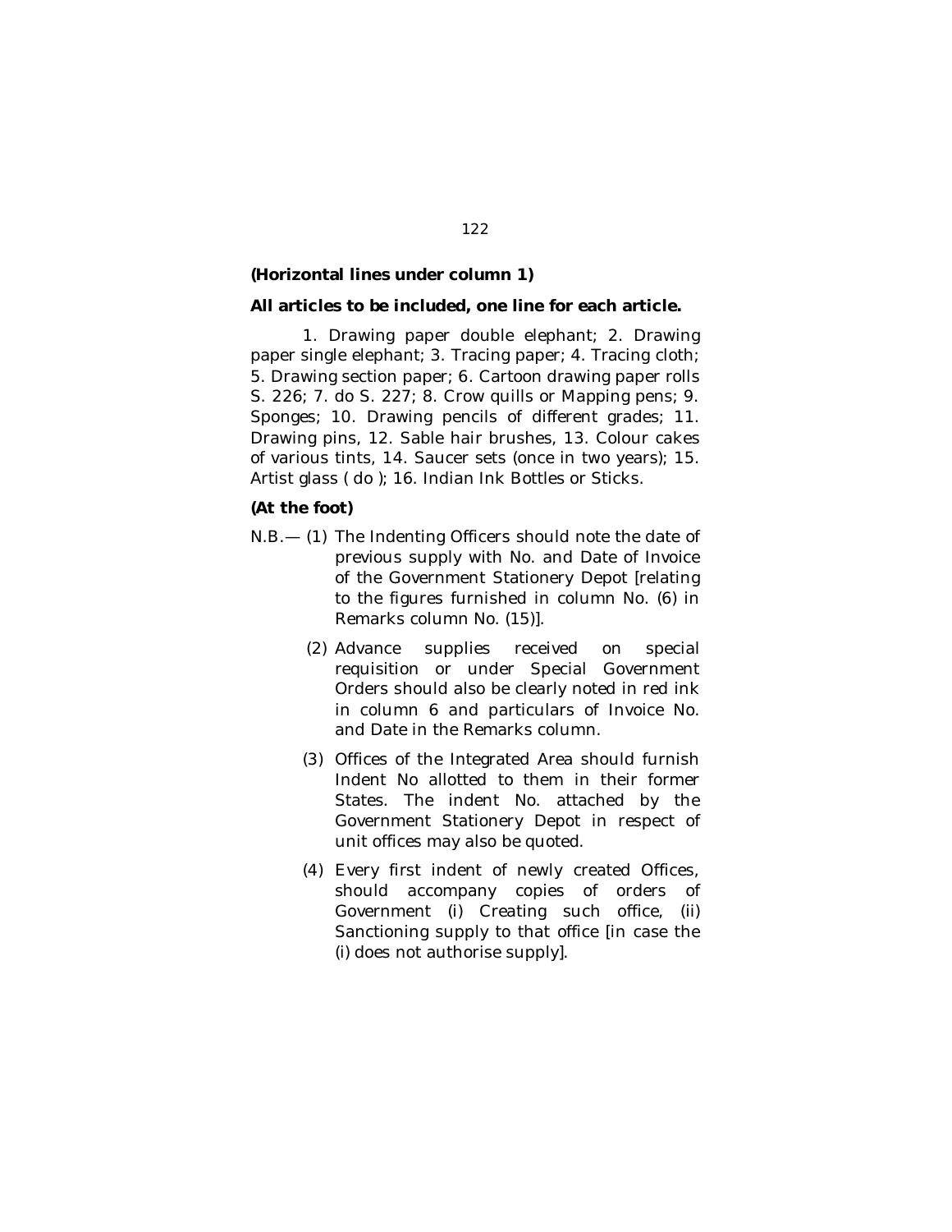**(Horizontal lines under column 1)**

**All articles to be included, one line for each article.**

1. Drawing paper double elephant; 2. Drawing paper single elephant; 3. Tracing paper; 4. Tracing cloth; 5. Drawing section paper; 6. Cartoon drawing paper rolls S. 226; 7. do S. 227; 8. Crow quills or Mapping pens; 9. Sponges; 10. Drawing pencils of different grades; 11. Drawing pins, 12. Sable hair brushes, 13. Colour cakes of various tints, 14. Saucer sets (once in two years); 15. Artist glass ( do ); 16. Indian Ink Bottles or Sticks.

**(At the foot)**

N.B.— (1) The Indenting Officers should note the date of previous supply with No. and Date of Invoice of the Government Stationery Depot [relating to the figures furnished in column No. (6) in Remarks column No. (15)].

(2) Advance supplies received on special requisition or under Special Government Orders should also be clearly noted in red ink in column 6 and particulars of Invoice No. and Date in the Remarks column.

(3) Offices of the Integrated Area should furnish Indent No allotted to them in their former States. The indent No. attached by the Government Stationery Depot in respect of unit offices may also be quoted.

(4) Every first indent of newly created Offices, should accompany copies of orders of Government (i) Creating such office, (ii) Sanctioning supply to that office [in case the (i) does not authorise supply].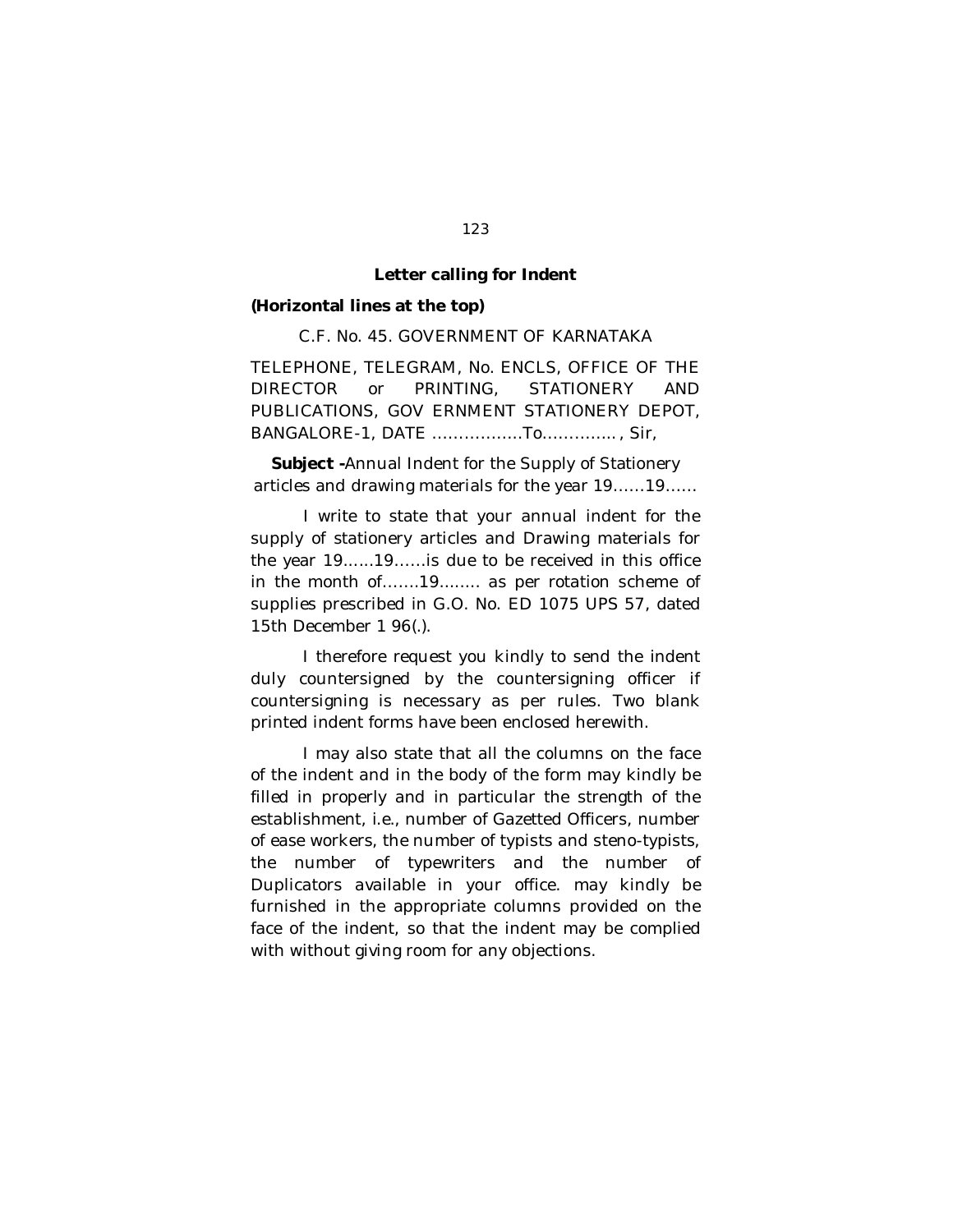**Letter calling for Indent**

**(Horizontal lines at the top)**

C.F. No. 45. GOVERNMENT OF KARNATAKA

TELEPHONE, TELEGRAM, No. ENCLS, OFFICE OF THE DIRECTOR or PRINTING, STATIONERY AND PUBLICATIONS, GOV ERNMENT STATIONERY DEPOT, BANGALORE-1, DATE ……………..To………….. , Sir,

**Subject -**Annual Indent for the Supply of Stationery articles and drawing materials for the year 19……19……

I write to state that your annual indent for the supply of stationery articles and Drawing materials for the year 19……19……is due to be received in this office in the month of…….19…….. as per rotation scheme of supplies prescribed in G.O. No. ED 1075 UPS 57, dated 15th December 1 96(.).

I therefore request you kindly to send the indent duly countersigned by the countersigning officer if countersigning is necessary as per rules. Two blank printed indent forms have been enclosed herewith.

I may also state that all the columns on the face of the indent and in the body of the form may kindly be filled in properly and in particular the strength of the establishment, i.e., number of Gazetted Officers, number of ease workers, the number of typists and steno-typists, the number of typewriters and the number of Duplicators available in your office. may kindly be furnished in the appropriate columns provided on the face of the indent, so that the indent may be complied with without giving room for any objections.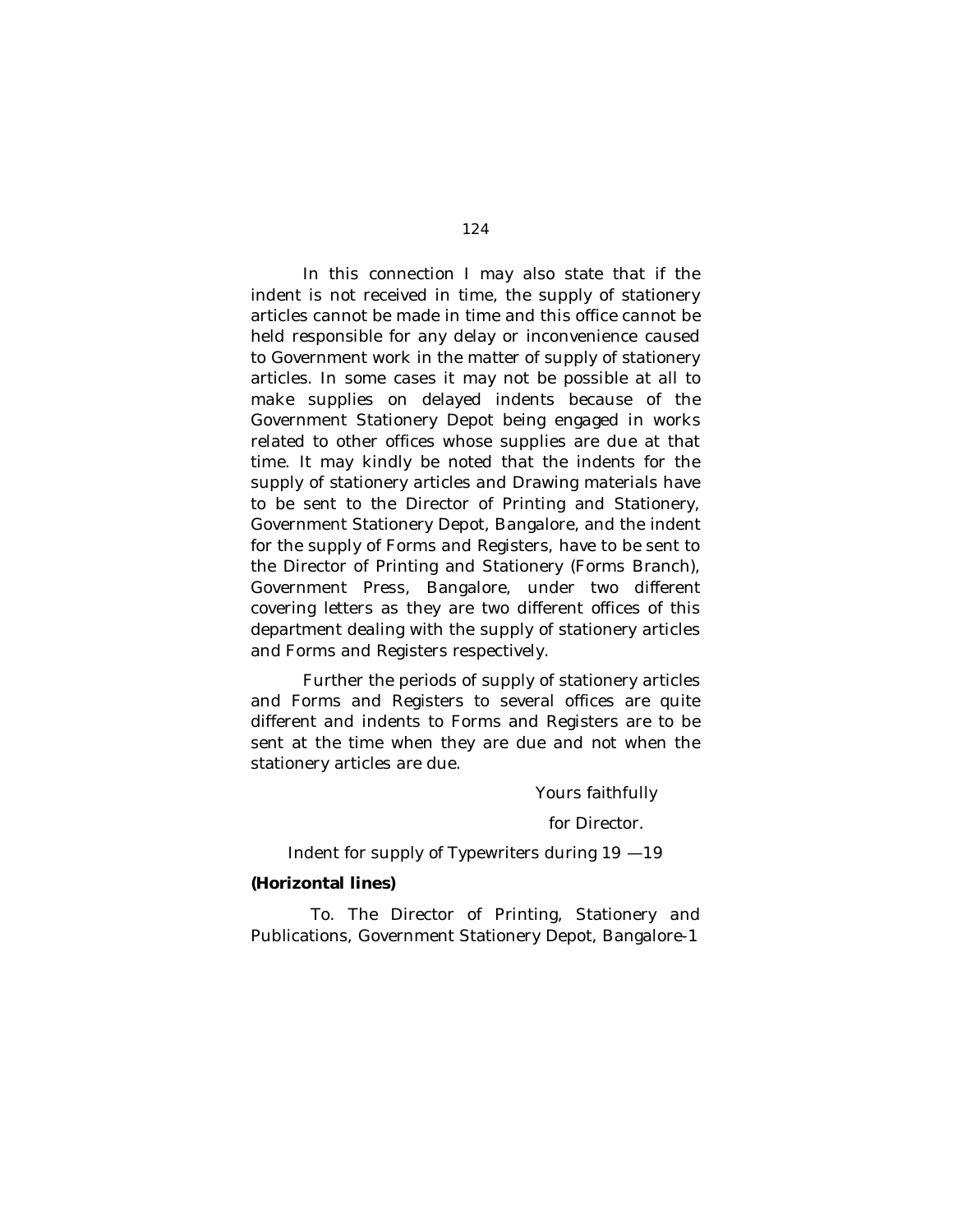In this connection I may also state that if the indent is not received in time, the supply of stationery articles cannot be made in time and this office cannot be held responsible for any delay or inconvenience caused to Government work in the matter of supply of stationery articles. In some cases it may not be possible at all to make supplies on delayed indents because of the Government Stationery Depot being engaged in works related to other offices whose supplies are due at that time. It may kindly be noted that the indents for the supply of stationery articles and Drawing materials have to be sent to the Director of Printing and Stationery, Government Stationery Depot, Bangalore, and the indent for the supply of Forms and Registers, have to be sent to the Director of Printing and Stationery (Forms Branch), Government Press, Bangalore, under two different covering letters as they are two different offices of this department dealing with the supply of stationery articles and Forms and Registers respectively.

Further the periods of supply of stationery articles and Forms and Registers to several offices are quite different and indents to Forms and Registers are to be sent at the time when they are due and not when the stationery articles are due.

Yours faithfully

for Director.

Indent for supply of Typewriters during 19 —19

**(Horizontal lines)**

To. The Director of Printing, Stationery and Publications, Government Stationery Depot, Bangalore-1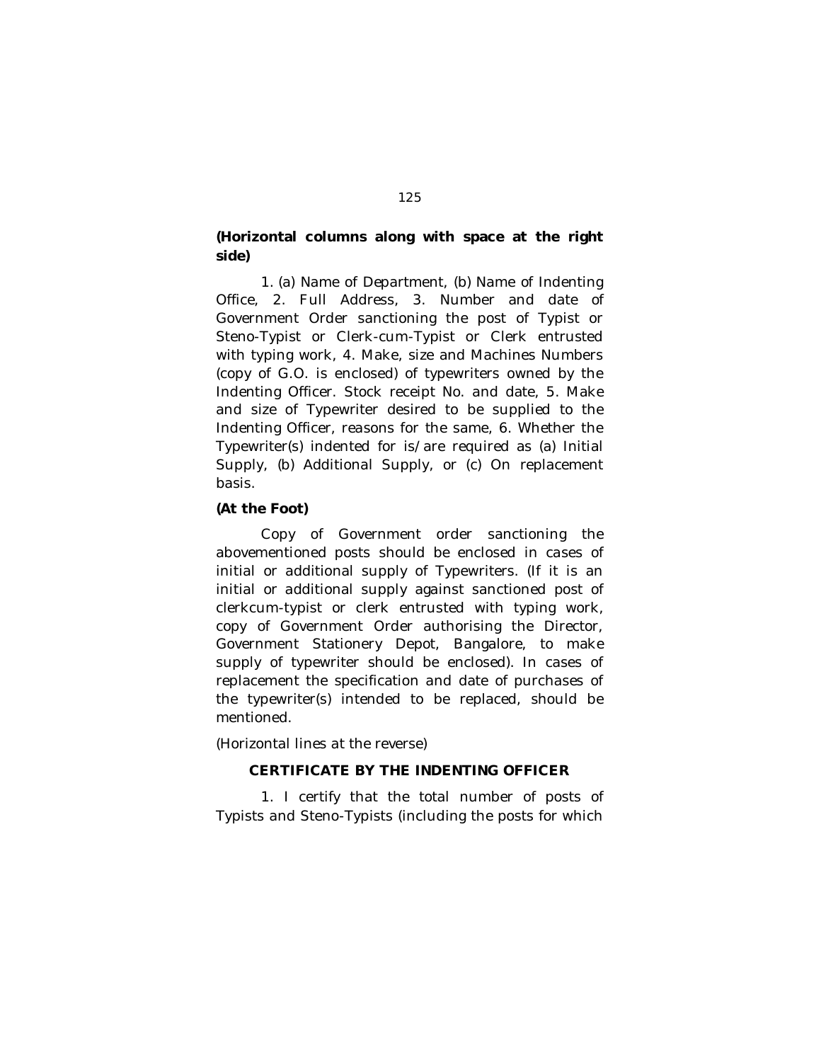**(Horizontal columns along with space at the right side)**

1. (a) Name of Department, (b) Name of Indenting Office, 2. Full Address, 3. Number and date of Government Order sanctioning the post of Typist or Steno-Typist or Clerk-cum-Typist or Clerk entrusted with typing work, 4. Make, size and Machines Numbers (copy of G.O. is enclosed) of typewriters owned by the Indenting Officer. Stock receipt No. and date, 5. Make and size of Typewriter desired to be supplied to the Indenting Officer, reasons for the same, 6. Whether the Typewriter(s) indented for is/are required as (a) Initial Supply, (b) Additional Supply, or (c) On replacement basis.

**(At the Foot)**

Copy of Government order sanctioning the abovementioned posts should be enclosed in cases of initial or additional supply of Typewriters. (If it is an initial or additional supply against sanctioned post of clerkcum-typist or clerk entrusted with typing work, copy of Government Order authorising the Director, Government Stationery Depot, Bangalore, to make supply of typewriter should be enclosed). In cases of replacement the specification and date of purchases of the typewriter(s) intended to be replaced, should be mentioned.

(Horizontal lines at the reverse)

**CERTIFICATE BY THE INDENTING OFFICER**

1. I certify that the total number of posts of Typists and Steno-Typists (including the posts for which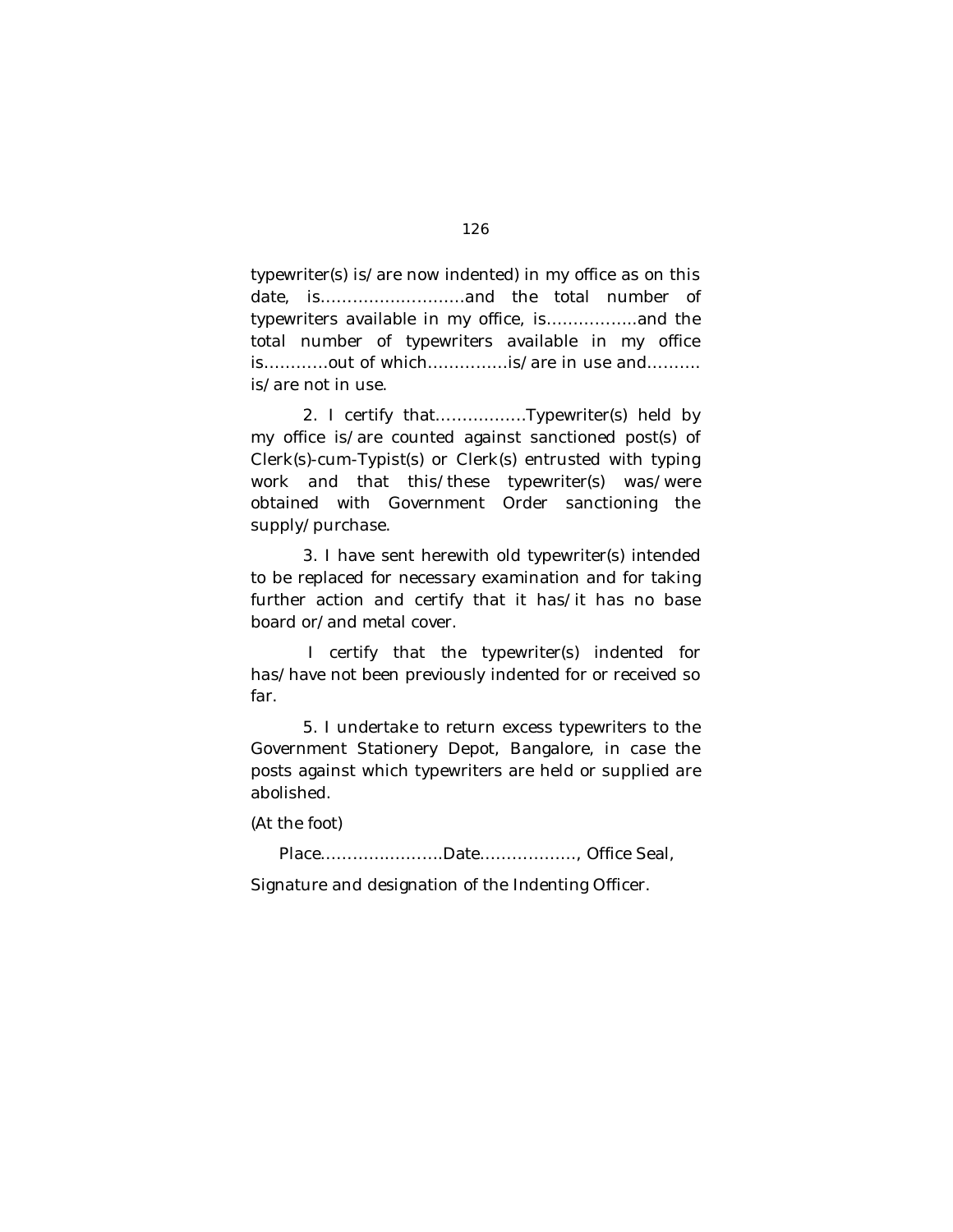typewriter(s) is/are now indented) in my office as on this date, is………………………and the total number of typewriters available in my office, is……………..and the total number of typewriters available in my office is…………out of which……………is/are in use and………. is/are not in use.

2. I certify that……………..Typewriter(s) held by my office is/are counted against sanctioned post(s) of Clerk(s)-cum-Typist(s) or Clerk(s) entrusted with typing work and that this/these typewriter(s) was/were obtained with Government Order sanctioning the supply/purchase.

3. I have sent herewith old typewriter(s) intended to be replaced for necessary examination and for taking further action and certify that it has/it has no base board or/and metal cover.

I certify that the typewriter(s) indented for has/have not been previously indented for or received so far.

5. I undertake to return excess typewriters to the Government Stationery Depot, Bangalore, in case the posts against which typewriters are held or supplied are abolished.

(At the foot)

Place…………………..Date………………, Office Seal,

Signature and designation of the Indenting Officer.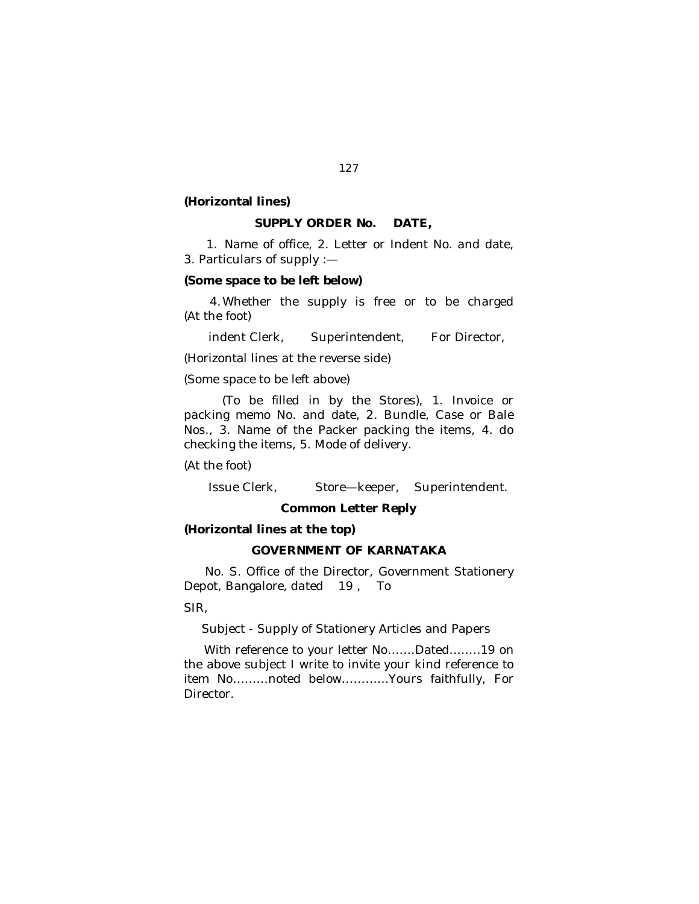**(Horizontal lines)**

**SUPPLY ORDER No. DATE,**

1. Name of office, 2. Letter or Indent No. and date, 3. Particulars of supply :—

**(Some space to be left below)**

4. Whether the supply is free or to be charged (At the foot)

indent Clerk, Superintendent, For Director,

(Horizontal lines at the reverse side)

(Some space to be left above)

(To be filled in by the Stores), 1. Invoice or packing memo No. and date, 2. Bundle, Case or Bale Nos., 3. Name of the Packer packing the items, 4. do checking the items, 5. Mode of delivery.

(At the foot)

Issue Clerk, Store—keeper, Superintendent.

**Common Letter Reply**

**(Horizontal lines at the top)**

**GOVERNMENT OF KARNATAKA**

No. S. Office of the Director, Government Stationery Depot, Bangalore, dated 19 , To

SIR,

Subject - Supply of Stationery Articles and Papers

With reference to your letter No.......Dated........19 on the above subject I write to invite your kind reference to item No.........noted below............Yours faithfully, For Director.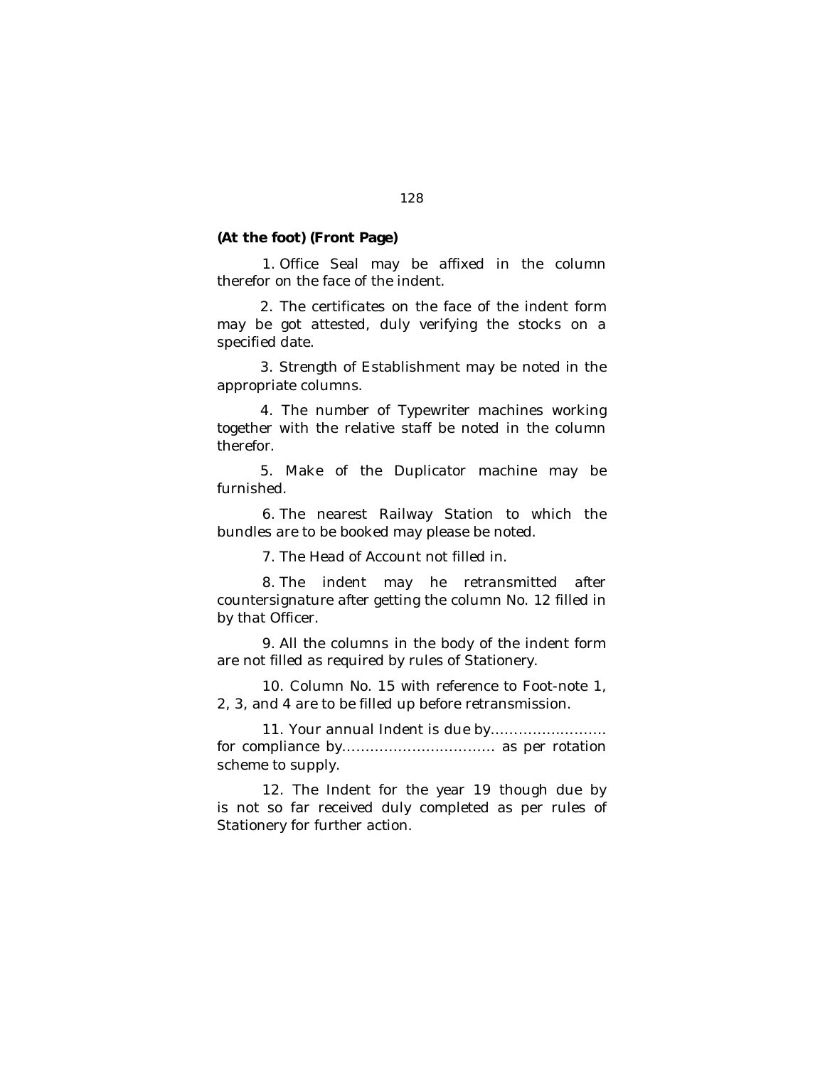**(At the foot) (Front Page)**

1. Office Seal may be affixed in the column therefor on the face of the indent.

2. The certificates on the face of the indent form may be got attested, duly verifying the stocks on a specified date.

3. Strength of Establishment may be noted in the appropriate columns.

4. The number of Typewriter machines working together with the relative staff be noted in the column therefor.

5. Make of the Duplicator machine may be furnished.

6. The nearest Railway Station to which the bundles are to be booked may please be noted.

7. The Head of Account not filled in.

8. The indent may he retransmitted after countersignature after getting the column No. 12 filled in by that Officer.

9. All the columns in the body of the indent form are not filled as required by rules of Stationery.

10. Column No. 15 with reference to Foot-note 1, 2, 3, and 4 are to be filled up before retransmission.

11. Your annual Indent is due by......................... for compliance by................................. as per rotation scheme to supply.

12. The Indent for the year 19 though due by is not so far received duly completed as per rules of Stationery for further action.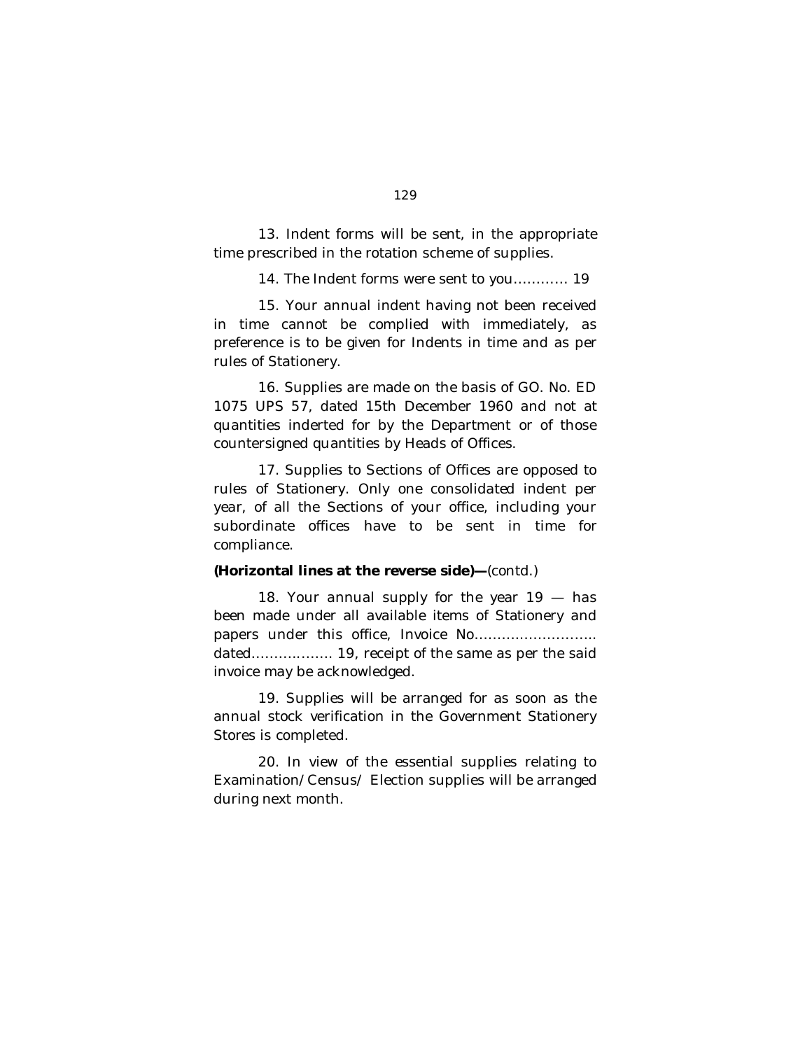13. Indent forms will be sent, in the appropriate time prescribed in the rotation scheme of supplies.

14. The Indent forms were sent to you………… 19

15. Your annual indent having not been received in time cannot be complied with immediately, as preference is to be given for Indents in time and as per rules of Stationery.

16. Supplies are made on the basis of GO. No. ED 1075 UPS 57, dated 15th December 1960 and not at quantities inderted for by the Department or of those countersigned quantities by Heads of Offices.

17. Supplies to Sections of Offices are opposed to rules of Stationery. Only one consolidated indent per year, of all the Sections of your office, including your subordinate offices have to be sent in time for compliance.

**(Horizontal lines at the reverse side)—**(contd.)

18. Your annual supply for the year 19 — has been made under all available items of Stationery and papers under this office, Invoice No……………………… dated……………… 19, receipt of the same as per the said invoice may be acknowledged.

19. Supplies will be arranged for as soon as the annual stock verification in the Government Stationery Stores is completed.

20. In view of the essential supplies relating to Examination/Census/ Election supplies will be arranged during next month.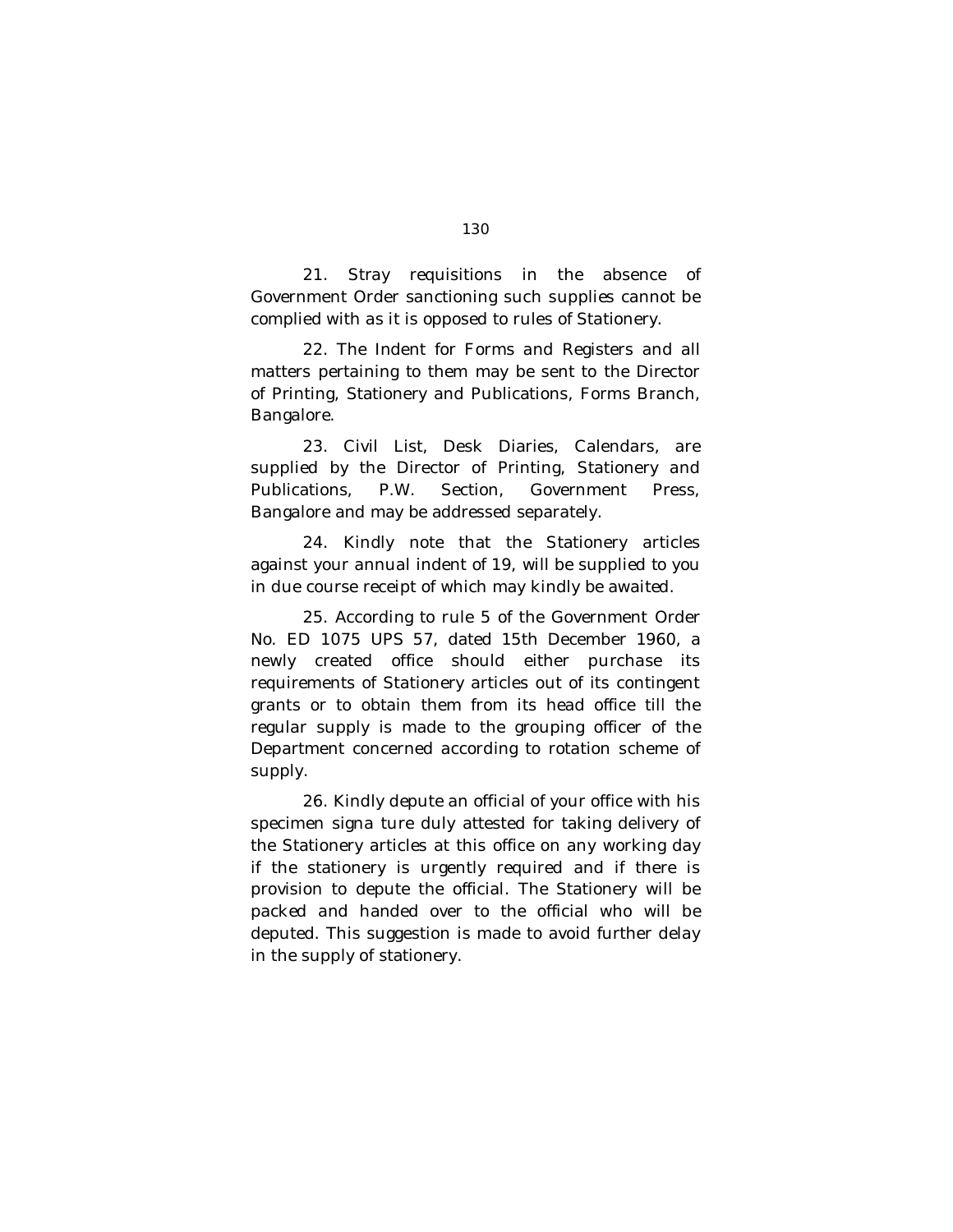21. Stray requisitions in the absence of Government Order sanctioning such supplies cannot be complied with as it is opposed to rules of Stationery.

22. The Indent for Forms and Registers and all matters pertaining to them may be sent to the Director of Printing, Stationery and Publications, Forms Branch, Bangalore.

23. Civil List, Desk Diaries, Calendars, are supplied by the Director of Printing, Stationery and Publications, P.W. Section, Government Press, Bangalore and may be addressed separately.

24. Kindly note that the Stationery articles against your annual indent of 19, will be supplied to you in due course receipt of which may kindly be awaited.

25. According to rule 5 of the Government Order No. ED 1075 UPS 57, dated 15th December 1960, a newly created office should either purchase its requirements of Stationery articles out of its contingent grants or to obtain them from its head office till the regular supply is made to the grouping officer of the Department concerned according to rotation scheme of supply.

26. Kindly depute an official of your office with his specimen signa ture duly attested for taking delivery of the Stationery articles at this office on any working day if the stationery is urgently required and if there is provision to depute the official. The Stationery will be packed and handed over to the official who will be deputed. This suggestion is made to avoid further delay in the supply of stationery.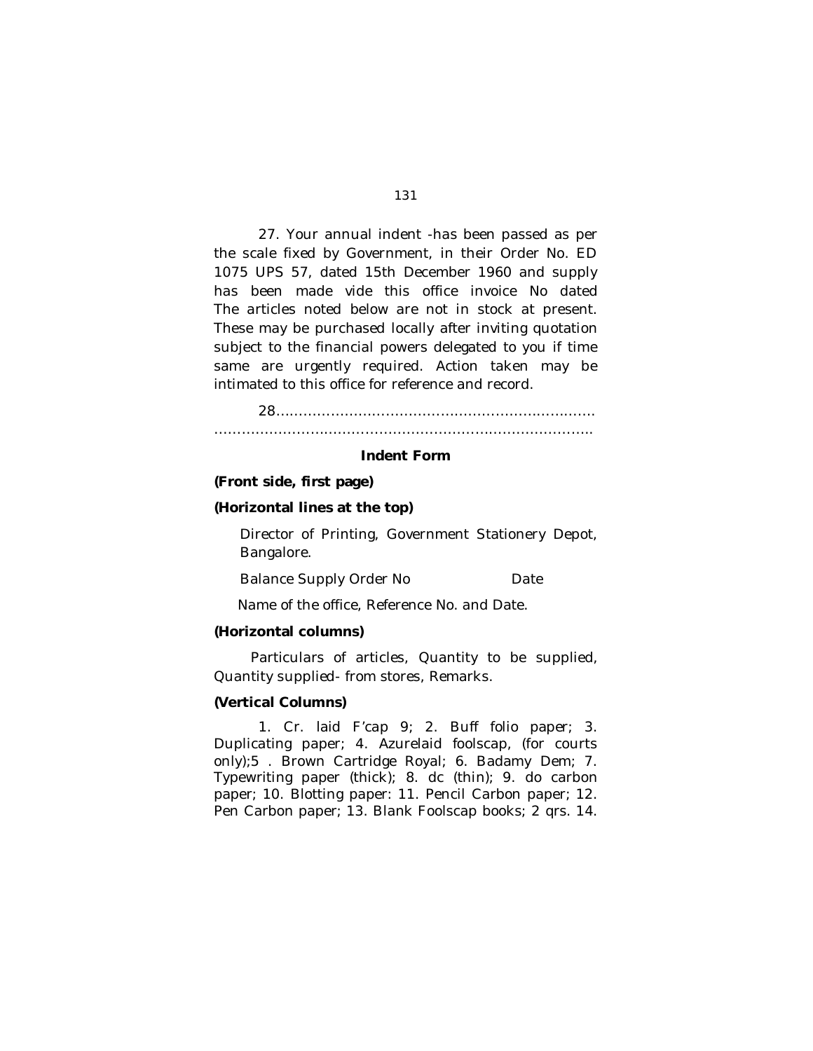27. Your annual indent -has been passed as per the scale fixed by Government, in their Order No. ED 1075 UPS 57, dated 15th December 1960 and supply has been made vide this office invoice No dated The articles noted below are not in stock at present. These may be purchased locally after inviting quotation subject to the financial powers delegated to you if time same are urgently required. Action taken may be intimated to this office for reference and record.

28……………………………………………………………… ………………………………………………………………………..

**Indent Form**

**(Front side, first page)**

**(Horizontal lines at the top)**

Director of Printing, Government Stationery Depot, Bangalore.

Balance Supply Order No Date

Name of the office, Reference No. and Date.

**(Horizontal columns)**

Particulars of articles, Quantity to be supplied, Quantity supplied- from stores, Remarks.

**(Vertical Columns)**

1. Cr. laid F'cap 9; 2. Buff folio paper; 3. Duplicating paper; 4. Azurelaid foolscap, (for courts only);5 . Brown Cartridge Royal; 6. Badamy Dem; 7. Typewriting paper (thick); 8. dc (thin); 9. do carbon paper; 10. Blotting paper: 11. Pencil Carbon paper; 12. Pen Carbon paper; 13. Blank Foolscap books; 2 qrs. 14.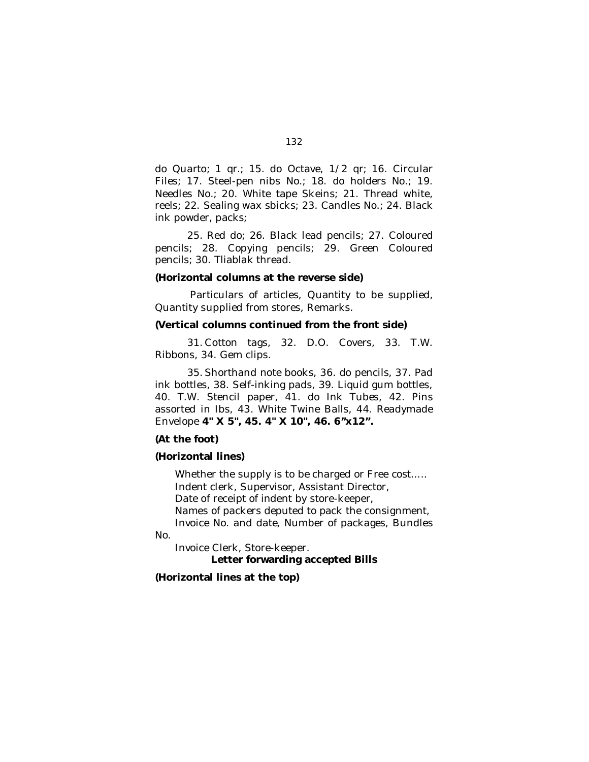do Quarto; 1 qr.; 15. do Octave, 1/2 qr; 16. Circular Files; 17. Steel-pen nibs No.; 18. do holders No.; 19. Needles No.; 20. White tape Skeins; 21. Thread white, reels; 22. Sealing wax sbicks; 23. Candles No.; 24. Black ink powder, packs;

25. Red do; 26. Black lead pencils; 27. Coloured pencils; 28. Copying pencils; 29. Green Coloured pencils; 30. Tliablak thread.

**(Horizontal columns at the reverse side)**

Particulars of articles, Quantity to be supplied, Quantity supplied from stores, Remarks.

**(Vertical columns continued from the front side)**

31. Cotton tags, 32. D.O. Covers, 33. T.W. Ribbons, 34. Gem clips.

35. Shorthand note books, 36. do pencils, 37. Pad ink bottles, 38. Self-inking pads, 39. Liquid gum bottles, 40. T.W. Stencil paper, 41. do Ink Tubes, 42. Pins assorted in Ibs, 43. White Twine Balls, 44. Readymade Envelope **4" X 5", 45. 4" X 10", 46. 6"x12".**

**(At the foot)**

**(Horizontal lines)**

Whether the supply is to be charged or Free cost.....
Indent clerk, Supervisor, Assistant Director,
Date of receipt of indent by store-keeper,
Names of packers deputed to pack the consignment,
Invoice No. and date, Number of packages, Bundles No.
Invoice Clerk, Store-keeper.

**Letter forwarding accepted Bills**

**(Horizontal lines at the top)**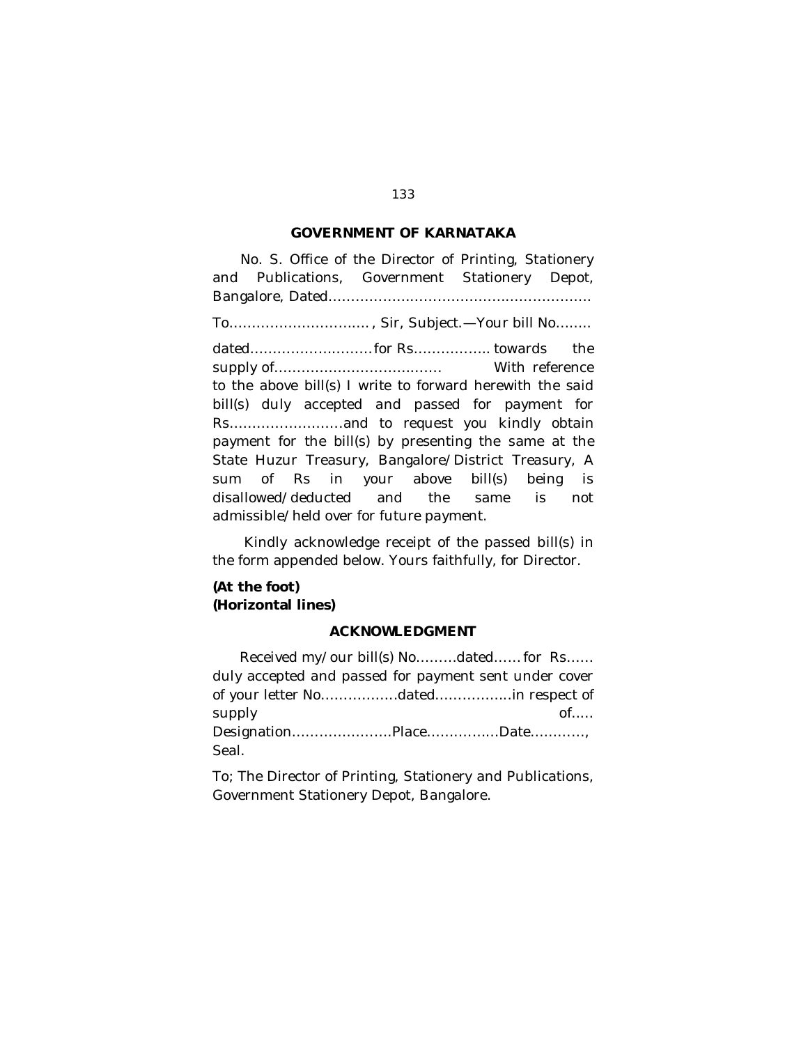## GOVERNMENT OF KARNATAKA

No. S. Office of the Director of Printing, Stationery and Publications, Government Stationery Depot, Bangalore, Dated…………………………………………………

To…………………………., Sir, Subject.—Your bill No……..

dated………………………for Rs…………….. towards the supply of……………………………… With reference to the above bill(s) I write to forward herewith the said bill(s) duly accepted and passed for payment for Rs…………………….and to request you kindly obtain payment for the bill(s) by presenting the same at the State Huzur Treasury, Bangalore/District Treasury, A sum of Rs in your above bill(s) being is disallowed/deducted and the same is not admissible/held over for future payment.

Kindly acknowledge receipt of the passed bill(s) in the form appended below. Yours faithfully, for Director.

**(At the foot)**
**(Horizontal lines)**

### ACKNOWLEDGMENT

Received my/our bill(s) No………dated…… for Rs…… duly accepted and passed for payment sent under cover of your letter No……………..dated……………..in respect of supply of….. Designation………………….Place…………….Date…………, Seal.

To; The Director of Printing, Stationery and Publications, Government Stationery Depot, Bangalore.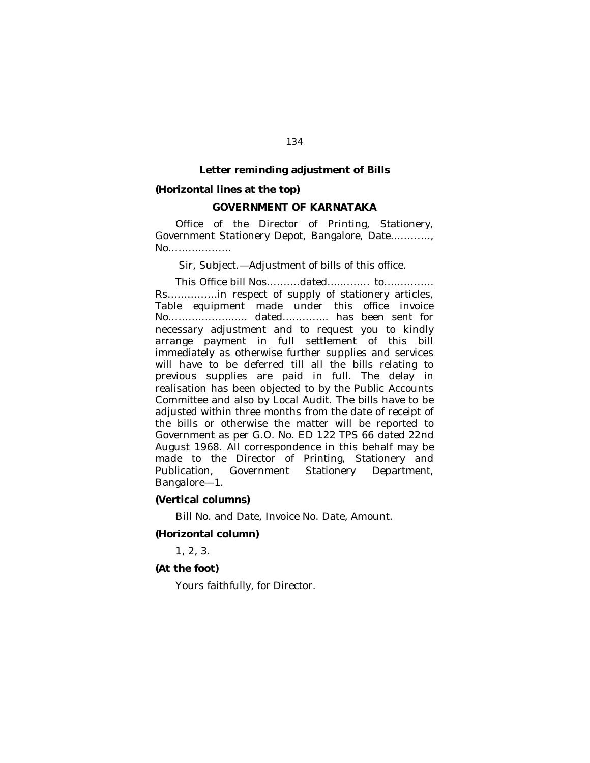## Letter reminding adjustment of Bills

**(Horizontal lines at the top)**

**GOVERNMENT OF KARNATAKA**

Office of the Director of Printing, Stationery, Government Stationery Depot, Bangalore, Date…………, No……………….

Sir, Subject.—Adjustment of bills of this office.

This Office bill Nos……….dated…………. to…………… Rs……………in respect of supply of stationery articles, Table equipment made under this office invoice No…………………… dated………….. has been sent for necessary adjustment and to request you to kindly arrange payment in full settlement of this bill immediately as otherwise further supplies and services will have to be deferred till all the bills relating to previous supplies are paid in full. The delay in realisation has been objected to by the Public Accounts Committee and also by Local Audit. The bills have to be adjusted within three months from the date of receipt of the bills or otherwise the matter will be reported to Government as per G.O. No. ED 122 TPS 66 dated 22nd August 1968. All correspondence in this behalf may be made to the Director of Printing, Stationery and Publication, Government Stationery Department, Bangalore—1.

**(Vertical columns)**

Bill No. and Date, Invoice No. Date, Amount.

**(Horizontal column)**

1, 2, 3.

**(At the foot)**

Yours faithfully, for Director.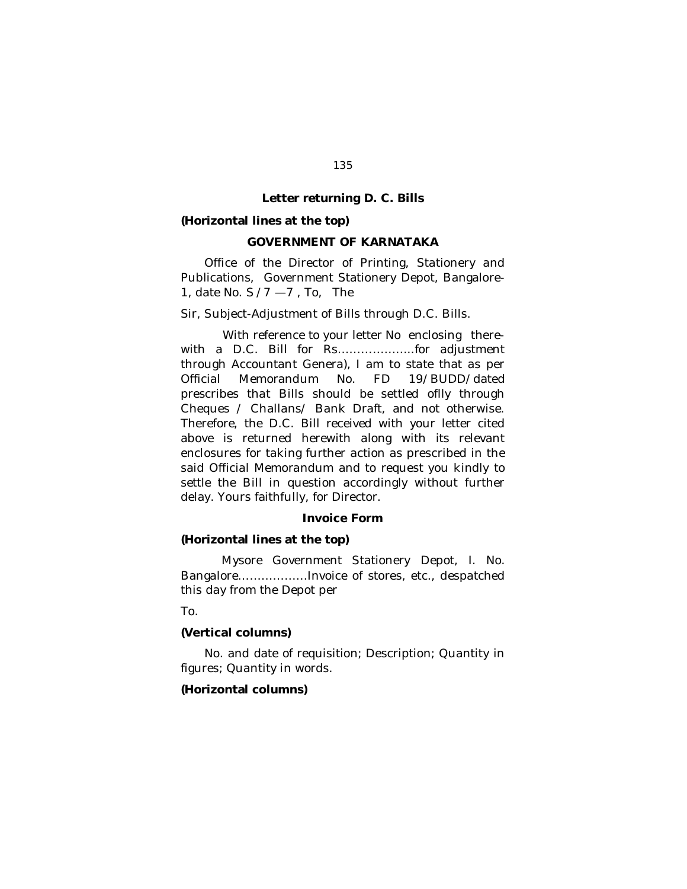### Letter returning D. C. Bills

**(Horizontal lines at the top)**

**GOVERNMENT OF KARNATAKA**

Office of the Director of Printing, Stationery and Publications, Government Stationery Depot, Bangalore-1, date No. S / 7 —7 , To, The

Sir, Subject-Adjustment of Bills through D.C. Bills.

With reference to your letter No enclosing there-with a D.C. Bill for Rs………………..for adjustment through Accountant Genera), I am to state that as per Official Memorandum No. FD 19/BUDD/dated prescribes that Bills should be settled oflly through Cheques / Challans/ Bank Draft, and not otherwise. Therefore, the D.C. Bill received with your letter cited above is returned herewith along with its relevant enclosures for taking further action as prescribed in the said Official Memorandum and to request you kindly to settle the Bill in question accordingly without further delay. Yours faithfully, for Director.

### Invoice Form

**(Horizontal lines at the top)**

Mysore Government Stationery Depot, I. No. Bangalore………………Invoice of stores, etc., despatched this day from the Depot per

To.

**(Vertical columns)**

No. and date of requisition; Description; Quantity in figures; Quantity in words.

**(Horizontal columns)**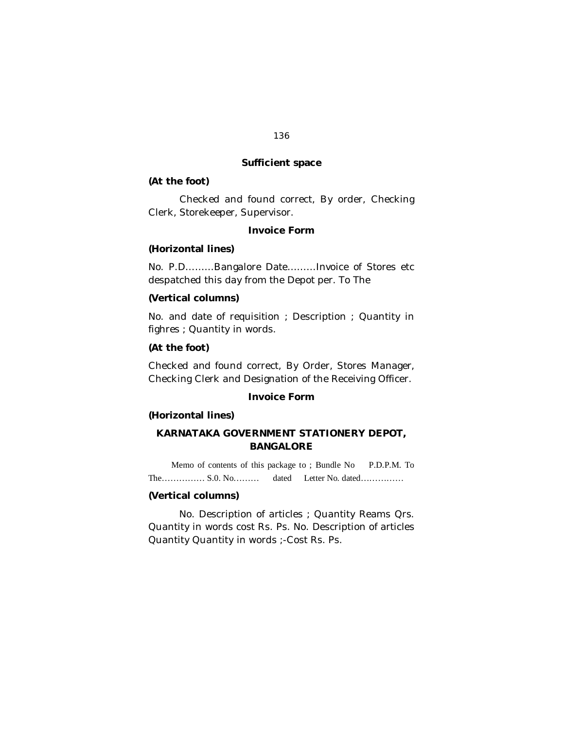**Sufficient space**

**(At the foot)**

Checked and found correct, By order, Checking Clerk, Storekeeper, Supervisor.

**Invoice Form**

**(Horizontal lines)**

No. P.D………Bangalore Date………Invoice of Stores etc despatched this day from the Depot per. To The

**(Vertical columns)**

No. and date of requisition ; Description ; Quantity in fighres ; Quantity in words.

**(At the foot)**

Checked and found correct, By Order, Stores Manager, Checking Clerk and Designation of the Receiving Officer.

**Invoice Form**

**(Horizontal lines)**

**KARNATAKA GOVERNMENT STATIONERY DEPOT, BANGALORE**

Memo of contents of this package to ; Bundle No P.D.P.M. To The………….. S.0. No……… dated Letter No. dated…………..

**(Vertical columns)**

No. Description of articles ; Quantity Reams Qrs. Quantity in words cost Rs. Ps. No. Description of articles Quantity Quantity in words ;-Cost Rs. Ps.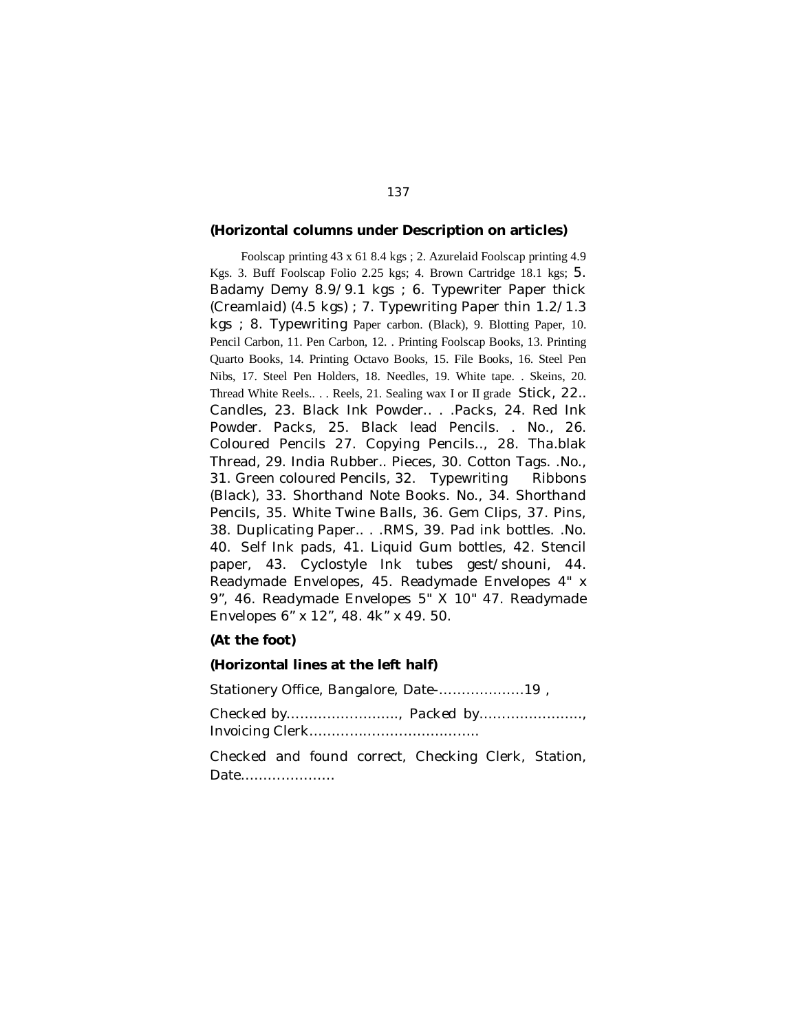**(Horizontal columns under Description on articles)**

Foolscap printing 43 x 61 8.4 kgs ; 2. Azurelaid Foolscap printing 4.9 Kgs. 3. Buff Foolscap Folio 2.25 kgs; 4. Brown Cartridge 18.1 kgs; 5. Badamy Demy 8.9/9.1 kgs ; 6. Typewriter Paper thick (Creamlaid) (4.5 kgs) ; 7. Typewriting Paper thin 1.2/1.3 kgs ; 8. Typewriting Paper carbon. (Black), 9. Blotting Paper, 10. Pencil Carbon, 11. Pen Carbon, 12. . Printing Foolscap Books, 13. Printing Quarto Books, 14. Printing Octavo Books, 15. File Books, 16. Steel Pen Nibs, 17. Steel Pen Holders, 18. Needles, 19. White tape. . Skeins, 20. Thread White Reels.. . . Reels, 21. Sealing wax I or II grade Stick, 22.. Candles, 23. Black Ink Powder.. . .Packs, 24. Red Ink Powder. Packs, 25. Black lead Pencils. . No., 26. Coloured Pencils 27. Copying Pencils.., 28. Tha.blak Thread, 29. India Rubber.. Pieces, 30. Cotton Tags. .No., 31. Green coloured Pencils, 32. Typewriting Ribbons (Black), 33. Shorthand Note Books. No., 34. Shorthand Pencils, 35. White Twine Balls, 36. Gem Clips, 37. Pins, 38. Duplicating Paper.. . .RMS, 39. Pad ink bottles. .No. 40. Self Ink pads, 41. Liquid Gum bottles, 42. Stencil paper, 43. Cyclostyle Ink tubes gest/shouni, 44. Readymade Envelopes, 45. Readymade Envelopes 4" x 9", 46. Readymade Envelopes 5" X 10" 47. Readymade Envelopes 6" x 12", 48. 4k" x 49. 50.

**(At the foot)**

**(Horizontal lines at the left half)**

Stationery Office, Bangalore, Date-……………….19 ,

Checked by……………………., Packed by………………….., Invoicing Clerk……………………………….

Checked and found correct, Checking Clerk, Station, Date…………………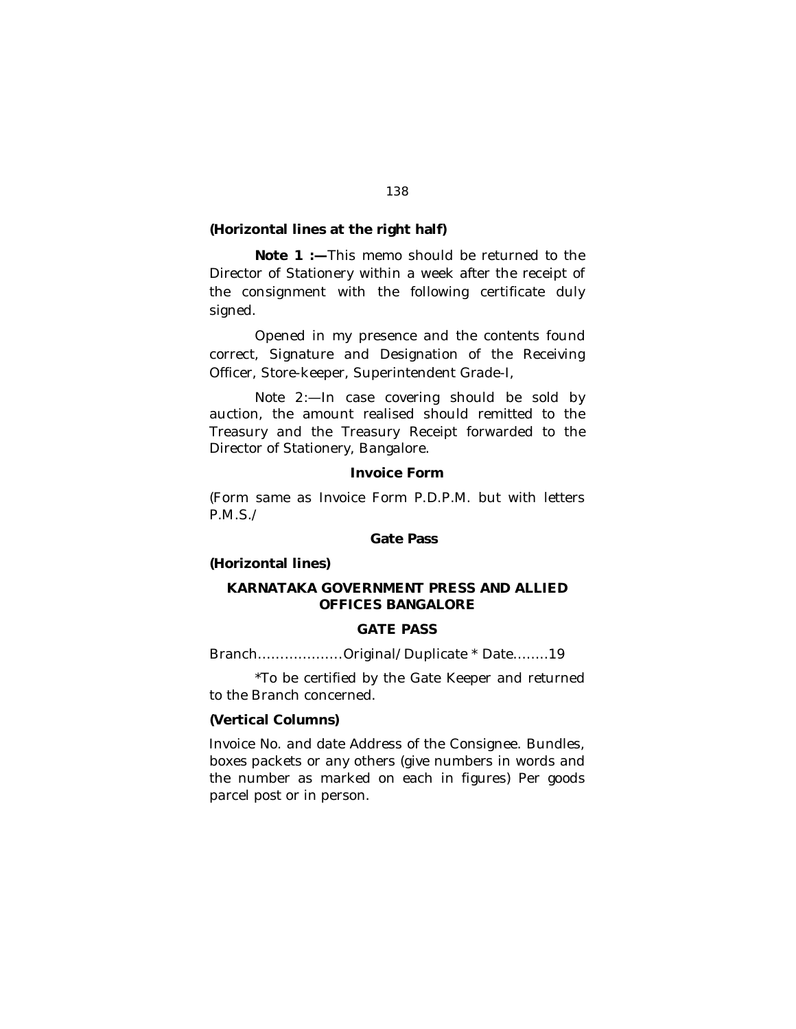**(Horizontal lines at the right half)**

**Note 1 :—**This memo should be returned to the Director of Stationery within a week after the receipt of the consignment with the following certificate duly signed.

Opened in my presence and the contents found correct, Signature and Designation of the Receiving Officer, Store-keeper, Superintendent Grade-I,

Note 2:—In case covering should be sold by auction, the amount realised should remitted to the Treasury and the Treasury Receipt forwarded to the Director of Stationery, Bangalore.

**Invoice Form**

(Form same as Invoice Form P.D.P.M. but with letters P.M.S./

**Gate Pass**

**(Horizontal lines)**

**KARNATAKA GOVERNMENT PRESS AND ALLIED OFFICES BANGALORE**

**GATE PASS**

Branch...................Original/Duplicate * Date........19

*To be certified by the Gate Keeper and returned to the Branch concerned.

**(Vertical Columns)**

Invoice No. and date Address of the Consignee. Bundles, boxes packets or any others (give numbers in words and the number as marked on each in figures) Per goods parcel post or in person.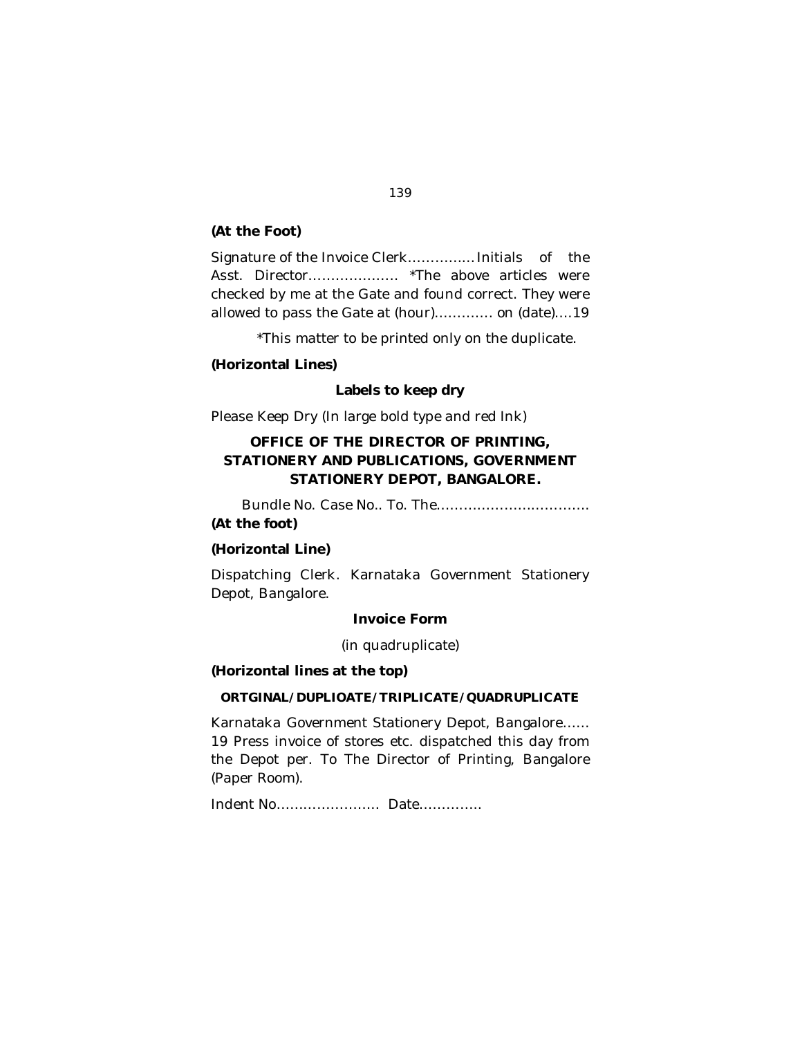**(At the Foot)**

Signature of the Invoice Clerk……….….Initials of the Asst. Director……………….. *The above articles were checked by me at the Gate and found correct. They were allowed to pass the Gate at (hour)………… on (date)….19

*This matter to be printed only on the duplicate.

**(Horizontal Lines)**

**Labels to keep dry**

Please Keep Dry (In large bold type and red Ink)

**OFFICE OF THE DIRECTOR OF PRINTING, STATIONERY AND PUBLICATIONS, GOVERNMENT STATIONERY DEPOT, BANGALORE.**

Bundle No. Case No.. To. The…………………………….

**(At the foot)**

**(Horizontal Line)**

Dispatching Clerk. Karnataka Government Stationery Depot, Bangalore.

**Invoice Form**

(in quadruplicate)

**(Horizontal lines at the top)**

**ORTGINAL/DUPLIOATE/TRIPLICATE/QUADRUPLICATE**

Karnataka Government Stationery Depot, Bangalore…… 19 Press invoice of stores etc. dispatched this day from the Depot per. To The Director of Printing, Bangalore (Paper Room).

Indent No………………….. Date…………..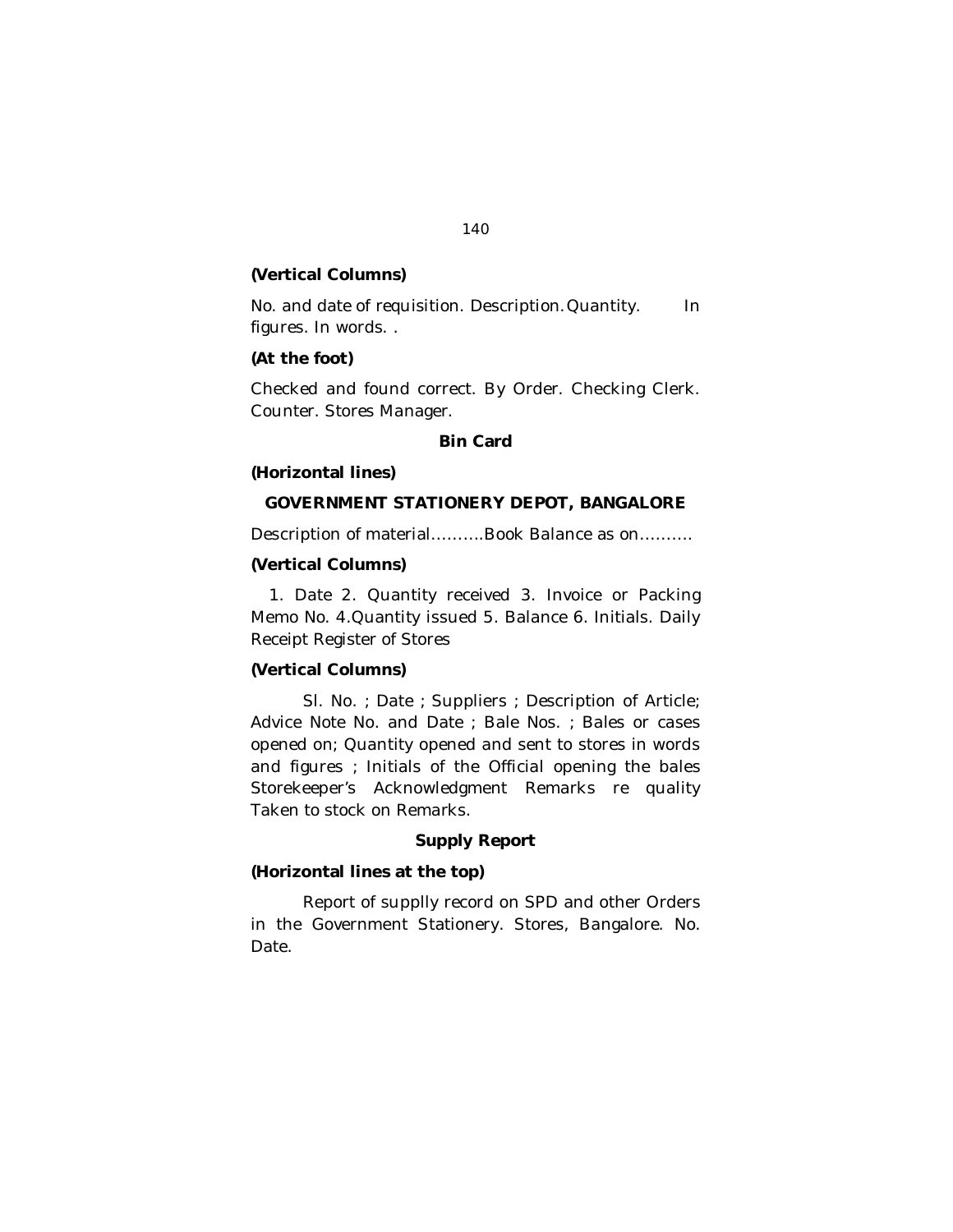**(Vertical Columns)**

No. and date of requisition. Description. Quantity. In figures. In words. .

**(At the foot)**

Checked and found correct. By Order. Checking Clerk. Counter. Stores Manager.

**Bin Card**

**(Horizontal lines)**

**GOVERNMENT STATIONERY DEPOT, BANGALORE**

Description of material……….Book Balance as on……….

**(Vertical Columns)**

1. Date 2. Quantity received 3. Invoice or Packing Memo No. 4.Quantity issued 5. Balance 6. Initials. Daily Receipt Register of Stores

**(Vertical Columns)**

Sl. No. ; Date ; Suppliers ; Description of Article; Advice Note No. and Date ; Bale Nos. ; Bales or cases opened on; Quantity opened and sent to stores in words and figures ; Initials of the Official opening the bales Storekeeper's Acknowledgment Remarks re quality Taken to stock on Remarks.

**Supply Report**

**(Horizontal lines at the top)**

Report of supplly record on SPD and other Orders in the Government Stationery. Stores, Bangalore. No. Date.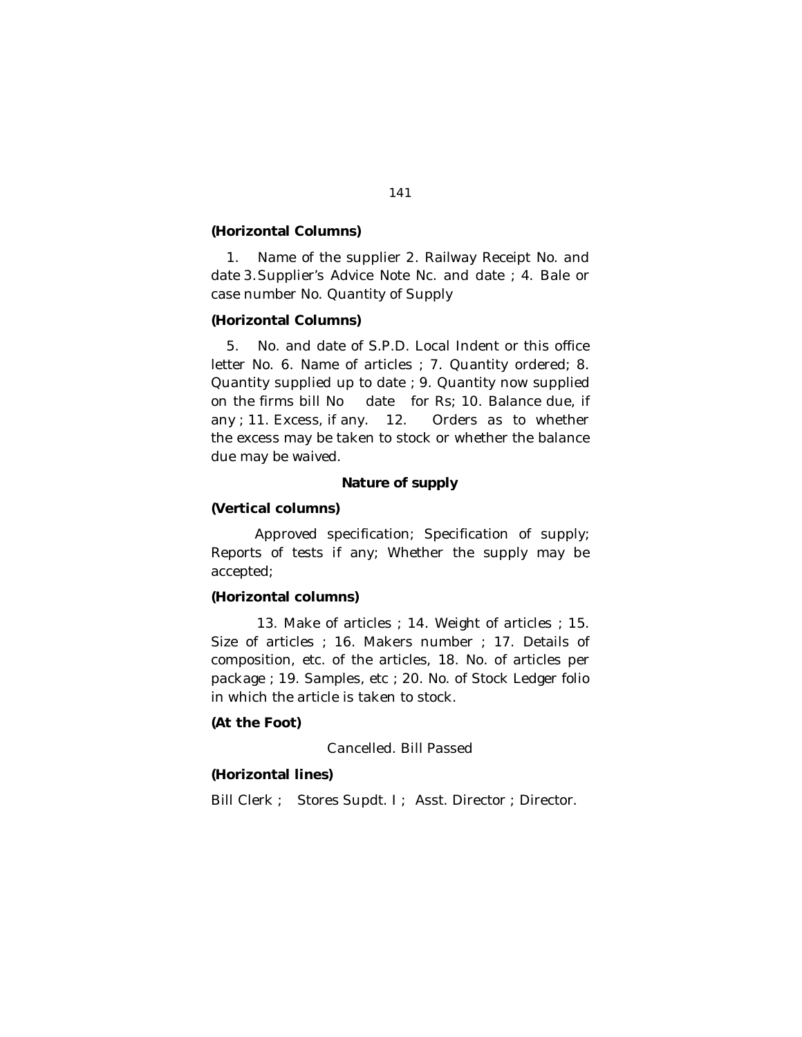**(Horizontal Columns)**

1. Name of the supplier 2. Railway Receipt No. and date 3. Supplier's Advice Note Nc. and date ; 4. Bale or case number No. Quantity of Supply

**(Horizontal Columns)**

5. No. and date of S.P.D. Local Indent or this office letter No. 6. Name of articles ; 7. Quantity ordered; 8. Quantity supplied up to date ; 9. Quantity now supplied on the firms bill No date for Rs; 10. Balance due, if any ; 11. Excess, if any. 12. Orders as to whether the excess may be taken to stock or whether the balance due may be waived.

**Nature of supply**

**(Vertical columns)**

Approved specification; Specification of supply; Reports of tests if any; Whether the supply may be accepted;

**(Horizontal columns)**

13. Make of articles ; 14. Weight of articles ; 15. Size of articles ; 16. Makers number ; 17. Details of composition, etc. of the articles, 18. No. of articles per package ; 19. Samples, etc ; 20. No. of Stock Ledger folio in which the article is taken to stock.

**(At the Foot)**

Cancelled. Bill Passed

**(Horizontal lines)**

Bill Clerk ; Stores Supdt. I ; Asst. Director ; Director.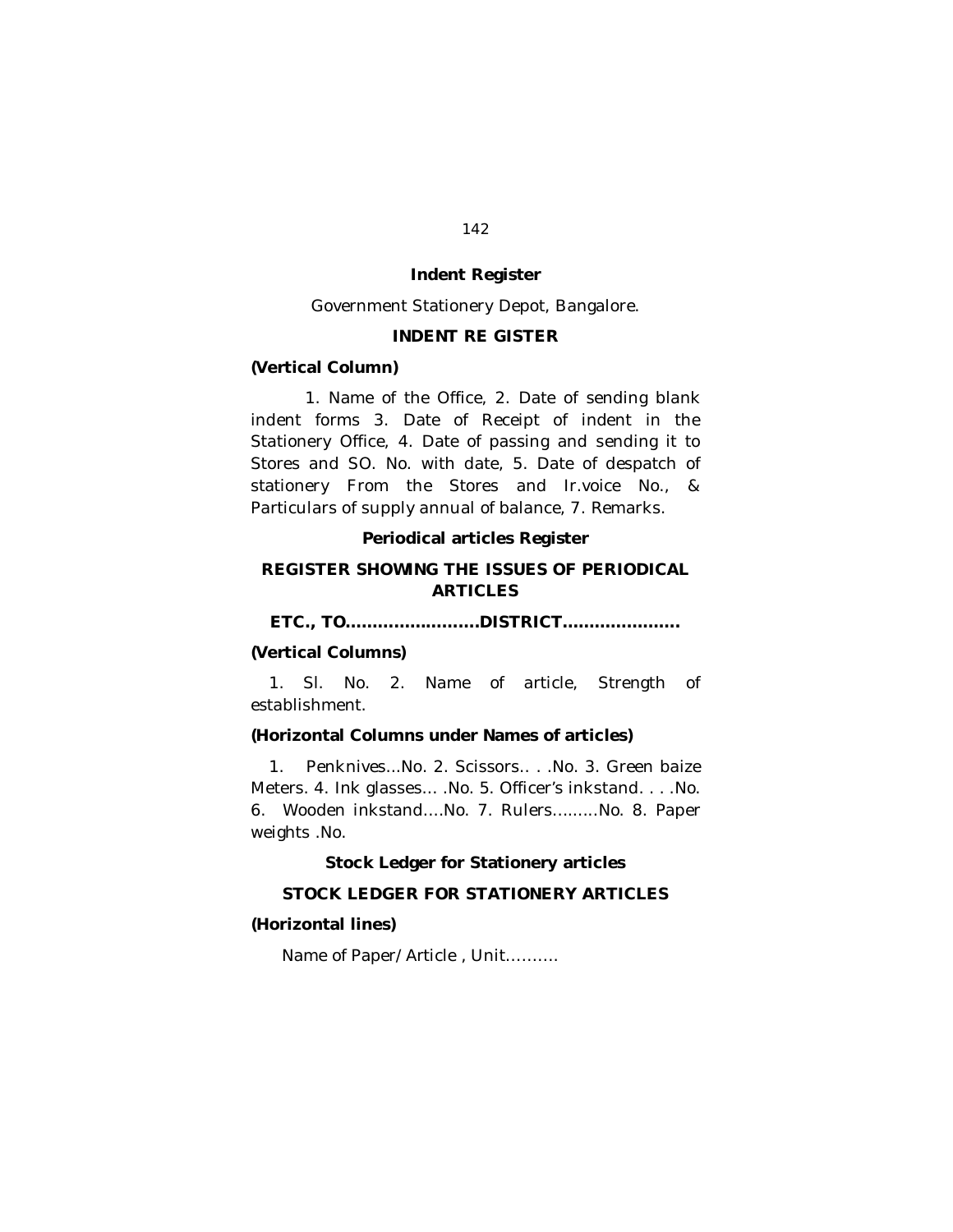**Indent Register**

Government Stationery Depot, Bangalore.

**INDENT RE GISTER**

**(Vertical Column)**

1. Name of the Office, 2. Date of sending blank indent forms 3. Date of Receipt of indent in the Stationery Office, 4. Date of passing and sending it to Stores and SO. No. with date, 5. Date of despatch of stationery From the Stores and Ir.voice No., & Particulars of supply annual of balance, 7. Remarks.

**Periodical articles Register**

**REGISTER SHOWING THE ISSUES OF PERIODICAL ARTICLES**

**ETC., TO........................DISTRICT.....................**

**(Vertical Columns)**

1. Sl. No. 2. Name of article, Strength of establishment.

**(Horizontal Columns under Names of articles)**

1. Penknives...No. 2. Scissors.. . .No. 3. Green baize Meters. 4. Ink glasses... .No. 5. Officer's inkstand. . . .No. 6. Wooden inkstand....No. 7. Rulers.........No. 8. Paper weights .No.

**Stock Ledger for Stationery articles**

**STOCK LEDGER FOR STATIONERY ARTICLES**

**(Horizontal lines)**

Name of Paper/ Article , Unit..........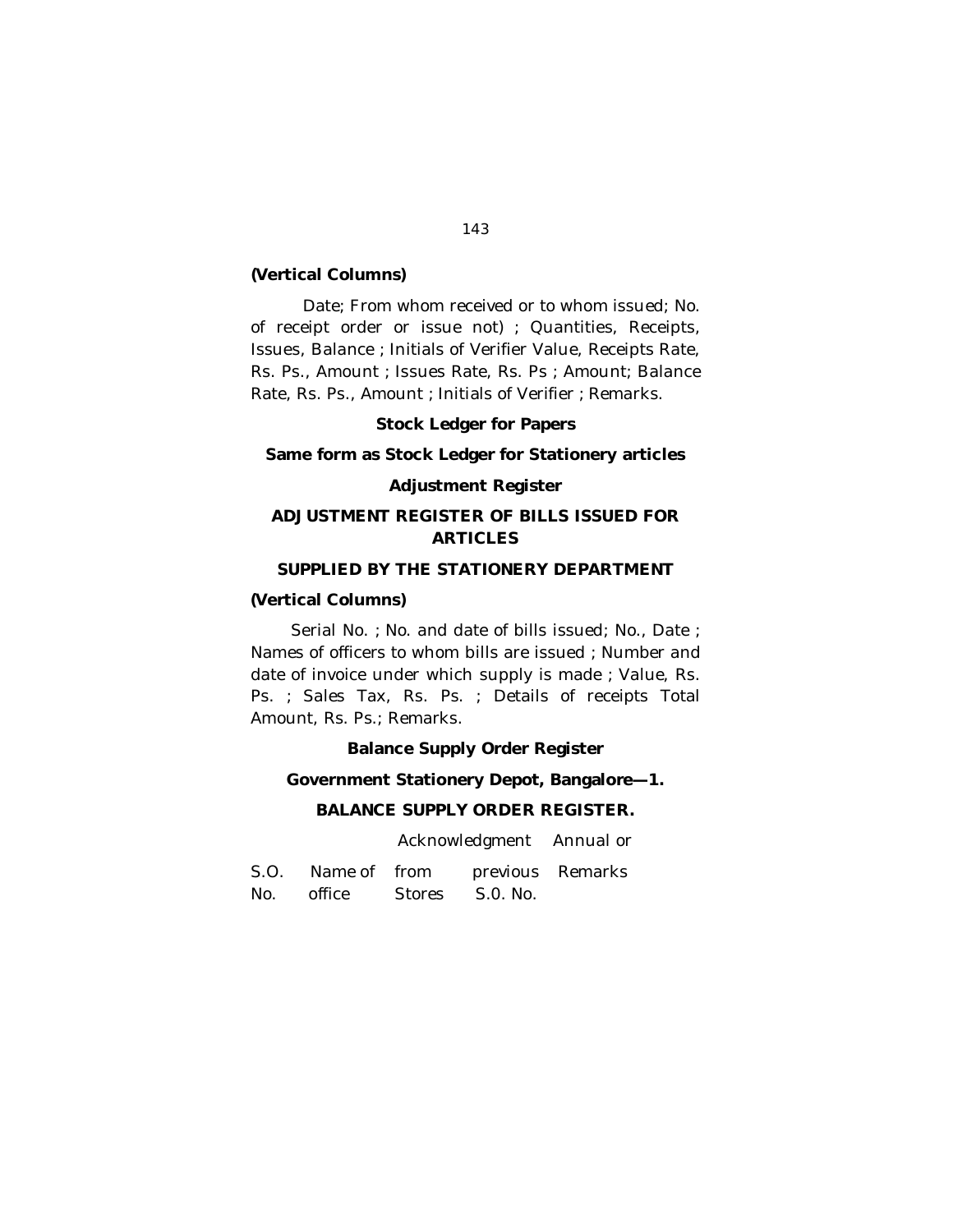**(Vertical Columns)**

Date; From whom received or to whom issued; No. of receipt order or issue not) ; Quantities, Receipts, Issues, Balance ; Initials of Verifier Value, Receipts Rate, Rs. Ps., Amount ; Issues Rate, Rs. Ps ; Amount; Balance Rate, Rs. Ps., Amount ; Initials of Verifier ; Remarks.

**Stock Ledger for Papers**

**Same form as Stock Ledger for Stationery articles**

**Adjustment Register**

**ADJUSTMENT REGISTER OF BILLS ISSUED FOR ARTICLES**

**SUPPLIED BY THE STATIONERY DEPARTMENT**

**(Vertical Columns)**

Serial No. ; No. and date of bills issued; No., Date ; Names of officers to whom bills are issued ; Number and date of invoice under which supply is made ; Value, Rs. Ps. ; Sales Tax, Rs. Ps. ; Details of receipts Total Amount, Rs. Ps.; Remarks.

**Balance Supply Order Register**

**Government Stationery Depot, Bangalore—1.**

**BALANCE SUPPLY ORDER REGISTER.**

| S.O. No. | Name of office | Acknowledgment from Stores | Annual or previous S.O. No. | Remarks |
|---|---|---|---|---|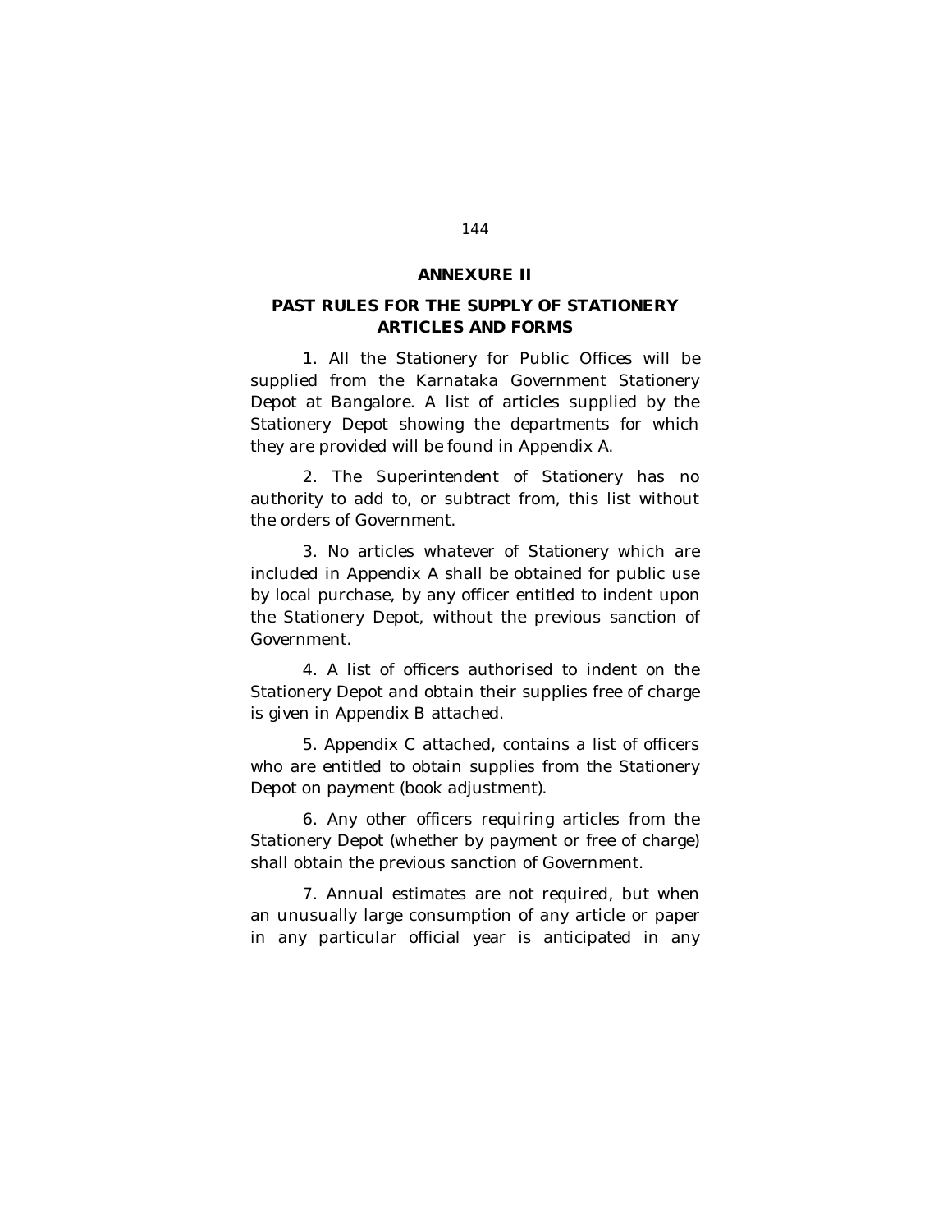## ANNEXURE II

## PAST RULES FOR THE SUPPLY OF STATIONERY ARTICLES AND FORMS

1. All the Stationery for Public Offices will be supplied from the Karnataka Government Stationery Depot at Bangalore. A list of articles supplied by the Stationery Depot showing the departments for which they are provided will be found in Appendix A.

2. The Superintendent of Stationery has no authority to add to, or subtract from, this list without the orders of Government.

3. No articles whatever of Stationery which are included in Appendix A shall be obtained for public use by local purchase, by any officer entitled to indent upon the Stationery Depot, without the previous sanction of Government.

4. A list of officers authorised to indent on the Stationery Depot and obtain their supplies free of charge is given in Appendix B attached.

5. Appendix C attached, contains a list of officers who are entitled to obtain supplies from the Stationery Depot on payment (book adjustment).

6. Any other officers requiring articles from the Stationery Depot (whether by payment or free of charge) shall obtain the previous sanction of Government.

7. Annual estimates are not required, but when an unusually large consumption of any article or paper in any particular official year is anticipated in any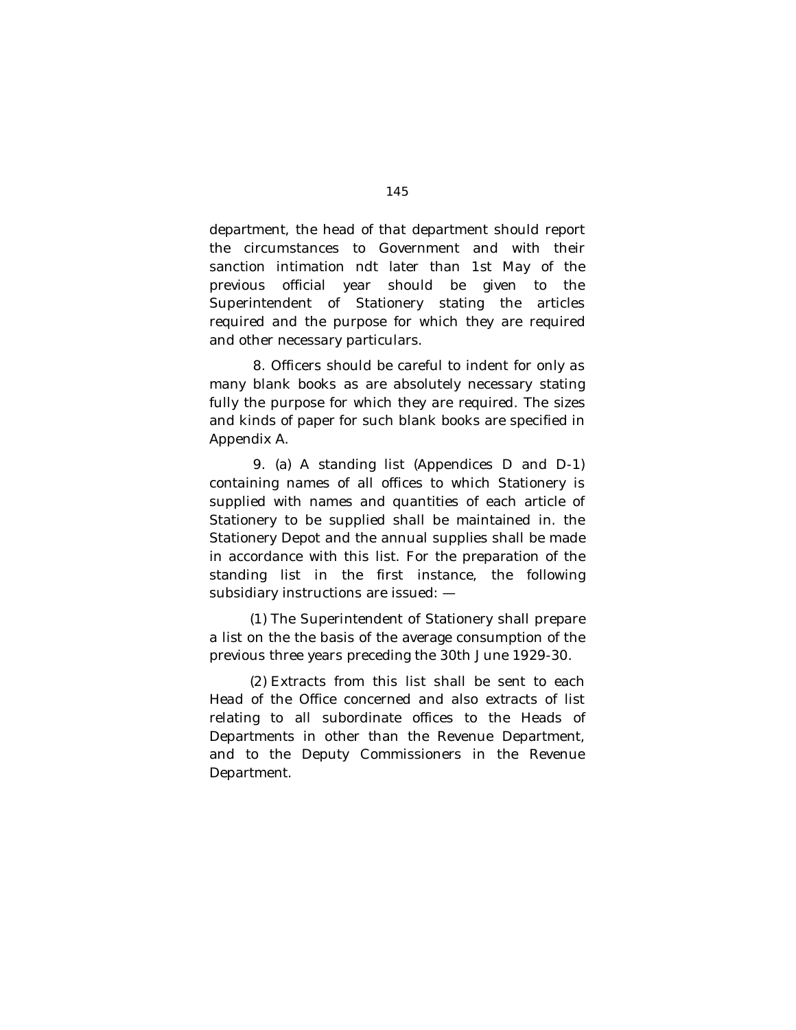department, the head of that department should report the circumstances to Government and with their sanction intimation ndt later than 1st May of the previous official year should be given to the Superintendent of Stationery stating the articles required and the purpose for which they are required and other necessary particulars.

8. Officers should be careful to indent for only as many blank books as are absolutely necessary stating fully the purpose for which they are required. The sizes and kinds of paper for such blank books are specified in Appendix A.

9. (a) A standing list (Appendices D and D-1) containing names of all offices to which Stationery is supplied with names and quantities of each article of Stationery to be supplied shall be maintained in. the Stationery Depot and the annual supplies shall be made in accordance with this list. For the preparation of the standing list in the first instance, the following subsidiary instructions are issued: —

(1) The Superintendent of Stationery shall prepare a list on the the basis of the average consumption of the previous three years preceding the 30th June 1929-30.

(2) Extracts from this list shall be sent to each Head of the Office concerned and also extracts of list relating to all subordinate offices to the Heads of Departments in other than the Revenue Department, and to the Deputy Commissioners in the Revenue Department.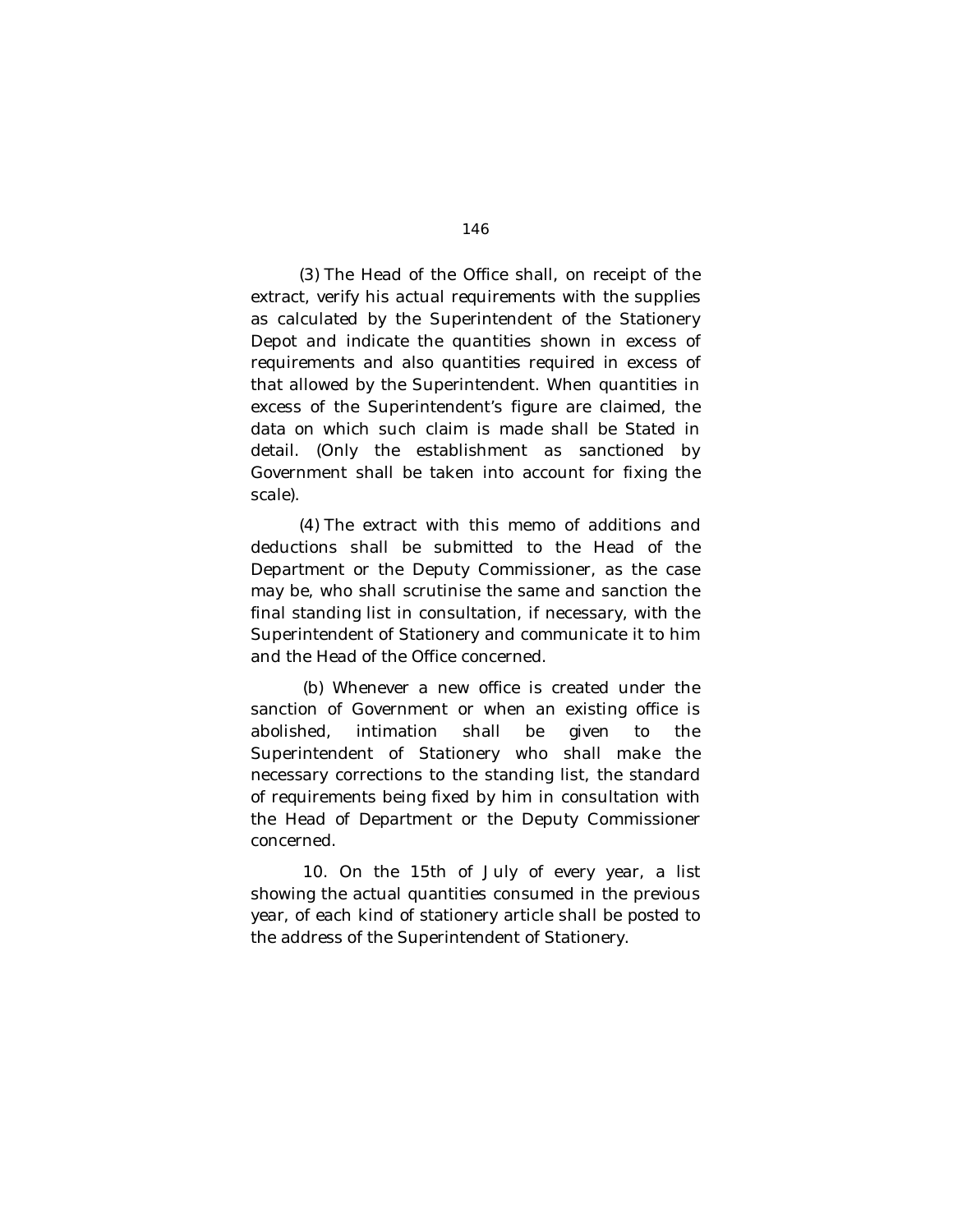(3) The Head of the Office shall, on receipt of the extract, verify his actual requirements with the supplies as calculated by the Superintendent of the Stationery Depot and indicate the quantities shown in excess of requirements and also quantities required in excess of that allowed by the Superintendent. When quantities in excess of the Superintendent's figure are claimed, the data on which such claim is made shall be Stated in detail. (Only the establishment as sanctioned by Government shall be taken into account for fixing the scale).

(4) The extract with this memo of additions and deductions shall be submitted to the Head of the Department or the Deputy Commissioner, as the case may be, who shall scrutinise the same and sanction the final standing list in consultation, if necessary, with the Superintendent of Stationery and communicate it to him and the Head of the Office concerned.

(b) Whenever a new office is created under the sanction of Government or when an existing office is abolished, intimation shall be given to the Superintendent of Stationery who shall make the necessary corrections to the standing list, the standard of requirements being fixed by him in consultation with the Head of Department or the Deputy Commissioner concerned.

10. On the 15th of July of every year, a list showing the actual quantities consumed in the previous year, of each kind of stationery article shall be posted to the address of the Superintendent of Stationery.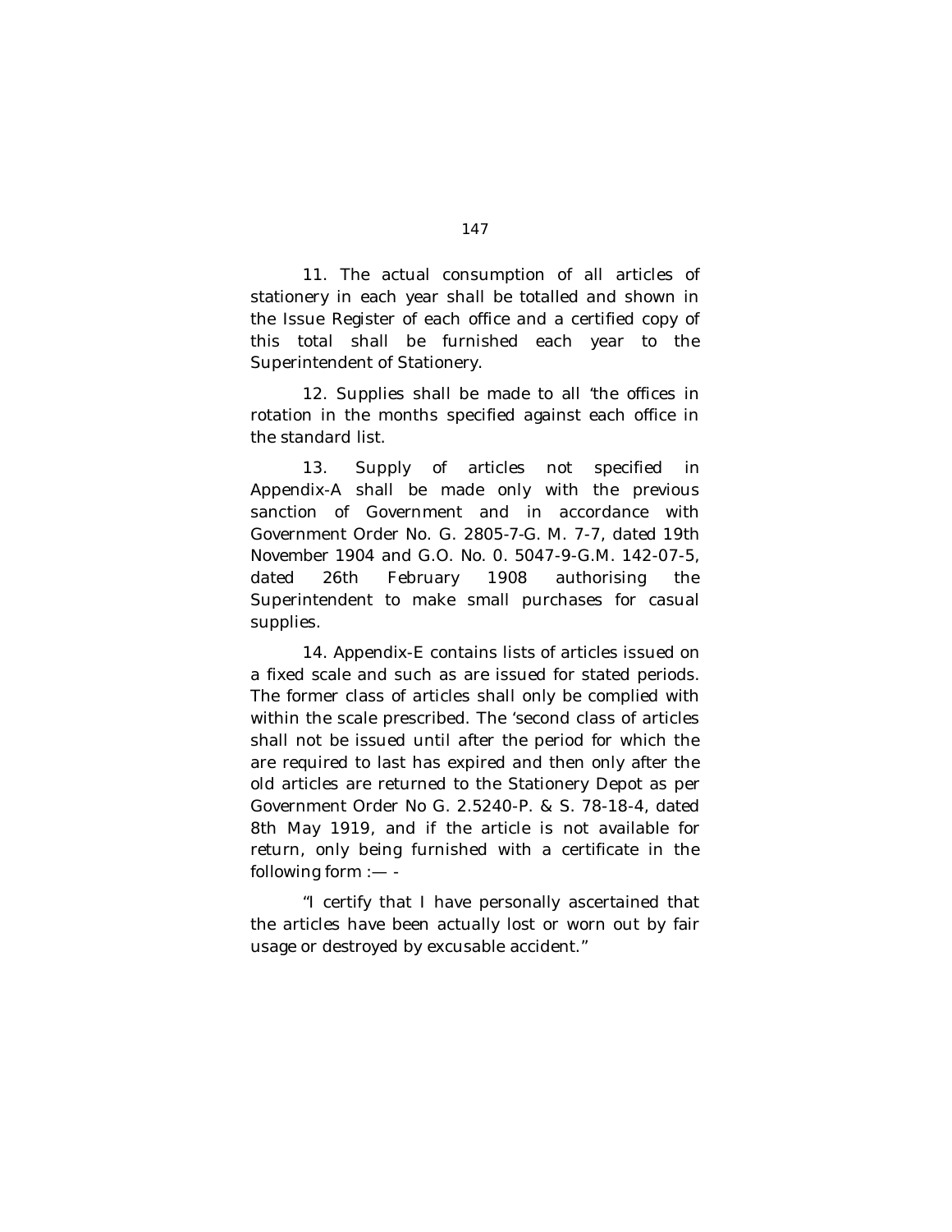11. The actual consumption of all articles of stationery in each year shall be totalled and shown in the Issue Register of each office and a certified copy of this total shall be furnished each year to the Superintendent of Stationery.

12. Supplies shall be made to all ‘the offices in rotation in the months specified against each office in the standard list.

13. Supply of articles not specified in Appendix-A shall be made only with the previous sanction of Government and in accordance with Government Order No. G. 2805-7-G. M. 7-7, dated 19th November 1904 and G.O. No. 0. 5047-9-G.M. 142-07-5, dated 26th February 1908 authorising the Superintendent to make small purchases for casual supplies.

14. Appendix-E contains lists of articles issued on a fixed scale and such as are issued for stated periods. The former class of articles shall only be complied with within the scale prescribed. The ‘second class of articles shall not be issued until after the period for which the are required to last has expired and then only after the old articles are returned to the Stationery Depot as per Government Order No G. 2.5240-P. & S. 78-18-4, dated 8th May 1919, and if the article is not available for return, only being furnished with a certificate in the following form :— -

“I certify that I have personally ascertained that the articles have been actually lost or worn out by fair usage or destroyed by excusable accident.”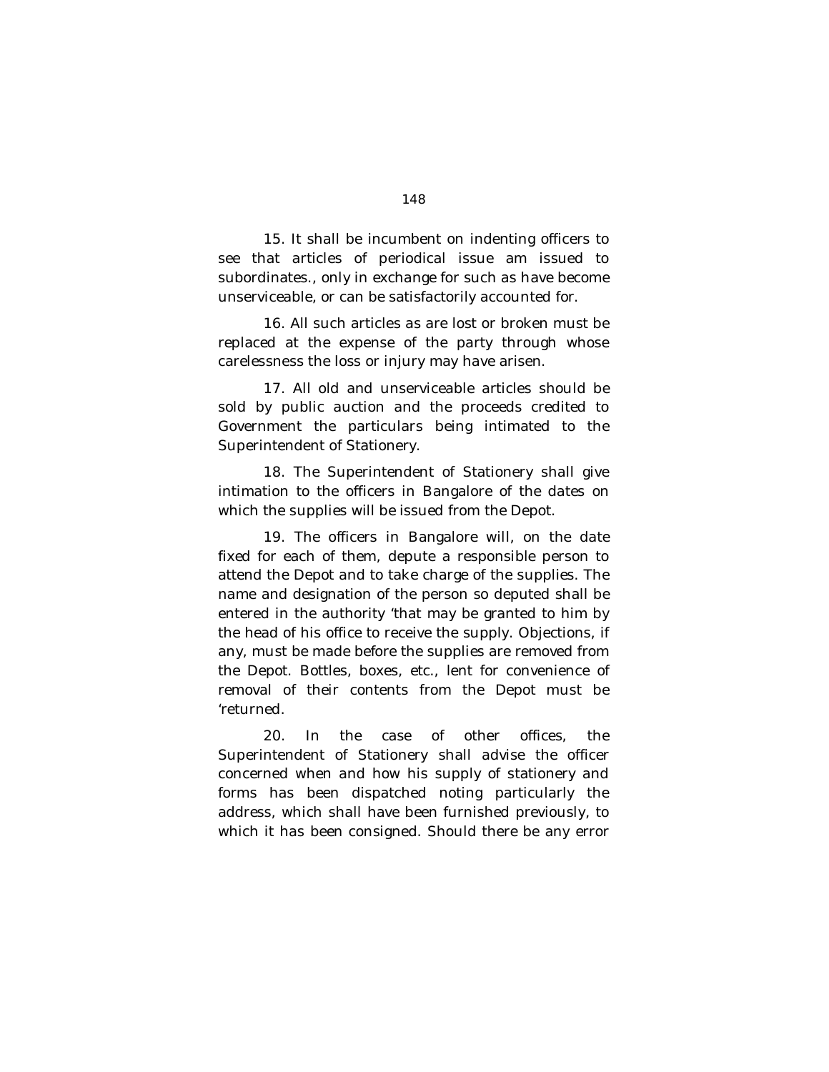15. It shall be incumbent on indenting officers to see that articles of periodical issue am issued to subordinates., only in exchange for such as have become unserviceable, or can be satisfactorily accounted for.

16. All such articles as are lost or broken must be replaced at the expense of the party through whose carelessness the loss or injury may have arisen.

17. All old and unserviceable articles should be sold by public auction and the proceeds credited to Government the particulars being intimated to the Superintendent of Stationery.

18. The Superintendent of Stationery shall give intimation to the officers in Bangalore of the dates on which the supplies will be issued from the Depot.

19. The officers in Bangalore will, on the date fixed for each of them, depute a responsible person to attend the Depot and to take charge of the supplies. The name and designation of the person so deputed shall be entered in the authority 'that may be granted to him by the head of his office to receive the supply. Objections, if any, must be made before the supplies are removed from the Depot. Bottles, boxes, etc., lent for convenience of removal of their contents from the Depot must be 'returned.

20. In the case of other offices, the Superintendent of Stationery shall advise the officer concerned when and how his supply of stationery and forms has been dispatched noting particularly the address, which shall have been furnished previously, to which it has been consigned. Should there be any error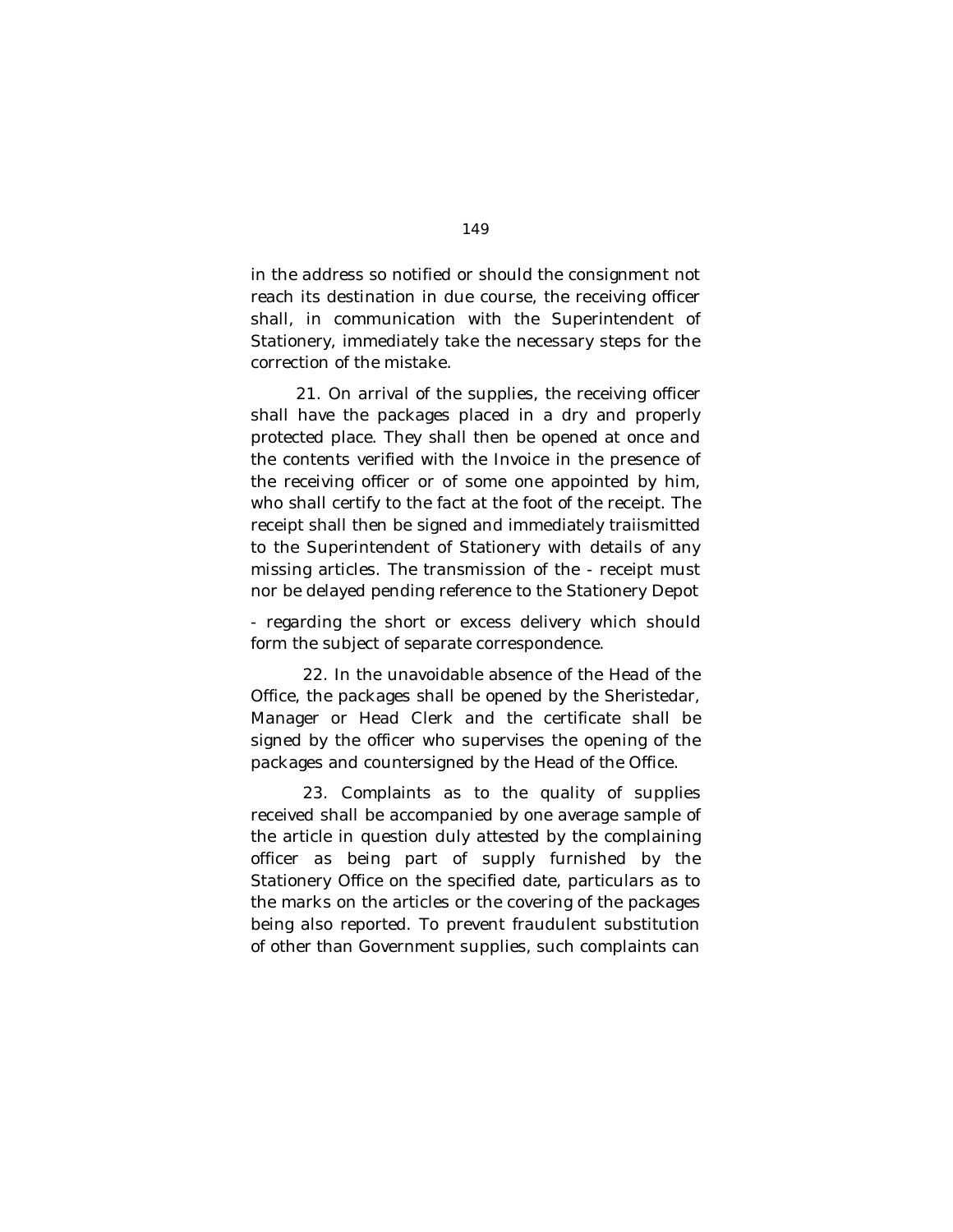in the address so notified or should the consignment not reach its destination in due course, the receiving officer shall, in communication with the Superintendent of Stationery, immediately take the necessary steps for the correction of the mistake.

21. On arrival of the supplies, the receiving officer shall have the packages placed in a dry and properly protected place. They shall then be opened at once and the contents verified with the Invoice in the presence of the receiving officer or of some one appointed by him, who shall certify to the fact at the foot of the receipt. The receipt shall then be signed and immediately traiismitted to the Superintendent of Stationery with details of any missing articles. The transmission of the - receipt must nor be delayed pending reference to the Stationery Depot

- regarding the short or excess delivery which should form the subject of separate correspondence.

22. In the unavoidable absence of the Head of the Office, the packages shall be opened by the Sheristedar, Manager or Head Clerk and the certificate shall be signed by the officer who supervises the opening of the packages and countersigned by the Head of the Office.

23. Complaints as to the quality of supplies received shall be accompanied by one average sample of the article in question duly attested by the complaining officer as being part of supply furnished by the Stationery Office on the specified date, particulars as to the marks on the articles or the covering of the packages being also reported. To prevent fraudulent substitution of other than Government supplies, such complaints can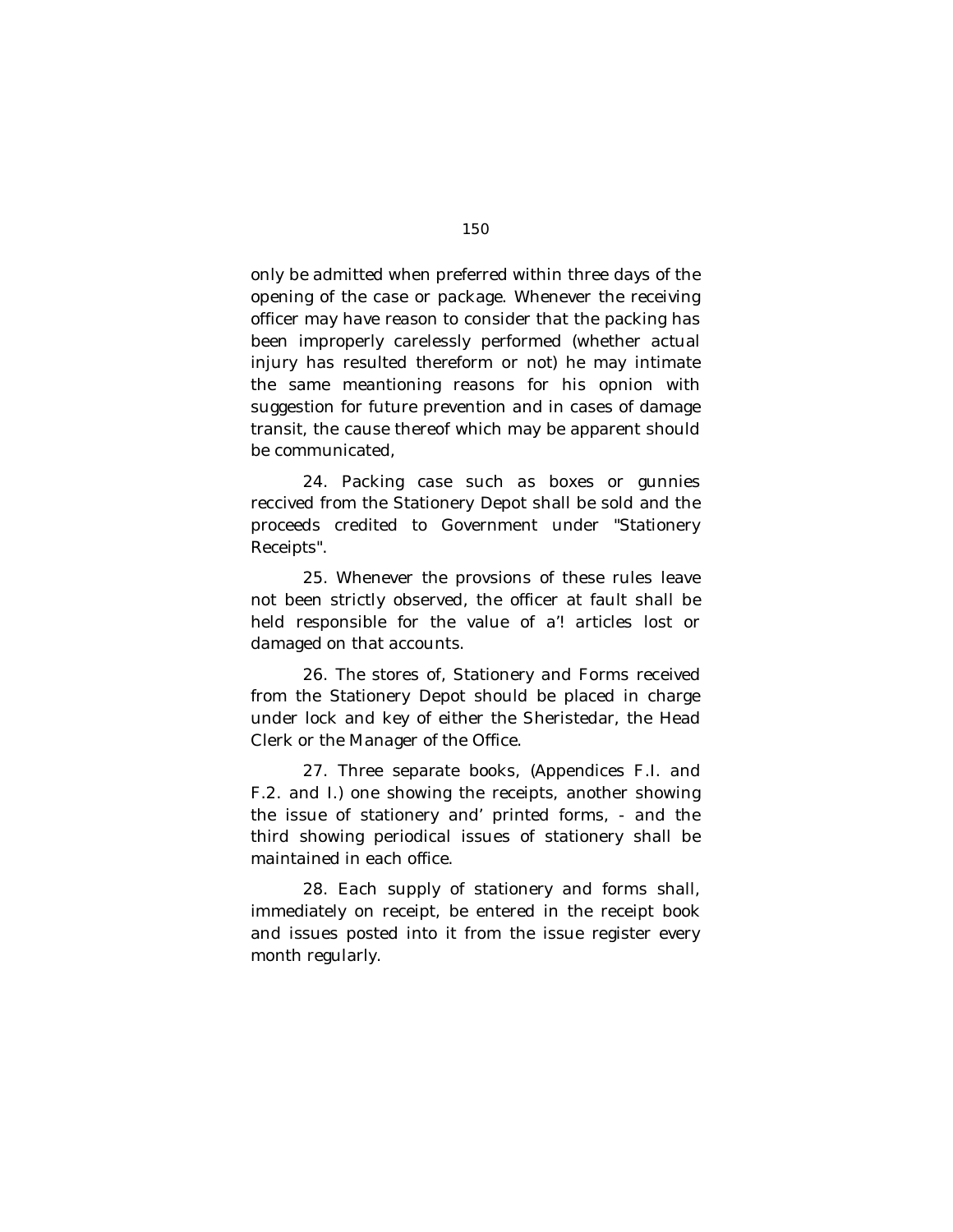only be admitted when preferred within three days of the opening of the case or package. Whenever the receiving officer may have reason to consider that the packing has been improperly carelessly performed (whether actual injury has resulted thereform or not) he may intimate the same meantioning reasons for his opnion with suggestion for future prevention and in cases of damage transit, the cause thereof which may be apparent should be communicated,

24. Packing case such as boxes or gunnies reccived from the Stationery Depot shall be sold and the proceeds credited to Government under "Stationery Receipts".

25. Whenever the provsions of these rules leave not been strictly observed, the officer at fault shall be held responsible for the value of a'! articles lost or damaged on that accounts.

26. The stores of, Stationery and Forms received from the Stationery Depot should be placed in charge under lock and key of either the Sheristedar, the Head Clerk or the Manager of the Office.

27. Three separate books, (Appendices F.I. and F.2. and I.) one showing the receipts, another showing the issue of stationery and' printed forms, - and the third showing periodical issues of stationery shall be maintained in each office.

28. Each supply of stationery and forms shall, immediately on receipt, be entered in the receipt book and issues posted into it from the issue register every month regularly.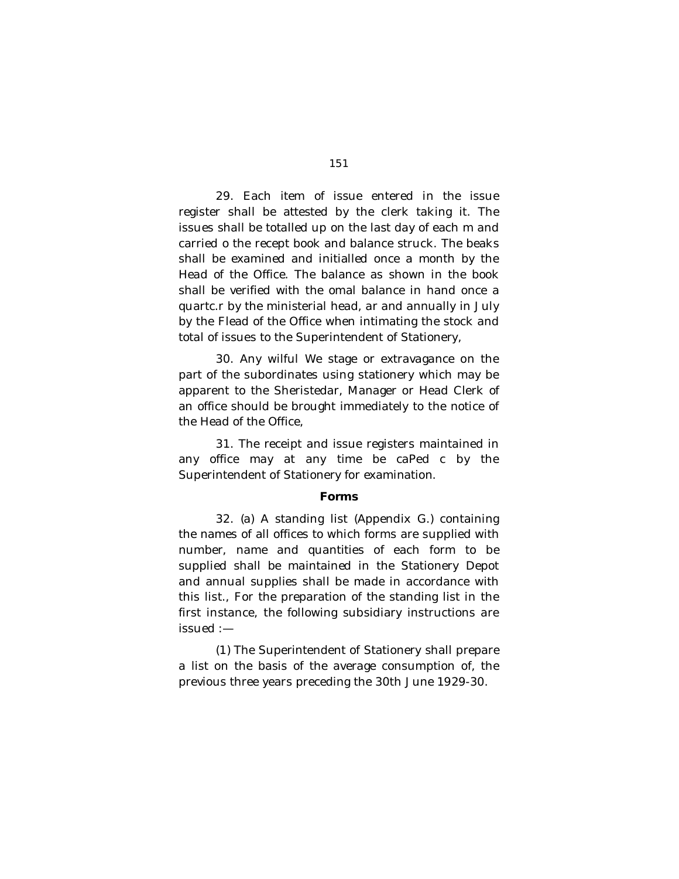29. Each item of issue entered in the issue register shall be attested by the clerk taking it. The issues shall be totalled up on the last day of each m and carried o the recept book and balance struck. The beaks shall be examined and initialled once a month by the Head of the Office. The balance as shown in the book shall be verified with the omal balance in hand once a quartc.r by the ministerial head, ar and annually in July by the Flead of the Office when intimating the stock and total of issues to the Superintendent of Stationery,

30. Any wilful We stage or extravagance on the part of the subordinates using stationery which may be apparent to the Sheristedar, Manager or Head Clerk of an office should be brought immediately to the notice of the Head of the Office,

31. The receipt and issue registers maintained in any office may at any time be caPed c by the Superintendent of Stationery for examination.

**Forms**

32. (a) A standing list (Appendix G.) containing the names of all offices to which forms are supplied with number, name and quantities of each form to be supplied shall be maintained in the Stationery Depot and annual supplies shall be made in accordance with this list., For the preparation of the standing list in the first instance, the following subsidiary instructions are issued :—

(1) The Superintendent of Stationery shall prepare a list on the basis of the average consumption of, the previous three years preceding the 30th June 1929-30.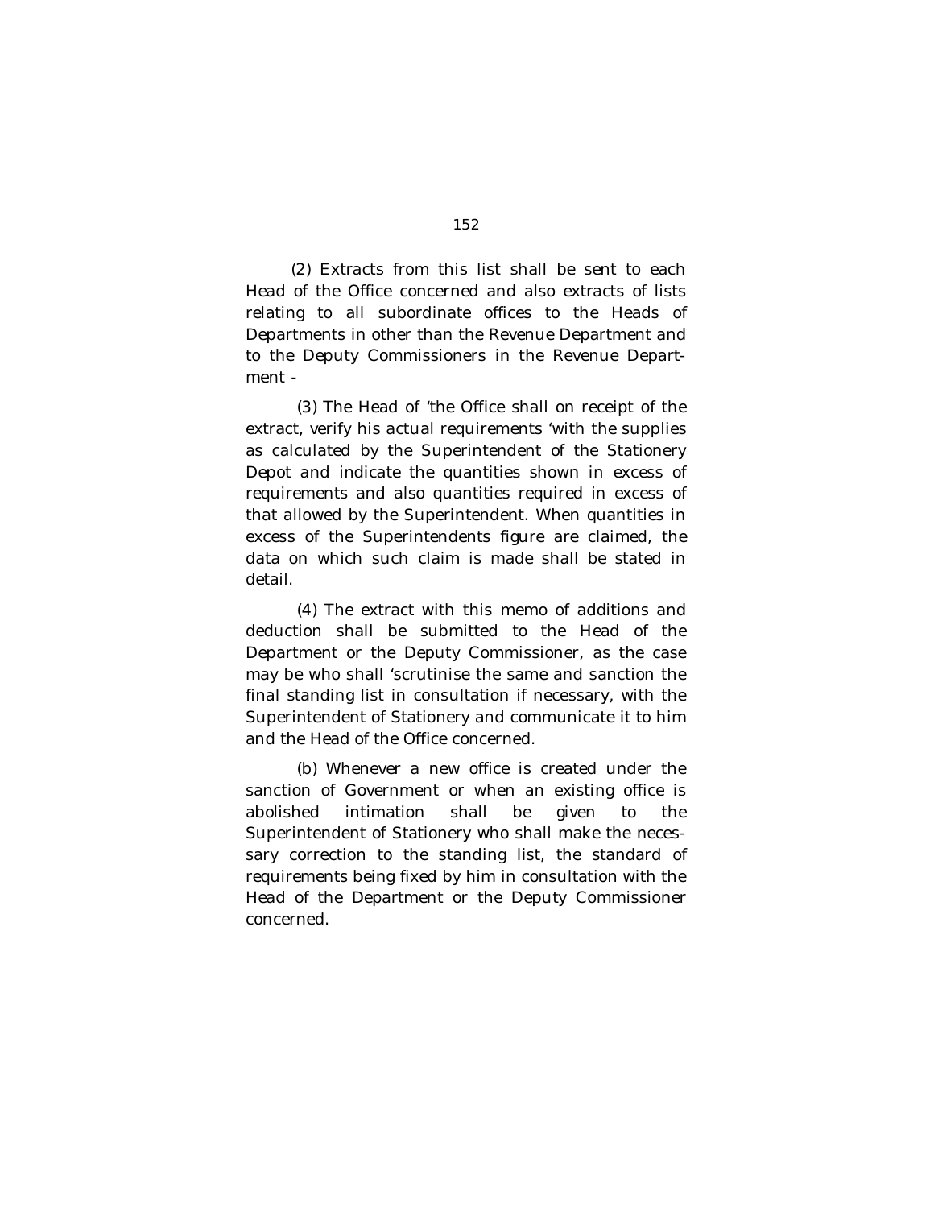(2) Extracts from this list shall be sent to each Head of the Office concerned and also extracts of lists relating to all subordinate offices to the Heads of Departments in other than the Revenue Department and to the Deputy Commissioners in the Revenue Department -

(3) The Head of 'the Office shall on receipt of the extract, verify his actual requirements 'with the supplies as calculated by the Superintendent of the Stationery Depot and indicate the quantities shown in excess of requirements and also quantities required in excess of that allowed by the Superintendent. When quantities in excess of the Superintendents figure are claimed, the data on which such claim is made shall be stated in detail.

(4) The extract with this memo of additions and deduction shall be submitted to the Head of the Department or the Deputy Commissioner, as the case may be who shall 'scrutinise the same and sanction the final standing list in consultation if necessary, with the Superintendent of Stationery and communicate it to him and the Head of the Office concerned.

(b) Whenever a new office is created under the sanction of Government or when an existing office is abolished intimation shall be given to the Superintendent of Stationery who shall make the necessary correction to the standing list, the standard of requirements being fixed by him in consultation with the Head of the Department or the Deputy Commissioner concerned.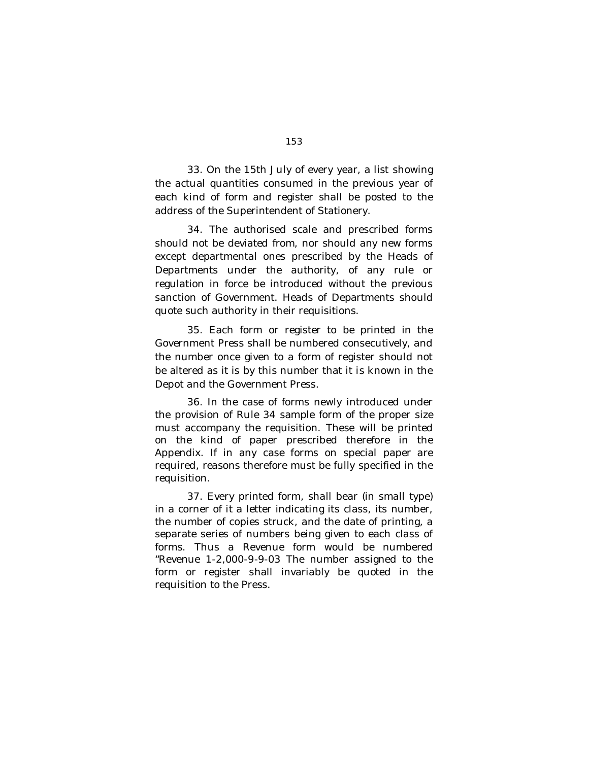33. On the 15th July of every year, a list showing the actual quantities consumed in the previous year of each kind of form and register shall be posted to the address of the Superintendent of Stationery.

34. The authorised scale and prescribed forms should not be deviated from, nor should any new forms except departmental ones prescribed by the Heads of Departments under the authority, of any rule or regulation in force be introduced without the previous sanction of Government. Heads of Departments should quote such authority in their requisitions.

35. Each form or register to be printed in the Government Press shall be numbered consecutively, and the number once given to a form of register should not be altered as it is by this number that it is known in the Depot and the Government Press.

36. In the case of forms newly introduced under the provision of Rule 34 sample form of the proper size must accompany the requisition. These will be printed on the kind of paper prescribed therefore in the Appendix. If in any case forms on special paper are required, reasons therefore must be fully specified in the requisition.

37. Every printed form, shall bear (in small type) in a corner of it a letter indicating its class, its number, the number of copies struck, and the date of printing, a separate series of numbers being given to each class of forms. Thus a Revenue form would be numbered "Revenue 1-2,000-9-9-03 The number assigned to the form or register shall invariably be quoted in the requisition to the Press.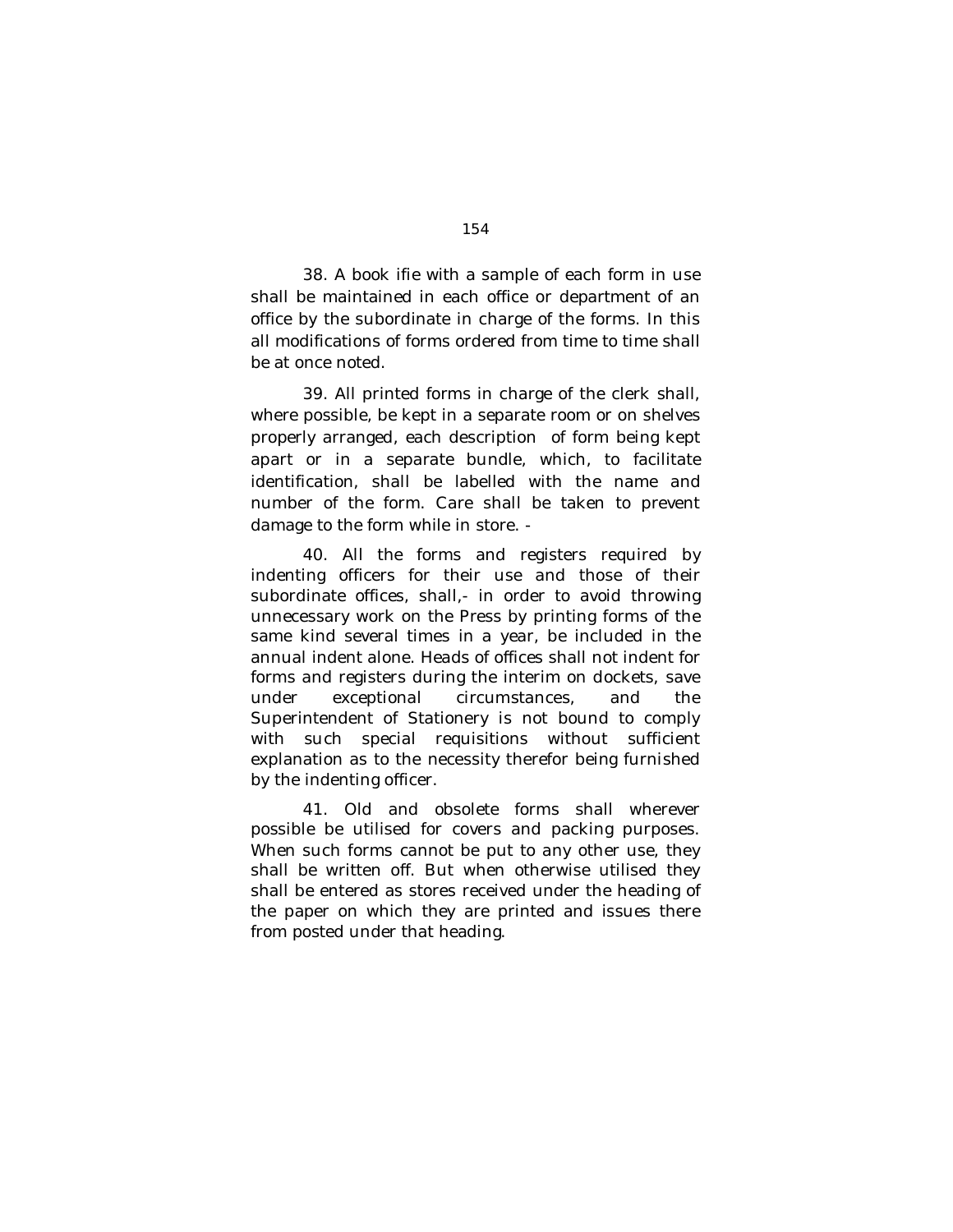38. A book ifie with a sample of each form in use shall be maintained in each office or department of an office by the subordinate in charge of the forms. In this all modifications of forms ordered from time to time shall be at once noted.

39. All printed forms in charge of the clerk shall, where possible, be kept in a separate room or on shelves properly arranged, each description of form being kept apart or in a separate bundle, which, to facilitate identification, shall be labelled with the name and number of the form. Care shall be taken to prevent damage to the form while in store. -

40. All the forms and registers required by indenting officers for their use and those of their subordinate offices, shall,- in order to avoid throwing unnecessary work on the Press by printing forms of the same kind several times in a year, be included in the annual indent alone. Heads of offices shall not indent for forms and registers during the interim on dockets, save under exceptional circumstances, and the Superintendent of Stationery is not bound to comply with such special requisitions without sufficient explanation as to the necessity therefor being furnished by the indenting officer.

41. Old and obsolete forms shall wherever possible be utilised for covers and packing purposes. When such forms cannot be put to any other use, they shall be written off. But when otherwise utilised they shall be entered as stores received under the heading of the paper on which they are printed and issues there from posted under that heading.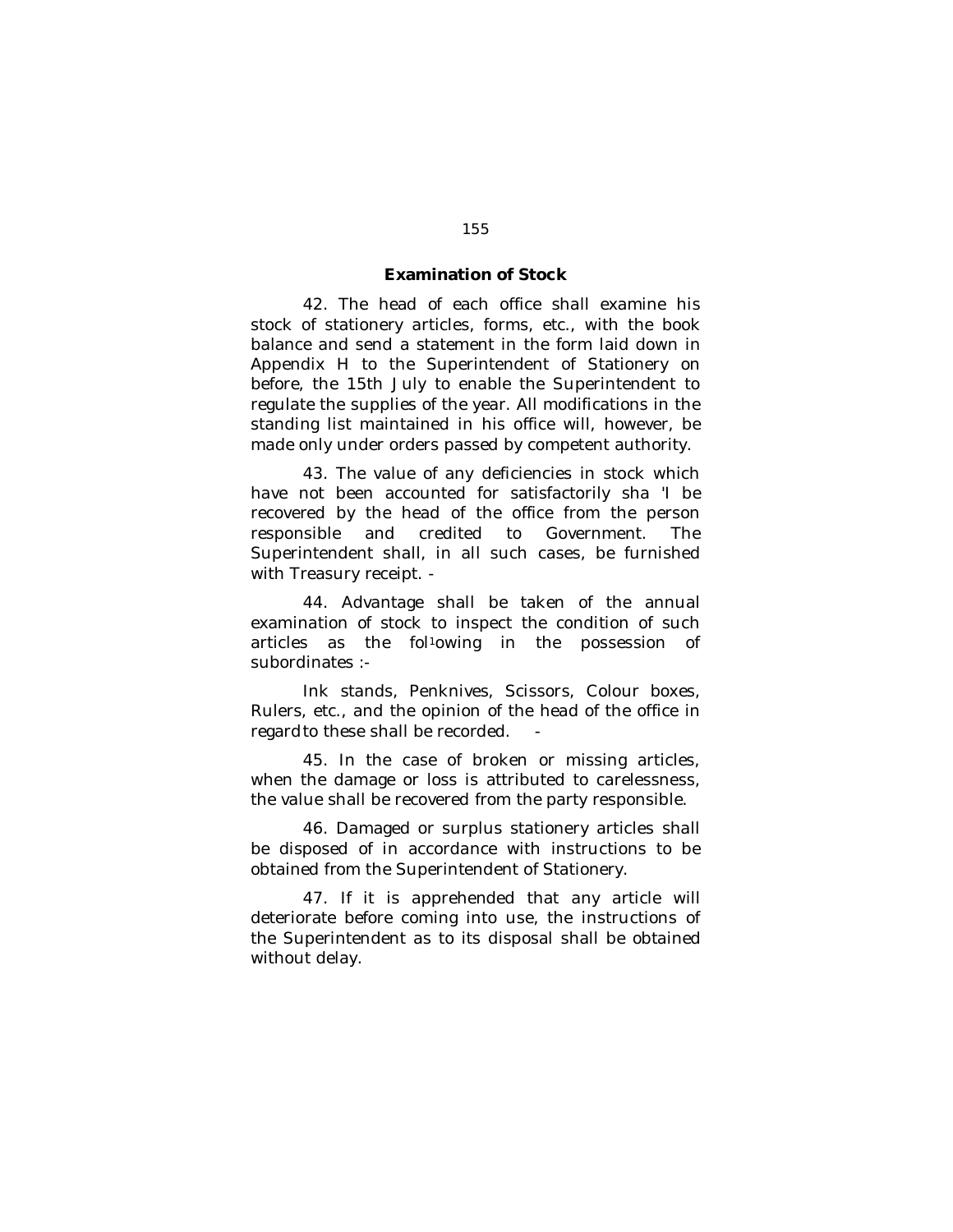**Examination of Stock**

42. The head of each office shall examine his stock of stationery articles, forms, etc., with the book balance and send a statement in the form laid down in Appendix H to the Superintendent of Stationery on before, the 15th July to enable the Superintendent to regulate the supplies of the year. All modifications in the standing list maintained in his office will, however, be made only under orders passed by competent authority.

43. The value of any deficiencies in stock which have not been accounted for satisfactorily sha 'l be recovered by the head of the office from the person responsible and credited to Government. The Superintendent shall, in all such cases, be furnished with Treasury receipt. -

44. Advantage shall be taken of the annual examination of stock to inspect the condition of such articles as the fol1owing in the possession of subordinates :-

Ink stands, Penknives, Scissors, Colour boxes, Rulers, etc., and the opinion of the head of the office in regard to these shall be recorded. -

45. In the case of broken or missing articles, when the damage or loss is attributed to carelessness, the value shall be recovered from the party responsible.

46. Damaged or surplus stationery articles shall be disposed of in accordance with instructions to be obtained from the Superintendent of Stationery.

47. If it is apprehended that any article will deteriorate before coming into use, the instructions of the Superintendent as to its disposal shall be obtained without delay.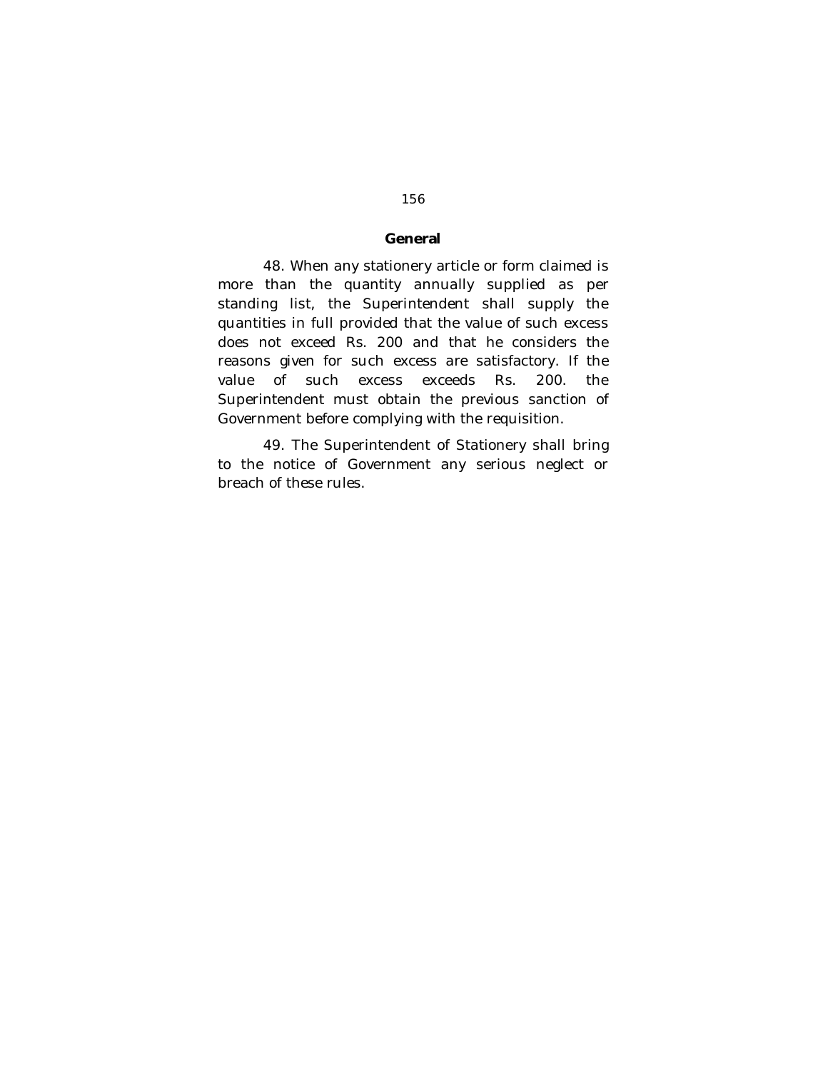## General

48. When any stationery article or form claimed is more than the quantity annually supplied as per standing list, the Superintendent shall supply the quantities in full provided that the value of such excess does not exceed Rs. 200 and that he considers the reasons given for such excess are satisfactory. If the value of such excess exceeds Rs. 200. the Superintendent must obtain the previous sanction of Government before complying with the requisition.

49. The Superintendent of Stationery shall bring to the notice of Government any serious neglect or breach of these rules.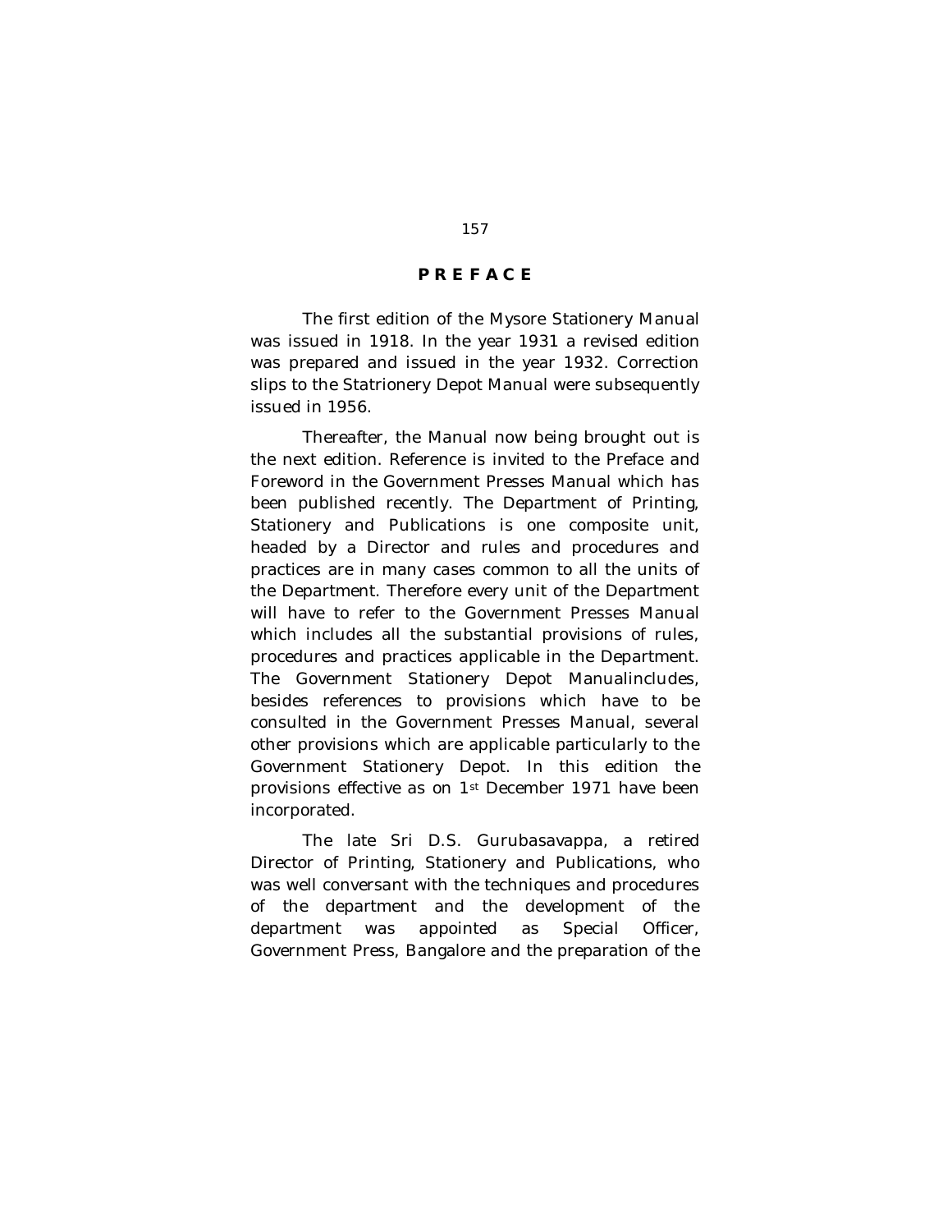# PREFACE

The first edition of the Mysore Stationery Manual was issued in 1918. In the year 1931 a revised edition was prepared and issued in the year 1932. Correction slips to the Statrionery Depot Manual were subsequently issued in 1956.

Thereafter, the Manual now being brought out is the next edition. Reference is invited to the Preface and Foreword in the Government Presses Manual which has been published recently. The Department of Printing, Stationery and Publications is one composite unit, headed by a Director and rules and procedures and practices are in many cases common to all the units of the Department. Therefore every unit of the Department will have to refer to the Government Presses Manual which includes all the substantial provisions of rules, procedures and practices applicable in the Department. The Government Stationery Depot Manualincludes, besides references to provisions which have to be consulted in the Government Presses Manual, several other provisions which are applicable particularly to the Government Stationery Depot. In this edition the provisions effective as on 1st December 1971 have been incorporated.

The late Sri D.S. Gurubasavappa, a retired Director of Printing, Stationery and Publications, who was well conversant with the techniques and procedures of the department and the development of the department was appointed as Special Officer, Government Press, Bangalore and the preparation of the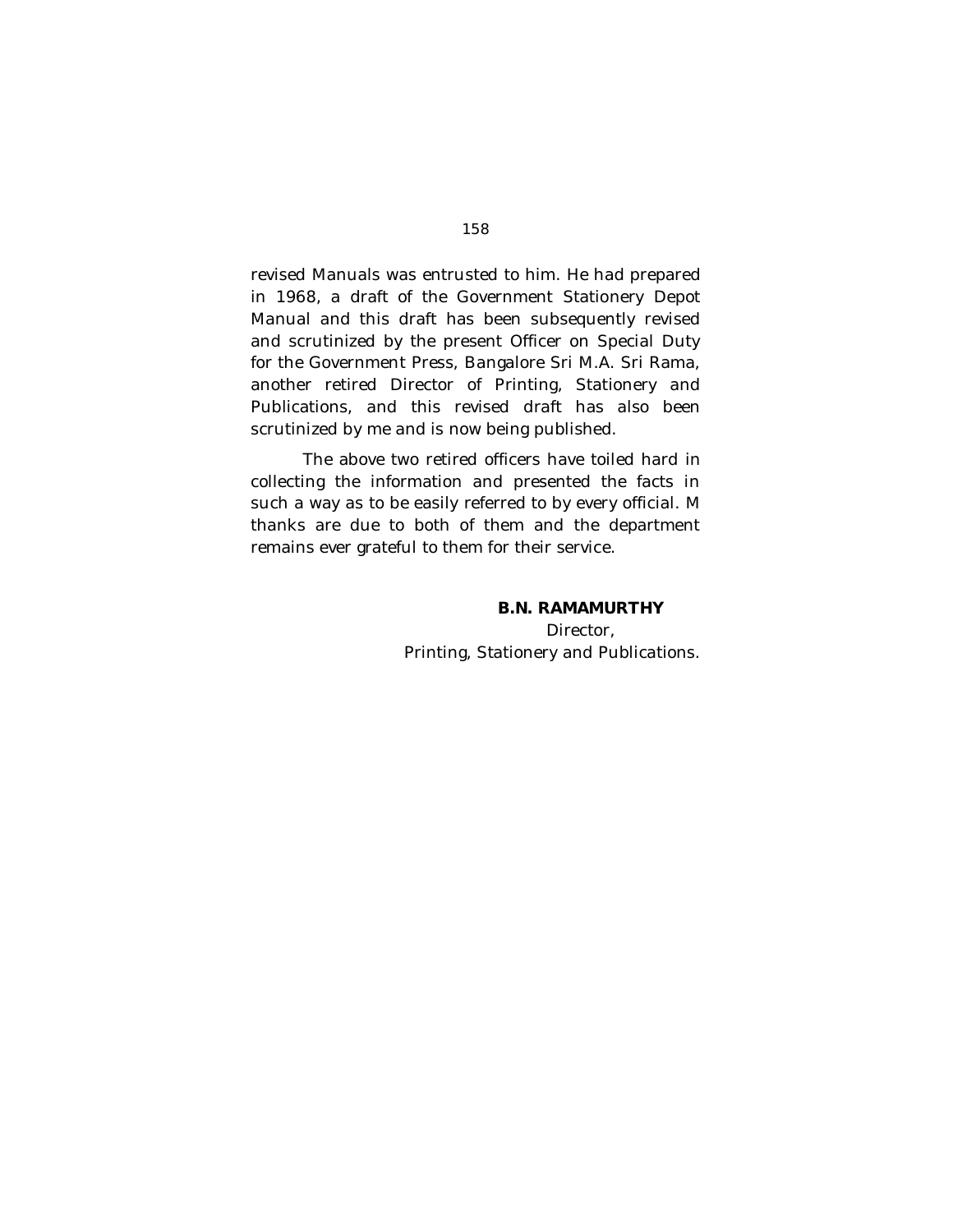revised Manuals was entrusted to him. He had prepared in 1968, a draft of the Government Stationery Depot Manual and this draft has been subsequently revised and scrutinized by the present Officer on Special Duty for the Government Press, Bangalore Sri M.A. Sri Rama, another retired Director of Printing, Stationery and Publications, and this revised draft has also been scrutinized by me and is now being published.

The above two retired officers have toiled hard in collecting the information and presented the facts in such a way as to be easily referred to by every official. M thanks are due to both of them and the department remains ever grateful to them for their service.

**B.N. RAMAMURTHY**
Director,
Printing, Stationery and Publications.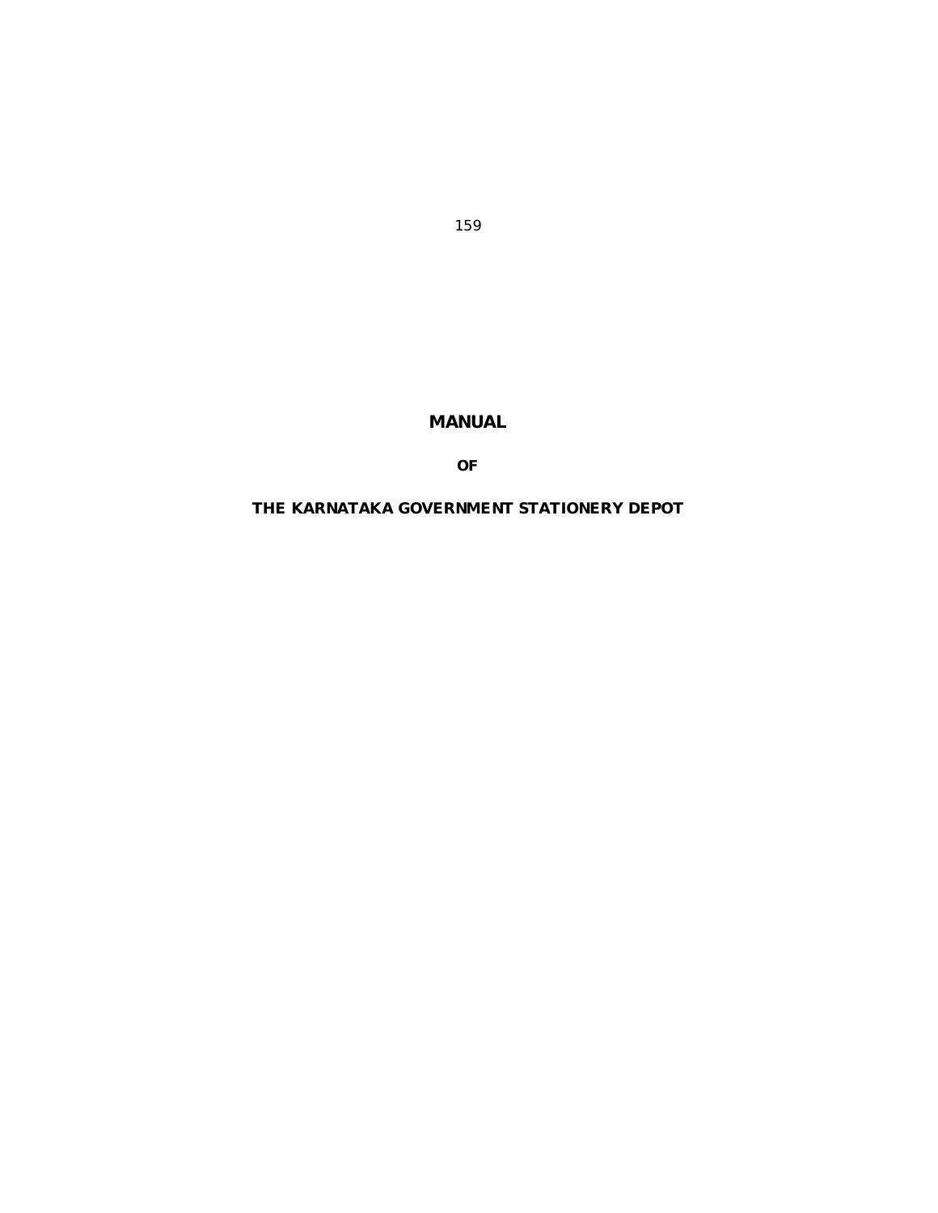# MANUAL

## OF

## THE KARNATAKA GOVERNMENT STATIONERY DEPOT